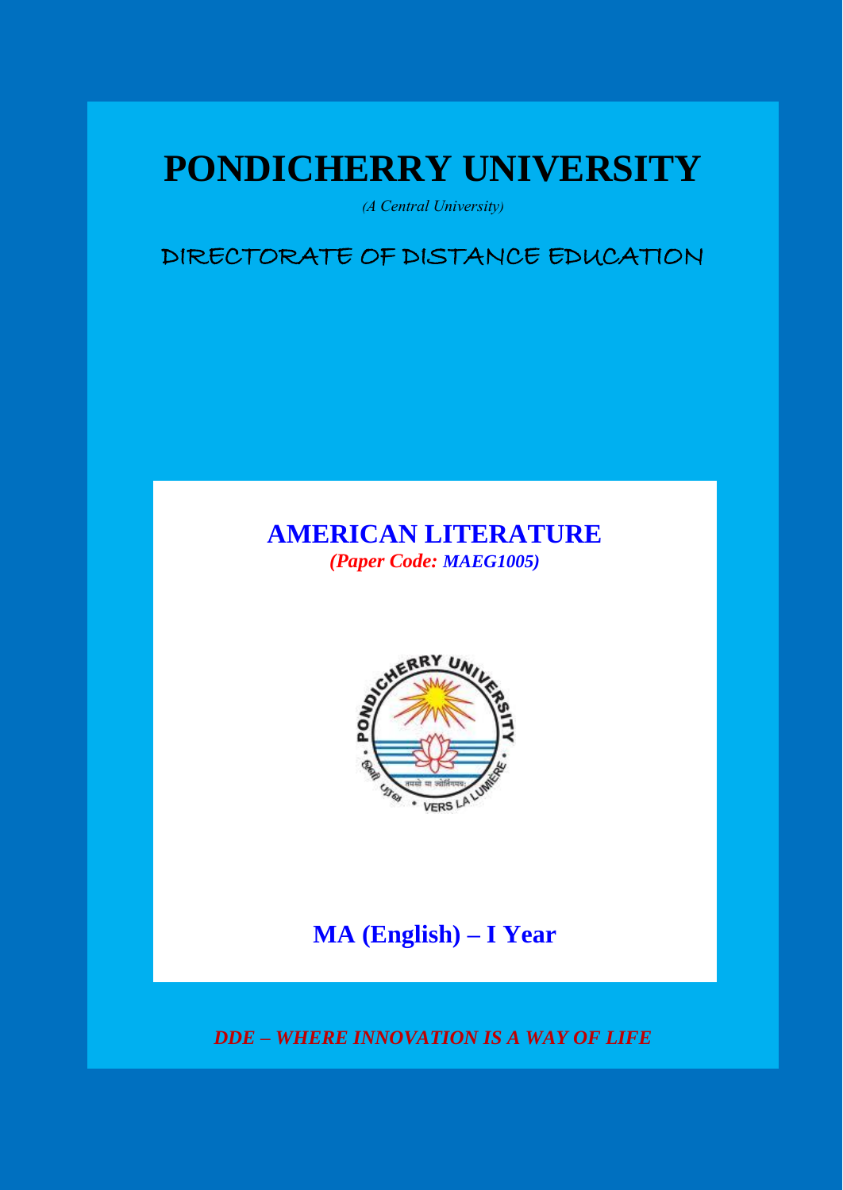# PONDICHERRY UNIVERSITY

*(A Central University)*

## DIRECTORATE OF DISTANCE EDUCATION

## AMERICAN LITERATURE

***(Paper Code: MAEG1005)***

## MA (English) – I Year

***DDE – WHERE INNOVATION IS A WAY OF LIFE***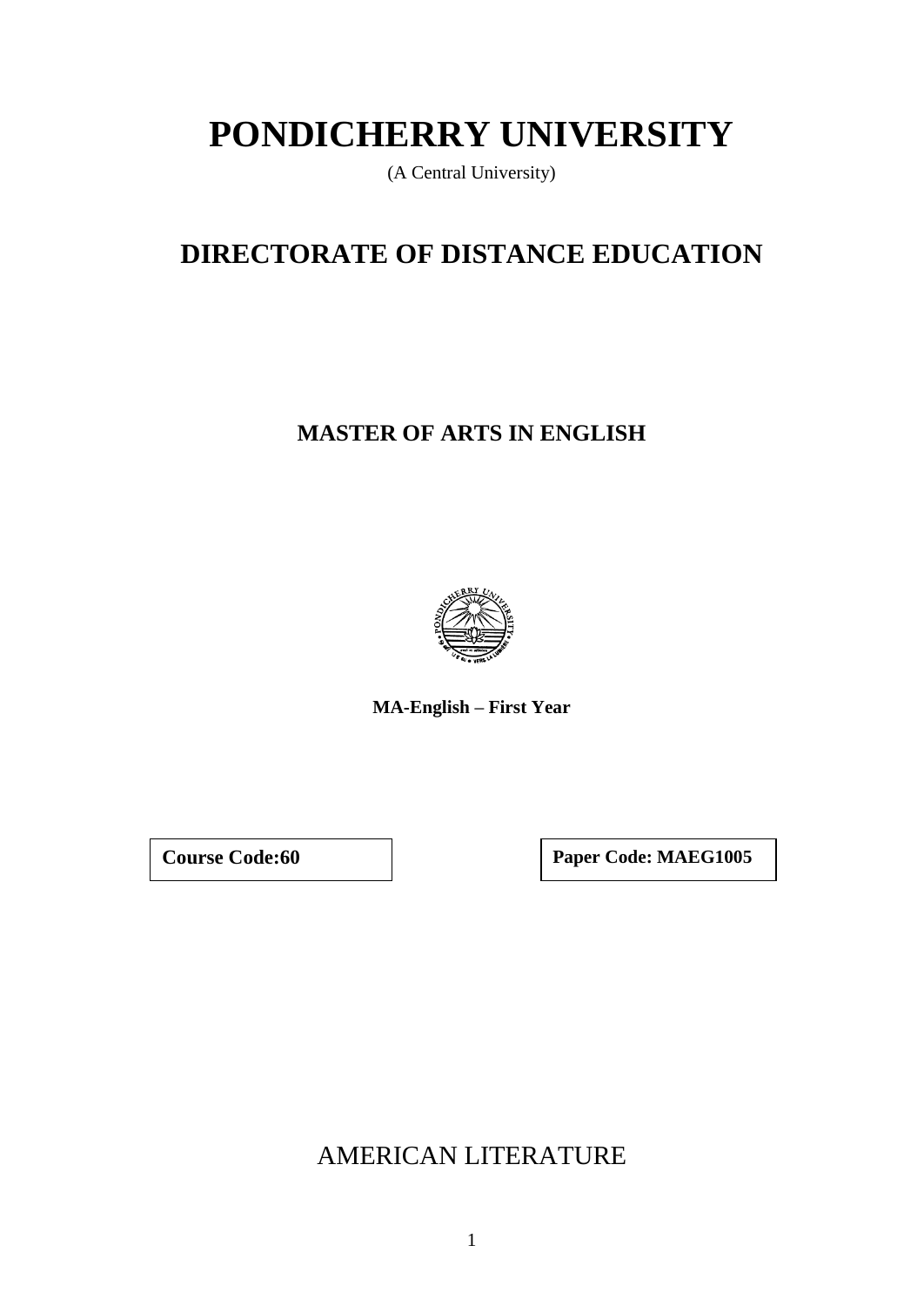# PONDICHERRY UNIVERSITY

(A Central University)

# DIRECTORATE OF DISTANCE EDUCATION

## MASTER OF ARTS IN ENGLISH

**MA-English – First Year**

| **Course Code:60** | **Paper Code: MAEG1005** |
|---|---|

AMERICAN LITERATURE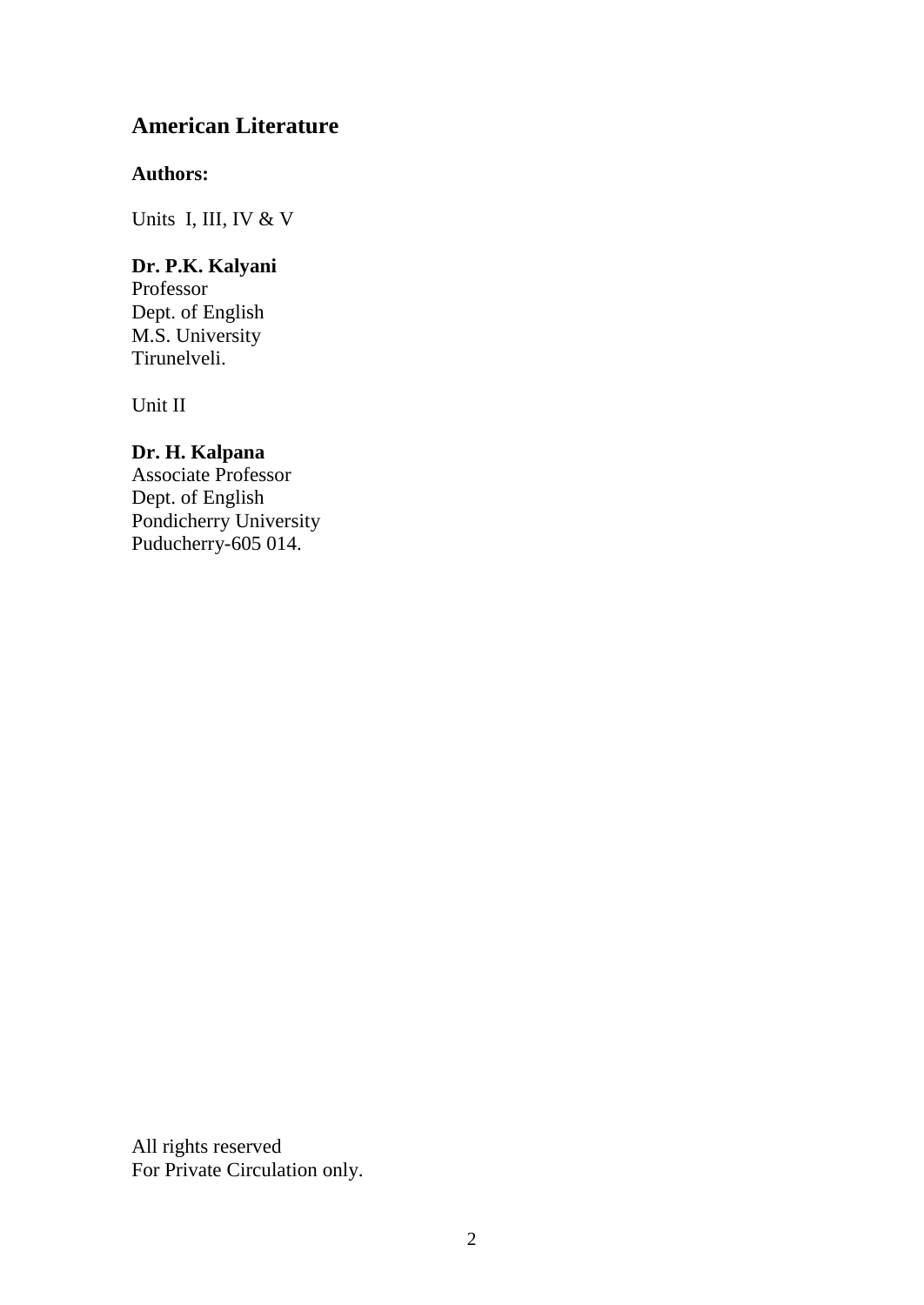## American Literature

**Authors:**

Units I, III, IV & V

**Dr. P.K. Kalyani**
Professor
Dept. of English
M.S. University
Tirunelveli.

Unit II

**Dr. H. Kalpana**
Associate Professor
Dept. of English
Pondicherry University
Puducherry-605 014.

All rights reserved
For Private Circulation only.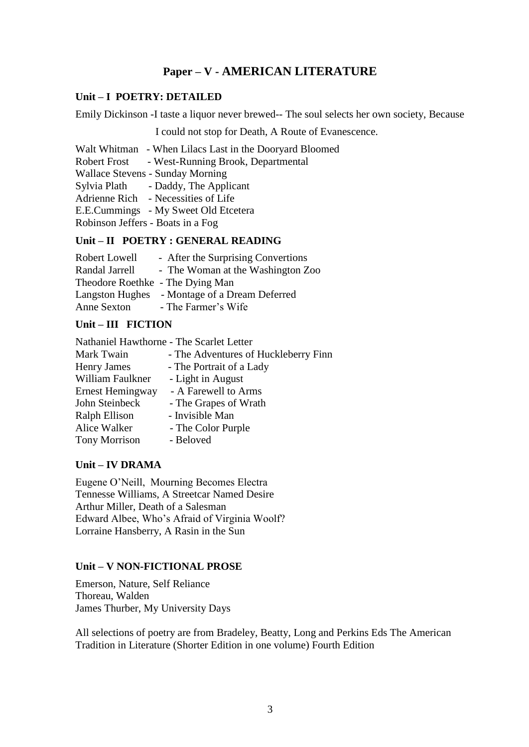## Paper – V - AMERICAN LITERATURE

### Unit – I POETRY: DETAILED

Emily Dickinson -I taste a liquor never brewed-- The soul selects her own society, Because I could not stop for Death, A Route of Evanescence.

Walt Whitman - When Lilacs Last in the Dooryard Bloomed
Robert Frost - West-Running Brook, Departmental
Wallace Stevens - Sunday Morning
Sylvia Plath - Daddy, The Applicant
Adrienne Rich - Necessities of Life
E.E.Cummings - My Sweet Old Etcetera
Robinson Jeffers - Boats in a Fog

### Unit – II POETRY : GENERAL READING

Robert Lowell - After the Surprising Convertions
Randal Jarrell - The Woman at the Washington Zoo
Theodore Roethke - The Dying Man
Langston Hughes - Montage of a Dream Deferred
Anne Sexton - The Farmer's Wife

### Unit – III FICTION

Nathaniel Hawthorne - The Scarlet Letter
Mark Twain - The Adventures of Huckleberry Finn
Henry James - The Portrait of a Lady
William Faulkner - Light in August
Ernest Hemingway - A Farewell to Arms
John Steinbeck - The Grapes of Wrath
Ralph Ellison - Invisible Man
Alice Walker - The Color Purple
Tony Morrison - Beloved

### Unit – IV DRAMA

Eugene O'Neill, Mourning Becomes Electra
Tennesse Williams, A Streetcar Named Desire
Arthur Miller, Death of a Salesman
Edward Albee, Who's Afraid of Virginia Woolf?
Lorraine Hansberry, A Rasin in the Sun

### Unit – V NON-FICTIONAL PROSE

Emerson, Nature, Self Reliance
Thoreau, Walden
James Thurber, My University Days

All selections of poetry are from Bradeley, Beatty, Long and Perkins Eds The American Tradition in Literature (Shorter Edition in one volume) Fourth Edition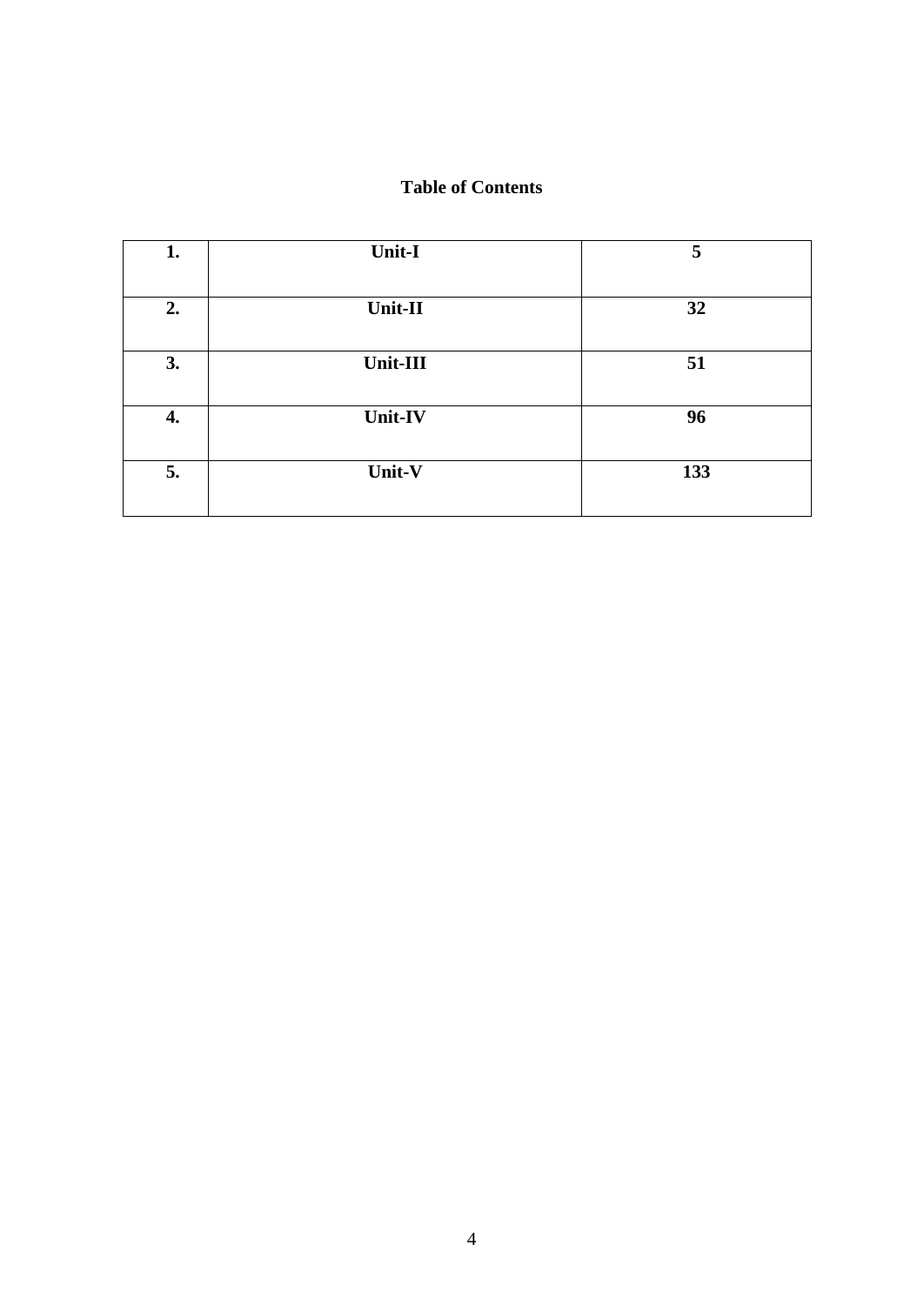**Table of Contents**

| 1. | Unit-I | 5 |
|---|---|---|
| 2. | Unit-II | 32 |
| 3. | Unit-III | 51 |
| 4. | Unit-IV | 96 |
| 5. | Unit-V | 133 |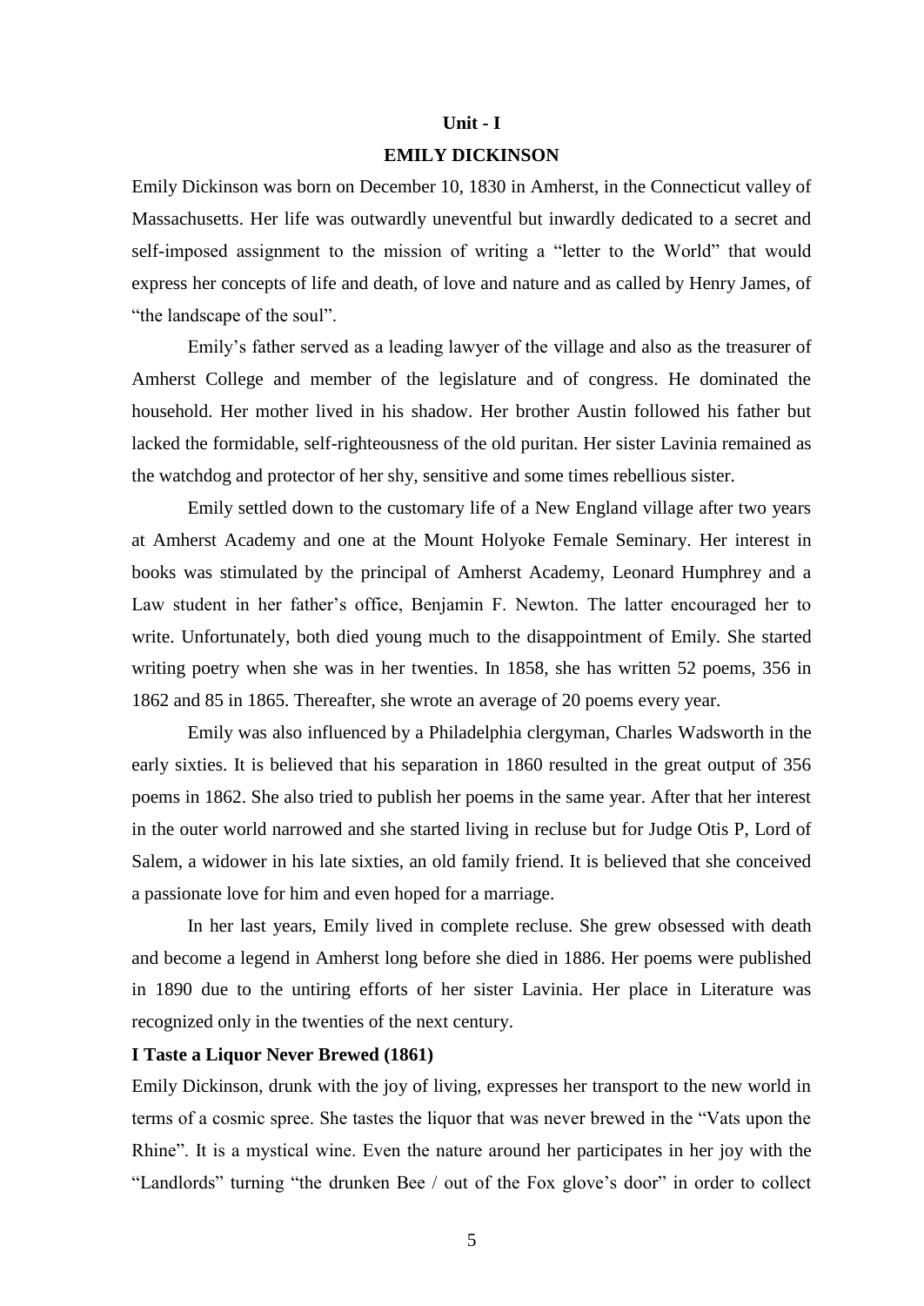## Unit - I

## EMILY DICKINSON

Emily Dickinson was born on December 10, 1830 in Amherst, in the Connecticut valley of Massachusetts. Her life was outwardly uneventful but inwardly dedicated to a secret and self-imposed assignment to the mission of writing a "letter to the World" that would express her concepts of life and death, of love and nature and as called by Henry James, of "the landscape of the soul".

Emily's father served as a leading lawyer of the village and also as the treasurer of Amherst College and member of the legislature and of congress. He dominated the household. Her mother lived in his shadow. Her brother Austin followed his father but lacked the formidable, self-righteousness of the old puritan. Her sister Lavinia remained as the watchdog and protector of her shy, sensitive and some times rebellious sister.

Emily settled down to the customary life of a New England village after two years at Amherst Academy and one at the Mount Holyoke Female Seminary. Her interest in books was stimulated by the principal of Amherst Academy, Leonard Humphrey and a Law student in her father's office, Benjamin F. Newton. The latter encouraged her to write. Unfortunately, both died young much to the disappointment of Emily. She started writing poetry when she was in her twenties. In 1858, she has written 52 poems, 356 in 1862 and 85 in 1865. Thereafter, she wrote an average of 20 poems every year.

Emily was also influenced by a Philadelphia clergyman, Charles Wadsworth in the early sixties. It is believed that his separation in 1860 resulted in the great output of 356 poems in 1862. She also tried to publish her poems in the same year. After that her interest in the outer world narrowed and she started living in recluse but for Judge Otis P, Lord of Salem, a widower in his late sixties, an old family friend. It is believed that she conceived a passionate love for him and even hoped for a marriage.

In her last years, Emily lived in complete recluse. She grew obsessed with death and become a legend in Amherst long before she died in 1886. Her poems were published in 1890 due to the untiring efforts of her sister Lavinia. Her place in Literature was recognized only in the twenties of the next century.

### I Taste a Liquor Never Brewed (1861)

Emily Dickinson, drunk with the joy of living, expresses her transport to the new world in terms of a cosmic spree. She tastes the liquor that was never brewed in the "Vats upon the Rhine". It is a mystical wine. Even the nature around her participates in her joy with the "Landlords" turning "the drunken Bee / out of the Fox glove's door" in order to collect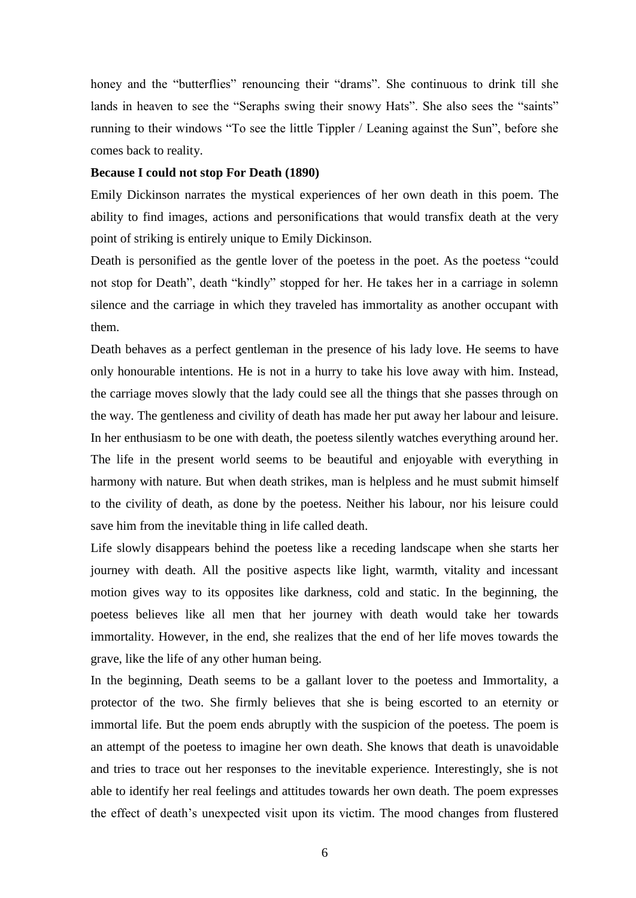honey and the "butterflies" renouncing their "drams". She continuous to drink till she lands in heaven to see the "Seraphs swing their snowy Hats". She also sees the "saints" running to their windows "To see the little Tippler / Leaning against the Sun", before she comes back to reality.

**Because I could not stop For Death (1890)**

Emily Dickinson narrates the mystical experiences of her own death in this poem. The ability to find images, actions and personifications that would transfix death at the very point of striking is entirely unique to Emily Dickinson.

Death is personified as the gentle lover of the poetess in the poet. As the poetess "could not stop for Death", death "kindly" stopped for her. He takes her in a carriage in solemn silence and the carriage in which they traveled has immortality as another occupant with them.

Death behaves as a perfect gentleman in the presence of his lady love. He seems to have only honourable intentions. He is not in a hurry to take his love away with him. Instead, the carriage moves slowly that the lady could see all the things that she passes through on the way. The gentleness and civility of death has made her put away her labour and leisure. In her enthusiasm to be one with death, the poetess silently watches everything around her. The life in the present world seems to be beautiful and enjoyable with everything in harmony with nature. But when death strikes, man is helpless and he must submit himself to the civility of death, as done by the poetess. Neither his labour, nor his leisure could save him from the inevitable thing in life called death.

Life slowly disappears behind the poetess like a receding landscape when she starts her journey with death. All the positive aspects like light, warmth, vitality and incessant motion gives way to its opposites like darkness, cold and static. In the beginning, the poetess believes like all men that her journey with death would take her towards immortality. However, in the end, she realizes that the end of her life moves towards the grave, like the life of any other human being.

In the beginning, Death seems to be a gallant lover to the poetess and Immortality, a protector of the two. She firmly believes that she is being escorted to an eternity or immortal life. But the poem ends abruptly with the suspicion of the poetess. The poem is an attempt of the poetess to imagine her own death. She knows that death is unavoidable and tries to trace out her responses to the inevitable experience. Interestingly, she is not able to identify her real feelings and attitudes towards her own death. The poem expresses the effect of death's unexpected visit upon its victim. The mood changes from flustered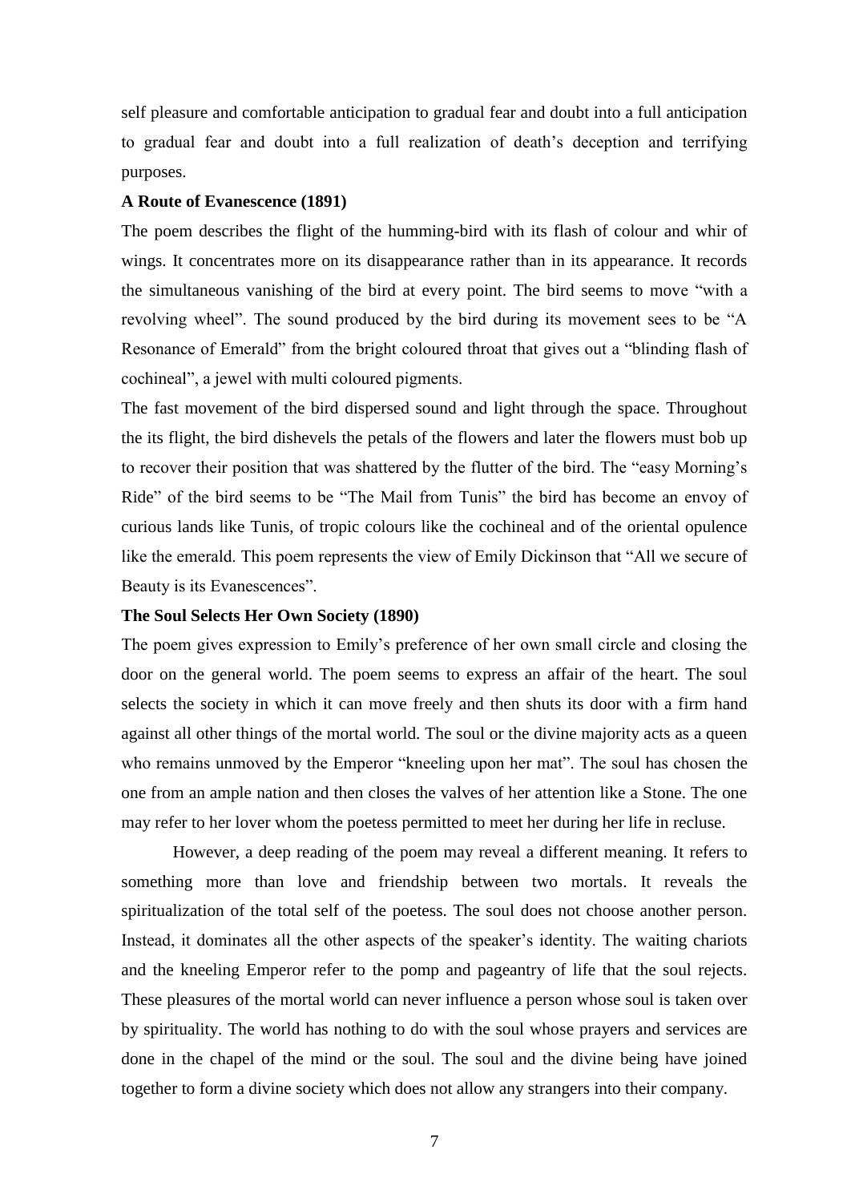self pleasure and comfortable anticipation to gradual fear and doubt into a full anticipation to gradual fear and doubt into a full realization of death's deception and terrifying purposes.

**A Route of Evanescence (1891)**

The poem describes the flight of the humming-bird with its flash of colour and whir of wings. It concentrates more on its disappearance rather than in its appearance. It records the simultaneous vanishing of the bird at every point. The bird seems to move "with a revolving wheel". The sound produced by the bird during its movement sees to be "A Resonance of Emerald" from the bright coloured throat that gives out a "blinding flash of cochineal", a jewel with multi coloured pigments.

The fast movement of the bird dispersed sound and light through the space. Throughout the its flight, the bird dishevels the petals of the flowers and later the flowers must bob up to recover their position that was shattered by the flutter of the bird. The "easy Morning's Ride" of the bird seems to be "The Mail from Tunis" the bird has become an envoy of curious lands like Tunis, of tropic colours like the cochineal and of the oriental opulence like the emerald. This poem represents the view of Emily Dickinson that "All we secure of Beauty is its Evanescences".

**The Soul Selects Her Own Society (1890)**

The poem gives expression to Emily's preference of her own small circle and closing the door on the general world. The poem seems to express an affair of the heart. The soul selects the society in which it can move freely and then shuts its door with a firm hand against all other things of the mortal world. The soul or the divine majority acts as a queen who remains unmoved by the Emperor "kneeling upon her mat". The soul has chosen the one from an ample nation and then closes the valves of her attention like a Stone. The one may refer to her lover whom the poetess permitted to meet her during her life in recluse.

However, a deep reading of the poem may reveal a different meaning. It refers to something more than love and friendship between two mortals. It reveals the spiritualization of the total self of the poetess. The soul does not choose another person. Instead, it dominates all the other aspects of the speaker's identity. The waiting chariots and the kneeling Emperor refer to the pomp and pageantry of life that the soul rejects. These pleasures of the mortal world can never influence a person whose soul is taken over by spirituality. The world has nothing to do with the soul whose prayers and services are done in the chapel of the mind or the soul. The soul and the divine being have joined together to form a divine society which does not allow any strangers into their company.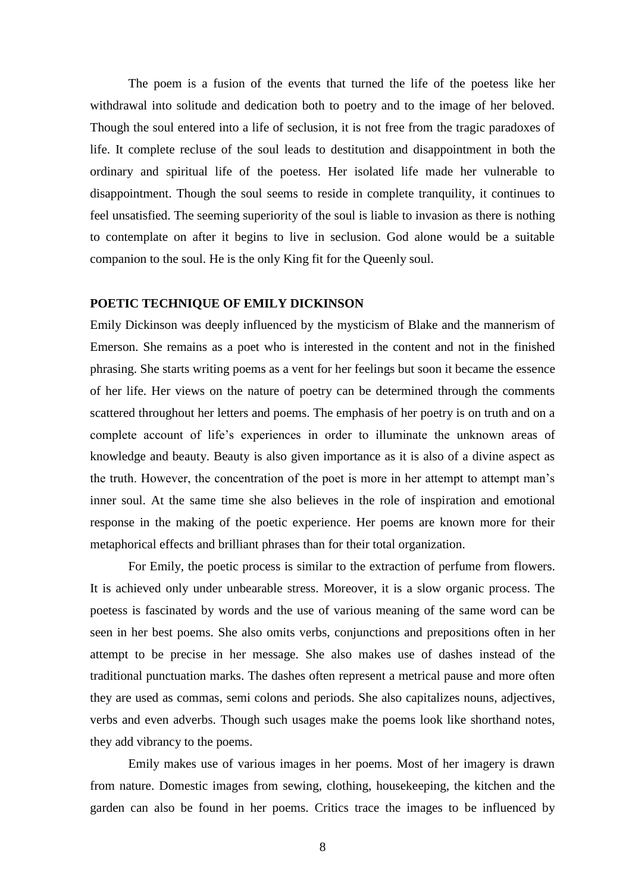The poem is a fusion of the events that turned the life of the poetess like her withdrawal into solitude and dedication both to poetry and to the image of her beloved. Though the soul entered into a life of seclusion, it is not free from the tragic paradoxes of life. It complete recluse of the soul leads to destitution and disappointment in both the ordinary and spiritual life of the poetess. Her isolated life made her vulnerable to disappointment. Though the soul seems to reside in complete tranquility, it continues to feel unsatisfied. The seeming superiority of the soul is liable to invasion as there is nothing to contemplate on after it begins to live in seclusion. God alone would be a suitable companion to the soul. He is the only King fit for the Queenly soul.

## POETIC TECHNIQUE OF EMILY DICKINSON

Emily Dickinson was deeply influenced by the mysticism of Blake and the mannerism of Emerson. She remains as a poet who is interested in the content and not in the finished phrasing. She starts writing poems as a vent for her feelings but soon it became the essence of her life. Her views on the nature of poetry can be determined through the comments scattered throughout her letters and poems. The emphasis of her poetry is on truth and on a complete account of life's experiences in order to illuminate the unknown areas of knowledge and beauty. Beauty is also given importance as it is also of a divine aspect as the truth. However, the concentration of the poet is more in her attempt to attempt man's inner soul. At the same time she also believes in the role of inspiration and emotional response in the making of the poetic experience. Her poems are known more for their metaphorical effects and brilliant phrases than for their total organization.

For Emily, the poetic process is similar to the extraction of perfume from flowers. It is achieved only under unbearable stress. Moreover, it is a slow organic process. The poetess is fascinated by words and the use of various meaning of the same word can be seen in her best poems. She also omits verbs, conjunctions and prepositions often in her attempt to be precise in her message. She also makes use of dashes instead of the traditional punctuation marks. The dashes often represent a metrical pause and more often they are used as commas, semi colons and periods. She also capitalizes nouns, adjectives, verbs and even adverbs. Though such usages make the poems look like shorthand notes, they add vibrancy to the poems.

Emily makes use of various images in her poems. Most of her imagery is drawn from nature. Domestic images from sewing, clothing, housekeeping, the kitchen and the garden can also be found in her poems. Critics trace the images to be influenced by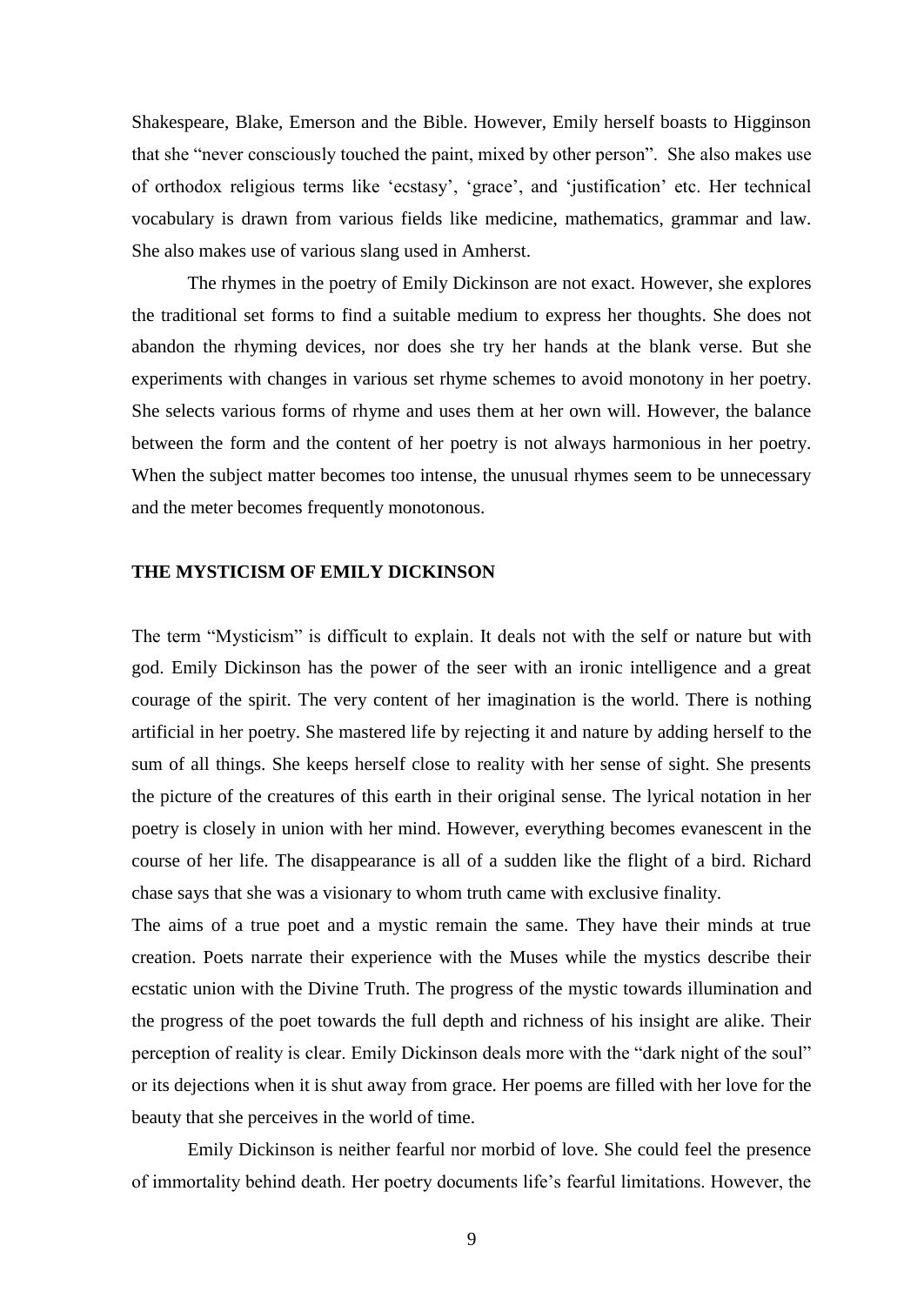Shakespeare, Blake, Emerson and the Bible. However, Emily herself boasts to Higginson that she "never consciously touched the paint, mixed by other person". She also makes use of orthodox religious terms like 'ecstasy', 'grace', and 'justification' etc. Her technical vocabulary is drawn from various fields like medicine, mathematics, grammar and law. She also makes use of various slang used in Amherst.

The rhymes in the poetry of Emily Dickinson are not exact. However, she explores the traditional set forms to find a suitable medium to express her thoughts. She does not abandon the rhyming devices, nor does she try her hands at the blank verse. But she experiments with changes in various set rhyme schemes to avoid monotony in her poetry. She selects various forms of rhyme and uses them at her own will. However, the balance between the form and the content of her poetry is not always harmonious in her poetry. When the subject matter becomes too intense, the unusual rhymes seem to be unnecessary and the meter becomes frequently monotonous.

## THE MYSTICISM OF EMILY DICKINSON

The term "Mysticism" is difficult to explain. It deals not with the self or nature but with god. Emily Dickinson has the power of the seer with an ironic intelligence and a great courage of the spirit. The very content of her imagination is the world. There is nothing artificial in her poetry. She mastered life by rejecting it and nature by adding herself to the sum of all things. She keeps herself close to reality with her sense of sight. She presents the picture of the creatures of this earth in their original sense. The lyrical notation in her poetry is closely in union with her mind. However, everything becomes evanescent in the course of her life. The disappearance is all of a sudden like the flight of a bird. Richard chase says that she was a visionary to whom truth came with exclusive finality.

The aims of a true poet and a mystic remain the same. They have their minds at true creation. Poets narrate their experience with the Muses while the mystics describe their ecstatic union with the Divine Truth. The progress of the mystic towards illumination and the progress of the poet towards the full depth and richness of his insight are alike. Their perception of reality is clear. Emily Dickinson deals more with the "dark night of the soul" or its dejections when it is shut away from grace. Her poems are filled with her love for the beauty that she perceives in the world of time.

Emily Dickinson is neither fearful nor morbid of love. She could feel the presence of immortality behind death. Her poetry documents life's fearful limitations. However, the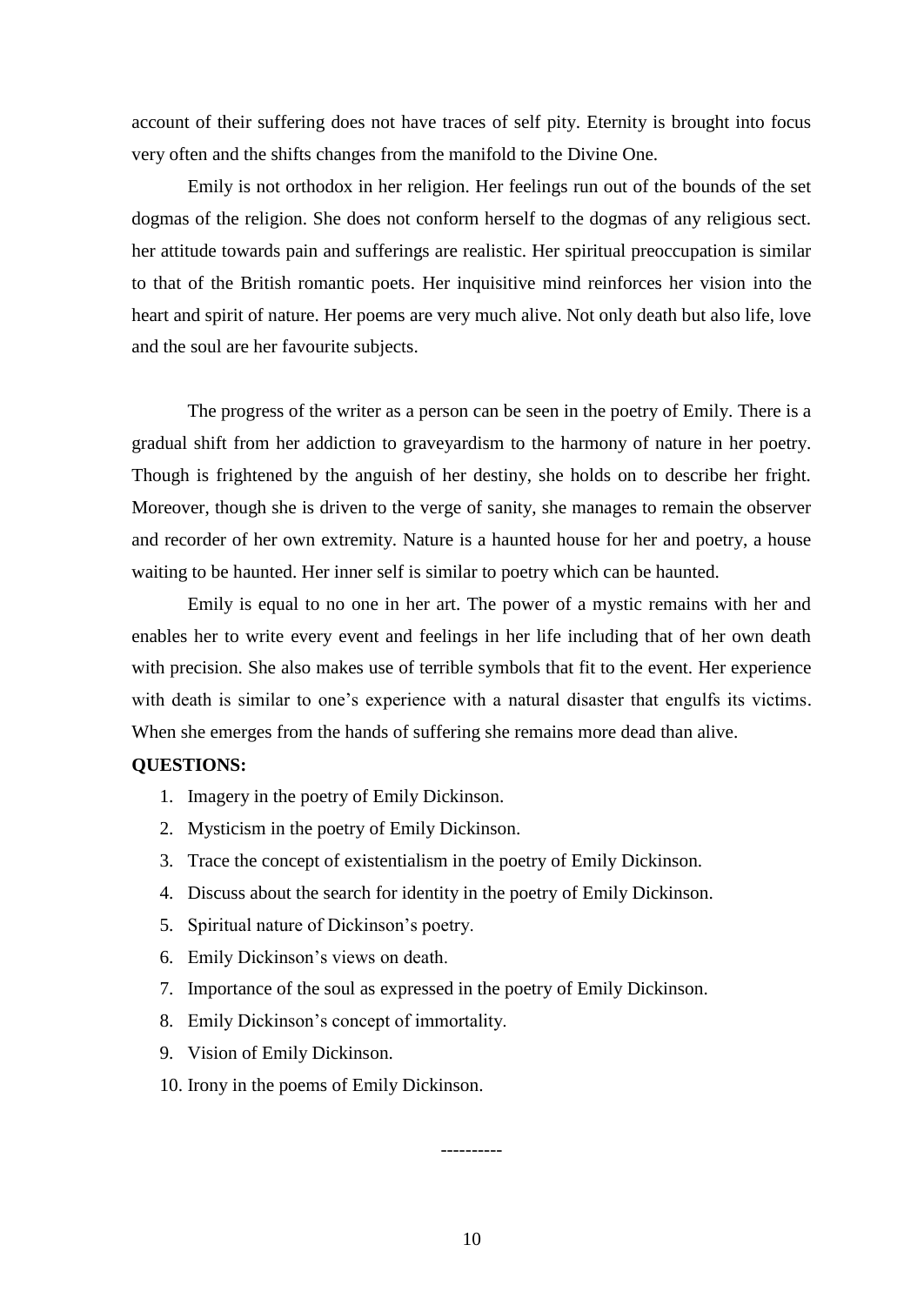account of their suffering does not have traces of self pity. Eternity is brought into focus very often and the shifts changes from the manifold to the Divine One.

Emily is not orthodox in her religion. Her feelings run out of the bounds of the set dogmas of the religion. She does not conform herself to the dogmas of any religious sect. her attitude towards pain and sufferings are realistic. Her spiritual preoccupation is similar to that of the British romantic poets. Her inquisitive mind reinforces her vision into the heart and spirit of nature. Her poems are very much alive. Not only death but also life, love and the soul are her favourite subjects.

The progress of the writer as a person can be seen in the poetry of Emily. There is a gradual shift from her addiction to graveyardism to the harmony of nature in her poetry. Though is frightened by the anguish of her destiny, she holds on to describe her fright. Moreover, though she is driven to the verge of sanity, she manages to remain the observer and recorder of her own extremity. Nature is a haunted house for her and poetry, a house waiting to be haunted. Her inner self is similar to poetry which can be haunted.

Emily is equal to no one in her art. The power of a mystic remains with her and enables her to write every event and feelings in her life including that of her own death with precision. She also makes use of terrible symbols that fit to the event. Her experience with death is similar to one's experience with a natural disaster that engulfs its victims. When she emerges from the hands of suffering she remains more dead than alive.

**QUESTIONS:**

1. Imagery in the poetry of Emily Dickinson.
2. Mysticism in the poetry of Emily Dickinson.
3. Trace the concept of existentialism in the poetry of Emily Dickinson.
4. Discuss about the search for identity in the poetry of Emily Dickinson.
5. Spiritual nature of Dickinson's poetry.
6. Emily Dickinson's views on death.
7. Importance of the soul as expressed in the poetry of Emily Dickinson.
8. Emily Dickinson's concept of immortality.
9. Vision of Emily Dickinson.
10. Irony in the poems of Emily Dickinson.

----------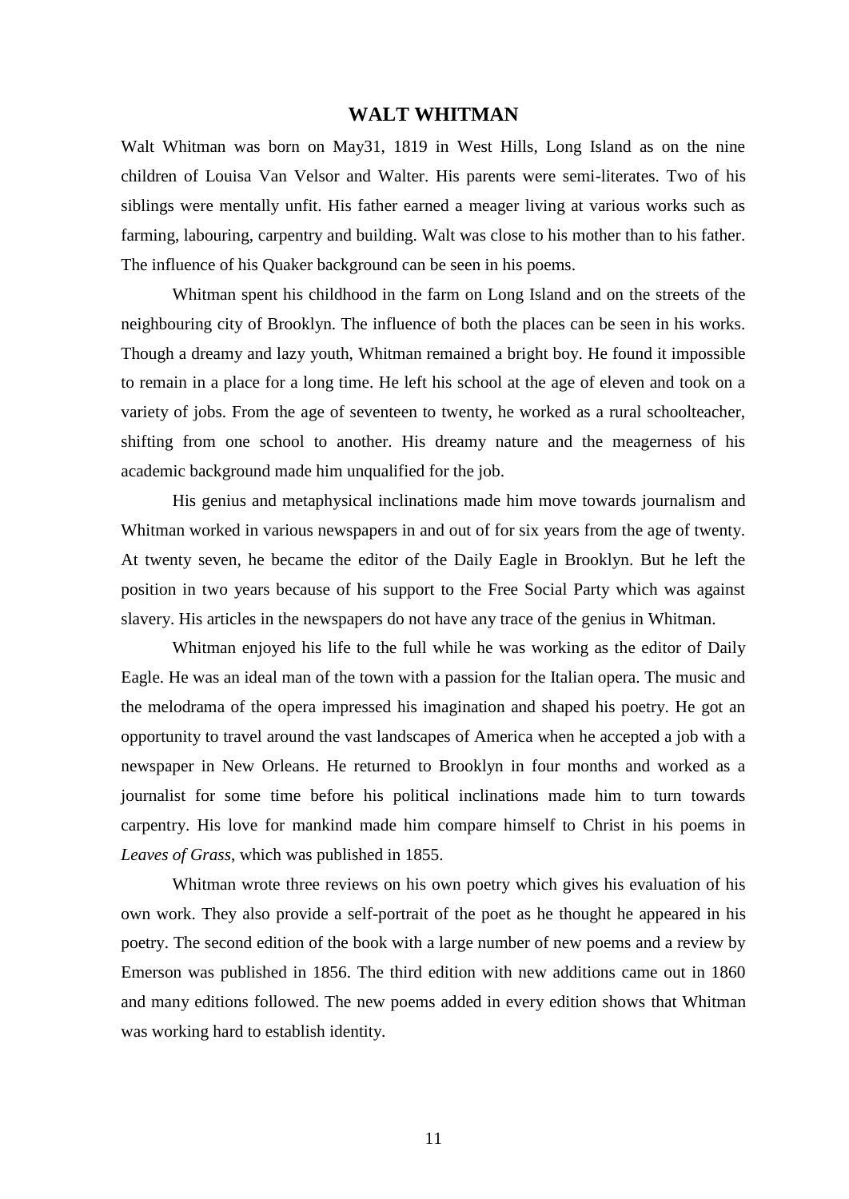## WALT WHITMAN

Walt Whitman was born on May31, 1819 in West Hills, Long Island as on the nine children of Louisa Van Velsor and Walter. His parents were semi-literates. Two of his siblings were mentally unfit. His father earned a meager living at various works such as farming, labouring, carpentry and building. Walt was close to his mother than to his father. The influence of his Quaker background can be seen in his poems.

Whitman spent his childhood in the farm on Long Island and on the streets of the neighbouring city of Brooklyn. The influence of both the places can be seen in his works. Though a dreamy and lazy youth, Whitman remained a bright boy. He found it impossible to remain in a place for a long time. He left his school at the age of eleven and took on a variety of jobs. From the age of seventeen to twenty, he worked as a rural schoolteacher, shifting from one school to another. His dreamy nature and the meagerness of his academic background made him unqualified for the job.

His genius and metaphysical inclinations made him move towards journalism and Whitman worked in various newspapers in and out of for six years from the age of twenty. At twenty seven, he became the editor of the Daily Eagle in Brooklyn. But he left the position in two years because of his support to the Free Social Party which was against slavery. His articles in the newspapers do not have any trace of the genius in Whitman.

Whitman enjoyed his life to the full while he was working as the editor of Daily Eagle. He was an ideal man of the town with a passion for the Italian opera. The music and the melodrama of the opera impressed his imagination and shaped his poetry. He got an opportunity to travel around the vast landscapes of America when he accepted a job with a newspaper in New Orleans. He returned to Brooklyn in four months and worked as a journalist for some time before his political inclinations made him to turn towards carpentry. His love for mankind made him compare himself to Christ in his poems in *Leaves of Grass*, which was published in 1855.

Whitman wrote three reviews on his own poetry which gives his evaluation of his own work. They also provide a self-portrait of the poet as he thought he appeared in his poetry. The second edition of the book with a large number of new poems and a review by Emerson was published in 1856. The third edition with new additions came out in 1860 and many editions followed. The new poems added in every edition shows that Whitman was working hard to establish identity.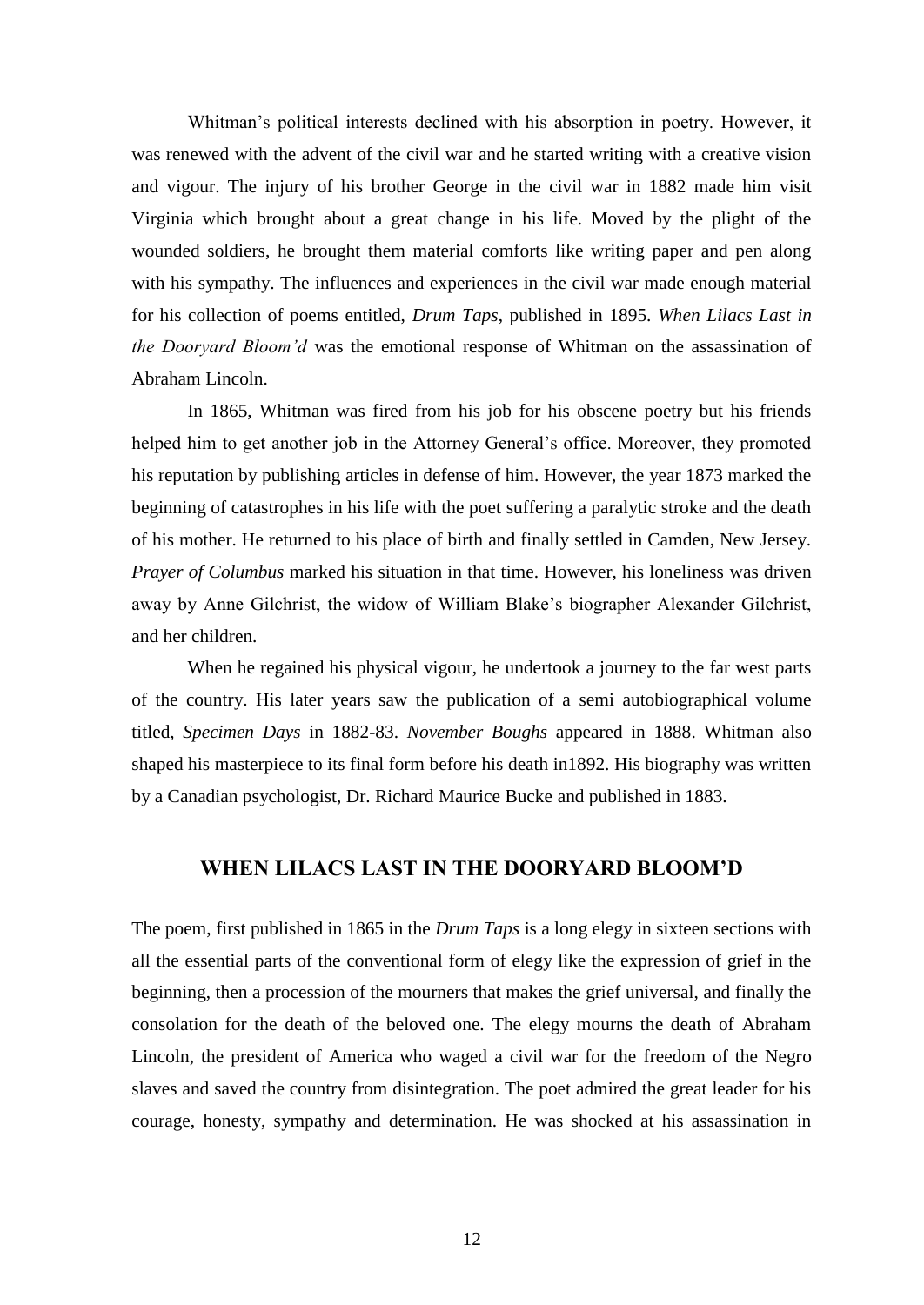Whitman's political interests declined with his absorption in poetry. However, it was renewed with the advent of the civil war and he started writing with a creative vision and vigour. The injury of his brother George in the civil war in 1882 made him visit Virginia which brought about a great change in his life. Moved by the plight of the wounded soldiers, he brought them material comforts like writing paper and pen along with his sympathy. The influences and experiences in the civil war made enough material for his collection of poems entitled, *Drum Taps*, published in 1895. *When Lilacs Last in the Dooryard Bloom'd* was the emotional response of Whitman on the assassination of Abraham Lincoln.

In 1865, Whitman was fired from his job for his obscene poetry but his friends helped him to get another job in the Attorney General's office. Moreover, they promoted his reputation by publishing articles in defense of him. However, the year 1873 marked the beginning of catastrophes in his life with the poet suffering a paralytic stroke and the death of his mother. He returned to his place of birth and finally settled in Camden, New Jersey. *Prayer of Columbus* marked his situation in that time. However, his loneliness was driven away by Anne Gilchrist, the widow of William Blake's biographer Alexander Gilchrist, and her children.

When he regained his physical vigour, he undertook a journey to the far west parts of the country. His later years saw the publication of a semi autobiographical volume titled, *Specimen Days* in 1882-83. *November Boughs* appeared in 1888. Whitman also shaped his masterpiece to its final form before his death in1892. His biography was written by a Canadian psychologist, Dr. Richard Maurice Bucke and published in 1883.

## WHEN LILACS LAST IN THE DOORYARD BLOOM'D

The poem, first published in 1865 in the *Drum Taps* is a long elegy in sixteen sections with all the essential parts of the conventional form of elegy like the expression of grief in the beginning, then a procession of the mourners that makes the grief universal, and finally the consolation for the death of the beloved one. The elegy mourns the death of Abraham Lincoln, the president of America who waged a civil war for the freedom of the Negro slaves and saved the country from disintegration. The poet admired the great leader for his courage, honesty, sympathy and determination. He was shocked at his assassination in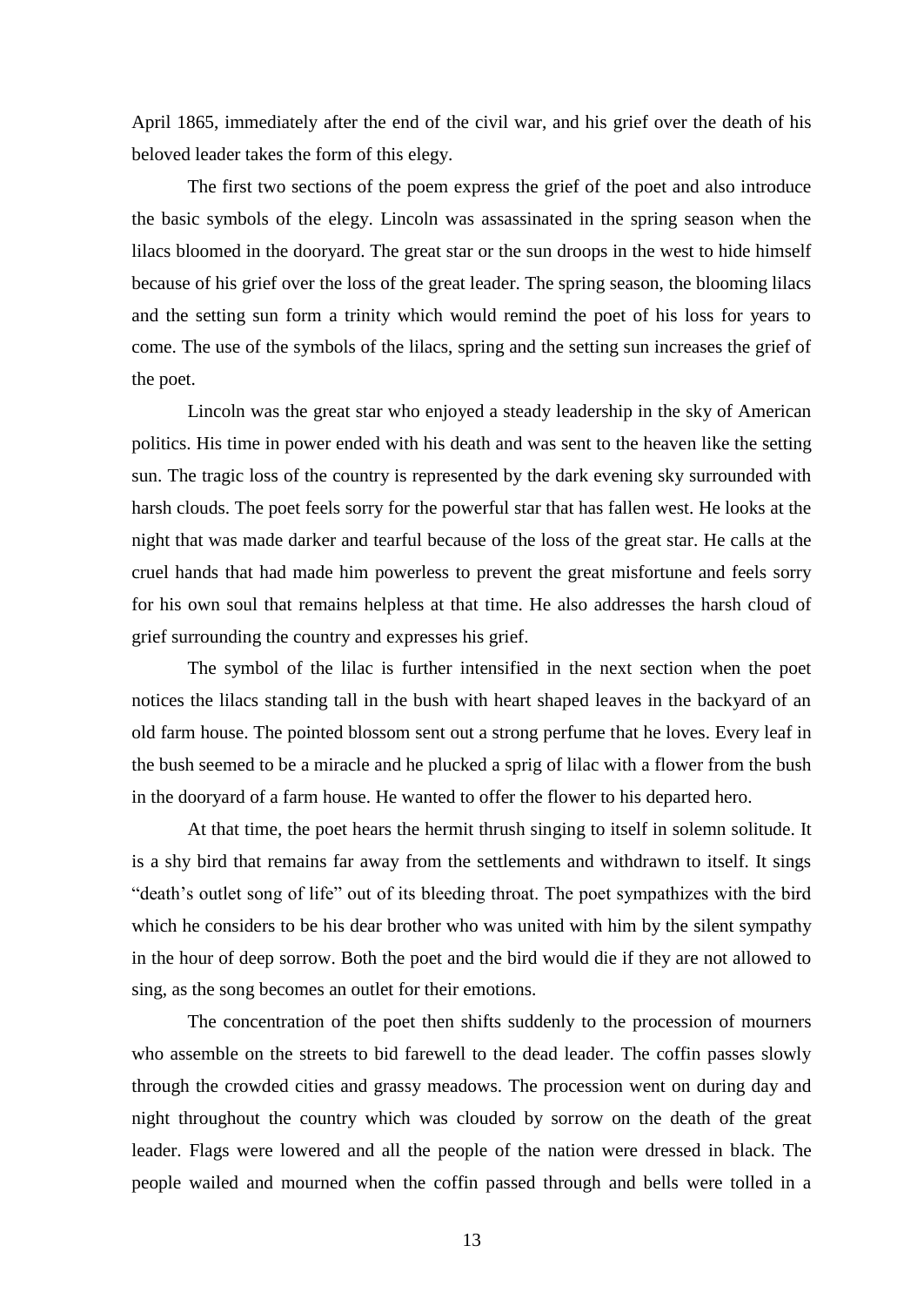April 1865, immediately after the end of the civil war, and his grief over the death of his beloved leader takes the form of this elegy.

The first two sections of the poem express the grief of the poet and also introduce the basic symbols of the elegy. Lincoln was assassinated in the spring season when the lilacs bloomed in the dooryard. The great star or the sun droops in the west to hide himself because of his grief over the loss of the great leader. The spring season, the blooming lilacs and the setting sun form a trinity which would remind the poet of his loss for years to come. The use of the symbols of the lilacs, spring and the setting sun increases the grief of the poet.

Lincoln was the great star who enjoyed a steady leadership in the sky of American politics. His time in power ended with his death and was sent to the heaven like the setting sun. The tragic loss of the country is represented by the dark evening sky surrounded with harsh clouds. The poet feels sorry for the powerful star that has fallen west. He looks at the night that was made darker and tearful because of the loss of the great star. He calls at the cruel hands that had made him powerless to prevent the great misfortune and feels sorry for his own soul that remains helpless at that time. He also addresses the harsh cloud of grief surrounding the country and expresses his grief.

The symbol of the lilac is further intensified in the next section when the poet notices the lilacs standing tall in the bush with heart shaped leaves in the backyard of an old farm house. The pointed blossom sent out a strong perfume that he loves. Every leaf in the bush seemed to be a miracle and he plucked a sprig of lilac with a flower from the bush in the dooryard of a farm house. He wanted to offer the flower to his departed hero.

At that time, the poet hears the hermit thrush singing to itself in solemn solitude. It is a shy bird that remains far away from the settlements and withdrawn to itself. It sings "death's outlet song of life" out of its bleeding throat. The poet sympathizes with the bird which he considers to be his dear brother who was united with him by the silent sympathy in the hour of deep sorrow. Both the poet and the bird would die if they are not allowed to sing, as the song becomes an outlet for their emotions.

The concentration of the poet then shifts suddenly to the procession of mourners who assemble on the streets to bid farewell to the dead leader. The coffin passes slowly through the crowded cities and grassy meadows. The procession went on during day and night throughout the country which was clouded by sorrow on the death of the great leader. Flags were lowered and all the people of the nation were dressed in black. The people wailed and mourned when the coffin passed through and bells were tolled in a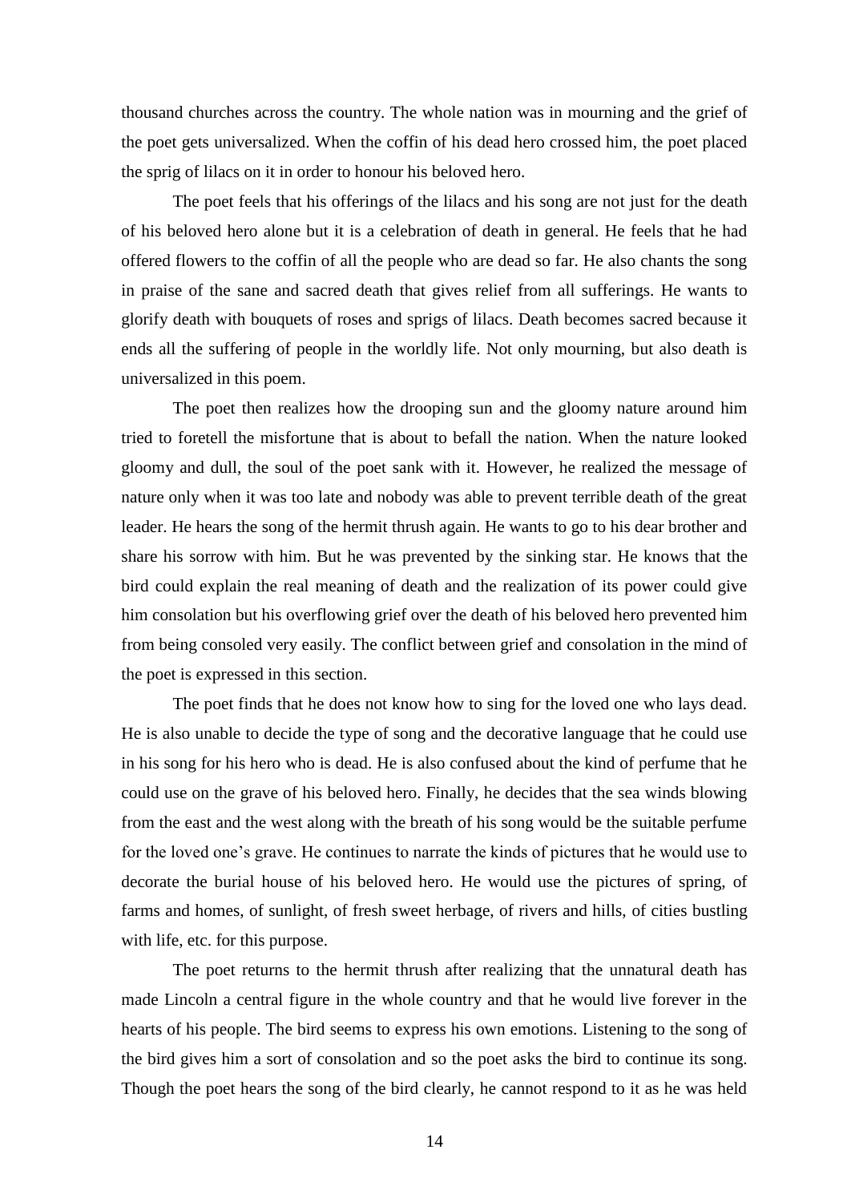thousand churches across the country. The whole nation was in mourning and the grief of the poet gets universalized. When the coffin of his dead hero crossed him, the poet placed the sprig of lilacs on it in order to honour his beloved hero.

The poet feels that his offerings of the lilacs and his song are not just for the death of his beloved hero alone but it is a celebration of death in general. He feels that he had offered flowers to the coffin of all the people who are dead so far. He also chants the song in praise of the sane and sacred death that gives relief from all sufferings. He wants to glorify death with bouquets of roses and sprigs of lilacs. Death becomes sacred because it ends all the suffering of people in the worldly life. Not only mourning, but also death is universalized in this poem.

The poet then realizes how the drooping sun and the gloomy nature around him tried to foretell the misfortune that is about to befall the nation. When the nature looked gloomy and dull, the soul of the poet sank with it. However, he realized the message of nature only when it was too late and nobody was able to prevent terrible death of the great leader. He hears the song of the hermit thrush again. He wants to go to his dear brother and share his sorrow with him. But he was prevented by the sinking star. He knows that the bird could explain the real meaning of death and the realization of its power could give him consolation but his overflowing grief over the death of his beloved hero prevented him from being consoled very easily. The conflict between grief and consolation in the mind of the poet is expressed in this section.

The poet finds that he does not know how to sing for the loved one who lays dead. He is also unable to decide the type of song and the decorative language that he could use in his song for his hero who is dead. He is also confused about the kind of perfume that he could use on the grave of his beloved hero. Finally, he decides that the sea winds blowing from the east and the west along with the breath of his song would be the suitable perfume for the loved one's grave. He continues to narrate the kinds of pictures that he would use to decorate the burial house of his beloved hero. He would use the pictures of spring, of farms and homes, of sunlight, of fresh sweet herbage, of rivers and hills, of cities bustling with life, etc. for this purpose.

The poet returns to the hermit thrush after realizing that the unnatural death has made Lincoln a central figure in the whole country and that he would live forever in the hearts of his people. The bird seems to express his own emotions. Listening to the song of the bird gives him a sort of consolation and so the poet asks the bird to continue its song. Though the poet hears the song of the bird clearly, he cannot respond to it as he was held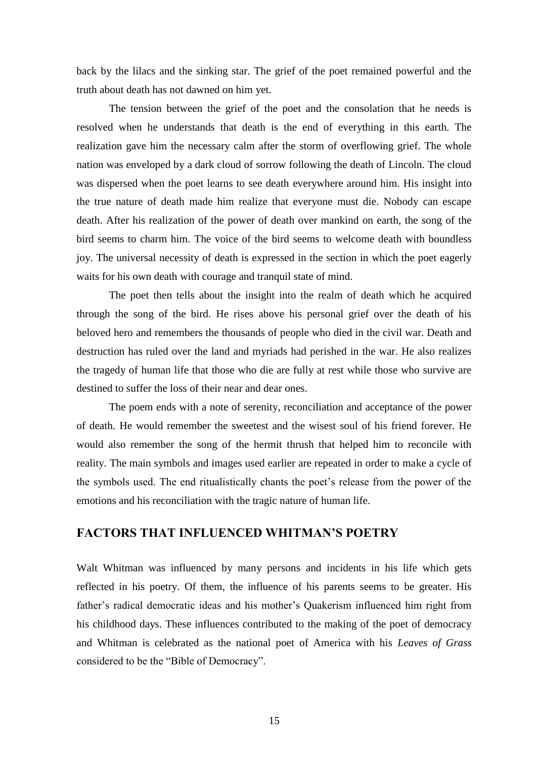back by the lilacs and the sinking star. The grief of the poet remained powerful and the truth about death has not dawned on him yet.

The tension between the grief of the poet and the consolation that he needs is resolved when he understands that death is the end of everything in this earth. The realization gave him the necessary calm after the storm of overflowing grief. The whole nation was enveloped by a dark cloud of sorrow following the death of Lincoln. The cloud was dispersed when the poet learns to see death everywhere around him. His insight into the true nature of death made him realize that everyone must die. Nobody can escape death. After his realization of the power of death over mankind on earth, the song of the bird seems to charm him. The voice of the bird seems to welcome death with boundless joy. The universal necessity of death is expressed in the section in which the poet eagerly waits for his own death with courage and tranquil state of mind.

The poet then tells about the insight into the realm of death which he acquired through the song of the bird. He rises above his personal grief over the death of his beloved hero and remembers the thousands of people who died in the civil war. Death and destruction has ruled over the land and myriads had perished in the war. He also realizes the tragedy of human life that those who die are fully at rest while those who survive are destined to suffer the loss of their near and dear ones.

The poem ends with a note of serenity, reconciliation and acceptance of the power of death. He would remember the sweetest and the wisest soul of his friend forever. He would also remember the song of the hermit thrush that helped him to reconcile with reality. The main symbols and images used earlier are repeated in order to make a cycle of the symbols used. The end ritualistically chants the poet's release from the power of the emotions and his reconciliation with the tragic nature of human life.

## FACTORS THAT INFLUENCED WHITMAN'S POETRY

Walt Whitman was influenced by many persons and incidents in his life which gets reflected in his poetry. Of them, the influence of his parents seems to be greater. His father's radical democratic ideas and his mother's Quakerism influenced him right from his childhood days. These influences contributed to the making of the poet of democracy and Whitman is celebrated as the national poet of America with his *Leaves of Grass* considered to be the "Bible of Democracy".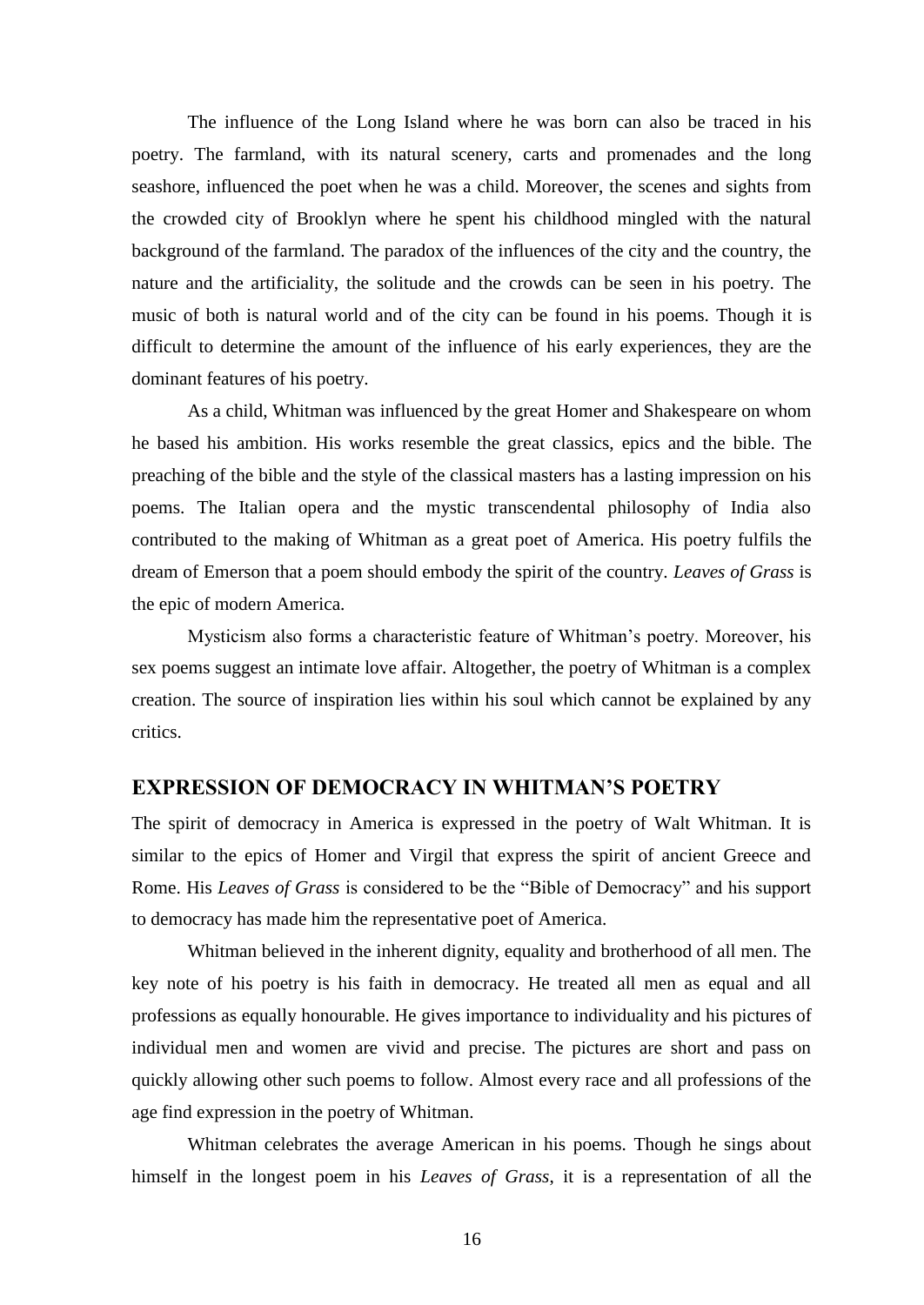The influence of the Long Island where he was born can also be traced in his poetry. The farmland, with its natural scenery, carts and promenades and the long seashore, influenced the poet when he was a child. Moreover, the scenes and sights from the crowded city of Brooklyn where he spent his childhood mingled with the natural background of the farmland. The paradox of the influences of the city and the country, the nature and the artificiality, the solitude and the crowds can be seen in his poetry. The music of both is natural world and of the city can be found in his poems. Though it is difficult to determine the amount of the influence of his early experiences, they are the dominant features of his poetry.

As a child, Whitman was influenced by the great Homer and Shakespeare on whom he based his ambition. His works resemble the great classics, epics and the bible. The preaching of the bible and the style of the classical masters has a lasting impression on his poems. The Italian opera and the mystic transcendental philosophy of India also contributed to the making of Whitman as a great poet of America. His poetry fulfils the dream of Emerson that a poem should embody the spirit of the country. *Leaves of Grass* is the epic of modern America.

Mysticism also forms a characteristic feature of Whitman's poetry. Moreover, his sex poems suggest an intimate love affair. Altogether, the poetry of Whitman is a complex creation. The source of inspiration lies within his soul which cannot be explained by any critics.

## EXPRESSION OF DEMOCRACY IN WHITMAN'S POETRY

The spirit of democracy in America is expressed in the poetry of Walt Whitman. It is similar to the epics of Homer and Virgil that express the spirit of ancient Greece and Rome. His *Leaves of Grass* is considered to be the "Bible of Democracy" and his support to democracy has made him the representative poet of America.

Whitman believed in the inherent dignity, equality and brotherhood of all men. The key note of his poetry is his faith in democracy. He treated all men as equal and all professions as equally honourable. He gives importance to individuality and his pictures of individual men and women are vivid and precise. The pictures are short and pass on quickly allowing other such poems to follow. Almost every race and all professions of the age find expression in the poetry of Whitman.

Whitman celebrates the average American in his poems. Though he sings about himself in the longest poem in his *Leaves of Grass*, it is a representation of all the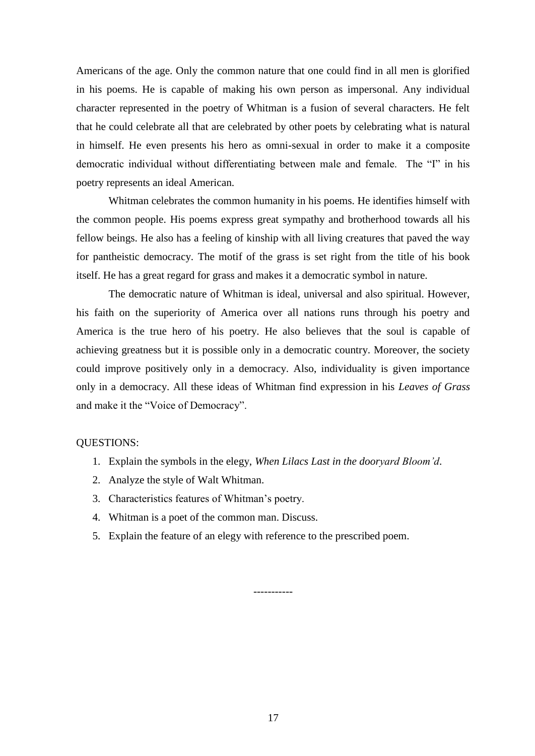Americans of the age. Only the common nature that one could find in all men is glorified in his poems. He is capable of making his own person as impersonal. Any individual character represented in the poetry of Whitman is a fusion of several characters. He felt that he could celebrate all that are celebrated by other poets by celebrating what is natural in himself. He even presents his hero as omni-sexual in order to make it a composite democratic individual without differentiating between male and female. The "I" in his poetry represents an ideal American.

Whitman celebrates the common humanity in his poems. He identifies himself with the common people. His poems express great sympathy and brotherhood towards all his fellow beings. He also has a feeling of kinship with all living creatures that paved the way for pantheistic democracy. The motif of the grass is set right from the title of his book itself. He has a great regard for grass and makes it a democratic symbol in nature.

The democratic nature of Whitman is ideal, universal and also spiritual. However, his faith on the superiority of America over all nations runs through his poetry and America is the true hero of his poetry. He also believes that the soul is capable of achieving greatness but it is possible only in a democratic country. Moreover, the society could improve positively only in a democracy. Also, individuality is given importance only in a democracy. All these ideas of Whitman find expression in his *Leaves of Grass* and make it the "Voice of Democracy".

QUESTIONS:

1. Explain the symbols in the elegy, *When Lilacs Last in the dooryard Bloom'd*.
2. Analyze the style of Walt Whitman.
3. Characteristics features of Whitman's poetry.
4. Whitman is a poet of the common man. Discuss.
5. Explain the feature of an elegy with reference to the prescribed poem.

-----------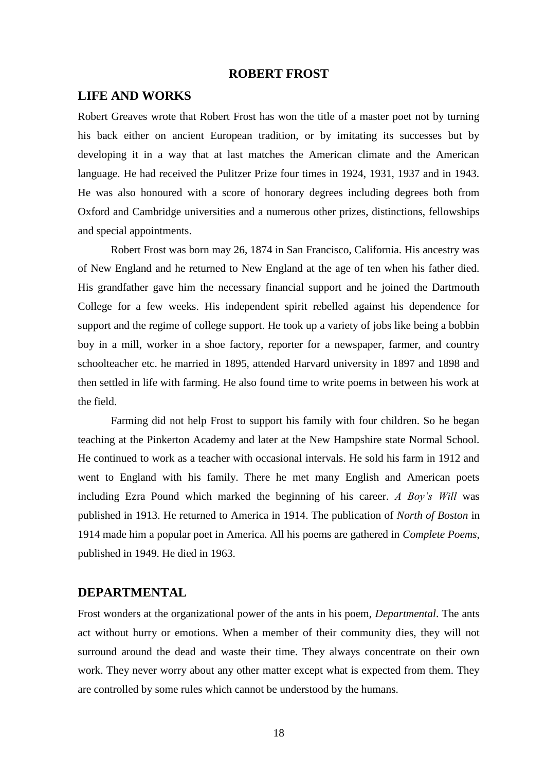# ROBERT FROST

## LIFE AND WORKS

Robert Greaves wrote that Robert Frost has won the title of a master poet not by turning his back either on ancient European tradition, or by imitating its successes but by developing it in a way that at last matches the American climate and the American language. He had received the Pulitzer Prize four times in 1924, 1931, 1937 and in 1943. He was also honoured with a score of honorary degrees including degrees both from Oxford and Cambridge universities and a numerous other prizes, distinctions, fellowships and special appointments.

Robert Frost was born may 26, 1874 in San Francisco, California. His ancestry was of New England and he returned to New England at the age of ten when his father died. His grandfather gave him the necessary financial support and he joined the Dartmouth College for a few weeks. His independent spirit rebelled against his dependence for support and the regime of college support. He took up a variety of jobs like being a bobbin boy in a mill, worker in a shoe factory, reporter for a newspaper, farmer, and country schoolteacher etc. he married in 1895, attended Harvard university in 1897 and 1898 and then settled in life with farming. He also found time to write poems in between his work at the field.

Farming did not help Frost to support his family with four children. So he began teaching at the Pinkerton Academy and later at the New Hampshire state Normal School. He continued to work as a teacher with occasional intervals. He sold his farm in 1912 and went to England with his family. There he met many English and American poets including Ezra Pound which marked the beginning of his career. *A Boy's Will* was published in 1913. He returned to America in 1914. The publication of *North of Boston* in 1914 made him a popular poet in America. All his poems are gathered in *Complete Poems*, published in 1949. He died in 1963.

## DEPARTMENTAL

Frost wonders at the organizational power of the ants in his poem, *Departmental*. The ants act without hurry or emotions. When a member of their community dies, they will not surround around the dead and waste their time. They always concentrate on their own work. They never worry about any other matter except what is expected from them. They are controlled by some rules which cannot be understood by the humans.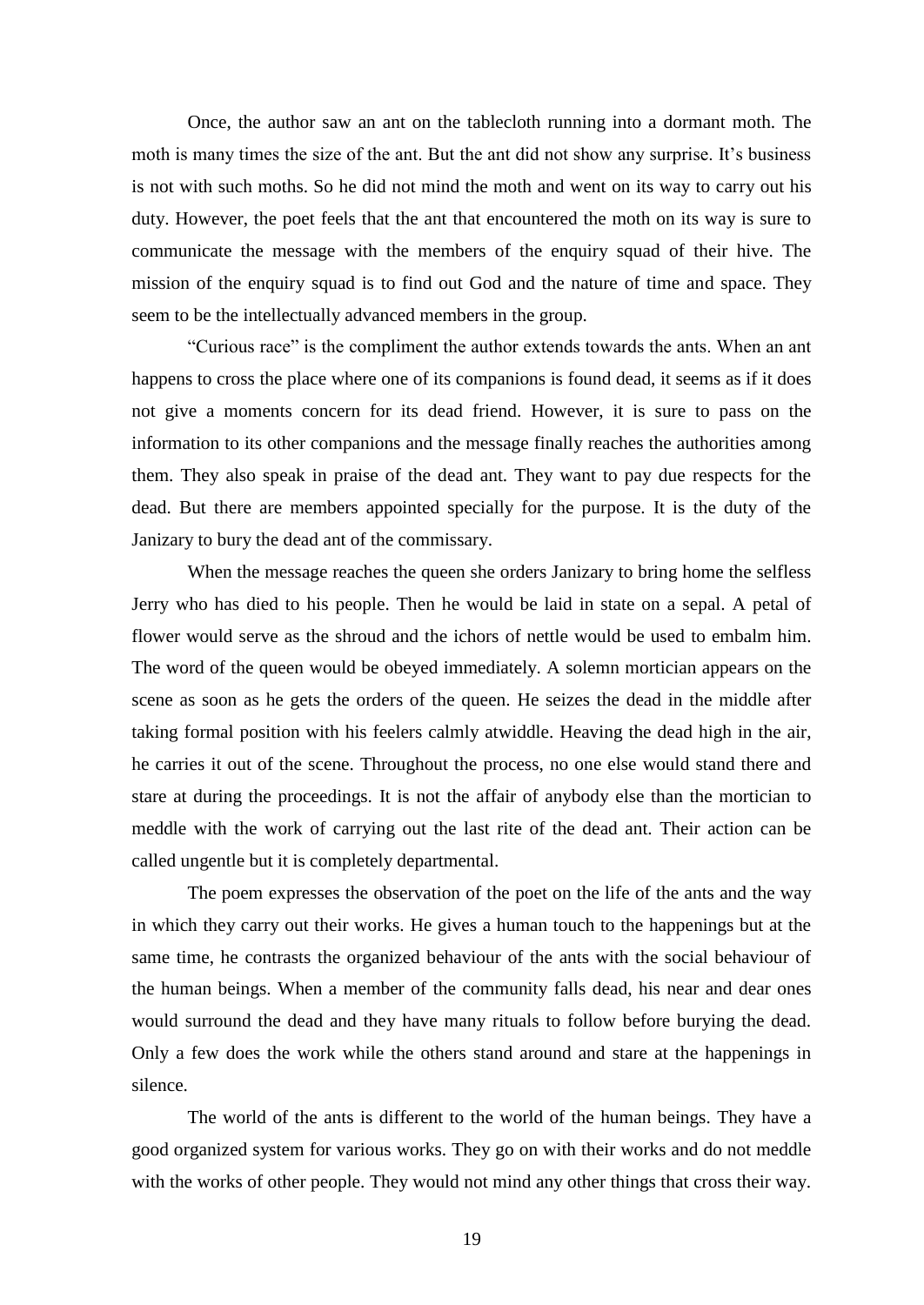Once, the author saw an ant on the tablecloth running into a dormant moth. The moth is many times the size of the ant. But the ant did not show any surprise. It's business is not with such moths. So he did not mind the moth and went on its way to carry out his duty. However, the poet feels that the ant that encountered the moth on its way is sure to communicate the message with the members of the enquiry squad of their hive. The mission of the enquiry squad is to find out God and the nature of time and space. They seem to be the intellectually advanced members in the group.

"Curious race" is the compliment the author extends towards the ants. When an ant happens to cross the place where one of its companions is found dead, it seems as if it does not give a moments concern for its dead friend. However, it is sure to pass on the information to its other companions and the message finally reaches the authorities among them. They also speak in praise of the dead ant. They want to pay due respects for the dead. But there are members appointed specially for the purpose. It is the duty of the Janizary to bury the dead ant of the commissary.

When the message reaches the queen she orders Janizary to bring home the selfless Jerry who has died to his people. Then he would be laid in state on a sepal. A petal of flower would serve as the shroud and the ichors of nettle would be used to embalm him. The word of the queen would be obeyed immediately. A solemn mortician appears on the scene as soon as he gets the orders of the queen. He seizes the dead in the middle after taking formal position with his feelers calmly atwiddle. Heaving the dead high in the air, he carries it out of the scene. Throughout the process, no one else would stand there and stare at during the proceedings. It is not the affair of anybody else than the mortician to meddle with the work of carrying out the last rite of the dead ant. Their action can be called ungentle but it is completely departmental.

The poem expresses the observation of the poet on the life of the ants and the way in which they carry out their works. He gives a human touch to the happenings but at the same time, he contrasts the organized behaviour of the ants with the social behaviour of the human beings. When a member of the community falls dead, his near and dear ones would surround the dead and they have many rituals to follow before burying the dead. Only a few does the work while the others stand around and stare at the happenings in silence.

The world of the ants is different to the world of the human beings. They have a good organized system for various works. They go on with their works and do not meddle with the works of other people. They would not mind any other things that cross their way.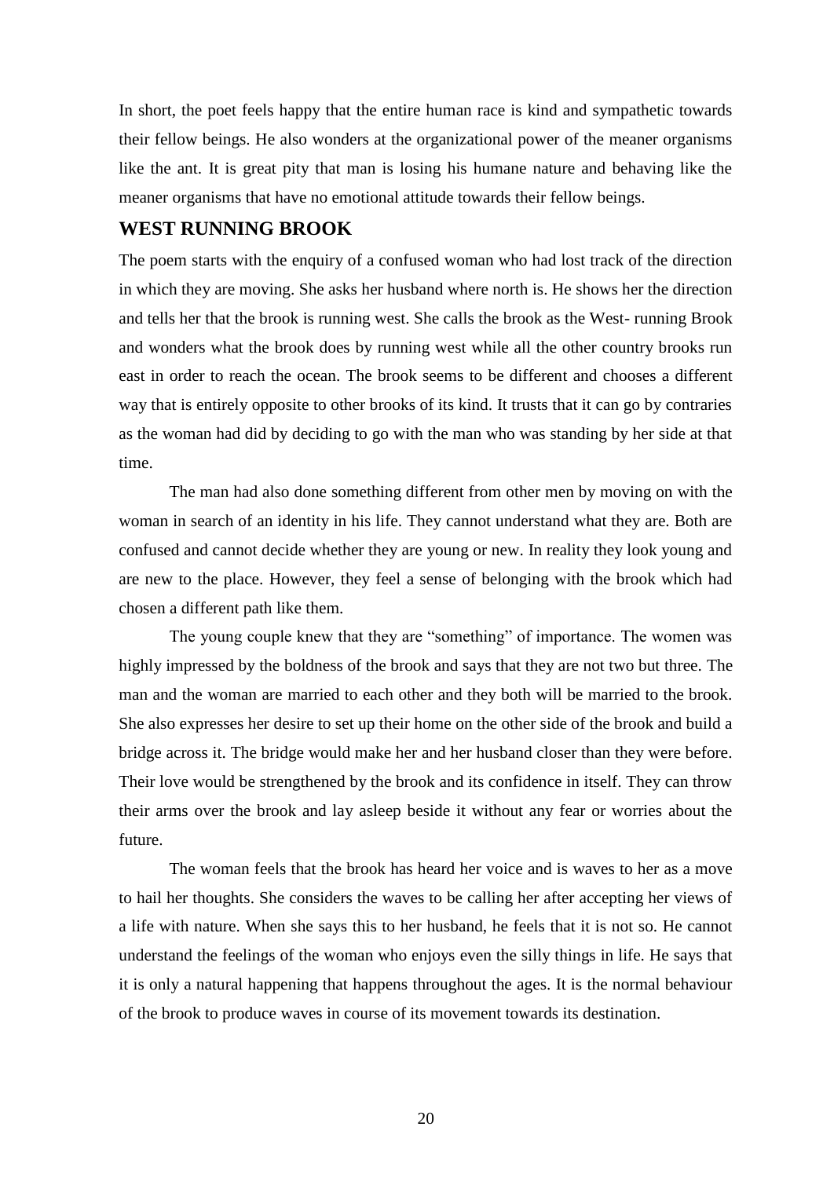In short, the poet feels happy that the entire human race is kind and sympathetic towards their fellow beings. He also wonders at the organizational power of the meaner organisms like the ant. It is great pity that man is losing his humane nature and behaving like the meaner organisms that have no emotional attitude towards their fellow beings.

## WEST RUNNING BROOK

The poem starts with the enquiry of a confused woman who had lost track of the direction in which they are moving. She asks her husband where north is. He shows her the direction and tells her that the brook is running west. She calls the brook as the West- running Brook and wonders what the brook does by running west while all the other country brooks run east in order to reach the ocean. The brook seems to be different and chooses a different way that is entirely opposite to other brooks of its kind. It trusts that it can go by contraries as the woman had did by deciding to go with the man who was standing by her side at that time.

The man had also done something different from other men by moving on with the woman in search of an identity in his life. They cannot understand what they are. Both are confused and cannot decide whether they are young or new. In reality they look young and are new to the place. However, they feel a sense of belonging with the brook which had chosen a different path like them.

The young couple knew that they are "something" of importance. The women was highly impressed by the boldness of the brook and says that they are not two but three. The man and the woman are married to each other and they both will be married to the brook. She also expresses her desire to set up their home on the other side of the brook and build a bridge across it. The bridge would make her and her husband closer than they were before. Their love would be strengthened by the brook and its confidence in itself. They can throw their arms over the brook and lay asleep beside it without any fear or worries about the future.

The woman feels that the brook has heard her voice and is waves to her as a move to hail her thoughts. She considers the waves to be calling her after accepting her views of a life with nature. When she says this to her husband, he feels that it is not so. He cannot understand the feelings of the woman who enjoys even the silly things in life. He says that it is only a natural happening that happens throughout the ages. It is the normal behaviour of the brook to produce waves in course of its movement towards its destination.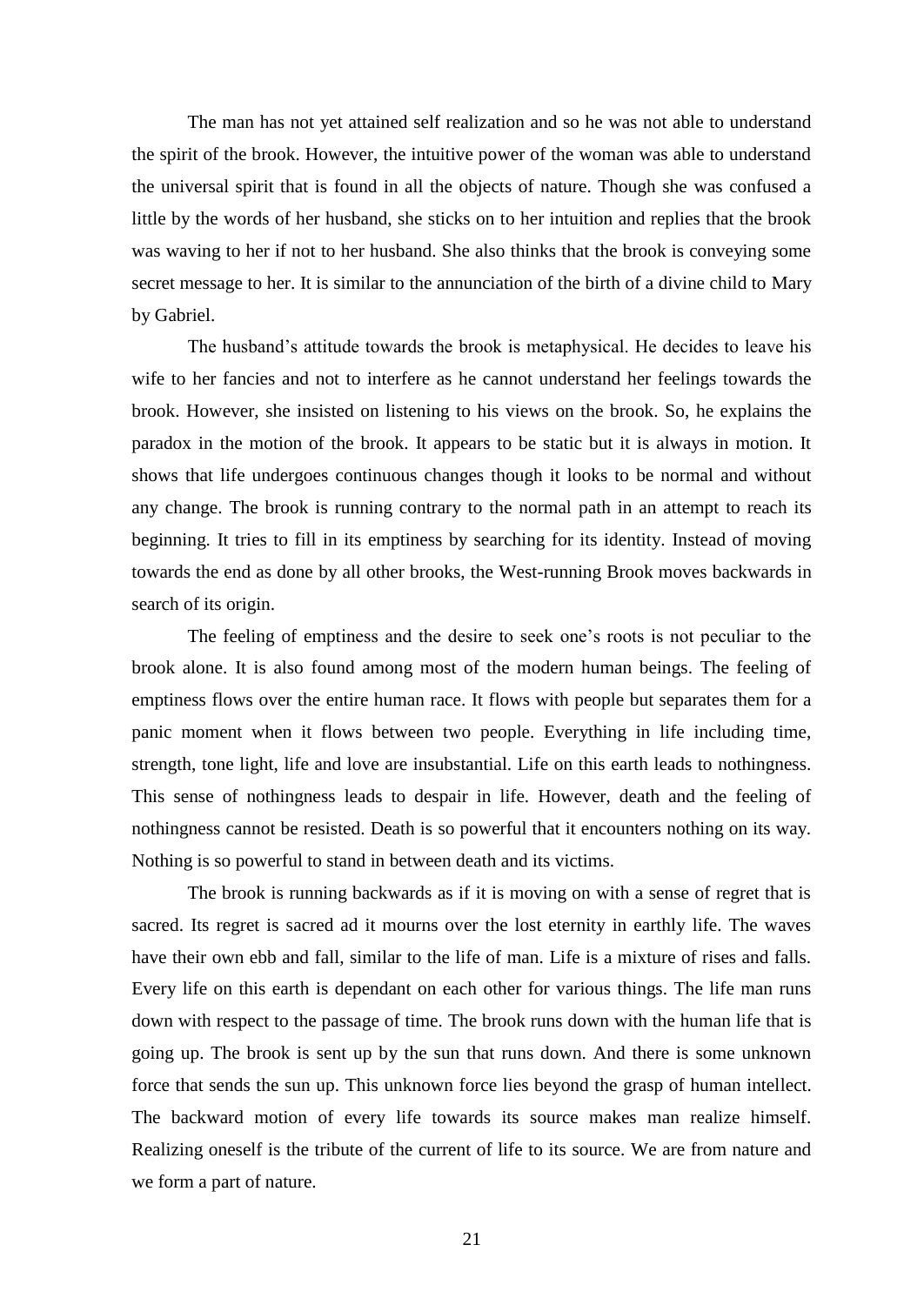The man has not yet attained self realization and so he was not able to understand the spirit of the brook. However, the intuitive power of the woman was able to understand the universal spirit that is found in all the objects of nature. Though she was confused a little by the words of her husband, she sticks on to her intuition and replies that the brook was waving to her if not to her husband. She also thinks that the brook is conveying some secret message to her. It is similar to the annunciation of the birth of a divine child to Mary by Gabriel.

The husband's attitude towards the brook is metaphysical. He decides to leave his wife to her fancies and not to interfere as he cannot understand her feelings towards the brook. However, she insisted on listening to his views on the brook. So, he explains the paradox in the motion of the brook. It appears to be static but it is always in motion. It shows that life undergoes continuous changes though it looks to be normal and without any change. The brook is running contrary to the normal path in an attempt to reach its beginning. It tries to fill in its emptiness by searching for its identity. Instead of moving towards the end as done by all other brooks, the West-running Brook moves backwards in search of its origin.

The feeling of emptiness and the desire to seek one's roots is not peculiar to the brook alone. It is also found among most of the modern human beings. The feeling of emptiness flows over the entire human race. It flows with people but separates them for a panic moment when it flows between two people. Everything in life including time, strength, tone light, life and love are insubstantial. Life on this earth leads to nothingness. This sense of nothingness leads to despair in life. However, death and the feeling of nothingness cannot be resisted. Death is so powerful that it encounters nothing on its way. Nothing is so powerful to stand in between death and its victims.

The brook is running backwards as if it is moving on with a sense of regret that is sacred. Its regret is sacred ad it mourns over the lost eternity in earthly life. The waves have their own ebb and fall, similar to the life of man. Life is a mixture of rises and falls. Every life on this earth is dependant on each other for various things. The life man runs down with respect to the passage of time. The brook runs down with the human life that is going up. The brook is sent up by the sun that runs down. And there is some unknown force that sends the sun up. This unknown force lies beyond the grasp of human intellect. The backward motion of every life towards its source makes man realize himself. Realizing oneself is the tribute of the current of life to its source. We are from nature and we form a part of nature.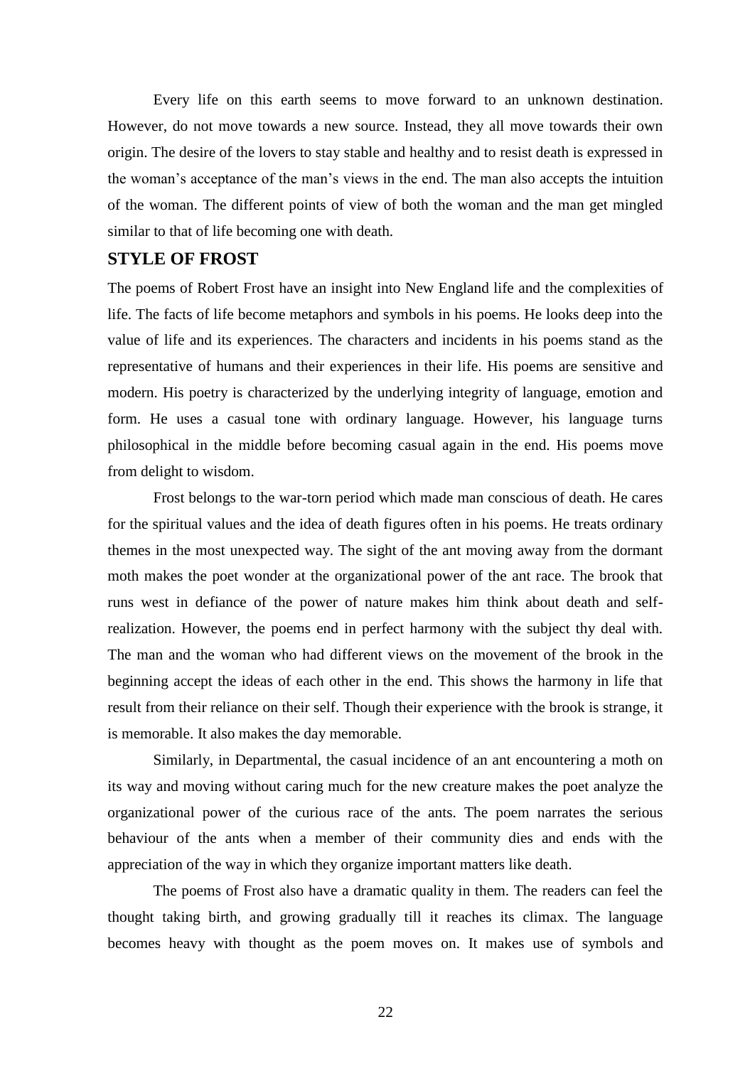Every life on this earth seems to move forward to an unknown destination. However, do not move towards a new source. Instead, they all move towards their own origin. The desire of the lovers to stay stable and healthy and to resist death is expressed in the woman's acceptance of the man's views in the end. The man also accepts the intuition of the woman. The different points of view of both the woman and the man get mingled similar to that of life becoming one with death.

## STYLE OF FROST

The poems of Robert Frost have an insight into New England life and the complexities of life. The facts of life become metaphors and symbols in his poems. He looks deep into the value of life and its experiences. The characters and incidents in his poems stand as the representative of humans and their experiences in their life. His poems are sensitive and modern. His poetry is characterized by the underlying integrity of language, emotion and form. He uses a casual tone with ordinary language. However, his language turns philosophical in the middle before becoming casual again in the end. His poems move from delight to wisdom.

Frost belongs to the war-torn period which made man conscious of death. He cares for the spiritual values and the idea of death figures often in his poems. He treats ordinary themes in the most unexpected way. The sight of the ant moving away from the dormant moth makes the poet wonder at the organizational power of the ant race. The brook that runs west in defiance of the power of nature makes him think about death and self-realization. However, the poems end in perfect harmony with the subject thy deal with. The man and the woman who had different views on the movement of the brook in the beginning accept the ideas of each other in the end. This shows the harmony in life that result from their reliance on their self. Though their experience with the brook is strange, it is memorable. It also makes the day memorable.

Similarly, in Departmental, the casual incidence of an ant encountering a moth on its way and moving without caring much for the new creature makes the poet analyze the organizational power of the curious race of the ants. The poem narrates the serious behaviour of the ants when a member of their community dies and ends with the appreciation of the way in which they organize important matters like death.

The poems of Frost also have a dramatic quality in them. The readers can feel the thought taking birth, and growing gradually till it reaches its climax. The language becomes heavy with thought as the poem moves on. It makes use of symbols and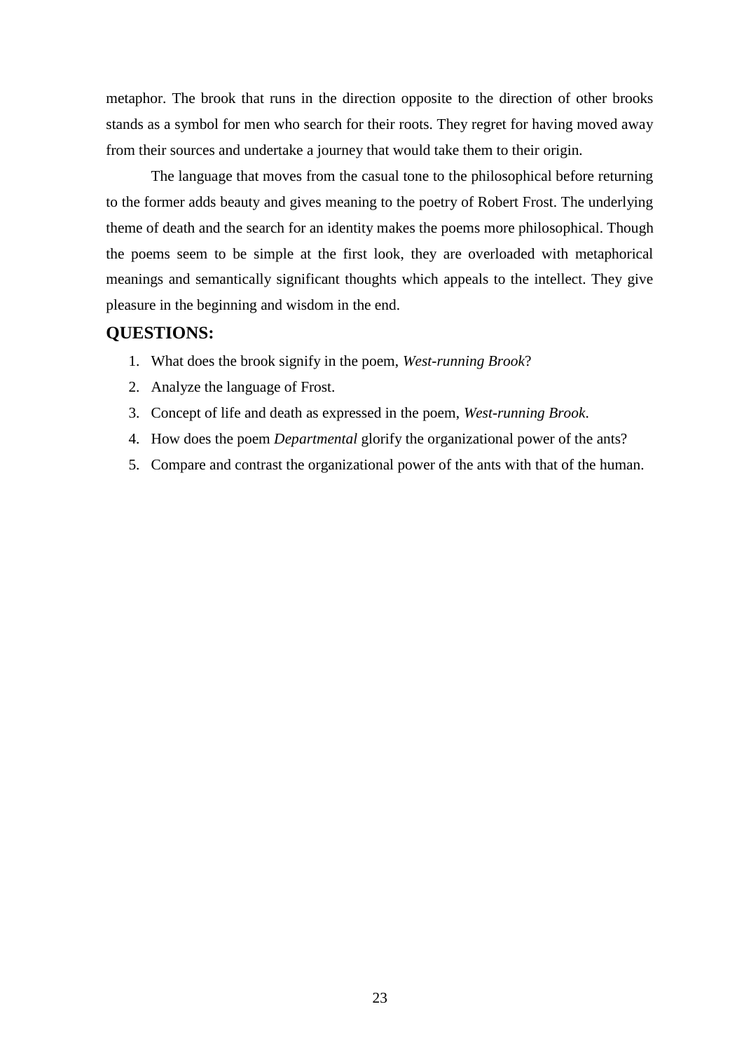metaphor. The brook that runs in the direction opposite to the direction of other brooks stands as a symbol for men who search for their roots. They regret for having moved away from their sources and undertake a journey that would take them to their origin.

The language that moves from the casual tone to the philosophical before returning to the former adds beauty and gives meaning to the poetry of Robert Frost. The underlying theme of death and the search for an identity makes the poems more philosophical. Though the poems seem to be simple at the first look, they are overloaded with metaphorical meanings and semantically significant thoughts which appeals to the intellect. They give pleasure in the beginning and wisdom in the end.

## QUESTIONS:

1. What does the brook signify in the poem, *West-running Brook*?
2. Analyze the language of Frost.
3. Concept of life and death as expressed in the poem, *West-running Brook*.
4. How does the poem *Departmental* glorify the organizational power of the ants?
5. Compare and contrast the organizational power of the ants with that of the human.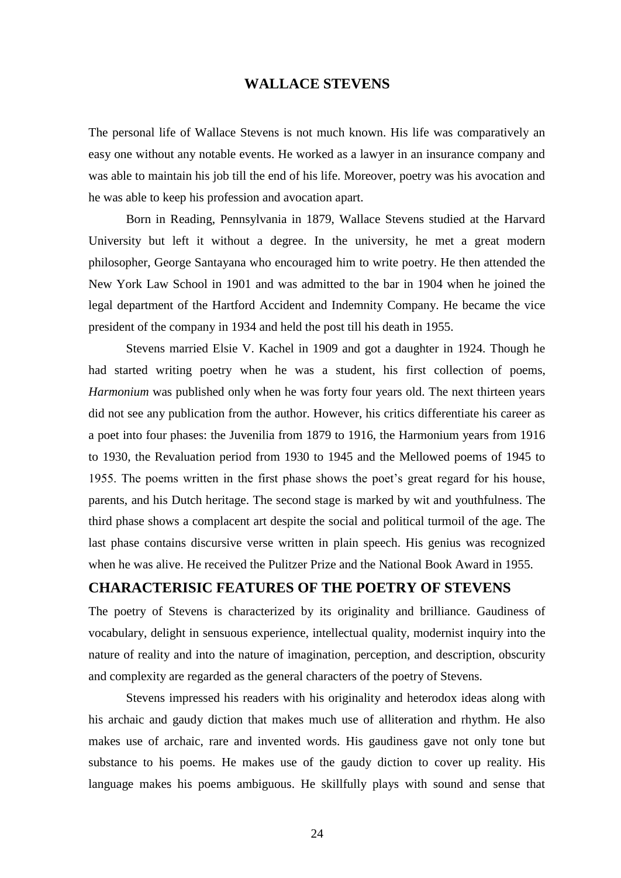# WALLACE STEVENS

The personal life of Wallace Stevens is not much known. His life was comparatively an easy one without any notable events. He worked as a lawyer in an insurance company and was able to maintain his job till the end of his life. Moreover, poetry was his avocation and he was able to keep his profession and avocation apart.

Born in Reading, Pennsylvania in 1879, Wallace Stevens studied at the Harvard University but left it without a degree. In the university, he met a great modern philosopher, George Santayana who encouraged him to write poetry. He then attended the New York Law School in 1901 and was admitted to the bar in 1904 when he joined the legal department of the Hartford Accident and Indemnity Company. He became the vice president of the company in 1934 and held the post till his death in 1955.

Stevens married Elsie V. Kachel in 1909 and got a daughter in 1924. Though he had started writing poetry when he was a student, his first collection of poems, *Harmonium* was published only when he was forty four years old. The next thirteen years did not see any publication from the author. However, his critics differentiate his career as a poet into four phases: the Juvenilia from 1879 to 1916, the Harmonium years from 1916 to 1930, the Revaluation period from 1930 to 1945 and the Mellowed poems of 1945 to 1955. The poems written in the first phase shows the poet's great regard for his house, parents, and his Dutch heritage. The second stage is marked by wit and youthfulness. The third phase shows a complacent art despite the social and political turmoil of the age. The last phase contains discursive verse written in plain speech. His genius was recognized when he was alive. He received the Pulitzer Prize and the National Book Award in 1955.

## CHARACTERISIC FEATURES OF THE POETRY OF STEVENS

The poetry of Stevens is characterized by its originality and brilliance. Gaudiness of vocabulary, delight in sensuous experience, intellectual quality, modernist inquiry into the nature of reality and into the nature of imagination, perception, and description, obscurity and complexity are regarded as the general characters of the poetry of Stevens.

Stevens impressed his readers with his originality and heterodox ideas along with his archaic and gaudy diction that makes much use of alliteration and rhythm. He also makes use of archaic, rare and invented words. His gaudiness gave not only tone but substance to his poems. He makes use of the gaudy diction to cover up reality. His language makes his poems ambiguous. He skillfully plays with sound and sense that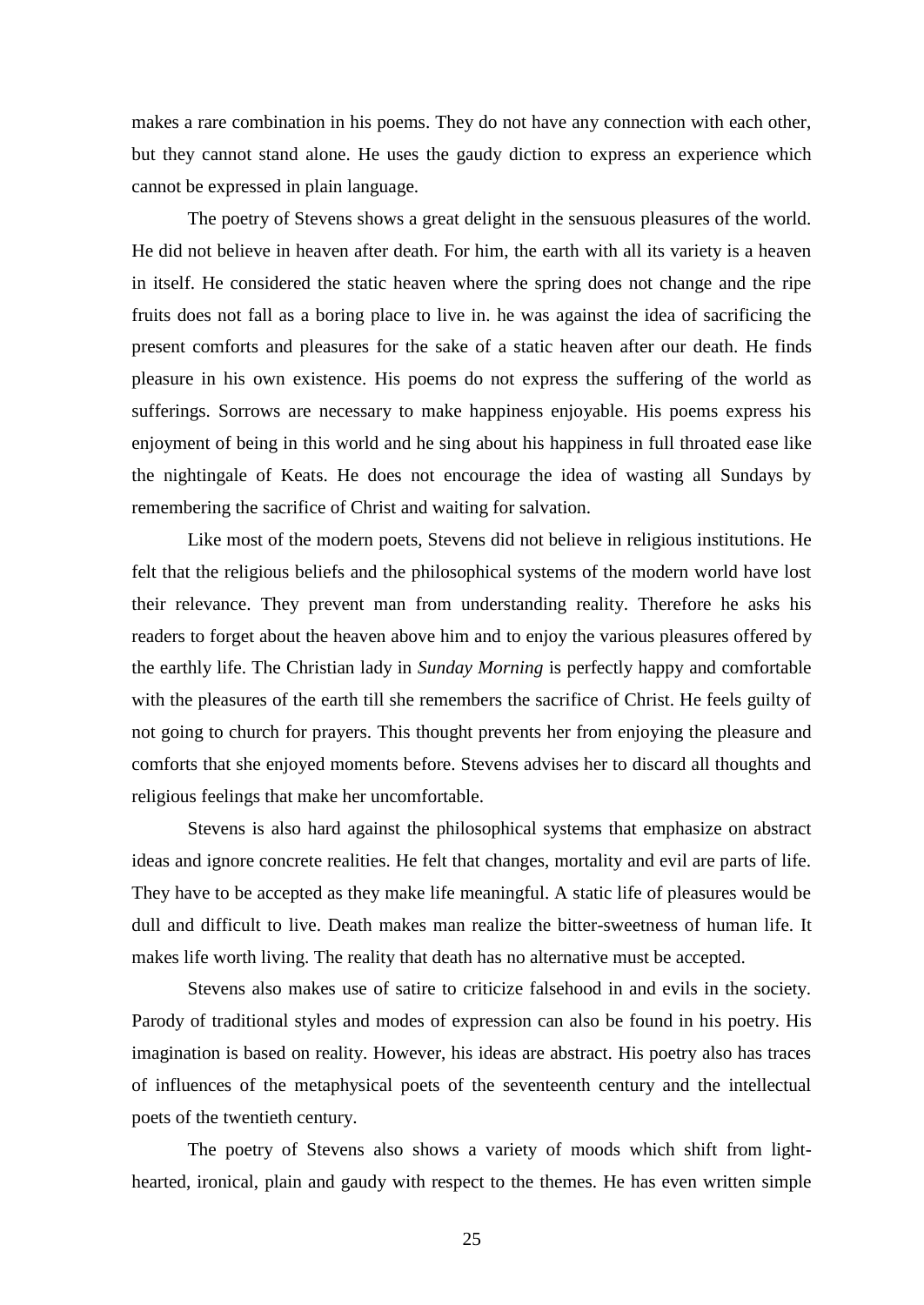makes a rare combination in his poems. They do not have any connection with each other, but they cannot stand alone. He uses the gaudy diction to express an experience which cannot be expressed in plain language.

The poetry of Stevens shows a great delight in the sensuous pleasures of the world. He did not believe in heaven after death. For him, the earth with all its variety is a heaven in itself. He considered the static heaven where the spring does not change and the ripe fruits does not fall as a boring place to live in. he was against the idea of sacrificing the present comforts and pleasures for the sake of a static heaven after our death. He finds pleasure in his own existence. His poems do not express the suffering of the world as sufferings. Sorrows are necessary to make happiness enjoyable. His poems express his enjoyment of being in this world and he sing about his happiness in full throated ease like the nightingale of Keats. He does not encourage the idea of wasting all Sundays by remembering the sacrifice of Christ and waiting for salvation.

Like most of the modern poets, Stevens did not believe in religious institutions. He felt that the religious beliefs and the philosophical systems of the modern world have lost their relevance. They prevent man from understanding reality. Therefore he asks his readers to forget about the heaven above him and to enjoy the various pleasures offered by the earthly life. The Christian lady in *Sunday Morning* is perfectly happy and comfortable with the pleasures of the earth till she remembers the sacrifice of Christ. He feels guilty of not going to church for prayers. This thought prevents her from enjoying the pleasure and comforts that she enjoyed moments before. Stevens advises her to discard all thoughts and religious feelings that make her uncomfortable.

Stevens is also hard against the philosophical systems that emphasize on abstract ideas and ignore concrete realities. He felt that changes, mortality and evil are parts of life. They have to be accepted as they make life meaningful. A static life of pleasures would be dull and difficult to live. Death makes man realize the bitter-sweetness of human life. It makes life worth living. The reality that death has no alternative must be accepted.

Stevens also makes use of satire to criticize falsehood in and evils in the society. Parody of traditional styles and modes of expression can also be found in his poetry. His imagination is based on reality. However, his ideas are abstract. His poetry also has traces of influences of the metaphysical poets of the seventeenth century and the intellectual poets of the twentieth century.

The poetry of Stevens also shows a variety of moods which shift from light-hearted, ironical, plain and gaudy with respect to the themes. He has even written simple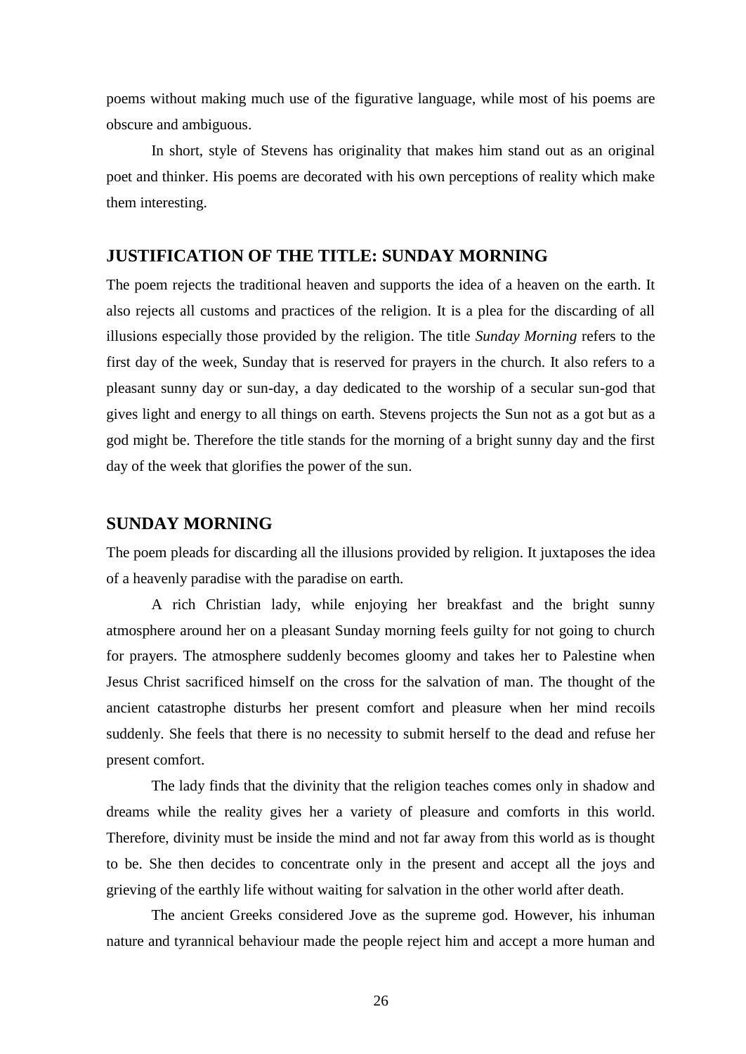poems without making much use of the figurative language, while most of his poems are obscure and ambiguous.

In short, style of Stevens has originality that makes him stand out as an original poet and thinker. His poems are decorated with his own perceptions of reality which make them interesting.

## JUSTIFICATION OF THE TITLE: SUNDAY MORNING

The poem rejects the traditional heaven and supports the idea of a heaven on the earth. It also rejects all customs and practices of the religion. It is a plea for the discarding of all illusions especially those provided by the religion. The title *Sunday Morning* refers to the first day of the week, Sunday that is reserved for prayers in the church. It also refers to a pleasant sunny day or sun-day, a day dedicated to the worship of a secular sun-god that gives light and energy to all things on earth. Stevens projects the Sun not as a got but as a god might be. Therefore the title stands for the morning of a bright sunny day and the first day of the week that glorifies the power of the sun.

## SUNDAY MORNING

The poem pleads for discarding all the illusions provided by religion. It juxtaposes the idea of a heavenly paradise with the paradise on earth.

A rich Christian lady, while enjoying her breakfast and the bright sunny atmosphere around her on a pleasant Sunday morning feels guilty for not going to church for prayers. The atmosphere suddenly becomes gloomy and takes her to Palestine when Jesus Christ sacrificed himself on the cross for the salvation of man. The thought of the ancient catastrophe disturbs her present comfort and pleasure when her mind recoils suddenly. She feels that there is no necessity to submit herself to the dead and refuse her present comfort.

The lady finds that the divinity that the religion teaches comes only in shadow and dreams while the reality gives her a variety of pleasure and comforts in this world. Therefore, divinity must be inside the mind and not far away from this world as is thought to be. She then decides to concentrate only in the present and accept all the joys and grieving of the earthly life without waiting for salvation in the other world after death.

The ancient Greeks considered Jove as the supreme god. However, his inhuman nature and tyrannical behaviour made the people reject him and accept a more human and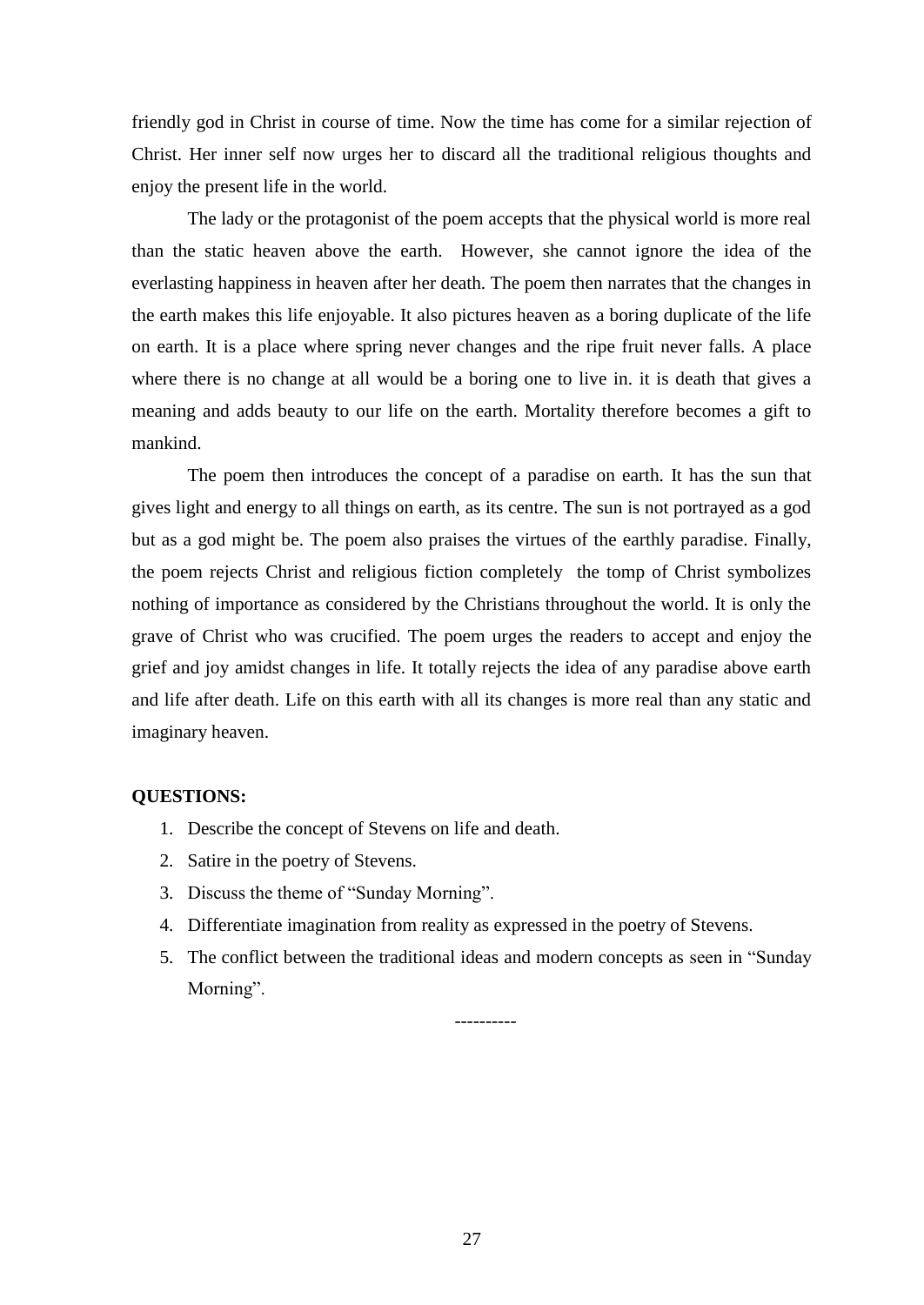friendly god in Christ in course of time. Now the time has come for a similar rejection of Christ. Her inner self now urges her to discard all the traditional religious thoughts and enjoy the present life in the world.

The lady or the protagonist of the poem accepts that the physical world is more real than the static heaven above the earth. However, she cannot ignore the idea of the everlasting happiness in heaven after her death. The poem then narrates that the changes in the earth makes this life enjoyable. It also pictures heaven as a boring duplicate of the life on earth. It is a place where spring never changes and the ripe fruit never falls. A place where there is no change at all would be a boring one to live in. it is death that gives a meaning and adds beauty to our life on the earth. Mortality therefore becomes a gift to mankind.

The poem then introduces the concept of a paradise on earth. It has the sun that gives light and energy to all things on earth, as its centre. The sun is not portrayed as a god but as a god might be. The poem also praises the virtues of the earthly paradise. Finally, the poem rejects Christ and religious fiction completely the tomp of Christ symbolizes nothing of importance as considered by the Christians throughout the world. It is only the grave of Christ who was crucified. The poem urges the readers to accept and enjoy the grief and joy amidst changes in life. It totally rejects the idea of any paradise above earth and life after death. Life on this earth with all its changes is more real than any static and imaginary heaven.

**QUESTIONS:**

1. Describe the concept of Stevens on life and death.
2. Satire in the poetry of Stevens.
3. Discuss the theme of “Sunday Morning”.
4. Differentiate imagination from reality as expressed in the poetry of Stevens.
5. The conflict between the traditional ideas and modern concepts as seen in “Sunday Morning”.

----------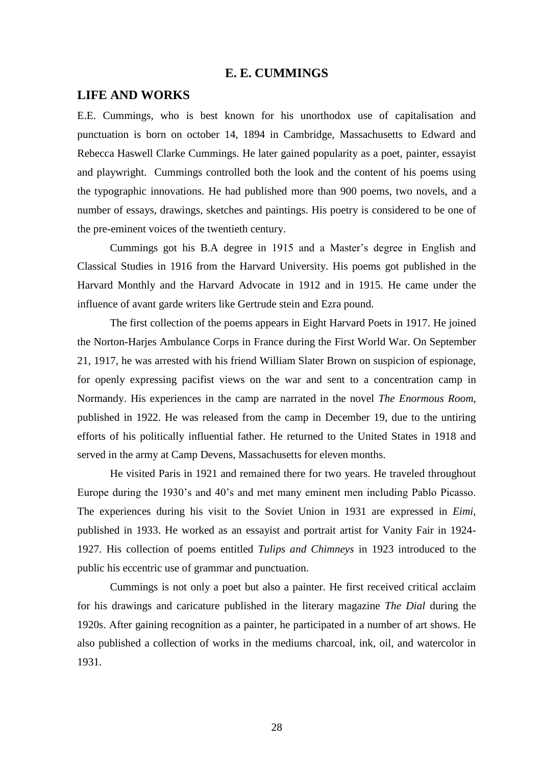# E. E. CUMMINGS

## LIFE AND WORKS

E.E. Cummings, who is best known for his unorthodox use of capitalisation and punctuation is born on october 14, 1894 in Cambridge, Massachusetts to Edward and Rebecca Haswell Clarke Cummings. He later gained popularity as a poet, painter, essayist and playwright. Cummings controlled both the look and the content of his poems using the typographic innovations. He had published more than 900 poems, two novels, and a number of essays, drawings, sketches and paintings. His poetry is considered to be one of the pre-eminent voices of the twentieth century.

Cummings got his B.A degree in 1915 and a Master's degree in English and Classical Studies in 1916 from the Harvard University. His poems got published in the Harvard Monthly and the Harvard Advocate in 1912 and in 1915. He came under the influence of avant garde writers like Gertrude stein and Ezra pound.

The first collection of the poems appears in Eight Harvard Poets in 1917. He joined the Norton-Harjes Ambulance Corps in France during the First World War. On September 21, 1917, he was arrested with his friend William Slater Brown on suspicion of espionage, for openly expressing pacifist views on the war and sent to a concentration camp in Normandy. His experiences in the camp are narrated in the novel *The Enormous Room*, published in 1922. He was released from the camp in December 19, due to the untiring efforts of his politically influential father. He returned to the United States in 1918 and served in the army at Camp Devens, Massachusetts for eleven months.

He visited Paris in 1921 and remained there for two years. He traveled throughout Europe during the 1930's and 40's and met many eminent men including Pablo Picasso. The experiences during his visit to the Soviet Union in 1931 are expressed in *Eimi*, published in 1933. He worked as an essayist and portrait artist for Vanity Fair in 1924-1927. His collection of poems entitled *Tulips and Chimneys* in 1923 introduced to the public his eccentric use of grammar and punctuation.

Cummings is not only a poet but also a painter. He first received critical acclaim for his drawings and caricature published in the literary magazine *The Dial* during the 1920s. After gaining recognition as a painter, he participated in a number of art shows. He also published a collection of works in the mediums charcoal, ink, oil, and watercolor in 1931.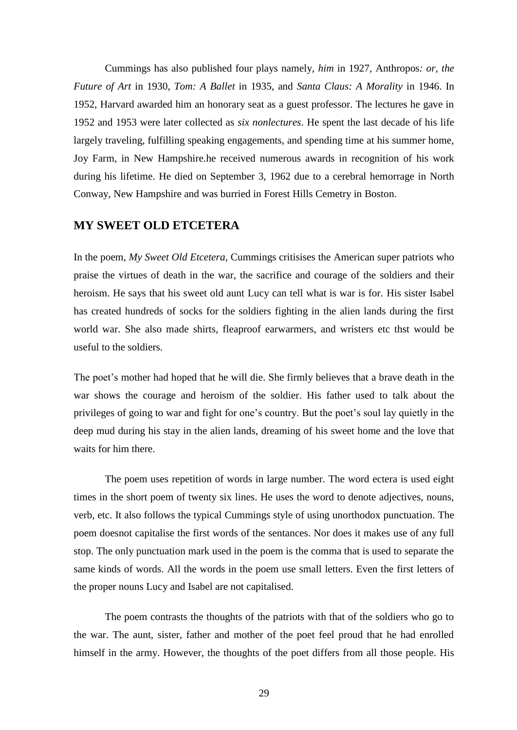Cummings has also published four plays namely, *him* in 1927, Anthropos*: or, the Future of Art* in 1930, *Tom: A Ballet* in 1935, and *Santa Claus: A Morality* in 1946. In 1952, Harvard awarded him an honorary seat as a guest professor. The lectures he gave in 1952 and 1953 were later collected as *six nonlectures*. He spent the last decade of his life largely traveling, fulfilling speaking engagements, and spending time at his summer home, Joy Farm, in New Hampshire.he received numerous awards in recognition of his work during his lifetime. He died on September 3, 1962 due to a cerebral hemorrage in North Conway, New Hampshire and was burried in Forest Hills Cemetry in Boston.

## MY SWEET OLD ETCETERA

In the poem, *My Sweet Old Etcetera*, Cummings critisises the American super patriots who praise the virtues of death in the war, the sacrifice and courage of the soldiers and their heroism. He says that his sweet old aunt Lucy can tell what is war is for. His sister Isabel has created hundreds of socks for the soldiers fighting in the alien lands during the first world war. She also made shirts, fleaproof earwarmers, and wristers etc thst would be useful to the soldiers.

The poet's mother had hoped that he will die. She firmly believes that a brave death in the war shows the courage and heroism of the soldier. His father used to talk about the privileges of going to war and fight for one's country. But the poet's soul lay quietly in the deep mud during his stay in the alien lands, dreaming of his sweet home and the love that waits for him there.

The poem uses repetition of words in large number. The word ectera is used eight times in the short poem of twenty six lines. He uses the word to denote adjectives, nouns, verb, etc. It also follows the typical Cummings style of using unorthodox punctuation. The poem doesnot capitalise the first words of the sentances. Nor does it makes use of any full stop. The only punctuation mark used in the poem is the comma that is used to separate the same kinds of words. All the words in the poem use small letters. Even the first letters of the proper nouns Lucy and Isabel are not capitalised.

The poem contrasts the thoughts of the patriots with that of the soldiers who go to the war. The aunt, sister, father and mother of the poet feel proud that he had enrolled himself in the army. However, the thoughts of the poet differs from all those people. His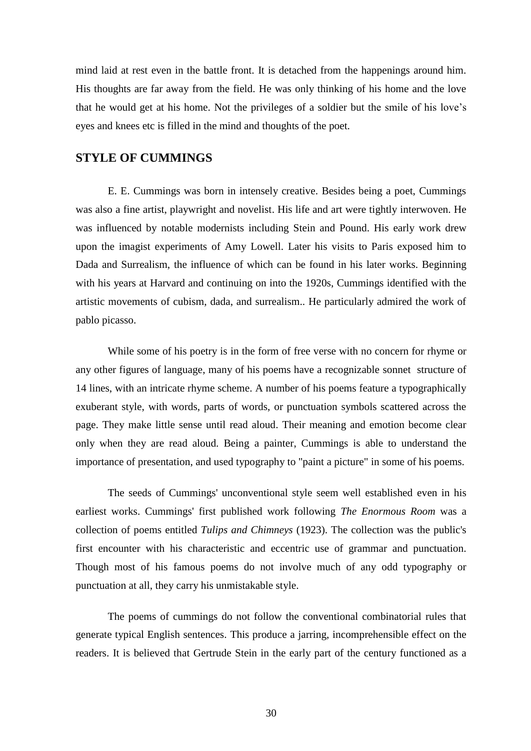mind laid at rest even in the battle front. It is detached from the happenings around him. His thoughts are far away from the field. He was only thinking of his home and the love that he would get at his home. Not the privileges of a soldier but the smile of his love's eyes and knees etc is filled in the mind and thoughts of the poet.

## STYLE OF CUMMINGS

E. E. Cummings was born in intensely creative. Besides being a poet, Cummings was also a fine artist, playwright and novelist. His life and art were tightly interwoven. He was influenced by notable modernists including Stein and Pound. His early work drew upon the imagist experiments of Amy Lowell. Later his visits to Paris exposed him to Dada and Surrealism, the influence of which can be found in his later works. Beginning with his years at Harvard and continuing on into the 1920s, Cummings identified with the artistic movements of cubism, dada, and surrealism.. He particularly admired the work of pablo picasso.

While some of his poetry is in the form of free verse with no concern for rhyme or any other figures of language, many of his poems have a recognizable sonnet structure of 14 lines, with an intricate rhyme scheme. A number of his poems feature a typographically exuberant style, with words, parts of words, or punctuation symbols scattered across the page. They make little sense until read aloud. Their meaning and emotion become clear only when they are read aloud. Being a painter, Cummings is able to understand the importance of presentation, and used typography to "paint a picture" in some of his poems.

The seeds of Cummings' unconventional style seem well established even in his earliest works. Cummings' first published work following *The Enormous Room* was a collection of poems entitled *Tulips and Chimneys* (1923). The collection was the public's first encounter with his characteristic and eccentric use of grammar and punctuation. Though most of his famous poems do not involve much of any odd typography or punctuation at all, they carry his unmistakable style.

The poems of cummings do not follow the conventional combinatorial rules that generate typical English sentences. This produce a jarring, incomprehensible effect on the readers. It is believed that Gertrude Stein in the early part of the century functioned as a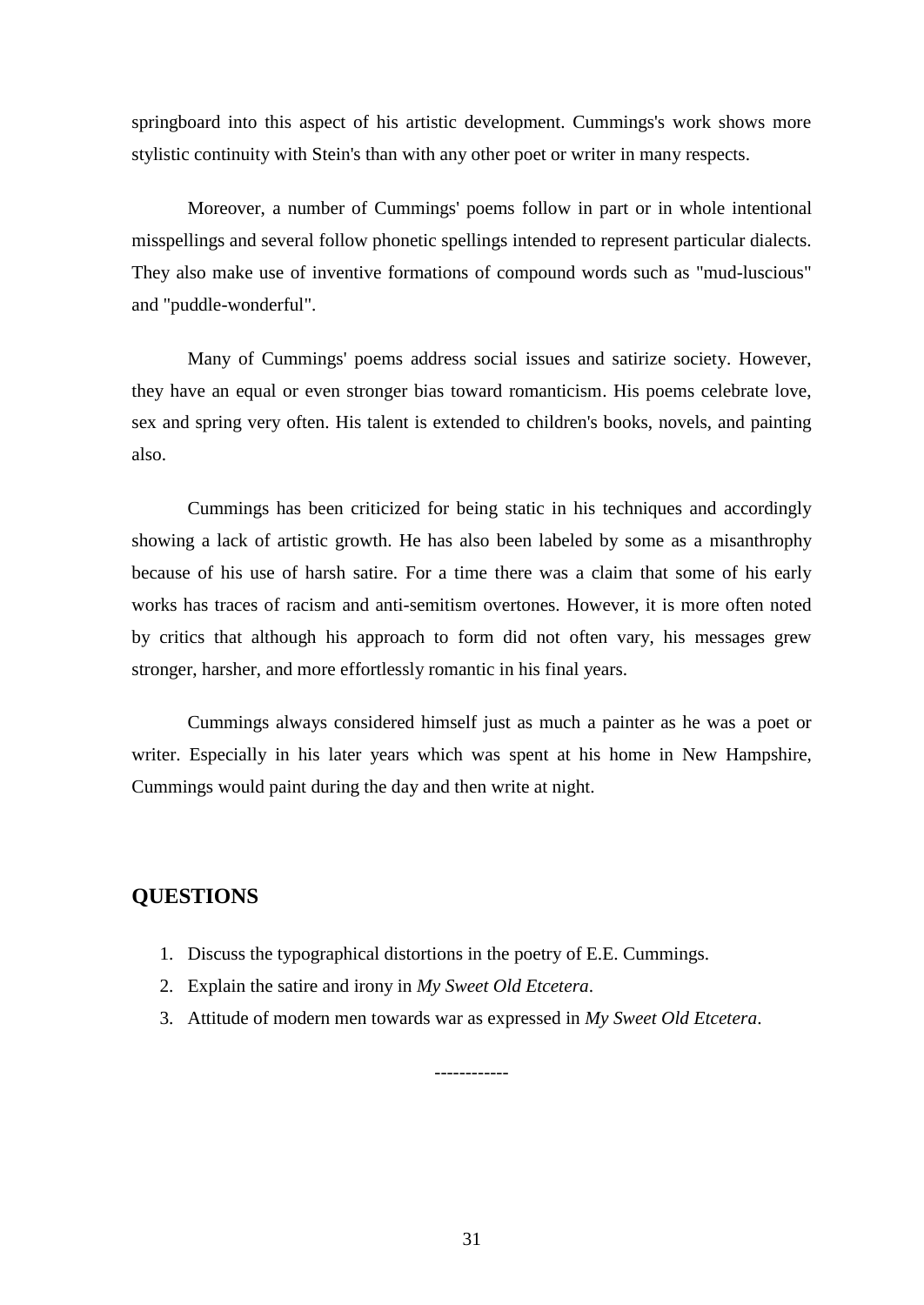springboard into this aspect of his artistic development. Cummings's work shows more stylistic continuity with Stein's than with any other poet or writer in many respects.

Moreover, a number of Cummings' poems follow in part or in whole intentional misspellings and several follow phonetic spellings intended to represent particular dialects. They also make use of inventive formations of compound words such as "mud-luscious" and "puddle-wonderful".

Many of Cummings' poems address social issues and satirize society. However, they have an equal or even stronger bias toward romanticism. His poems celebrate love, sex and spring very often. His talent is extended to children's books, novels, and painting also.

Cummings has been criticized for being static in his techniques and accordingly showing a lack of artistic growth. He has also been labeled by some as a misanthrophy because of his use of harsh satire. For a time there was a claim that some of his early works has traces of racism and anti-semitism overtones. However, it is more often noted by critics that although his approach to form did not often vary, his messages grew stronger, harsher, and more effortlessly romantic in his final years.

Cummings always considered himself just as much a painter as he was a poet or writer. Especially in his later years which was spent at his home in New Hampshire, Cummings would paint during the day and then write at night.

## QUESTIONS

1. Discuss the typographical distortions in the poetry of E.E. Cummings.
2. Explain the satire and irony in *My Sweet Old Etcetera*.
3. Attitude of modern men towards war as expressed in *My Sweet Old Etcetera*.

------------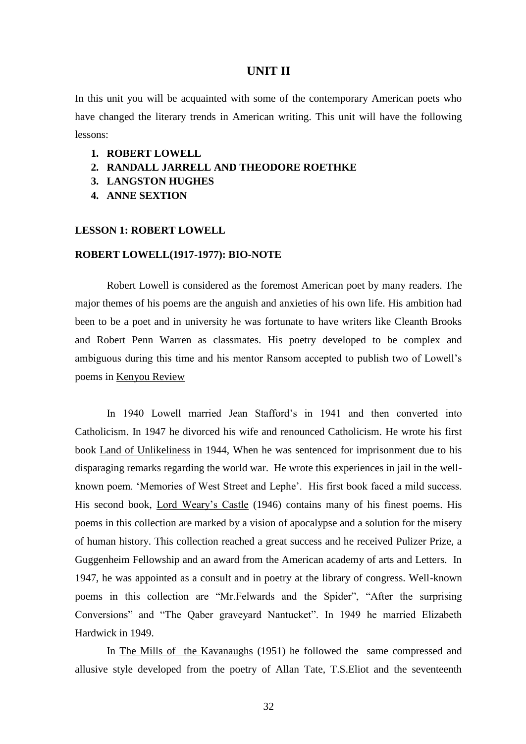# UNIT II

In this unit you will be acquainted with some of the contemporary American poets who have changed the literary trends in American writing. This unit will have the following lessons:

1. **ROBERT LOWELL**
2. **RANDALL JARRELL AND THEODORE ROETHKE**
3. **LANGSTON HUGHES**
4. **ANNE SEXTION**

## LESSON 1: ROBERT LOWELL

### ROBERT LOWELL(1917-1977): BIO-NOTE

Robert Lowell is considered as the foremost American poet by many readers. The major themes of his poems are the anguish and anxieties of his own life. His ambition had been to be a poet and in university he was fortunate to have writers like Cleanth Brooks and Robert Penn Warren as classmates. His poetry developed to be complex and ambiguous during this time and his mentor Ransom accepted to publish two of Lowell's poems in Kenyou Review

In 1940 Lowell married Jean Stafford's in 1941 and then converted into Catholicism. In 1947 he divorced his wife and renounced Catholicism. He wrote his first book Land of Unlikeliness in 1944, When he was sentenced for imprisonment due to his disparaging remarks regarding the world war. He wrote this experiences in jail in the well-known poem. 'Memories of West Street and Lephe'. His first book faced a mild success. His second book, Lord Weary's Castle (1946) contains many of his finest poems. His poems in this collection are marked by a vision of apocalypse and a solution for the misery of human history. This collection reached a great success and he received Pulizer Prize, a Guggenheim Fellowship and an award from the American academy of arts and Letters. In 1947, he was appointed as a consult and in poetry at the library of congress. Well-known poems in this collection are "Mr.Felwards and the Spider", "After the surprising Conversions" and "The Qaber graveyard Nantucket". In 1949 he married Elizabeth Hardwick in 1949.

In The Mills of the Kavanaughs (1951) he followed the same compressed and allusive style developed from the poetry of Allan Tate, T.S.Eliot and the seventeenth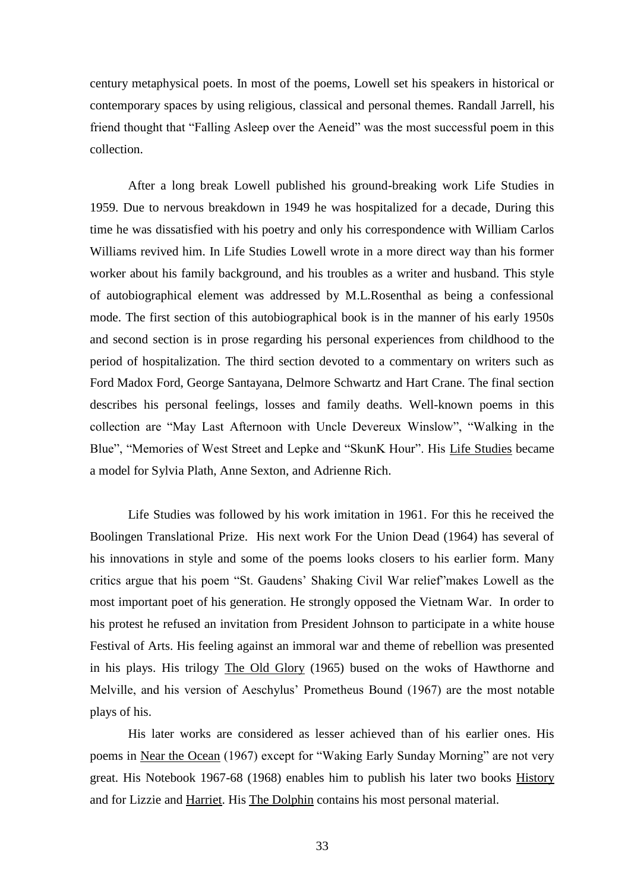century metaphysical poets. In most of the poems, Lowell set his speakers in historical or contemporary spaces by using religious, classical and personal themes. Randall Jarrell, his friend thought that "Falling Asleep over the Aeneid" was the most successful poem in this collection.

After a long break Lowell published his ground-breaking work Life Studies in 1959. Due to nervous breakdown in 1949 he was hospitalized for a decade, During this time he was dissatisfied with his poetry and only his correspondence with William Carlos Williams revived him. In Life Studies Lowell wrote in a more direct way than his former worker about his family background, and his troubles as a writer and husband. This style of autobiographical element was addressed by M.L.Rosenthal as being a confessional mode. The first section of this autobiographical book is in the manner of his early 1950s and second section is in prose regarding his personal experiences from childhood to the period of hospitalization. The third section devoted to a commentary on writers such as Ford Madox Ford, George Santayana, Delmore Schwartz and Hart Crane. The final section describes his personal feelings, losses and family deaths. Well-known poems in this collection are "May Last Afternoon with Uncle Devereux Winslow", "Walking in the Blue", "Memories of West Street and Lepke and "SkunK Hour". His Life Studies became a model for Sylvia Plath, Anne Sexton, and Adrienne Rich.

Life Studies was followed by his work imitation in 1961. For this he received the Boolingen Translational Prize. His next work For the Union Dead (1964) has several of his innovations in style and some of the poems looks closers to his earlier form. Many critics argue that his poem "St. Gaudens' Shaking Civil War relief"makes Lowell as the most important poet of his generation. He strongly opposed the Vietnam War. In order to his protest he refused an invitation from President Johnson to participate in a white house Festival of Arts. His feeling against an immoral war and theme of rebellion was presented in his plays. His trilogy The Old Glory (1965) bused on the woks of Hawthorne and Melville, and his version of Aeschylus' Prometheus Bound (1967) are the most notable plays of his.

His later works are considered as lesser achieved than of his earlier ones. His poems in Near the Ocean (1967) except for "Waking Early Sunday Morning" are not very great. His Notebook 1967-68 (1968) enables him to publish his later two books History and for Lizzie and Harriet. His The Dolphin contains his most personal material.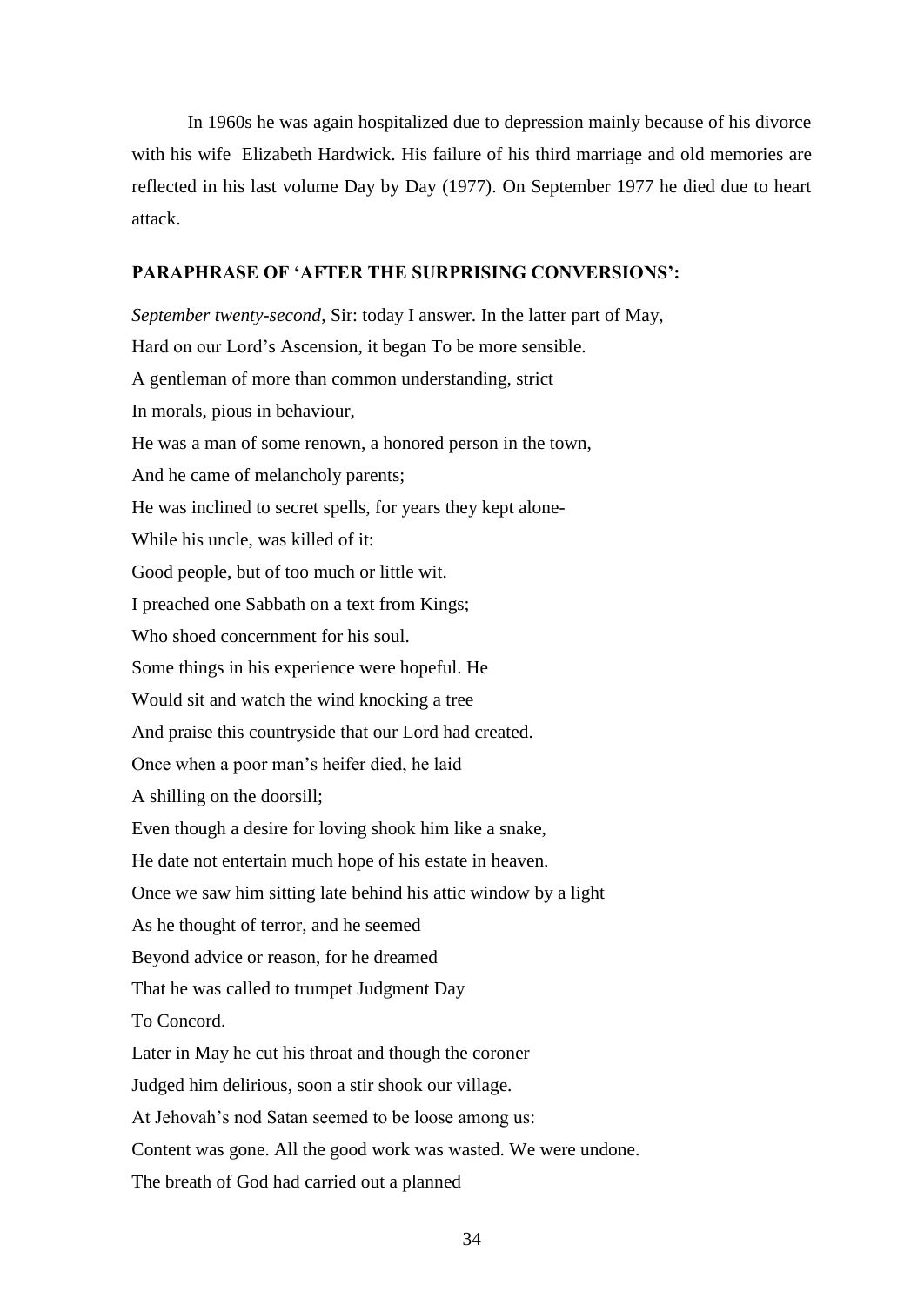In 1960s he was again hospitalized due to depression mainly because of his divorce with his wife  Elizabeth Hardwick. His failure of his third marriage and old memories are reflected in his last volume Day by Day (1977). On September 1977 he died due to heart attack.

## PARAPHRASE OF 'AFTER THE SURPRISING CONVERSIONS':

*September twenty-second*, Sir: today I answer. In the latter part of May,

Hard on our Lord's Ascension, it began To be more sensible.

A gentleman of more than common understanding, strict

In morals, pious in behaviour,

He was a man of some renown, a honored person in the town,

And he came of melancholy parents;

He was inclined to secret spells, for years they kept alone-

While his uncle, was killed of it:

Good people, but of too much or little wit.

I preached one Sabbath on a text from Kings;

Who shoed concernment for his soul.

Some things in his experience were hopeful. He

Would sit and watch the wind knocking a tree

And praise this countryside that our Lord had created.

Once when a poor man's heifer died, he laid

A shilling on the doorsill;

Even though a desire for loving shook him like a snake,

He date not entertain much hope of his estate in heaven.

Once we saw him sitting late behind his attic window by a light

As he thought of terror, and he seemed

Beyond advice or reason, for he dreamed

That he was called to trumpet Judgment Day

To Concord.

Later in May he cut his throat and though the coroner

Judged him delirious, soon a stir shook our village.

At Jehovah's nod Satan seemed to be loose among us:

Content was gone. All the good work was wasted. We were undone.

The breath of God had carried out a planned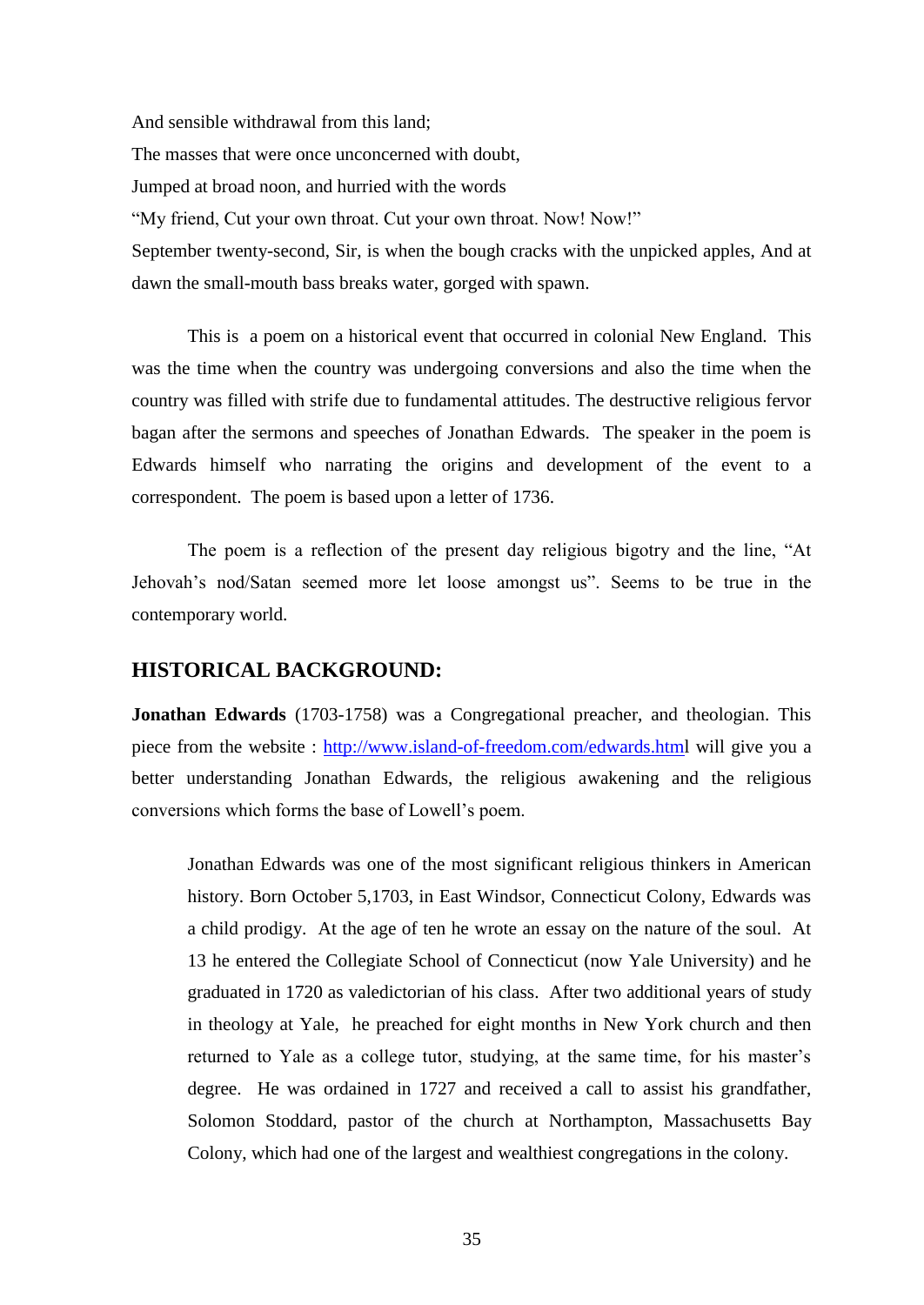And sensible withdrawal from this land;

The masses that were once unconcerned with doubt,

Jumped at broad noon, and hurried with the words

"My friend, Cut your own throat. Cut your own throat. Now! Now!"

September twenty-second, Sir, is when the bough cracks with the unpicked apples, And at dawn the small-mouth bass breaks water, gorged with spawn.

This is a poem on a historical event that occurred in colonial New England. This was the time when the country was undergoing conversions and also the time when the country was filled with strife due to fundamental attitudes. The destructive religious fervor bagan after the sermons and speeches of Jonathan Edwards. The speaker in the poem is Edwards himself who narrating the origins and development of the event to a correspondent. The poem is based upon a letter of 1736.

The poem is a reflection of the present day religious bigotry and the line, "At Jehovah's nod/Satan seemed more let loose amongst us". Seems to be true in the contemporary world.

## HISTORICAL BACKGROUND:

**Jonathan Edwards** (1703-1758) was a Congregational preacher, and theologian. This piece from the website : http://www.island-of-freedom.com/edwards.html will give you a better understanding Jonathan Edwards, the religious awakening and the religious conversions which forms the base of Lowell's poem.

> Jonathan Edwards was one of the most significant religious thinkers in American history. Born October 5,1703, in East Windsor, Connecticut Colony, Edwards was a child prodigy. At the age of ten he wrote an essay on the nature of the soul. At 13 he entered the Collegiate School of Connecticut (now Yale University) and he graduated in 1720 as valedictorian of his class. After two additional years of study in theology at Yale, he preached for eight months in New York church and then returned to Yale as a college tutor, studying, at the same time, for his master's degree. He was ordained in 1727 and received a call to assist his grandfather, Solomon Stoddard, pastor of the church at Northampton, Massachusetts Bay Colony, which had one of the largest and wealthiest congregations in the colony.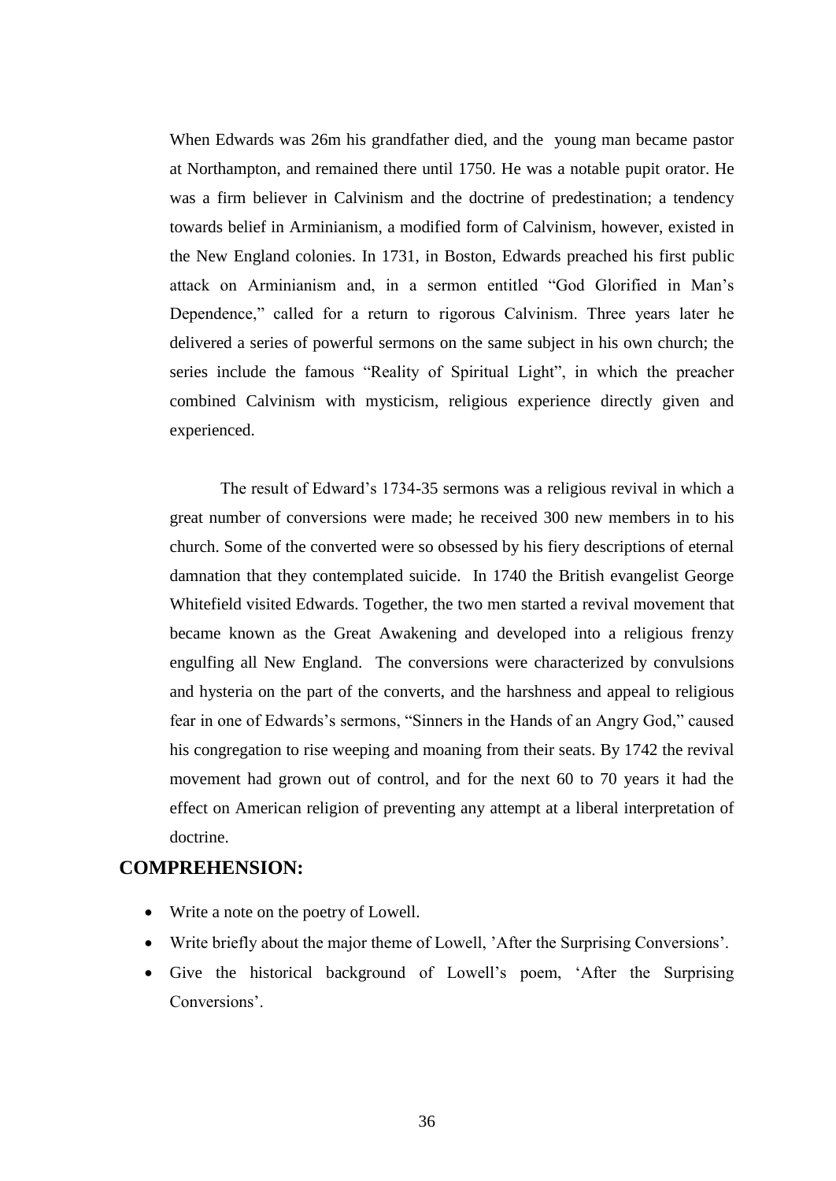When Edwards was 26m his grandfather died, and the young man became pastor at Northampton, and remained there until 1750. He was a notable pupit orator. He was a firm believer in Calvinism and the doctrine of predestination; a tendency towards belief in Arminianism, a modified form of Calvinism, however, existed in the New England colonies. In 1731, in Boston, Edwards preached his first public attack on Arminianism and, in a sermon entitled "God Glorified in Man's Dependence," called for a return to rigorous Calvinism. Three years later he delivered a series of powerful sermons on the same subject in his own church; the series include the famous "Reality of Spiritual Light", in which the preacher combined Calvinism with mysticism, religious experience directly given and experienced.

The result of Edward's 1734-35 sermons was a religious revival in which a great number of conversions were made; he received 300 new members in to his church. Some of the converted were so obsessed by his fiery descriptions of eternal damnation that they contemplated suicide. In 1740 the British evangelist George Whitefield visited Edwards. Together, the two men started a revival movement that became known as the Great Awakening and developed into a religious frenzy engulfing all New England. The conversions were characterized by convulsions and hysteria on the part of the converts, and the harshness and appeal to religious fear in one of Edwards's sermons, "Sinners in the Hands of an Angry God," caused his congregation to rise weeping and moaning from their seats. By 1742 the revival movement had grown out of control, and for the next 60 to 70 years it had the effect on American religion of preventing any attempt at a liberal interpretation of doctrine.

## COMPREHENSION:

- Write a note on the poetry of Lowell.
- Write briefly about the major theme of Lowell, 'After the Surprising Conversions'.
- Give the historical background of Lowell's poem, 'After the Surprising Conversions'.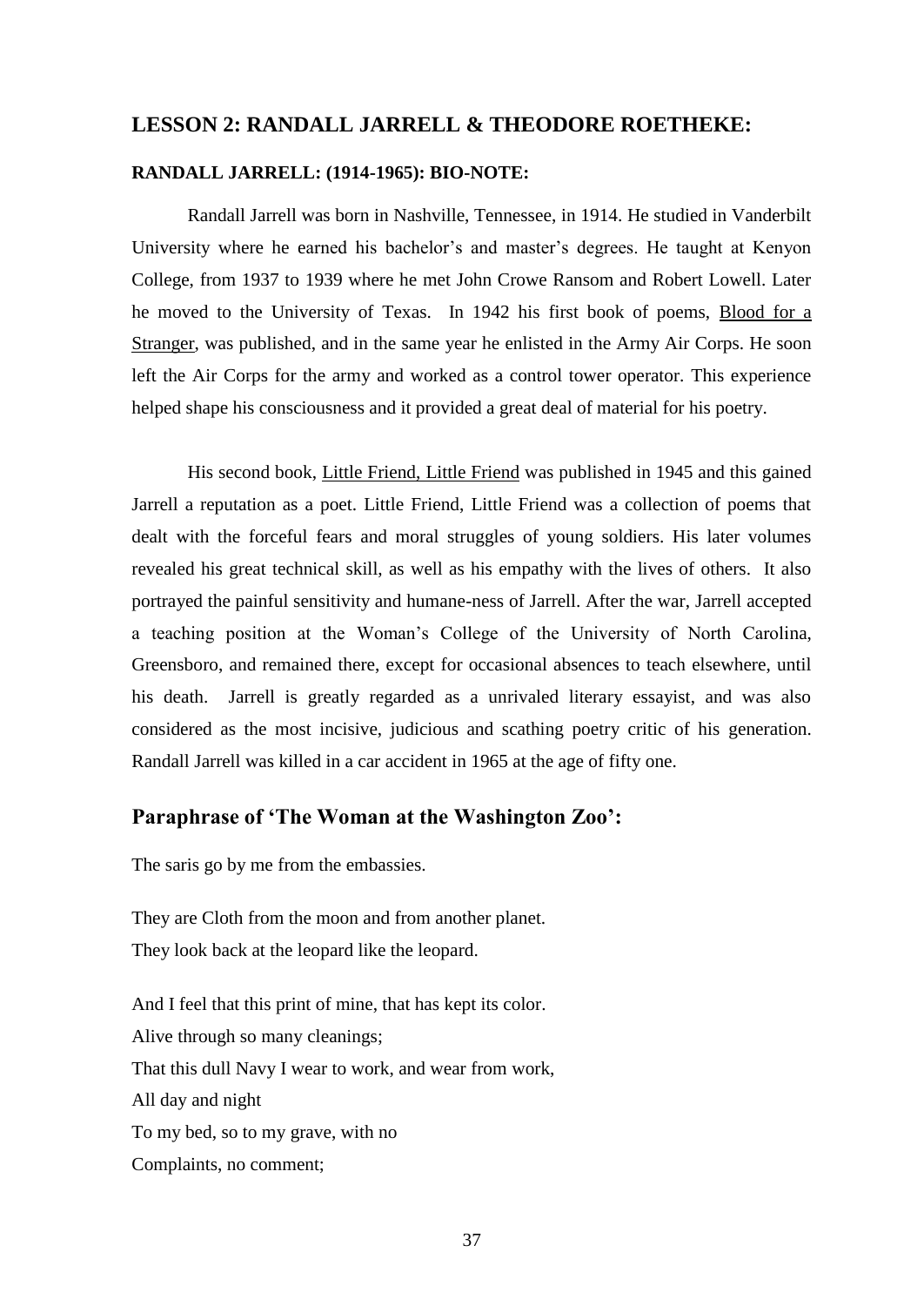## LESSON 2: RANDALL JARRELL & THEODORE ROETHEKE:

### RANDALL JARRELL: (1914-1965): BIO-NOTE:

Randall Jarrell was born in Nashville, Tennessee, in 1914. He studied in Vanderbilt University where he earned his bachelor's and master's degrees. He taught at Kenyon College, from 1937 to 1939 where he met John Crowe Ransom and Robert Lowell. Later he moved to the University of Texas. In 1942 his first book of poems, Blood for a Stranger, was published, and in the same year he enlisted in the Army Air Corps. He soon left the Air Corps for the army and worked as a control tower operator. This experience helped shape his consciousness and it provided a great deal of material for his poetry.

His second book, Little Friend, Little Friend was published in 1945 and this gained Jarrell a reputation as a poet. Little Friend, Little Friend was a collection of poems that dealt with the forceful fears and moral struggles of young soldiers. His later volumes revealed his great technical skill, as well as his empathy with the lives of others. It also portrayed the painful sensitivity and humane-ness of Jarrell. After the war, Jarrell accepted a teaching position at the Woman's College of the University of North Carolina, Greensboro, and remained there, except for occasional absences to teach elsewhere, until his death. Jarrell is greatly regarded as a unrivaled literary essayist, and was also considered as the most incisive, judicious and scathing poetry critic of his generation. Randall Jarrell was killed in a car accident in 1965 at the age of fifty one.

## Paraphrase of 'The Woman at the Washington Zoo':

The saris go by me from the embassies.

They are Cloth from the moon and from another planet.
They look back at the leopard like the leopard.

And I feel that this print of mine, that has kept its color.
Alive through so many cleanings;
That this dull Navy I wear to work, and wear from work,
All day and night
To my bed, so to my grave, with no
Complaints, no comment;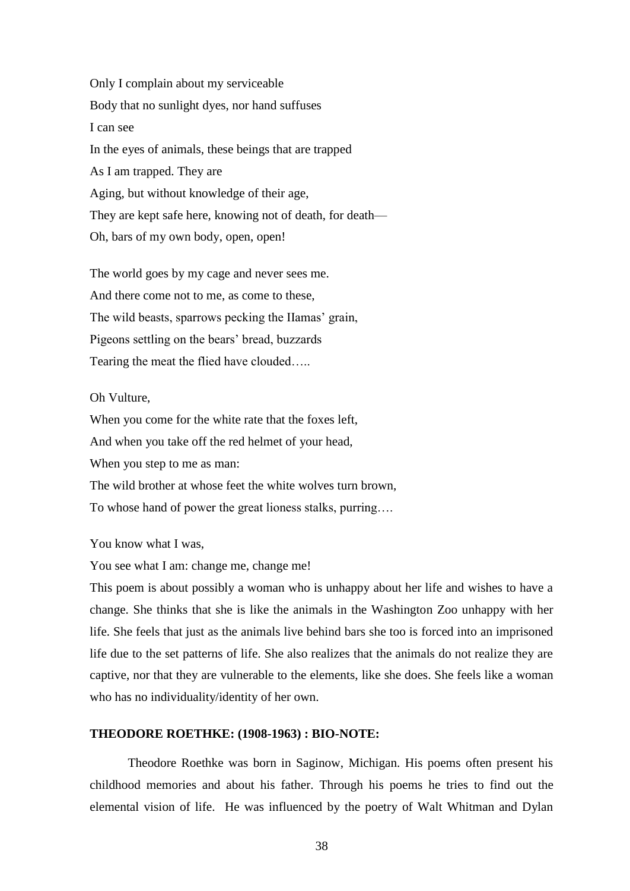Only I complain about my serviceable
Body that no sunlight dyes, nor hand suffuses
I can see
In the eyes of animals, these beings that are trapped
As I am trapped. They are
Aging, but without knowledge of their age,
They are kept safe here, knowing not of death, for death—
Oh, bars of my own body, open, open!

The world goes by my cage and never sees me.
And there come not to me, as come to these,
The wild beasts, sparrows pecking the IIamas' grain,
Pigeons settling on the bears' bread, buzzards
Tearing the meat the flied have clouded…..

Oh Vulture,
When you come for the white rate that the foxes left,
And when you take off the red helmet of your head,
When you step to me as man:
The wild brother at whose feet the white wolves turn brown,
To whose hand of power the great lioness stalks, purring….

You know what I was,
You see what I am: change me, change me!

This poem is about possibly a woman who is unhappy about her life and wishes to have a change. She thinks that she is like the animals in the Washington Zoo unhappy with her life. She feels that just as the animals live behind bars she too is forced into an imprisoned life due to the set patterns of life. She also realizes that the animals do not realize they are captive, nor that they are vulnerable to the elements, like she does. She feels like a woman who has no individuality/identity of her own.

**THEODORE ROETHKE: (1908-1963) : BIO-NOTE:**

Theodore Roethke was born in Saginow, Michigan. His poems often present his childhood memories and about his father. Through his poems he tries to find out the elemental vision of life. He was influenced by the poetry of Walt Whitman and Dylan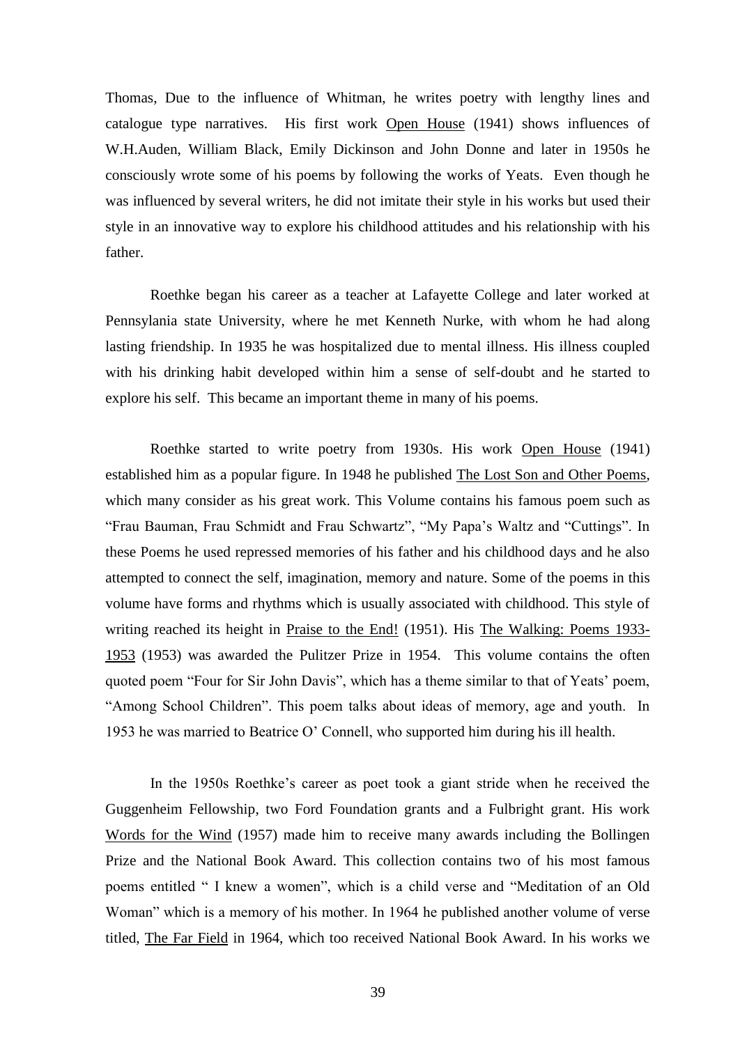Thomas, Due to the influence of Whitman, he writes poetry with lengthy lines and catalogue type narratives. His first work Open House (1941) shows influences of W.H.Auden, William Black, Emily Dickinson and John Donne and later in 1950s he consciously wrote some of his poems by following the works of Yeats. Even though he was influenced by several writers, he did not imitate their style in his works but used their style in an innovative way to explore his childhood attitudes and his relationship with his father.

Roethke began his career as a teacher at Lafayette College and later worked at Pennsylania state University, where he met Kenneth Nurke, with whom he had along lasting friendship. In 1935 he was hospitalized due to mental illness. His illness coupled with his drinking habit developed within him a sense of self-doubt and he started to explore his self. This became an important theme in many of his poems.

Roethke started to write poetry from 1930s. His work Open House (1941) established him as a popular figure. In 1948 he published The Lost Son and Other Poems, which many consider as his great work. This Volume contains his famous poem such as "Frau Bauman, Frau Schmidt and Frau Schwartz", "My Papa's Waltz and "Cuttings". In these Poems he used repressed memories of his father and his childhood days and he also attempted to connect the self, imagination, memory and nature. Some of the poems in this volume have forms and rhythms which is usually associated with childhood. This style of writing reached its height in Praise to the End! (1951). His The Walking: Poems 1933-1953 (1953) was awarded the Pulitzer Prize in 1954. This volume contains the often quoted poem "Four for Sir John Davis", which has a theme similar to that of Yeats' poem, "Among School Children". This poem talks about ideas of memory, age and youth. In 1953 he was married to Beatrice O' Connell, who supported him during his ill health.

In the 1950s Roethke's career as poet took a giant stride when he received the Guggenheim Fellowship, two Ford Foundation grants and a Fulbright grant. His work Words for the Wind (1957) made him to receive many awards including the Bollingen Prize and the National Book Award. This collection contains two of his most famous poems entitled " I knew a women", which is a child verse and "Meditation of an Old Woman" which is a memory of his mother. In 1964 he published another volume of verse titled, The Far Field in 1964, which too received National Book Award. In his works we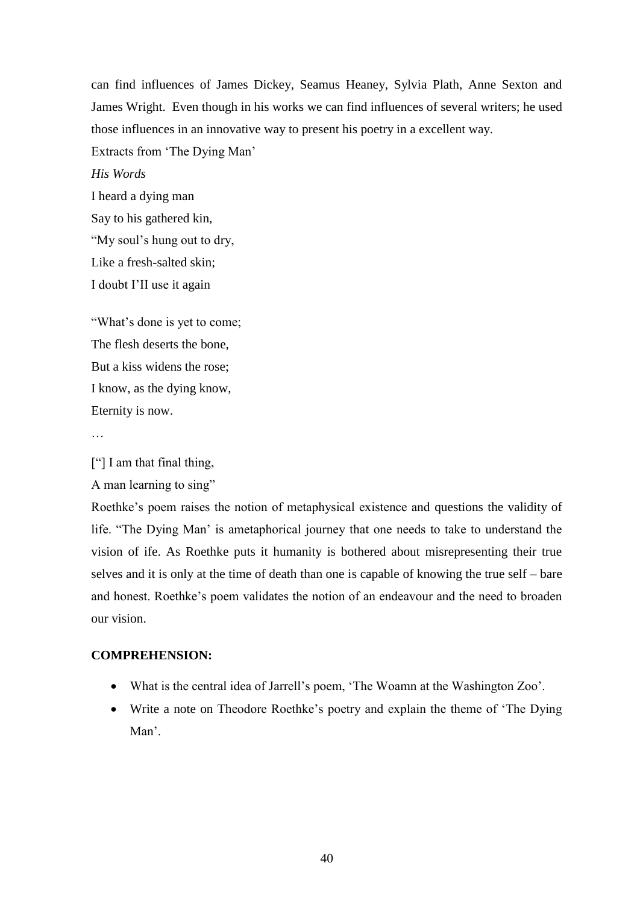can find influences of James Dickey, Seamus Heaney, Sylvia Plath, Anne Sexton and James Wright. Even though in his works we can find influences of several writers; he used those influences in an innovative way to present his poetry in a excellent way.

Extracts from 'The Dying Man'

*His Words*

I heard a dying man  
Say to his gathered kin,  
"My soul's hung out to dry,  
Like a fresh-salted skin;  
I doubt I'II use it again

"What's done is yet to come;  
The flesh deserts the bone,  
But a kiss widens the rose;  
I know, as the dying know,  
Eternity is now.

…

["] I am that final thing,  
A man learning to sing"

Roethke's poem raises the notion of metaphysical existence and questions the validity of life. "The Dying Man' is ametaphorical journey that one needs to take to understand the vision of ife. As Roethke puts it humanity is bothered about misrepresenting their true selves and it is only at the time of death than one is capable of knowing the true self – bare and honest. Roethke's poem validates the notion of an endeavour and the need to broaden our vision.

**COMPREHENSION:**

- What is the central idea of Jarrell's poem, 'The Woamn at the Washington Zoo'.
- Write a note on Theodore Roethke's poetry and explain the theme of 'The Dying Man'.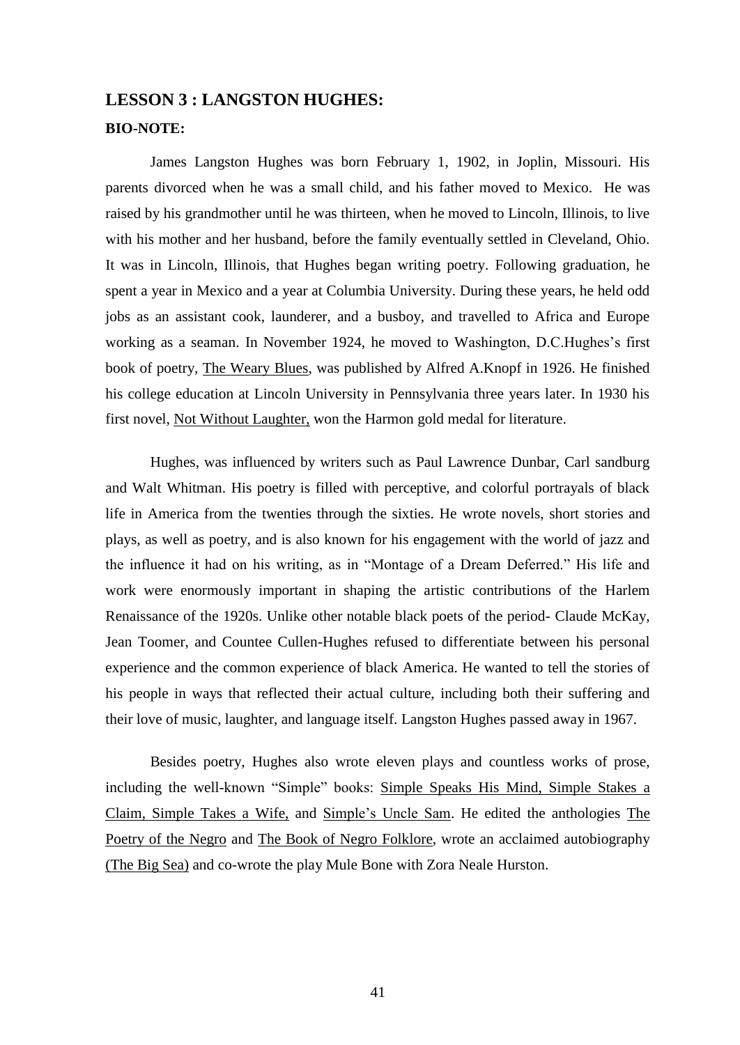## LESSON 3 : LANGSTON HUGHES:

**BIO-NOTE:**

James Langston Hughes was born February 1, 1902, in Joplin, Missouri. His parents divorced when he was a small child, and his father moved to Mexico. He was raised by his grandmother until he was thirteen, when he moved to Lincoln, Illinois, to live with his mother and her husband, before the family eventually settled in Cleveland, Ohio. It was in Lincoln, Illinois, that Hughes began writing poetry. Following graduation, he spent a year in Mexico and a year at Columbia University. During these years, he held odd jobs as an assistant cook, launderer, and a busboy, and travelled to Africa and Europe working as a seaman. In November 1924, he moved to Washington, D.C.Hughes's first book of poetry, The Weary Blues, was published by Alfred A.Knopf in 1926. He finished his college education at Lincoln University in Pennsylvania three years later. In 1930 his first novel, Not Without Laughter, won the Harmon gold medal for literature.

Hughes, was influenced by writers such as Paul Lawrence Dunbar, Carl sandburg and Walt Whitman. His poetry is filled with perceptive, and colorful portrayals of black life in America from the twenties through the sixties. He wrote novels, short stories and plays, as well as poetry, and is also known for his engagement with the world of jazz and the influence it had on his writing, as in "Montage of a Dream Deferred." His life and work were enormously important in shaping the artistic contributions of the Harlem Renaissance of the 1920s. Unlike other notable black poets of the period- Claude McKay, Jean Toomer, and Countee Cullen-Hughes refused to differentiate between his personal experience and the common experience of black America. He wanted to tell the stories of his people in ways that reflected their actual culture, including both their suffering and their love of music, laughter, and language itself. Langston Hughes passed away in 1967.

Besides poetry, Hughes also wrote eleven plays and countless works of prose, including the well-known "Simple" books: Simple Speaks His Mind, Simple Stakes a Claim, Simple Takes a Wife, and Simple's Uncle Sam. He edited the anthologies The Poetry of the Negro and The Book of Negro Folklore, wrote an acclaimed autobiography (The Big Sea) and co-wrote the play Mule Bone with Zora Neale Hurston.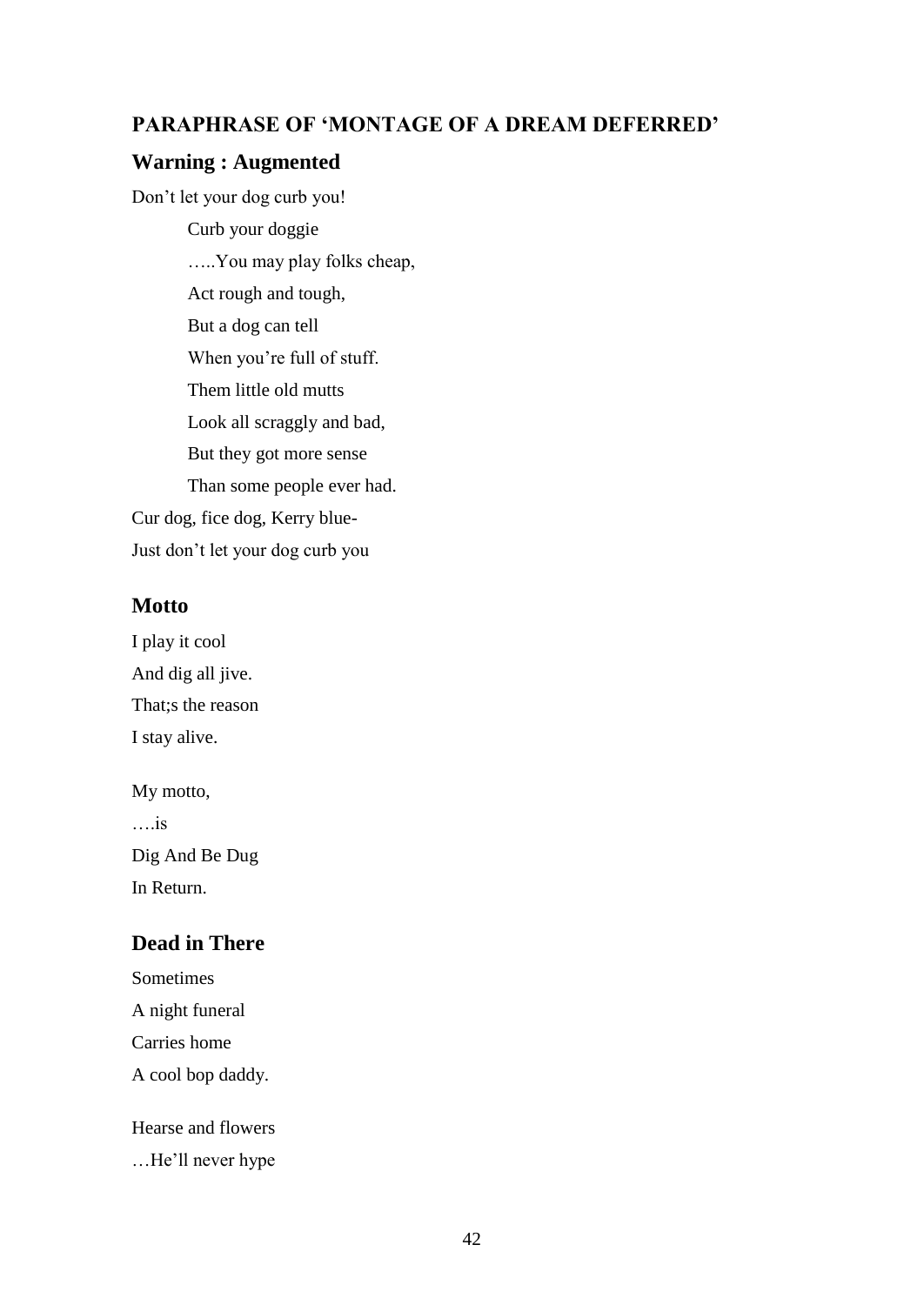## PARAPHRASE OF 'MONTAGE OF A DREAM DEFERRED'

### Warning : Augmented

Don't let your dog curb you!

> Curb your doggie
>
> …..You may play folks cheap,
>
> Act rough and tough,
>
> But a dog can tell
>
> When you're full of stuff.
>
> Them little old mutts
>
> Look all scraggly and bad,
>
> But they got more sense
>
> Than some people ever had.

Cur dog, fice dog, Kerry blue-

Just don't let your dog curb you

### Motto

I play it cool

And dig all jive.

That;s the reason

I stay alive.

My motto,

….is

Dig And Be Dug

In Return.

### Dead in There

Sometimes

A night funeral

Carries home

A cool bop daddy.

Hearse and flowers

…He'll never hype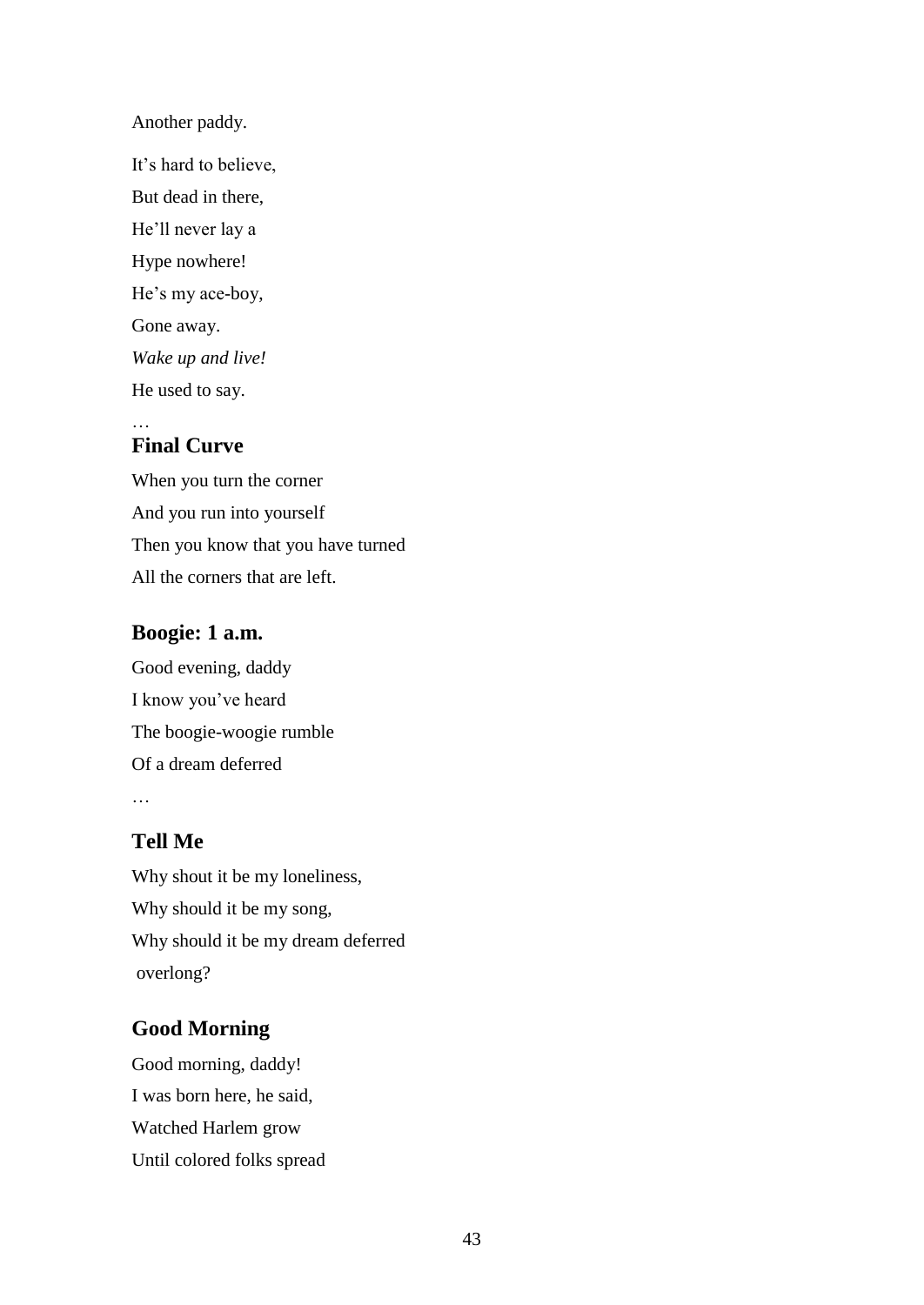Another paddy.

It's hard to believe,
But dead in there,
He'll never lay a
Hype nowhere!
He's my ace-boy,
Gone away.
*Wake up and live!*
He used to say.

…

### Final Curve

When you turn the corner
And you run into yourself
Then you know that you have turned
All the corners that are left.

### Boogie: 1 a.m.

Good evening, daddy
I know you've heard
The boogie-woogie rumble
Of a dream deferred

…

### Tell Me

Why shout it be my loneliness,
Why should it be my song,
Why should it be my dream deferred
overlong?

### Good Morning

Good morning, daddy!
I was born here, he said,
Watched Harlem grow
Until colored folks spread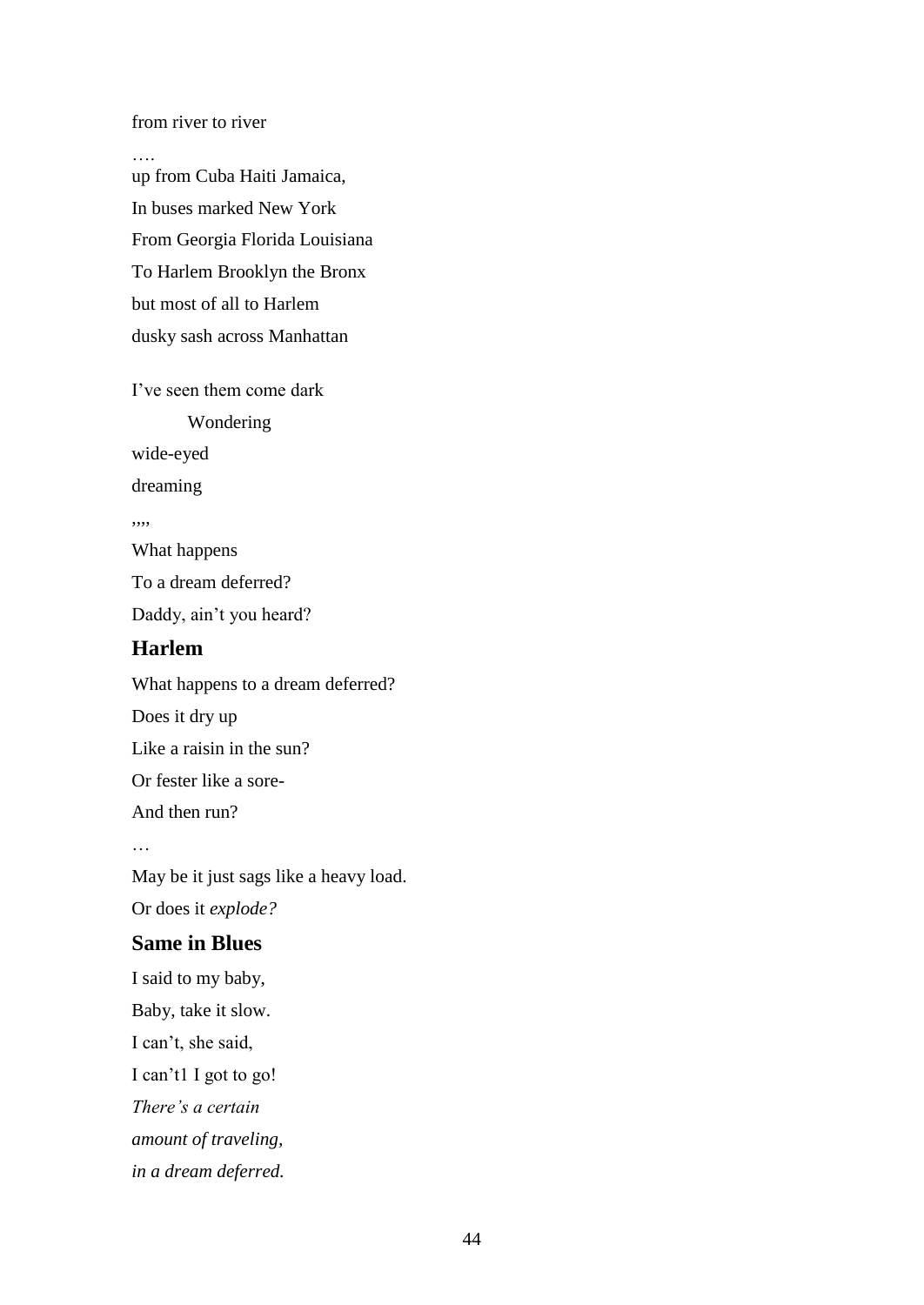from river to river

….

up from Cuba Haiti Jamaica,

In buses marked New York

From Georgia Florida Louisiana

To Harlem Brooklyn the Bronx

but most of all to Harlem

dusky sash across Manhattan

I've seen them come dark

Wondering

wide-eyed

dreaming

,,,,

What happens

To a dream deferred?

Daddy, ain't you heard?

### Harlem

What happens to a dream deferred?

Does it dry up

Like a raisin in the sun?

Or fester like a sore-

And then run?

…

May be it just sags like a heavy load.

Or does it *explode?*

### Same in Blues

I said to my baby,

Baby, take it slow.

I can't, she said,

I can't1 I got to go!

*There's a certain*

*amount of traveling,*

*in a dream deferred.*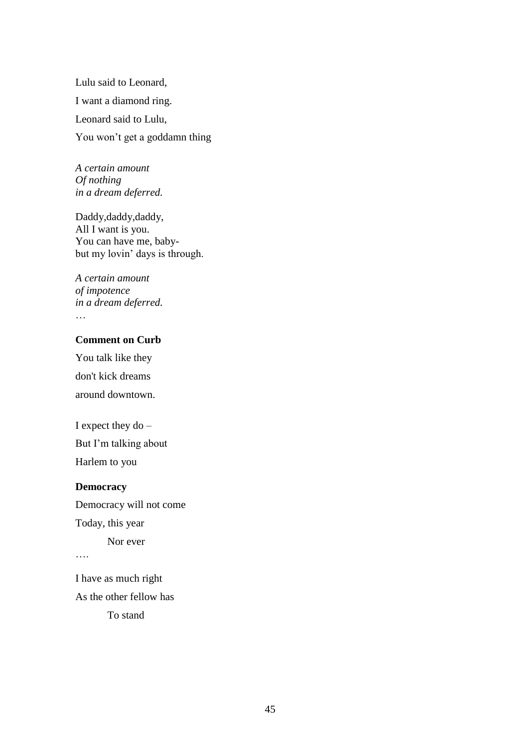Lulu said to Leonard,

I want a diamond ring.

Leonard said to Lulu,

You won't get a goddamn thing

*A certain amount*  
*Of nothing*  
*in a dream deferred.*

Daddy,daddy,daddy,  
All I want is you.  
You can have me, baby-  
but my lovin' days is through.

*A certain amount*  
*of impotence*  
*in a dream deferred.*  
…

**Comment on Curb**

You talk like they

don't kick dreams

around downtown.

I expect they do –

But I'm talking about

Harlem to you

**Democracy**

Democracy will not come

Today, this year

        Nor ever

….

I have as much right

As the other fellow has

        To stand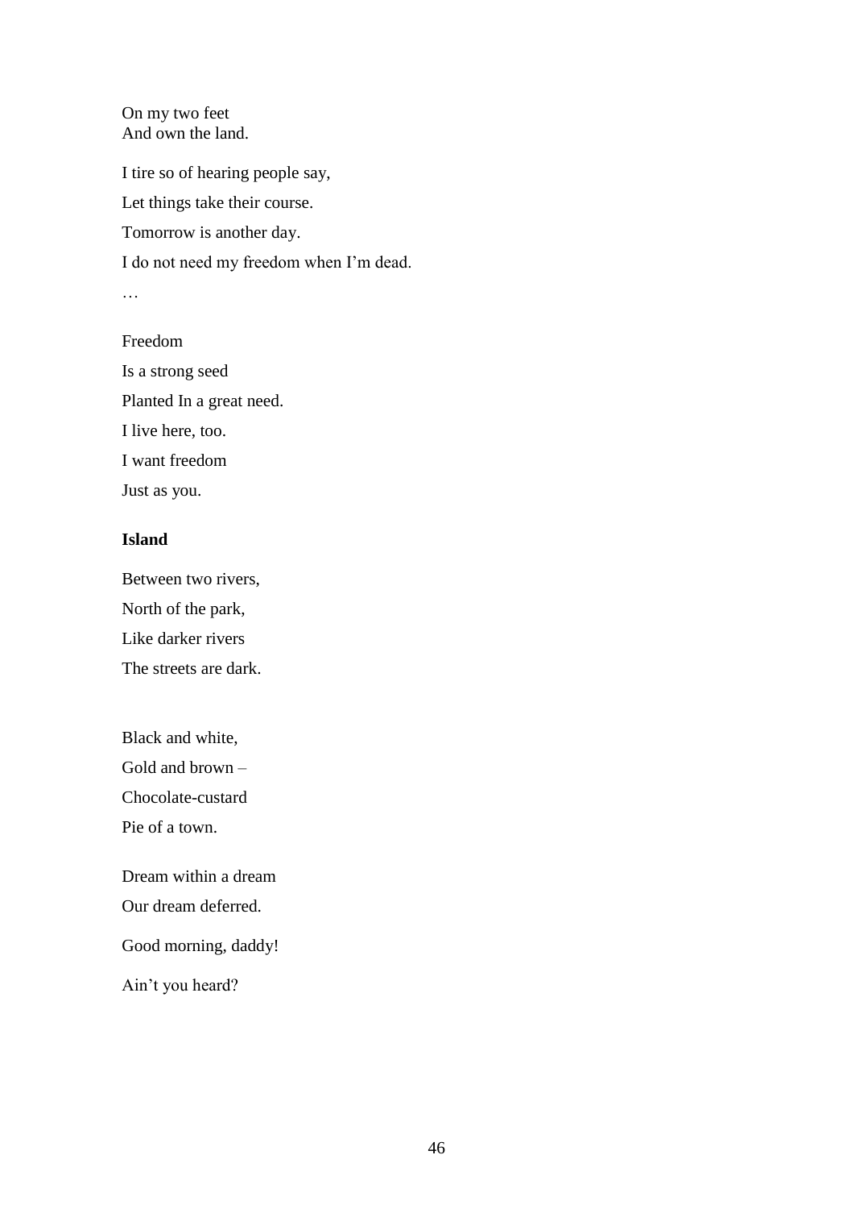On my two feet
And own the land.

I tire so of hearing people say,

Let things take their course.

Tomorrow is another day.

I do not need my freedom when I'm dead.

…

Freedom

Is a strong seed

Planted In a great need.

I live here, too.

I want freedom

Just as you.

**Island**

Between two rivers,

North of the park,

Like darker rivers

The streets are dark.

Black and white,

Gold and brown –

Chocolate-custard

Pie of a town.

Dream within a dream

Our dream deferred.

Good morning, daddy!

Ain't you heard?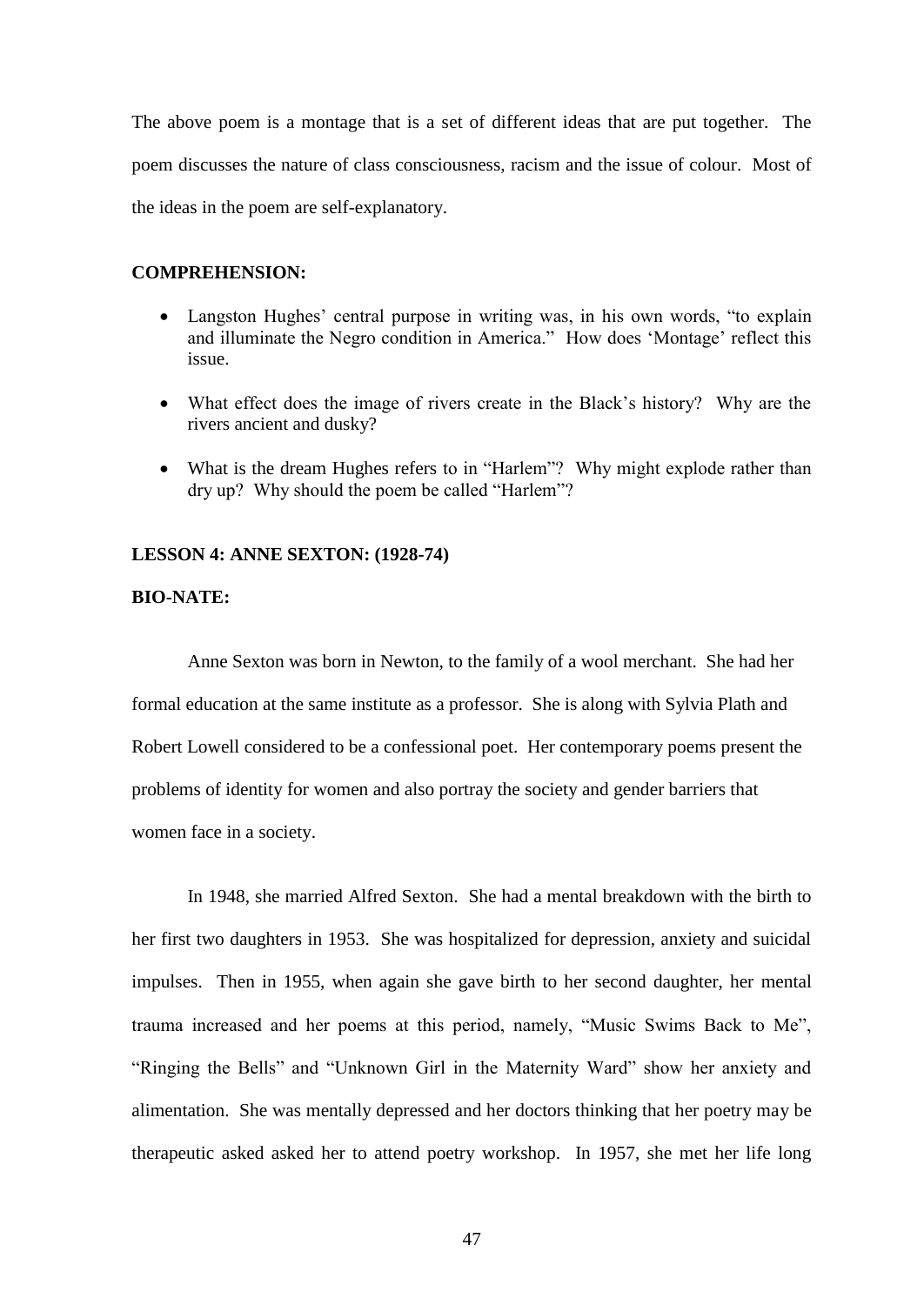The above poem is a montage that is a set of different ideas that are put together. The poem discusses the nature of class consciousness, racism and the issue of colour. Most of the ideas in the poem are self-explanatory.

**COMPREHENSION:**

- Langston Hughes' central purpose in writing was, in his own words, "to explain and illuminate the Negro condition in America." How does 'Montage' reflect this issue.
- What effect does the image of rivers create in the Black's history? Why are the rivers ancient and dusky?
- What is the dream Hughes refers to in "Harlem"? Why might explode rather than dry up? Why should the poem be called "Harlem"?

**LESSON 4: ANNE SEXTON: (1928-74)**

**BIO-NATE:**

Anne Sexton was born in Newton, to the family of a wool merchant. She had her formal education at the same institute as a professor. She is along with Sylvia Plath and Robert Lowell considered to be a confessional poet. Her contemporary poems present the problems of identity for women and also portray the society and gender barriers that women face in a society.

In 1948, she married Alfred Sexton. She had a mental breakdown with the birth to her first two daughters in 1953. She was hospitalized for depression, anxiety and suicidal impulses. Then in 1955, when again she gave birth to her second daughter, her mental trauma increased and her poems at this period, namely, "Music Swims Back to Me", "Ringing the Bells" and "Unknown Girl in the Maternity Ward" show her anxiety and alimentation. She was mentally depressed and her doctors thinking that her poetry may be therapeutic asked asked her to attend poetry workshop. In 1957, she met her life long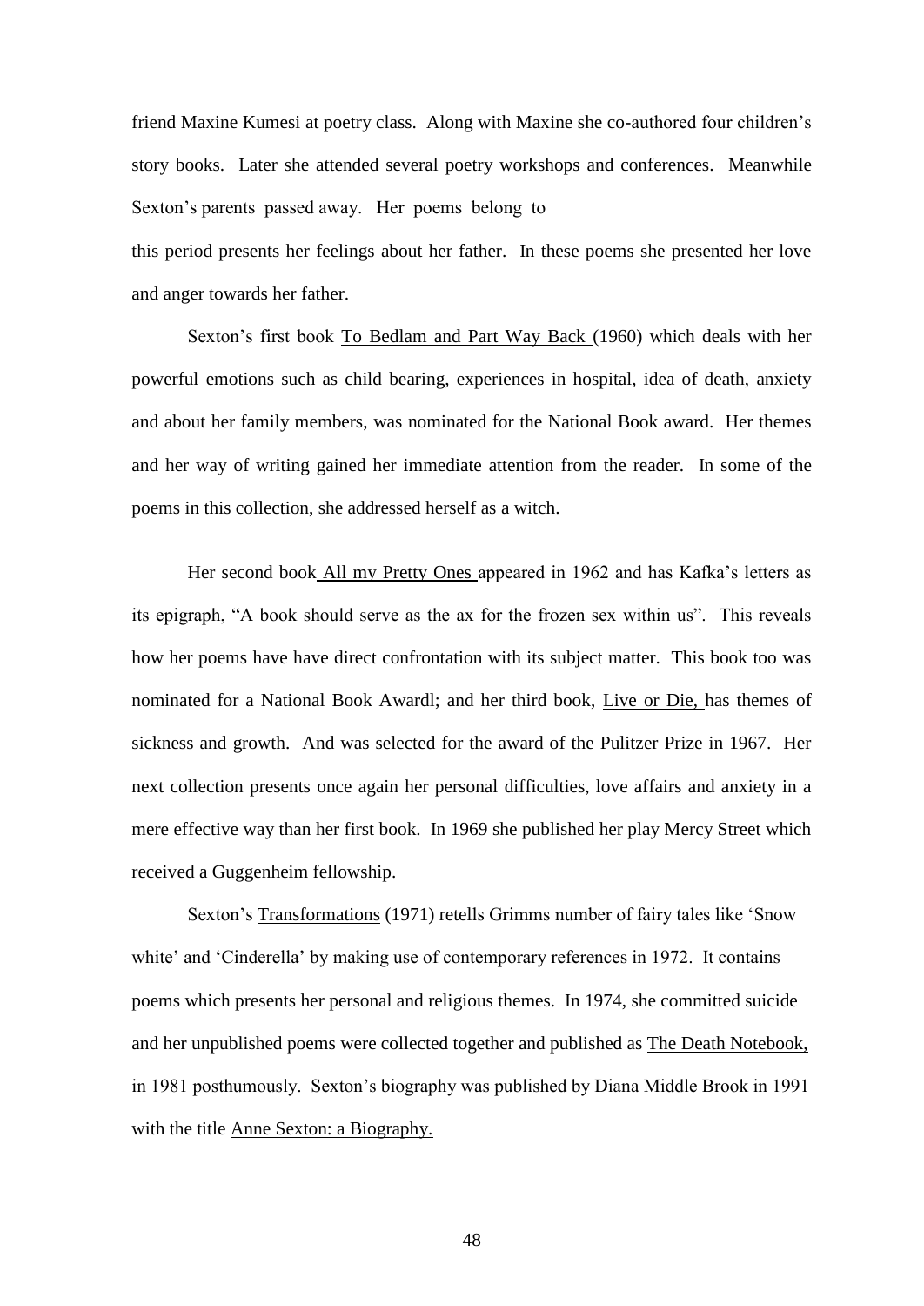friend Maxine Kumesi at poetry class. Along with Maxine she co-authored four children's story books. Later she attended several poetry workshops and conferences. Meanwhile Sexton's parents passed away. Her poems belong to this period presents her feelings about her father. In these poems she presented her love and anger towards her father.

Sexton's first book To Bedlam and Part Way Back (1960) which deals with her powerful emotions such as child bearing, experiences in hospital, idea of death, anxiety and about her family members, was nominated for the National Book award. Her themes and her way of writing gained her immediate attention from the reader. In some of the poems in this collection, she addressed herself as a witch.

Her second book All my Pretty Ones appeared in 1962 and has Kafka's letters as its epigraph, "A book should serve as the ax for the frozen sex within us". This reveals how her poems have have direct confrontation with its subject matter. This book too was nominated for a National Book Awardl; and her third book, Live or Die, has themes of sickness and growth. And was selected for the award of the Pulitzer Prize in 1967. Her next collection presents once again her personal difficulties, love affairs and anxiety in a mere effective way than her first book. In 1969 she published her play Mercy Street which received a Guggenheim fellowship.

Sexton's Transformations (1971) retells Grimms number of fairy tales like 'Snow white' and 'Cinderella' by making use of contemporary references in 1972. It contains poems which presents her personal and religious themes. In 1974, she committed suicide and her unpublished poems were collected together and published as The Death Notebook, in 1981 posthumously. Sexton's biography was published by Diana Middle Brook in 1991 with the title Anne Sexton: a Biography.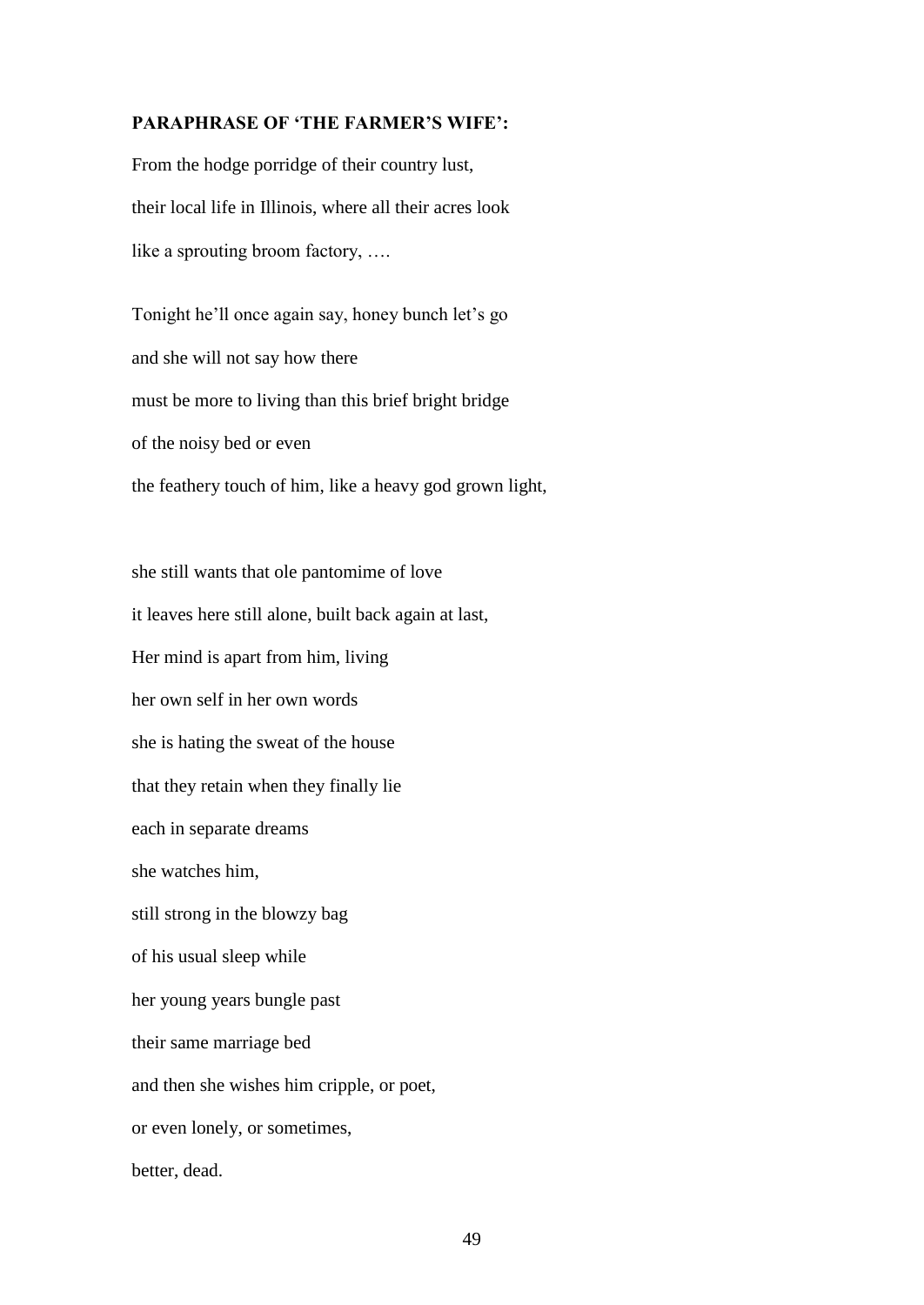**PARAPHRASE OF 'THE FARMER'S WIFE':**

From the hodge porridge of their country lust,
their local life in Illinois, where all their acres look
like a sprouting broom factory, ….

Tonight he'll once again say, honey bunch let's go
and she will not say how there
must be more to living than this brief bright bridge
of the noisy bed or even
the feathery touch of him, like a heavy god grown light,

she still wants that ole pantomime of love
it leaves here still alone, built back again at last,
Her mind is apart from him, living
her own self in her own words
she is hating the sweat of the house
that they retain when they finally lie
each in separate dreams
she watches him,
still strong in the blowzy bag
of his usual sleep while
her young years bungle past
their same marriage bed
and then she wishes him cripple, or poet,
or even lonely, or sometimes,
better, dead.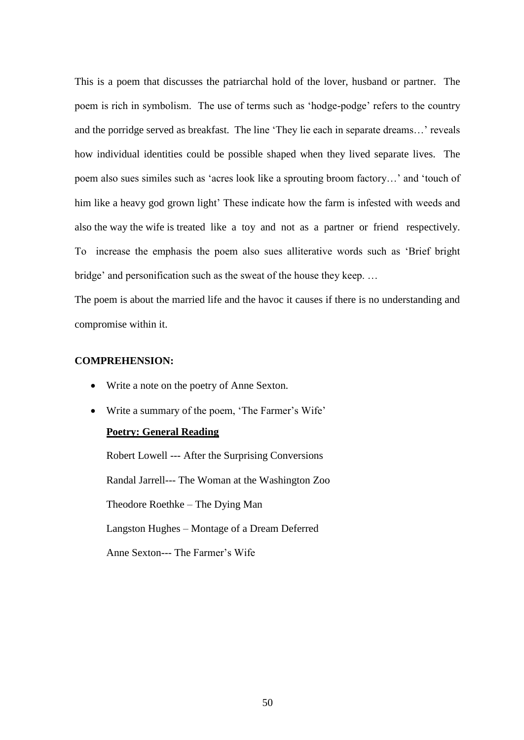This is a poem that discusses the patriarchal hold of the lover, husband or partner. The poem is rich in symbolism. The use of terms such as 'hodge-podge' refers to the country and the porridge served as breakfast. The line 'They lie each in separate dreams…' reveals how individual identities could be possible shaped when they lived separate lives. The poem also sues similes such as 'acres look like a sprouting broom factory…' and 'touch of him like a heavy god grown light' These indicate how the farm is infested with weeds and also the way the wife is treated like a toy and not as a partner or friend respectively. To increase the emphasis the poem also sues alliterative words such as 'Brief bright bridge' and personification such as the sweat of the house they keep. …

The poem is about the married life and the havoc it causes if there is no understanding and compromise within it.

**COMPREHENSION:**

- Write a note on the poetry of Anne Sexton.
- Write a summary of the poem, 'The Farmer's Wife'

  **Poetry: General Reading**

  Robert Lowell --- After the Surprising Conversions

  Randal Jarrell--- The Woman at the Washington Zoo

  Theodore Roethke – The Dying Man

  Langston Hughes – Montage of a Dream Deferred

  Anne Sexton--- The Farmer's Wife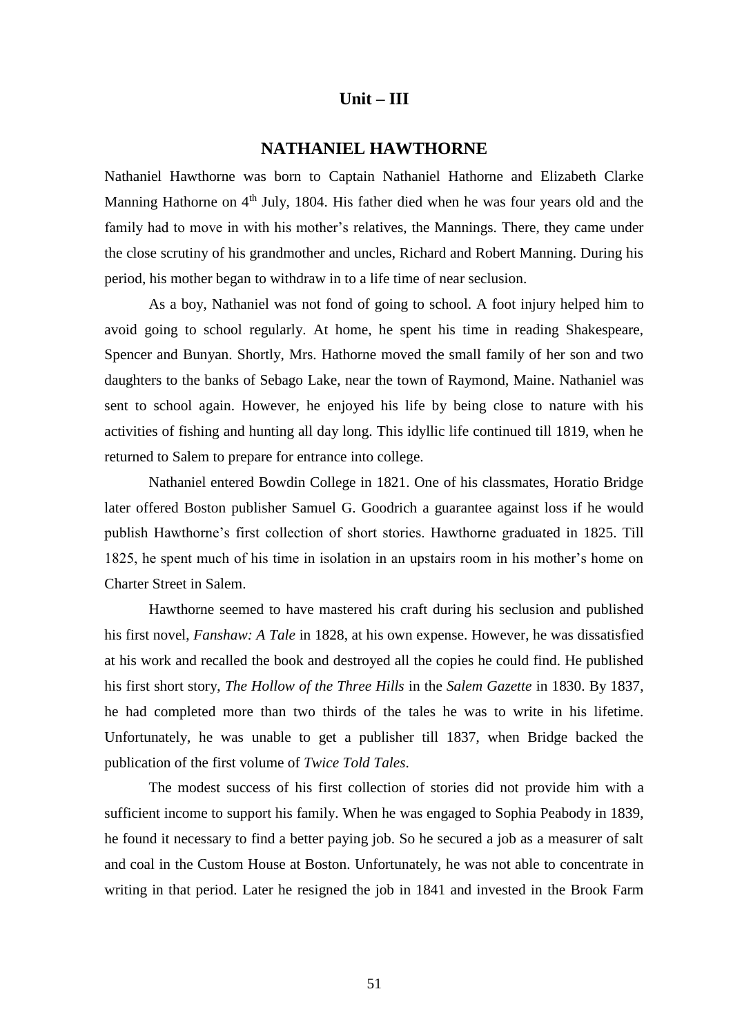# Unit – III

## NATHANIEL HAWTHORNE

Nathaniel Hawthorne was born to Captain Nathaniel Hathorne and Elizabeth Clarke Manning Hathorne on 4th July, 1804. His father died when he was four years old and the family had to move in with his mother's relatives, the Mannings. There, they came under the close scrutiny of his grandmother and uncles, Richard and Robert Manning. During his period, his mother began to withdraw in to a life time of near seclusion.

As a boy, Nathaniel was not fond of going to school. A foot injury helped him to avoid going to school regularly. At home, he spent his time in reading Shakespeare, Spencer and Bunyan. Shortly, Mrs. Hathorne moved the small family of her son and two daughters to the banks of Sebago Lake, near the town of Raymond, Maine. Nathaniel was sent to school again. However, he enjoyed his life by being close to nature with his activities of fishing and hunting all day long. This idyllic life continued till 1819, when he returned to Salem to prepare for entrance into college.

Nathaniel entered Bowdin College in 1821. One of his classmates, Horatio Bridge later offered Boston publisher Samuel G. Goodrich a guarantee against loss if he would publish Hawthorne's first collection of short stories. Hawthorne graduated in 1825. Till 1825, he spent much of his time in isolation in an upstairs room in his mother's home on Charter Street in Salem.

Hawthorne seemed to have mastered his craft during his seclusion and published his first novel, *Fanshaw: A Tale* in 1828, at his own expense. However, he was dissatisfied at his work and recalled the book and destroyed all the copies he could find. He published his first short story, *The Hollow of the Three Hills* in the *Salem Gazette* in 1830. By 1837, he had completed more than two thirds of the tales he was to write in his lifetime. Unfortunately, he was unable to get a publisher till 1837, when Bridge backed the publication of the first volume of *Twice Told Tales*.

The modest success of his first collection of stories did not provide him with a sufficient income to support his family. When he was engaged to Sophia Peabody in 1839, he found it necessary to find a better paying job. So he secured a job as a measurer of salt and coal in the Custom House at Boston. Unfortunately, he was not able to concentrate in writing in that period. Later he resigned the job in 1841 and invested in the Brook Farm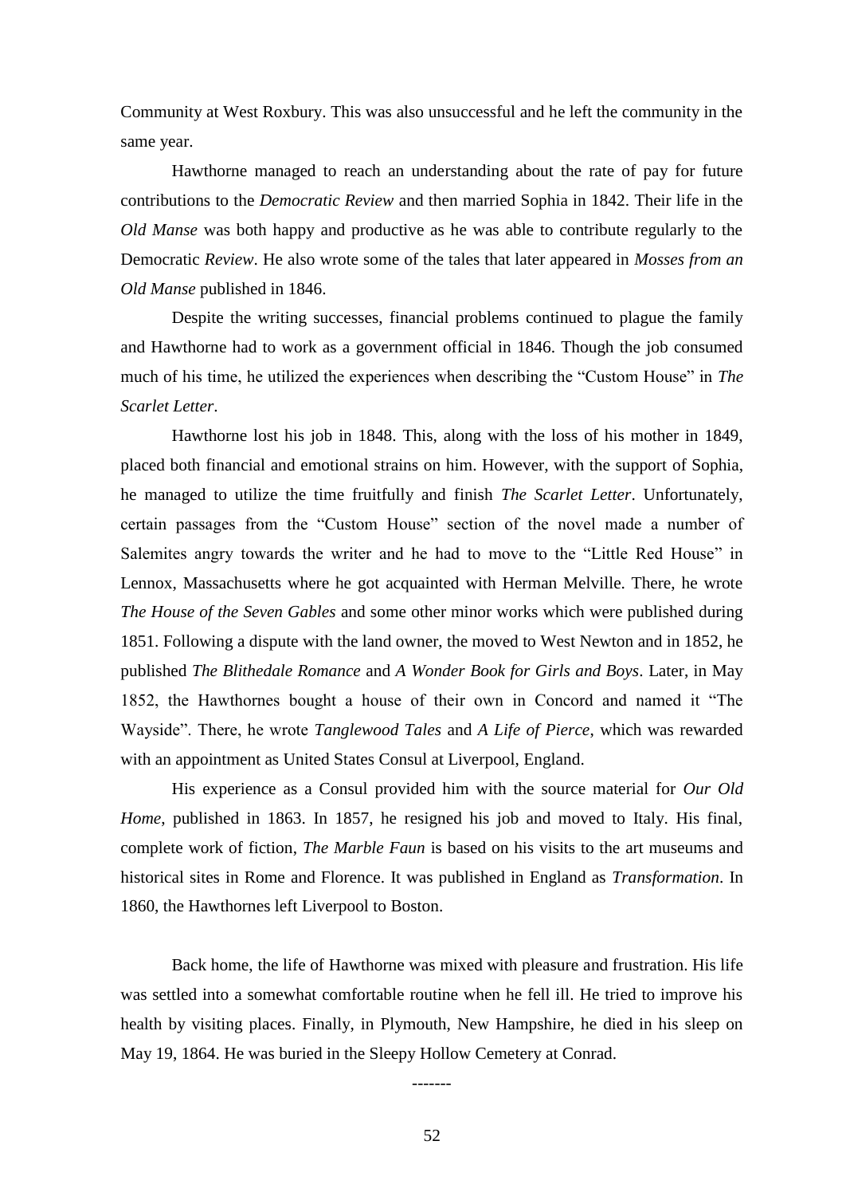Community at West Roxbury. This was also unsuccessful and he left the community in the same year.

Hawthorne managed to reach an understanding about the rate of pay for future contributions to the *Democratic Review* and then married Sophia in 1842. Their life in the *Old Manse* was both happy and productive as he was able to contribute regularly to the Democratic *Review*. He also wrote some of the tales that later appeared in *Mosses from an Old Manse* published in 1846.

Despite the writing successes, financial problems continued to plague the family and Hawthorne had to work as a government official in 1846. Though the job consumed much of his time, he utilized the experiences when describing the "Custom House" in *The Scarlet Letter*.

Hawthorne lost his job in 1848. This, along with the loss of his mother in 1849, placed both financial and emotional strains on him. However, with the support of Sophia, he managed to utilize the time fruitfully and finish *The Scarlet Letter*. Unfortunately, certain passages from the "Custom House" section of the novel made a number of Salemites angry towards the writer and he had to move to the "Little Red House" in Lennox, Massachusetts where he got acquainted with Herman Melville. There, he wrote *The House of the Seven Gables* and some other minor works which were published during 1851. Following a dispute with the land owner, the moved to West Newton and in 1852, he published *The Blithedale Romance* and *A Wonder Book for Girls and Boys*. Later, in May 1852, the Hawthornes bought a house of their own in Concord and named it "The Wayside". There, he wrote *Tanglewood Tales* and *A Life of Pierce*, which was rewarded with an appointment as United States Consul at Liverpool, England.

His experience as a Consul provided him with the source material for *Our Old Home*, published in 1863. In 1857, he resigned his job and moved to Italy. His final, complete work of fiction, *The Marble Faun* is based on his visits to the art museums and historical sites in Rome and Florence. It was published in England as *Transformation*. In 1860, the Hawthornes left Liverpool to Boston.

Back home, the life of Hawthorne was mixed with pleasure and frustration. His life was settled into a somewhat comfortable routine when he fell ill. He tried to improve his health by visiting places. Finally, in Plymouth, New Hampshire, he died in his sleep on May 19, 1864. He was buried in the Sleepy Hollow Cemetery at Conrad.

-------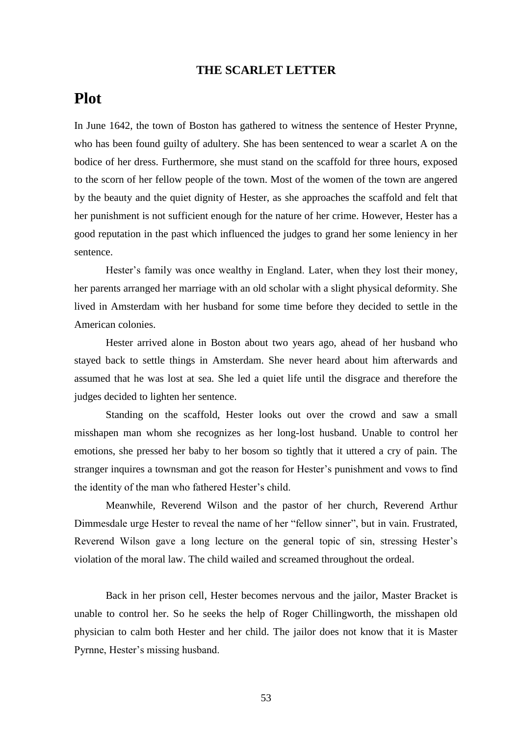**THE SCARLET LETTER**

# Plot

In June 1642, the town of Boston has gathered to witness the sentence of Hester Prynne, who has been found guilty of adultery. She has been sentenced to wear a scarlet A on the bodice of her dress. Furthermore, she must stand on the scaffold for three hours, exposed to the scorn of her fellow people of the town. Most of the women of the town are angered by the beauty and the quiet dignity of Hester, as she approaches the scaffold and felt that her punishment is not sufficient enough for the nature of her crime. However, Hester has a good reputation in the past which influenced the judges to grand her some leniency in her sentence.

Hester's family was once wealthy in England. Later, when they lost their money, her parents arranged her marriage with an old scholar with a slight physical deformity. She lived in Amsterdam with her husband for some time before they decided to settle in the American colonies.

Hester arrived alone in Boston about two years ago, ahead of her husband who stayed back to settle things in Amsterdam. She never heard about him afterwards and assumed that he was lost at sea. She led a quiet life until the disgrace and therefore the judges decided to lighten her sentence.

Standing on the scaffold, Hester looks out over the crowd and saw a small misshapen man whom she recognizes as her long-lost husband. Unable to control her emotions, she pressed her baby to her bosom so tightly that it uttered a cry of pain. The stranger inquires a townsman and got the reason for Hester's punishment and vows to find the identity of the man who fathered Hester's child.

Meanwhile, Reverend Wilson and the pastor of her church, Reverend Arthur Dimmesdale urge Hester to reveal the name of her "fellow sinner", but in vain. Frustrated, Reverend Wilson gave a long lecture on the general topic of sin, stressing Hester's violation of the moral law. The child wailed and screamed throughout the ordeal.

Back in her prison cell, Hester becomes nervous and the jailor, Master Bracket is unable to control her. So he seeks the help of Roger Chillingworth, the misshapen old physician to calm both Hester and her child. The jailor does not know that it is Master Pyrnne, Hester's missing husband.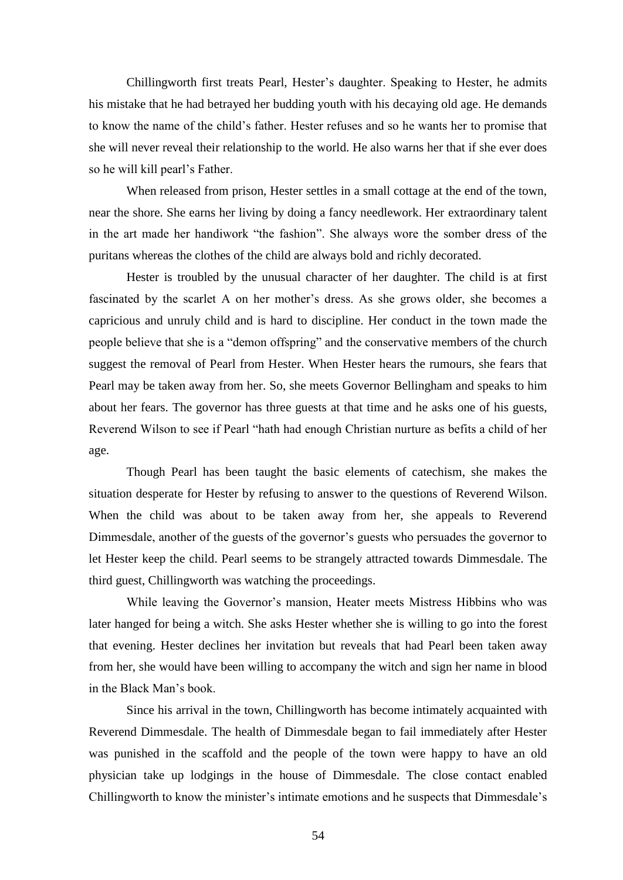Chillingworth first treats Pearl, Hester's daughter. Speaking to Hester, he admits his mistake that he had betrayed her budding youth with his decaying old age. He demands to know the name of the child's father. Hester refuses and so he wants her to promise that she will never reveal their relationship to the world. He also warns her that if she ever does so he will kill pearl's Father.

When released from prison, Hester settles in a small cottage at the end of the town, near the shore. She earns her living by doing a fancy needlework. Her extraordinary talent in the art made her handiwork "the fashion". She always wore the somber dress of the puritans whereas the clothes of the child are always bold and richly decorated.

Hester is troubled by the unusual character of her daughter. The child is at first fascinated by the scarlet A on her mother's dress. As she grows older, she becomes a capricious and unruly child and is hard to discipline. Her conduct in the town made the people believe that she is a "demon offspring" and the conservative members of the church suggest the removal of Pearl from Hester. When Hester hears the rumours, she fears that Pearl may be taken away from her. So, she meets Governor Bellingham and speaks to him about her fears. The governor has three guests at that time and he asks one of his guests, Reverend Wilson to see if Pearl "hath had enough Christian nurture as befits a child of her age.

Though Pearl has been taught the basic elements of catechism, she makes the situation desperate for Hester by refusing to answer to the questions of Reverend Wilson. When the child was about to be taken away from her, she appeals to Reverend Dimmesdale, another of the guests of the governor's guests who persuades the governor to let Hester keep the child. Pearl seems to be strangely attracted towards Dimmesdale. The third guest, Chillingworth was watching the proceedings.

While leaving the Governor's mansion, Heater meets Mistress Hibbins who was later hanged for being a witch. She asks Hester whether she is willing to go into the forest that evening. Hester declines her invitation but reveals that had Pearl been taken away from her, she would have been willing to accompany the witch and sign her name in blood in the Black Man's book.

Since his arrival in the town, Chillingworth has become intimately acquainted with Reverend Dimmesdale. The health of Dimmesdale began to fail immediately after Hester was punished in the scaffold and the people of the town were happy to have an old physician take up lodgings in the house of Dimmesdale. The close contact enabled Chillingworth to know the minister's intimate emotions and he suspects that Dimmesdale's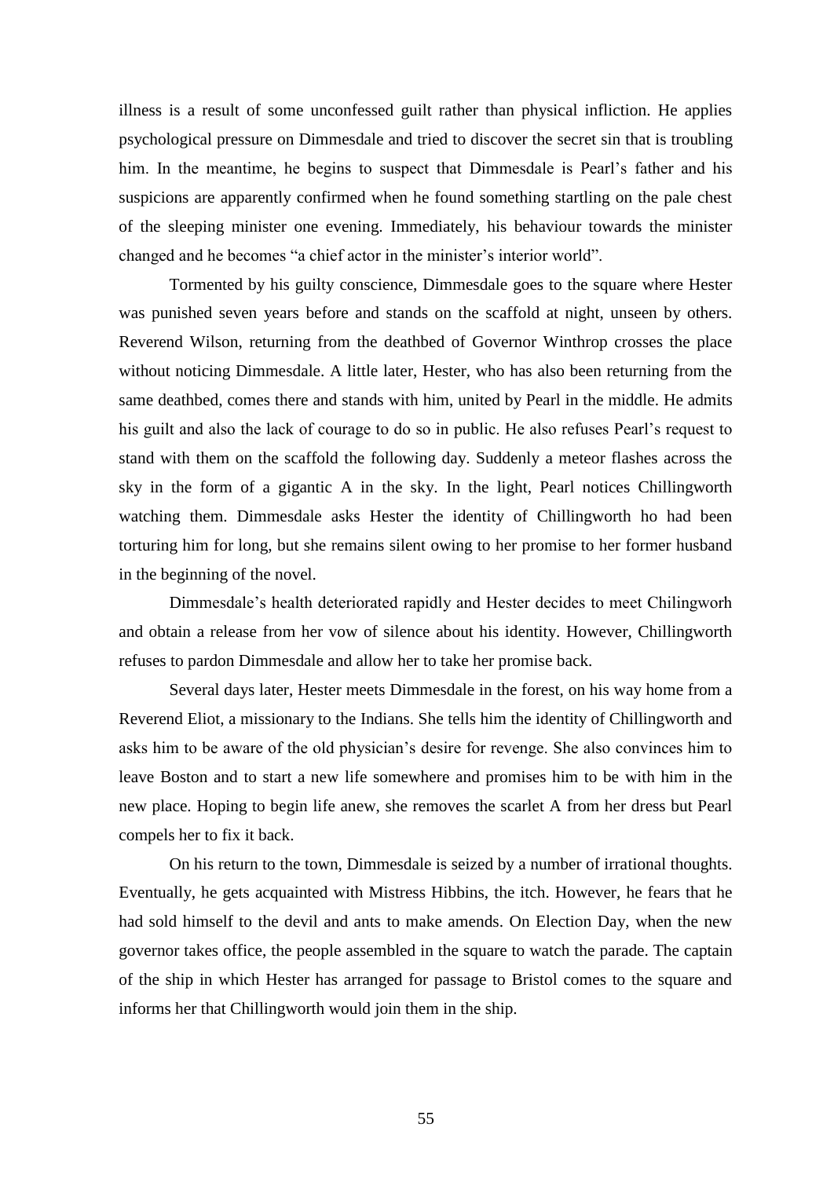illness is a result of some unconfessed guilt rather than physical infliction. He applies psychological pressure on Dimmesdale and tried to discover the secret sin that is troubling him. In the meantime, he begins to suspect that Dimmesdale is Pearl's father and his suspicions are apparently confirmed when he found something startling on the pale chest of the sleeping minister one evening. Immediately, his behaviour towards the minister changed and he becomes "a chief actor in the minister's interior world".

Tormented by his guilty conscience, Dimmesdale goes to the square where Hester was punished seven years before and stands on the scaffold at night, unseen by others. Reverend Wilson, returning from the deathbed of Governor Winthrop crosses the place without noticing Dimmesdale. A little later, Hester, who has also been returning from the same deathbed, comes there and stands with him, united by Pearl in the middle. He admits his guilt and also the lack of courage to do so in public. He also refuses Pearl's request to stand with them on the scaffold the following day. Suddenly a meteor flashes across the sky in the form of a gigantic A in the sky. In the light, Pearl notices Chillingworth watching them. Dimmesdale asks Hester the identity of Chillingworth ho had been torturing him for long, but she remains silent owing to her promise to her former husband in the beginning of the novel.

Dimmesdale's health deteriorated rapidly and Hester decides to meet Chilingworh and obtain a release from her vow of silence about his identity. However, Chillingworth refuses to pardon Dimmesdale and allow her to take her promise back.

Several days later, Hester meets Dimmesdale in the forest, on his way home from a Reverend Eliot, a missionary to the Indians. She tells him the identity of Chillingworth and asks him to be aware of the old physician's desire for revenge. She also convinces him to leave Boston and to start a new life somewhere and promises him to be with him in the new place. Hoping to begin life anew, she removes the scarlet A from her dress but Pearl compels her to fix it back.

On his return to the town, Dimmesdale is seized by a number of irrational thoughts. Eventually, he gets acquainted with Mistress Hibbins, the itch. However, he fears that he had sold himself to the devil and ants to make amends. On Election Day, when the new governor takes office, the people assembled in the square to watch the parade. The captain of the ship in which Hester has arranged for passage to Bristol comes to the square and informs her that Chillingworth would join them in the ship.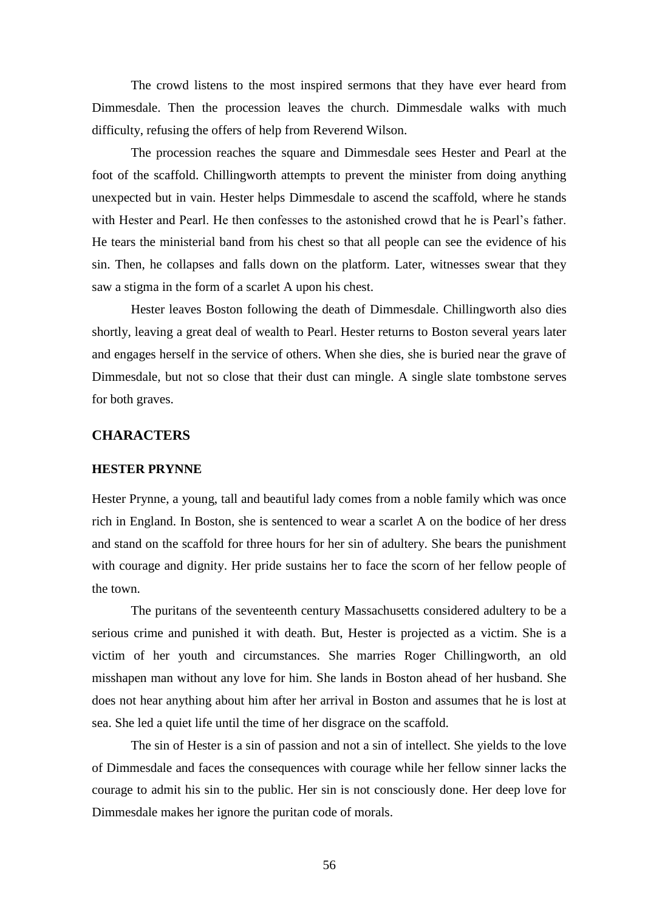The crowd listens to the most inspired sermons that they have ever heard from Dimmesdale. Then the procession leaves the church. Dimmesdale walks with much difficulty, refusing the offers of help from Reverend Wilson.

The procession reaches the square and Dimmesdale sees Hester and Pearl at the foot of the scaffold. Chillingworth attempts to prevent the minister from doing anything unexpected but in vain. Hester helps Dimmesdale to ascend the scaffold, where he stands with Hester and Pearl. He then confesses to the astonished crowd that he is Pearl's father. He tears the ministerial band from his chest so that all people can see the evidence of his sin. Then, he collapses and falls down on the platform. Later, witnesses swear that they saw a stigma in the form of a scarlet A upon his chest.

Hester leaves Boston following the death of Dimmesdale. Chillingworth also dies shortly, leaving a great deal of wealth to Pearl. Hester returns to Boston several years later and engages herself in the service of others. When she dies, she is buried near the grave of Dimmesdale, but not so close that their dust can mingle. A single slate tombstone serves for both graves.

## CHARACTERS

### HESTER PRYNNE

Hester Prynne, a young, tall and beautiful lady comes from a noble family which was once rich in England. In Boston, she is sentenced to wear a scarlet A on the bodice of her dress and stand on the scaffold for three hours for her sin of adultery. She bears the punishment with courage and dignity. Her pride sustains her to face the scorn of her fellow people of the town.

The puritans of the seventeenth century Massachusetts considered adultery to be a serious crime and punished it with death. But, Hester is projected as a victim. She is a victim of her youth and circumstances. She marries Roger Chillingworth, an old misshapen man without any love for him. She lands in Boston ahead of her husband. She does not hear anything about him after her arrival in Boston and assumes that he is lost at sea. She led a quiet life until the time of her disgrace on the scaffold.

The sin of Hester is a sin of passion and not a sin of intellect. She yields to the love of Dimmesdale and faces the consequences with courage while her fellow sinner lacks the courage to admit his sin to the public. Her sin is not consciously done. Her deep love for Dimmesdale makes her ignore the puritan code of morals.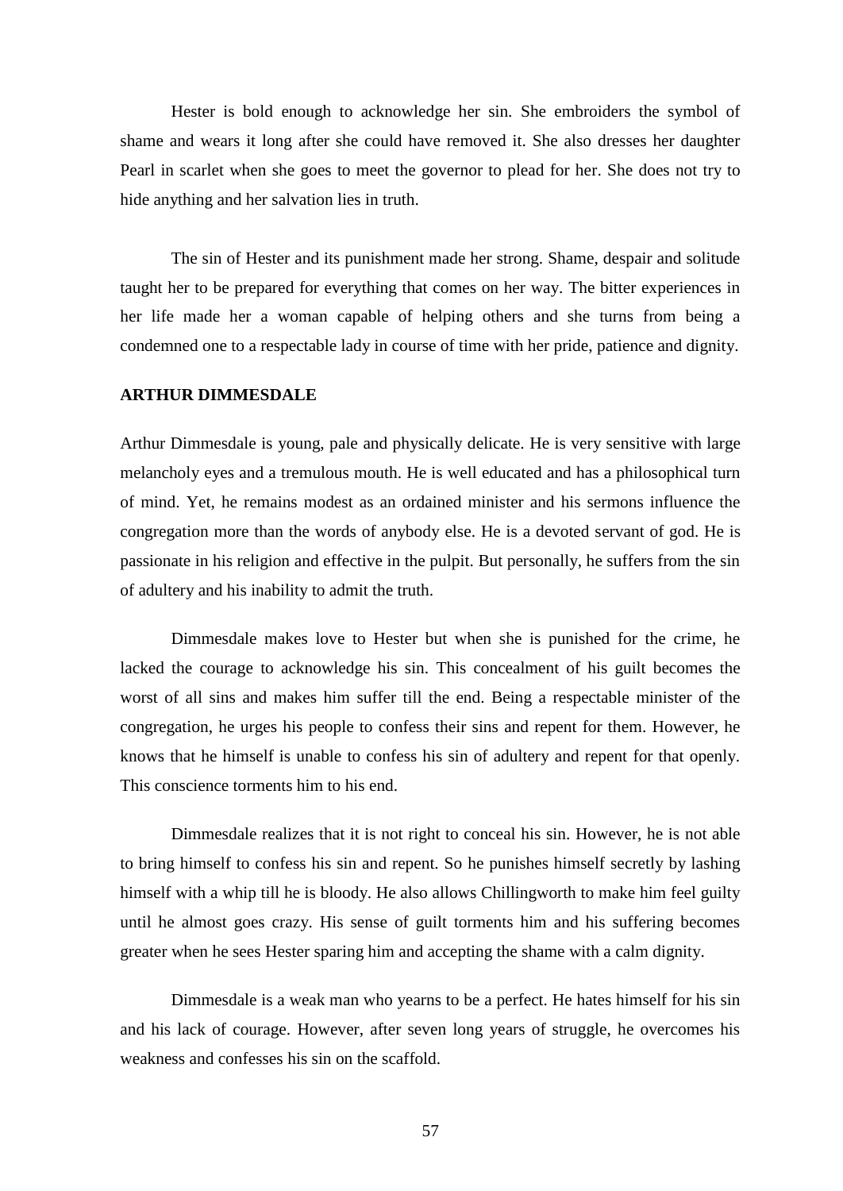Hester is bold enough to acknowledge her sin. She embroiders the symbol of shame and wears it long after she could have removed it. She also dresses her daughter Pearl in scarlet when she goes to meet the governor to plead for her. She does not try to hide anything and her salvation lies in truth.

The sin of Hester and its punishment made her strong. Shame, despair and solitude taught her to be prepared for everything that comes on her way. The bitter experiences in her life made her a woman capable of helping others and she turns from being a condemned one to a respectable lady in course of time with her pride, patience and dignity.

**ARTHUR DIMMESDALE**

Arthur Dimmesdale is young, pale and physically delicate. He is very sensitive with large melancholy eyes and a tremulous mouth. He is well educated and has a philosophical turn of mind. Yet, he remains modest as an ordained minister and his sermons influence the congregation more than the words of anybody else. He is a devoted servant of god. He is passionate in his religion and effective in the pulpit. But personally, he suffers from the sin of adultery and his inability to admit the truth.

Dimmesdale makes love to Hester but when she is punished for the crime, he lacked the courage to acknowledge his sin. This concealment of his guilt becomes the worst of all sins and makes him suffer till the end. Being a respectable minister of the congregation, he urges his people to confess their sins and repent for them. However, he knows that he himself is unable to confess his sin of adultery and repent for that openly. This conscience torments him to his end.

Dimmesdale realizes that it is not right to conceal his sin. However, he is not able to bring himself to confess his sin and repent. So he punishes himself secretly by lashing himself with a whip till he is bloody. He also allows Chillingworth to make him feel guilty until he almost goes crazy. His sense of guilt torments him and his suffering becomes greater when he sees Hester sparing him and accepting the shame with a calm dignity.

Dimmesdale is a weak man who yearns to be a perfect. He hates himself for his sin and his lack of courage. However, after seven long years of struggle, he overcomes his weakness and confesses his sin on the scaffold.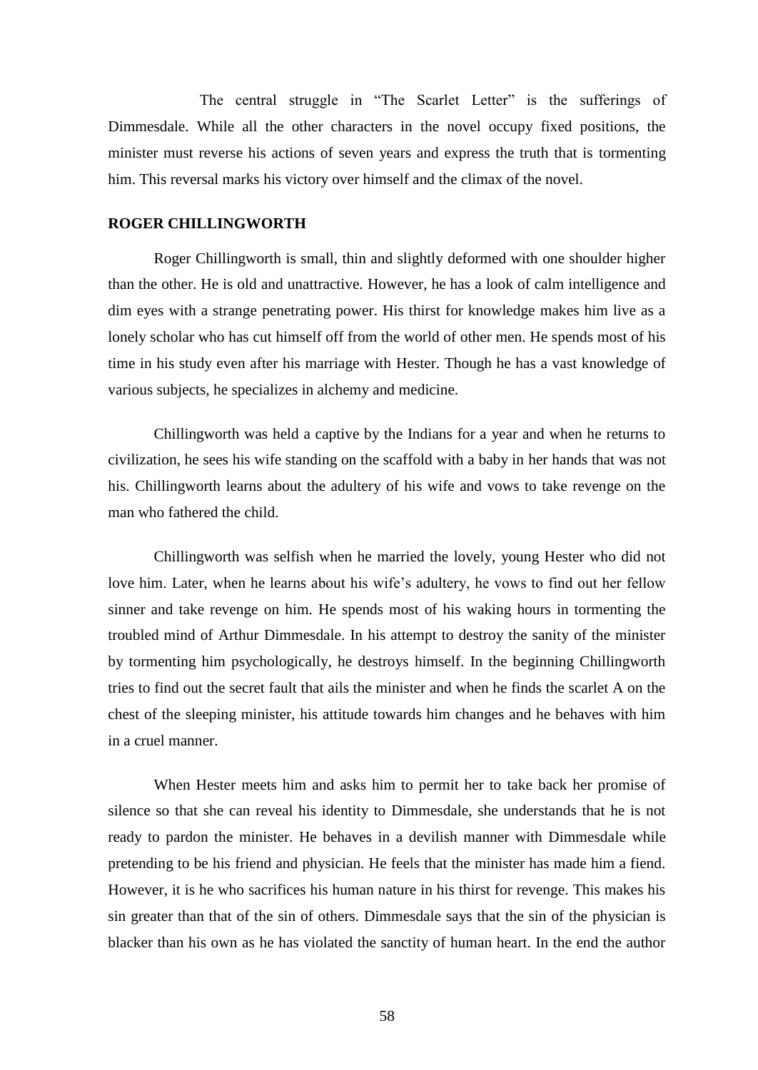The central struggle in "The Scarlet Letter" is the sufferings of Dimmesdale. While all the other characters in the novel occupy fixed positions, the minister must reverse his actions of seven years and express the truth that is tormenting him. This reversal marks his victory over himself and the climax of the novel.

**ROGER CHILLINGWORTH**

Roger Chillingworth is small, thin and slightly deformed with one shoulder higher than the other. He is old and unattractive. However, he has a look of calm intelligence and dim eyes with a strange penetrating power. His thirst for knowledge makes him live as a lonely scholar who has cut himself off from the world of other men. He spends most of his time in his study even after his marriage with Hester. Though he has a vast knowledge of various subjects, he specializes in alchemy and medicine.

Chillingworth was held a captive by the Indians for a year and when he returns to civilization, he sees his wife standing on the scaffold with a baby in her hands that was not his. Chillingworth learns about the adultery of his wife and vows to take revenge on the man who fathered the child.

Chillingworth was selfish when he married the lovely, young Hester who did not love him. Later, when he learns about his wife's adultery, he vows to find out her fellow sinner and take revenge on him. He spends most of his waking hours in tormenting the troubled mind of Arthur Dimmesdale. In his attempt to destroy the sanity of the minister by tormenting him psychologically, he destroys himself. In the beginning Chillingworth tries to find out the secret fault that ails the minister and when he finds the scarlet A on the chest of the sleeping minister, his attitude towards him changes and he behaves with him in a cruel manner.

When Hester meets him and asks him to permit her to take back her promise of silence so that she can reveal his identity to Dimmesdale, she understands that he is not ready to pardon the minister. He behaves in a devilish manner with Dimmesdale while pretending to be his friend and physician. He feels that the minister has made him a fiend. However, it is he who sacrifices his human nature in his thirst for revenge. This makes his sin greater than that of the sin of others. Dimmesdale says that the sin of the physician is blacker than his own as he has violated the sanctity of human heart. In the end the author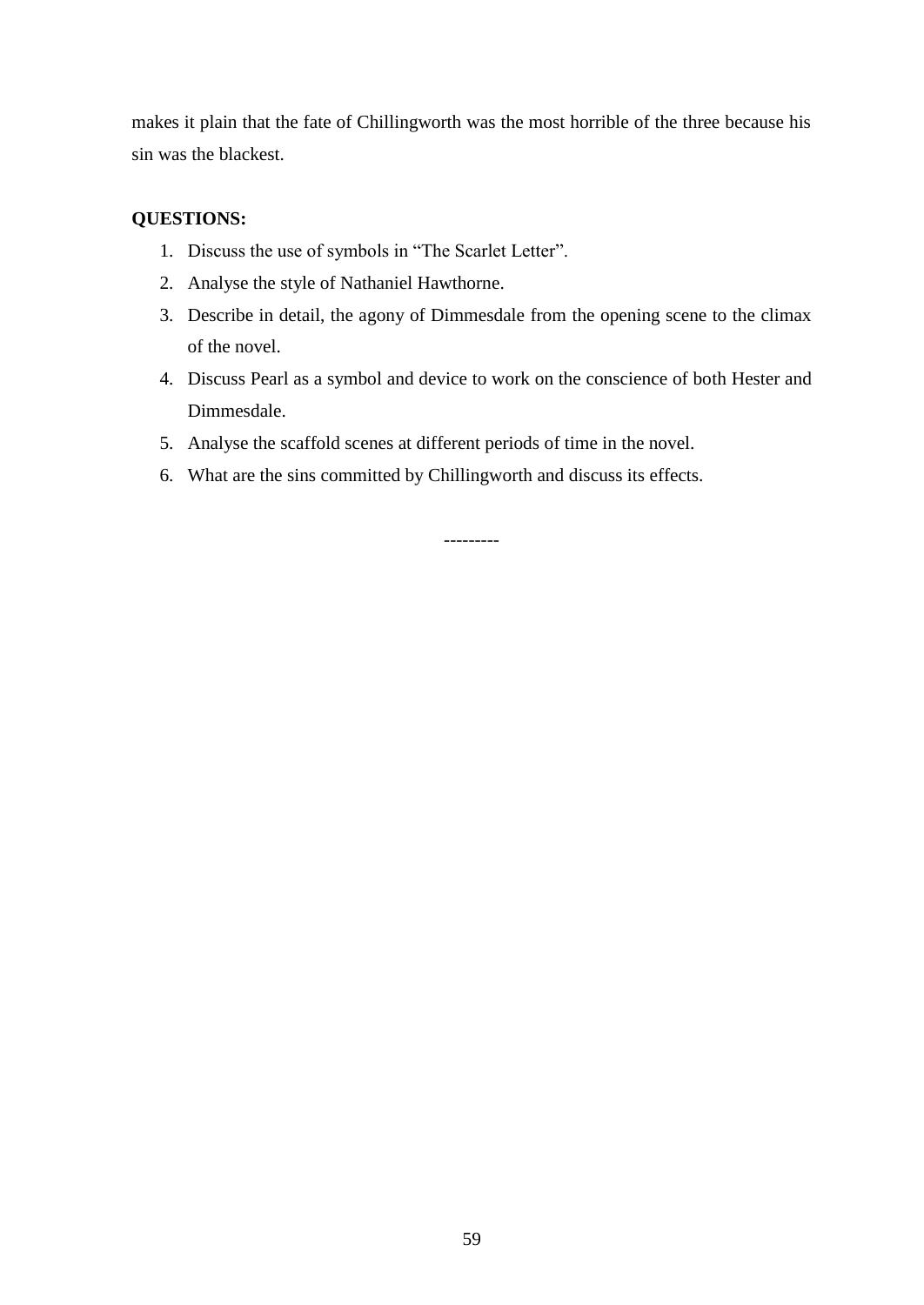makes it plain that the fate of Chillingworth was the most horrible of the three because his sin was the blackest.

**QUESTIONS:**

1. Discuss the use of symbols in “The Scarlet Letter”.
2. Analyse the style of Nathaniel Hawthorne.
3. Describe in detail, the agony of Dimmesdale from the opening scene to the climax of the novel.
4. Discuss Pearl as a symbol and device to work on the conscience of both Hester and Dimmesdale.
5. Analyse the scaffold scenes at different periods of time in the novel.
6. What are the sins committed by Chillingworth and discuss its effects.

---------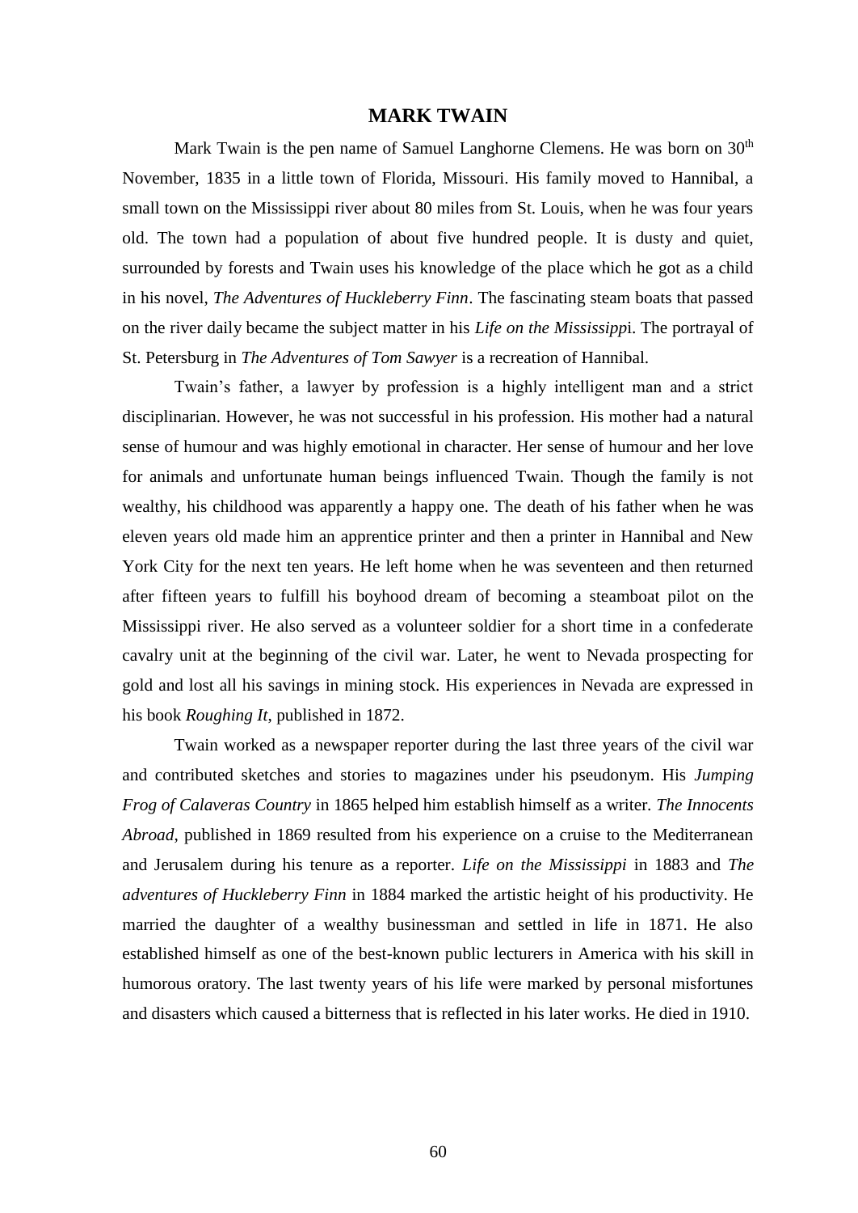# MARK TWAIN

Mark Twain is the pen name of Samuel Langhorne Clemens. He was born on 30th November, 1835 in a little town of Florida, Missouri. His family moved to Hannibal, a small town on the Mississippi river about 80 miles from St. Louis, when he was four years old. The town had a population of about five hundred people. It is dusty and quiet, surrounded by forests and Twain uses his knowledge of the place which he got as a child in his novel, *The Adventures of Huckleberry Finn*. The fascinating steam boats that passed on the river daily became the subject matter in his *Life on the Mississippi*. The portrayal of St. Petersburg in *The Adventures of Tom Sawyer* is a recreation of Hannibal.

Twain's father, a lawyer by profession is a highly intelligent man and a strict disciplinarian. However, he was not successful in his profession. His mother had a natural sense of humour and was highly emotional in character. Her sense of humour and her love for animals and unfortunate human beings influenced Twain. Though the family is not wealthy, his childhood was apparently a happy one. The death of his father when he was eleven years old made him an apprentice printer and then a printer in Hannibal and New York City for the next ten years. He left home when he was seventeen and then returned after fifteen years to fulfill his boyhood dream of becoming a steamboat pilot on the Mississippi river. He also served as a volunteer soldier for a short time in a confederate cavalry unit at the beginning of the civil war. Later, he went to Nevada prospecting for gold and lost all his savings in mining stock. His experiences in Nevada are expressed in his book *Roughing It*, published in 1872.

Twain worked as a newspaper reporter during the last three years of the civil war and contributed sketches and stories to magazines under his pseudonym. His *Jumping Frog of Calaveras Country* in 1865 helped him establish himself as a writer. *The Innocents Abroad*, published in 1869 resulted from his experience on a cruise to the Mediterranean and Jerusalem during his tenure as a reporter. *Life on the Mississippi* in 1883 and *The adventures of Huckleberry Finn* in 1884 marked the artistic height of his productivity. He married the daughter of a wealthy businessman and settled in life in 1871. He also established himself as one of the best-known public lecturers in America with his skill in humorous oratory. The last twenty years of his life were marked by personal misfortunes and disasters which caused a bitterness that is reflected in his later works. He died in 1910.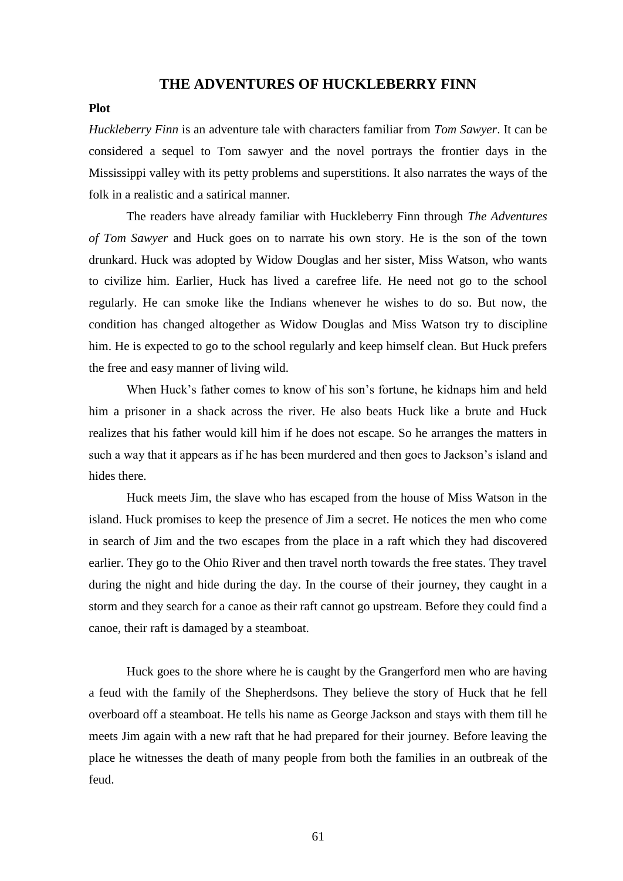## THE ADVENTURES OF HUCKLEBERRY FINN

**Plot**

*Huckleberry Finn* is an adventure tale with characters familiar from *Tom Sawyer*. It can be considered a sequel to Tom sawyer and the novel portrays the frontier days in the Mississippi valley with its petty problems and superstitions. It also narrates the ways of the folk in a realistic and a satirical manner.

The readers have already familiar with Huckleberry Finn through *The Adventures of Tom Sawyer* and Huck goes on to narrate his own story. He is the son of the town drunkard. Huck was adopted by Widow Douglas and her sister, Miss Watson, who wants to civilize him. Earlier, Huck has lived a carefree life. He need not go to the school regularly. He can smoke like the Indians whenever he wishes to do so. But now, the condition has changed altogether as Widow Douglas and Miss Watson try to discipline him. He is expected to go to the school regularly and keep himself clean. But Huck prefers the free and easy manner of living wild.

When Huck's father comes to know of his son's fortune, he kidnaps him and held him a prisoner in a shack across the river. He also beats Huck like a brute and Huck realizes that his father would kill him if he does not escape. So he arranges the matters in such a way that it appears as if he has been murdered and then goes to Jackson's island and hides there.

Huck meets Jim, the slave who has escaped from the house of Miss Watson in the island. Huck promises to keep the presence of Jim a secret. He notices the men who come in search of Jim and the two escapes from the place in a raft which they had discovered earlier. They go to the Ohio River and then travel north towards the free states. They travel during the night and hide during the day. In the course of their journey, they caught in a storm and they search for a canoe as their raft cannot go upstream. Before they could find a canoe, their raft is damaged by a steamboat.

Huck goes to the shore where he is caught by the Grangerford men who are having a feud with the family of the Shepherdsons. They believe the story of Huck that he fell overboard off a steamboat. He tells his name as George Jackson and stays with them till he meets Jim again with a new raft that he had prepared for their journey. Before leaving the place he witnesses the death of many people from both the families in an outbreak of the feud.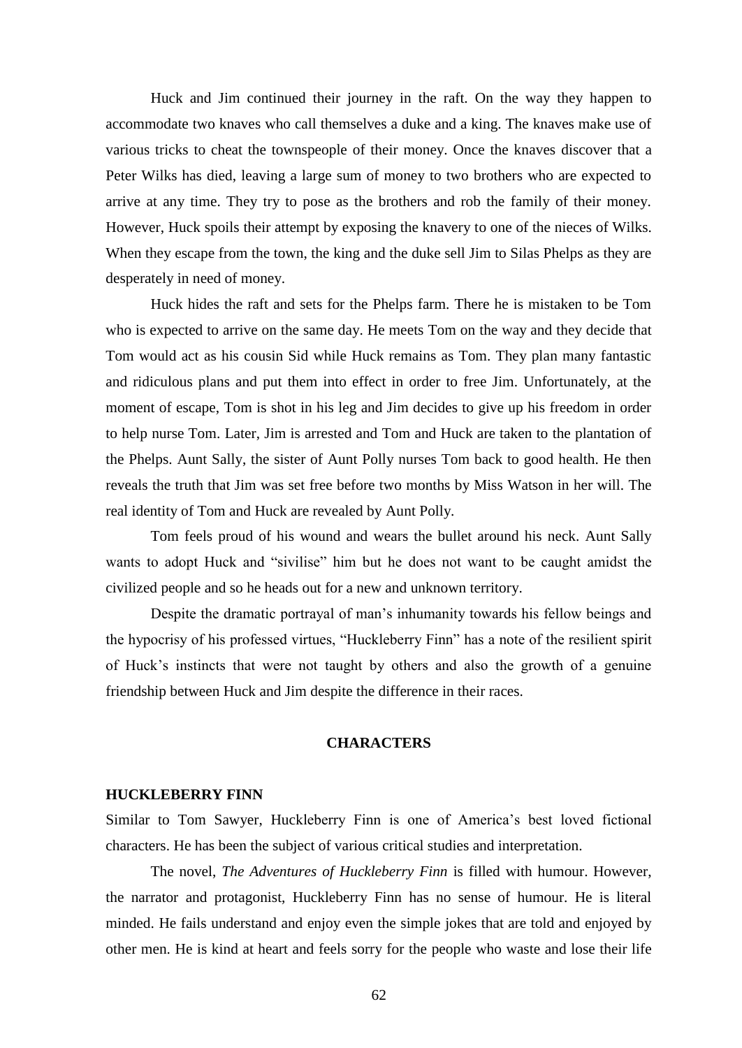Huck and Jim continued their journey in the raft. On the way they happen to accommodate two knaves who call themselves a duke and a king. The knaves make use of various tricks to cheat the townspeople of their money. Once the knaves discover that a Peter Wilks has died, leaving a large sum of money to two brothers who are expected to arrive at any time. They try to pose as the brothers and rob the family of their money. However, Huck spoils their attempt by exposing the knavery to one of the nieces of Wilks. When they escape from the town, the king and the duke sell Jim to Silas Phelps as they are desperately in need of money.

Huck hides the raft and sets for the Phelps farm. There he is mistaken to be Tom who is expected to arrive on the same day. He meets Tom on the way and they decide that Tom would act as his cousin Sid while Huck remains as Tom. They plan many fantastic and ridiculous plans and put them into effect in order to free Jim. Unfortunately, at the moment of escape, Tom is shot in his leg and Jim decides to give up his freedom in order to help nurse Tom. Later, Jim is arrested and Tom and Huck are taken to the plantation of the Phelps. Aunt Sally, the sister of Aunt Polly nurses Tom back to good health. He then reveals the truth that Jim was set free before two months by Miss Watson in her will. The real identity of Tom and Huck are revealed by Aunt Polly.

Tom feels proud of his wound and wears the bullet around his neck. Aunt Sally wants to adopt Huck and "sivilise" him but he does not want to be caught amidst the civilized people and so he heads out for a new and unknown territory.

Despite the dramatic portrayal of man's inhumanity towards his fellow beings and the hypocrisy of his professed virtues, "Huckleberry Finn" has a note of the resilient spirit of Huck's instincts that were not taught by others and also the growth of a genuine friendship between Huck and Jim despite the difference in their races.

## CHARACTERS

### HUCKLEBERRY FINN

Similar to Tom Sawyer, Huckleberry Finn is one of America's best loved fictional characters. He has been the subject of various critical studies and interpretation.

The novel, *The Adventures of Huckleberry Finn* is filled with humour. However, the narrator and protagonist, Huckleberry Finn has no sense of humour. He is literal minded. He fails understand and enjoy even the simple jokes that are told and enjoyed by other men. He is kind at heart and feels sorry for the people who waste and lose their life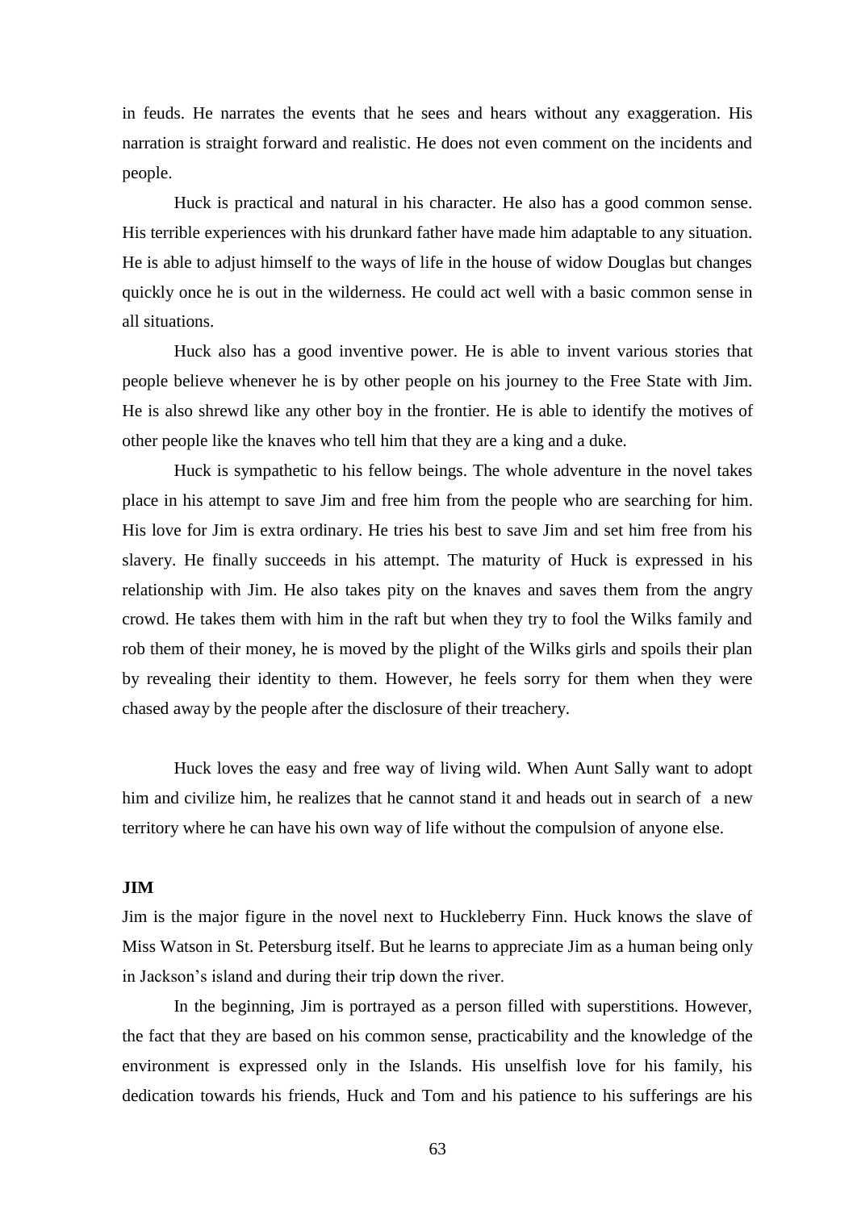in feuds. He narrates the events that he sees and hears without any exaggeration. His narration is straight forward and realistic. He does not even comment on the incidents and people.

Huck is practical and natural in his character. He also has a good common sense. His terrible experiences with his drunkard father have made him adaptable to any situation. He is able to adjust himself to the ways of life in the house of widow Douglas but changes quickly once he is out in the wilderness. He could act well with a basic common sense in all situations.

Huck also has a good inventive power. He is able to invent various stories that people believe whenever he is by other people on his journey to the Free State with Jim. He is also shrewd like any other boy in the frontier. He is able to identify the motives of other people like the knaves who tell him that they are a king and a duke.

Huck is sympathetic to his fellow beings. The whole adventure in the novel takes place in his attempt to save Jim and free him from the people who are searching for him. His love for Jim is extra ordinary. He tries his best to save Jim and set him free from his slavery. He finally succeeds in his attempt. The maturity of Huck is expressed in his relationship with Jim. He also takes pity on the knaves and saves them from the angry crowd. He takes them with him in the raft but when they try to fool the Wilks family and rob them of their money, he is moved by the plight of the Wilks girls and spoils their plan by revealing their identity to them. However, he feels sorry for them when they were chased away by the people after the disclosure of their treachery.

Huck loves the easy and free way of living wild. When Aunt Sally want to adopt him and civilize him, he realizes that he cannot stand it and heads out in search of a new territory where he can have his own way of life without the compulsion of anyone else.

**JIM**

Jim is the major figure in the novel next to Huckleberry Finn. Huck knows the slave of Miss Watson in St. Petersburg itself. But he learns to appreciate Jim as a human being only in Jackson's island and during their trip down the river.

In the beginning, Jim is portrayed as a person filled with superstitions. However, the fact that they are based on his common sense, practicability and the knowledge of the environment is expressed only in the Islands. His unselfish love for his family, his dedication towards his friends, Huck and Tom and his patience to his sufferings are his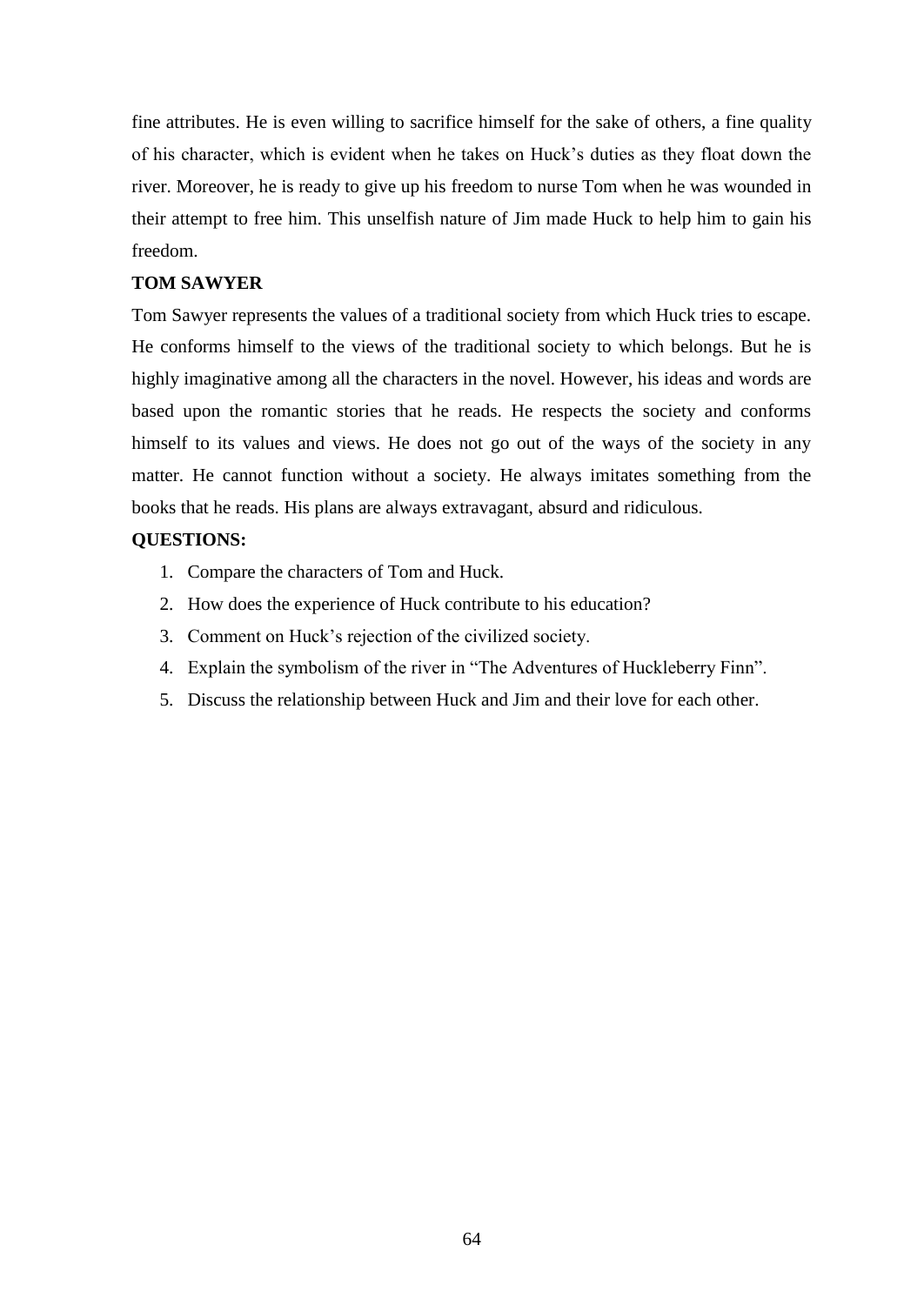fine attributes. He is even willing to sacrifice himself for the sake of others, a fine quality of his character, which is evident when he takes on Huck's duties as they float down the river. Moreover, he is ready to give up his freedom to nurse Tom when he was wounded in their attempt to free him. This unselfish nature of Jim made Huck to help him to gain his freedom.

**TOM SAWYER**

Tom Sawyer represents the values of a traditional society from which Huck tries to escape. He conforms himself to the views of the traditional society to which belongs. But he is highly imaginative among all the characters in the novel. However, his ideas and words are based upon the romantic stories that he reads. He respects the society and conforms himself to its values and views. He does not go out of the ways of the society in any matter. He cannot function without a society. He always imitates something from the books that he reads. His plans are always extravagant, absurd and ridiculous.

**QUESTIONS:**

1. Compare the characters of Tom and Huck.
2. How does the experience of Huck contribute to his education?
3. Comment on Huck's rejection of the civilized society.
4. Explain the symbolism of the river in "The Adventures of Huckleberry Finn".
5. Discuss the relationship between Huck and Jim and their love for each other.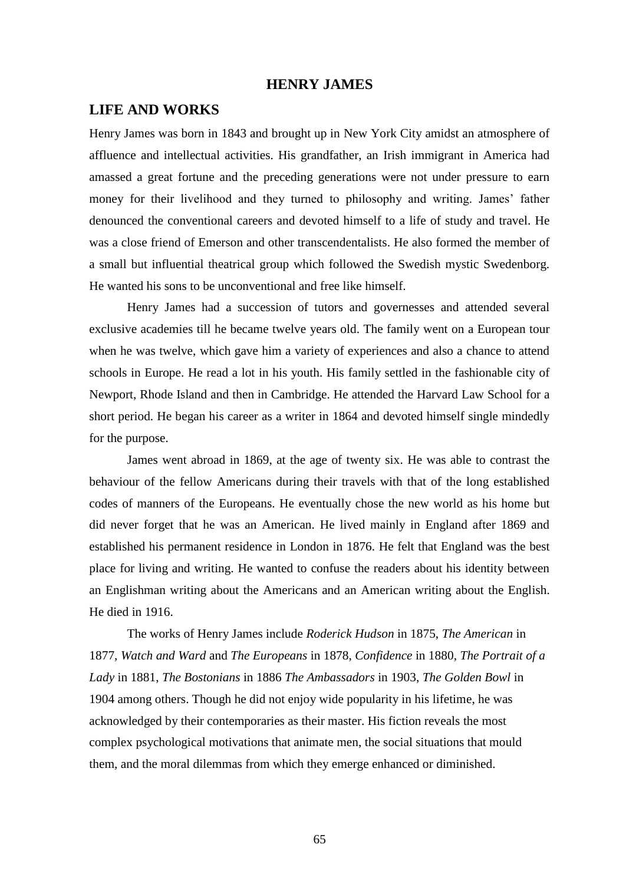# HENRY JAMES

## LIFE AND WORKS

Henry James was born in 1843 and brought up in New York City amidst an atmosphere of affluence and intellectual activities. His grandfather, an Irish immigrant in America had amassed a great fortune and the preceding generations were not under pressure to earn money for their livelihood and they turned to philosophy and writing. James' father denounced the conventional careers and devoted himself to a life of study and travel. He was a close friend of Emerson and other transcendentalists. He also formed the member of a small but influential theatrical group which followed the Swedish mystic Swedenborg. He wanted his sons to be unconventional and free like himself.

Henry James had a succession of tutors and governesses and attended several exclusive academies till he became twelve years old. The family went on a European tour when he was twelve, which gave him a variety of experiences and also a chance to attend schools in Europe. He read a lot in his youth. His family settled in the fashionable city of Newport, Rhode Island and then in Cambridge. He attended the Harvard Law School for a short period. He began his career as a writer in 1864 and devoted himself single mindedly for the purpose.

James went abroad in 1869, at the age of twenty six. He was able to contrast the behaviour of the fellow Americans during their travels with that of the long established codes of manners of the Europeans. He eventually chose the new world as his home but did never forget that he was an American. He lived mainly in England after 1869 and established his permanent residence in London in 1876. He felt that England was the best place for living and writing. He wanted to confuse the readers about his identity between an Englishman writing about the Americans and an American writing about the English. He died in 1916.

The works of Henry James include *Roderick Hudson* in 1875, *The American* in 1877, *Watch and Ward* and *The Europeans* in 1878, *Confidence* in 1880, *The Portrait of a Lady* in 1881, *The Bostonians* in 1886 *The Ambassadors* in 1903, *The Golden Bowl* in 1904 among others. Though he did not enjoy wide popularity in his lifetime, he was acknowledged by their contemporaries as their master. His fiction reveals the most complex psychological motivations that animate men, the social situations that mould them, and the moral dilemmas from which they emerge enhanced or diminished.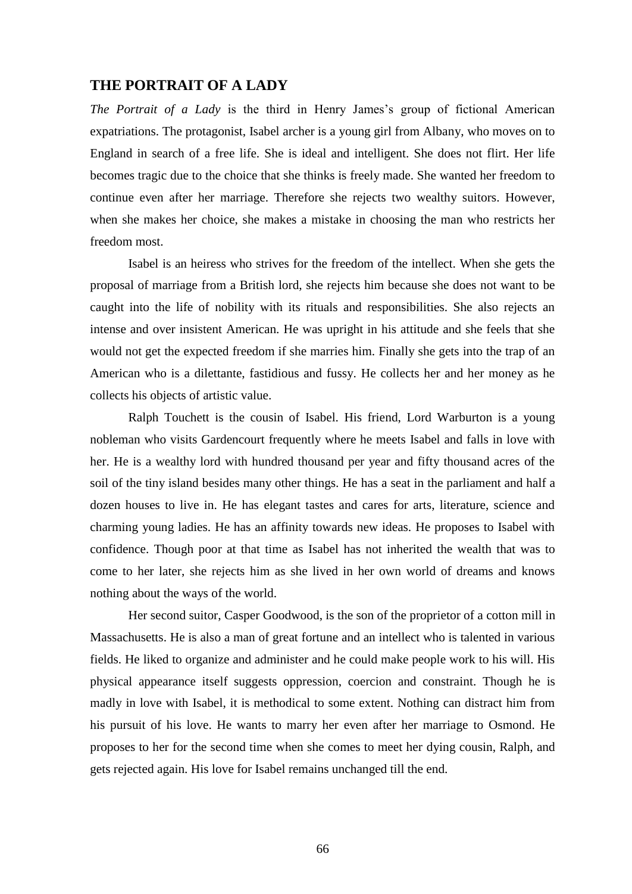## THE PORTRAIT OF A LADY

*The Portrait of a Lady* is the third in Henry James's group of fictional American expatriations. The protagonist, Isabel archer is a young girl from Albany, who moves on to England in search of a free life. She is ideal and intelligent. She does not flirt. Her life becomes tragic due to the choice that she thinks is freely made. She wanted her freedom to continue even after her marriage. Therefore she rejects two wealthy suitors. However, when she makes her choice, she makes a mistake in choosing the man who restricts her freedom most.

Isabel is an heiress who strives for the freedom of the intellect. When she gets the proposal of marriage from a British lord, she rejects him because she does not want to be caught into the life of nobility with its rituals and responsibilities. She also rejects an intense and over insistent American. He was upright in his attitude and she feels that she would not get the expected freedom if she marries him. Finally she gets into the trap of an American who is a dilettante, fastidious and fussy. He collects her and her money as he collects his objects of artistic value.

Ralph Touchett is the cousin of Isabel. His friend, Lord Warburton is a young nobleman who visits Gardencourt frequently where he meets Isabel and falls in love with her. He is a wealthy lord with hundred thousand per year and fifty thousand acres of the soil of the tiny island besides many other things. He has a seat in the parliament and half a dozen houses to live in. He has elegant tastes and cares for arts, literature, science and charming young ladies. He has an affinity towards new ideas. He proposes to Isabel with confidence. Though poor at that time as Isabel has not inherited the wealth that was to come to her later, she rejects him as she lived in her own world of dreams and knows nothing about the ways of the world.

Her second suitor, Casper Goodwood, is the son of the proprietor of a cotton mill in Massachusetts. He is also a man of great fortune and an intellect who is talented in various fields. He liked to organize and administer and he could make people work to his will. His physical appearance itself suggests oppression, coercion and constraint. Though he is madly in love with Isabel, it is methodical to some extent. Nothing can distract him from his pursuit of his love. He wants to marry her even after her marriage to Osmond. He proposes to her for the second time when she comes to meet her dying cousin, Ralph, and gets rejected again. His love for Isabel remains unchanged till the end.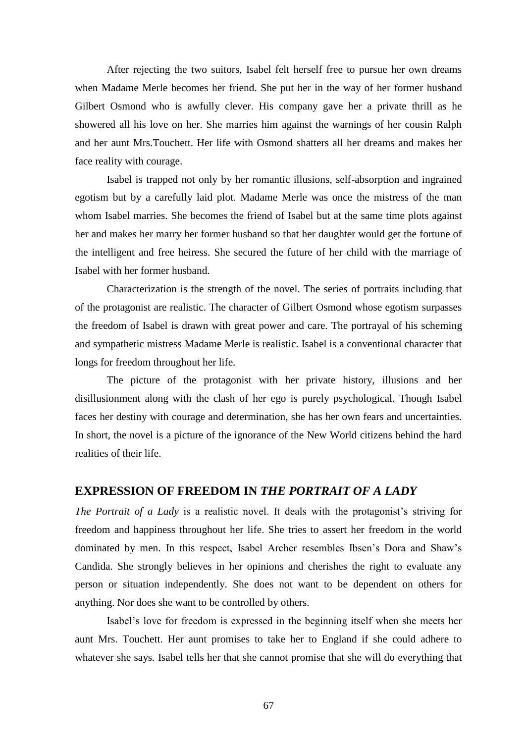After rejecting the two suitors, Isabel felt herself free to pursue her own dreams when Madame Merle becomes her friend. She put her in the way of her former husband Gilbert Osmond who is awfully clever. His company gave her a private thrill as he showered all his love on her. She marries him against the warnings of her cousin Ralph and her aunt Mrs.Touchett. Her life with Osmond shatters all her dreams and makes her face reality with courage.

Isabel is trapped not only by her romantic illusions, self-absorption and ingrained egotism but by a carefully laid plot. Madame Merle was once the mistress of the man whom Isabel marries. She becomes the friend of Isabel but at the same time plots against her and makes her marry her former husband so that her daughter would get the fortune of the intelligent and free heiress. She secured the future of her child with the marriage of Isabel with her former husband.

Characterization is the strength of the novel. The series of portraits including that of the protagonist are realistic. The character of Gilbert Osmond whose egotism surpasses the freedom of Isabel is drawn with great power and care. The portrayal of his scheming and sympathetic mistress Madame Merle is realistic. Isabel is a conventional character that longs for freedom throughout her life.

The picture of the protagonist with her private history, illusions and her disillusionment along with the clash of her ego is purely psychological. Though Isabel faces her destiny with courage and determination, she has her own fears and uncertainties. In short, the novel is a picture of the ignorance of the New World citizens behind the hard realities of their life.

## EXPRESSION OF FREEDOM IN *THE PORTRAIT OF A LADY*

*The Portrait of a Lady* is a realistic novel. It deals with the protagonist's striving for freedom and happiness throughout her life. She tries to assert her freedom in the world dominated by men. In this respect, Isabel Archer resembles Ibsen's Dora and Shaw's Candida. She strongly believes in her opinions and cherishes the right to evaluate any person or situation independently. She does not want to be dependent on others for anything. Nor does she want to be controlled by others.

Isabel's love for freedom is expressed in the beginning itself when she meets her aunt Mrs. Touchett. Her aunt promises to take her to England if she could adhere to whatever she says. Isabel tells her that she cannot promise that she will do everything that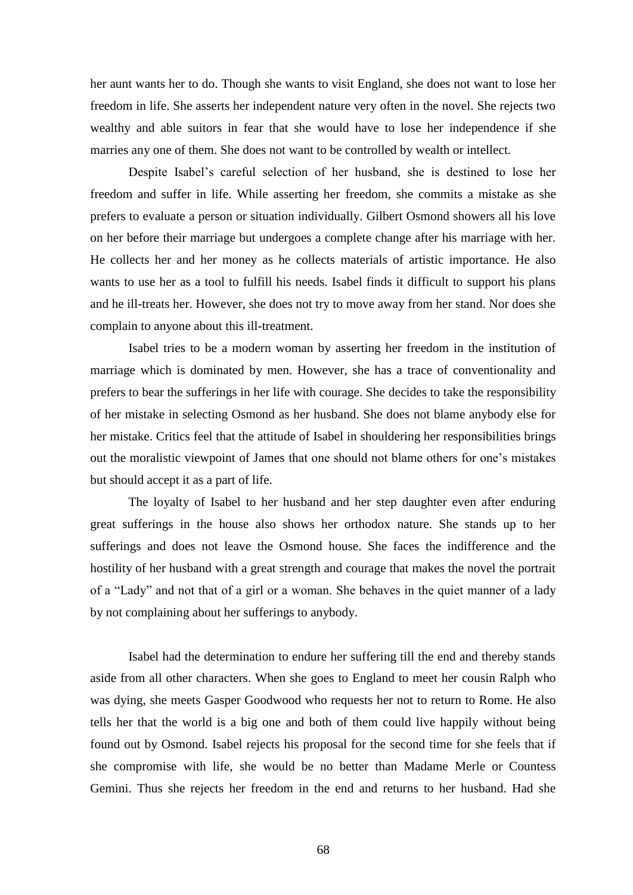her aunt wants her to do. Though she wants to visit England, she does not want to lose her freedom in life. She asserts her independent nature very often in the novel. She rejects two wealthy and able suitors in fear that she would have to lose her independence if she marries any one of them. She does not want to be controlled by wealth or intellect.

Despite Isabel's careful selection of her husband, she is destined to lose her freedom and suffer in life. While asserting her freedom, she commits a mistake as she prefers to evaluate a person or situation individually. Gilbert Osmond showers all his love on her before their marriage but undergoes a complete change after his marriage with her. He collects her and her money as he collects materials of artistic importance. He also wants to use her as a tool to fulfill his needs. Isabel finds it difficult to support his plans and he ill-treats her. However, she does not try to move away from her stand. Nor does she complain to anyone about this ill-treatment.

Isabel tries to be a modern woman by asserting her freedom in the institution of marriage which is dominated by men. However, she has a trace of conventionality and prefers to bear the sufferings in her life with courage. She decides to take the responsibility of her mistake in selecting Osmond as her husband. She does not blame anybody else for her mistake. Critics feel that the attitude of Isabel in shouldering her responsibilities brings out the moralistic viewpoint of James that one should not blame others for one's mistakes but should accept it as a part of life.

The loyalty of Isabel to her husband and her step daughter even after enduring great sufferings in the house also shows her orthodox nature. She stands up to her sufferings and does not leave the Osmond house. She faces the indifference and the hostility of her husband with a great strength and courage that makes the novel the portrait of a "Lady" and not that of a girl or a woman. She behaves in the quiet manner of a lady by not complaining about her sufferings to anybody.

Isabel had the determination to endure her suffering till the end and thereby stands aside from all other characters. When she goes to England to meet her cousin Ralph who was dying, she meets Gasper Goodwood who requests her not to return to Rome. He also tells her that the world is a big one and both of them could live happily without being found out by Osmond. Isabel rejects his proposal for the second time for she feels that if she compromise with life, she would be no better than Madame Merle or Countess Gemini. Thus she rejects her freedom in the end and returns to her husband. Had she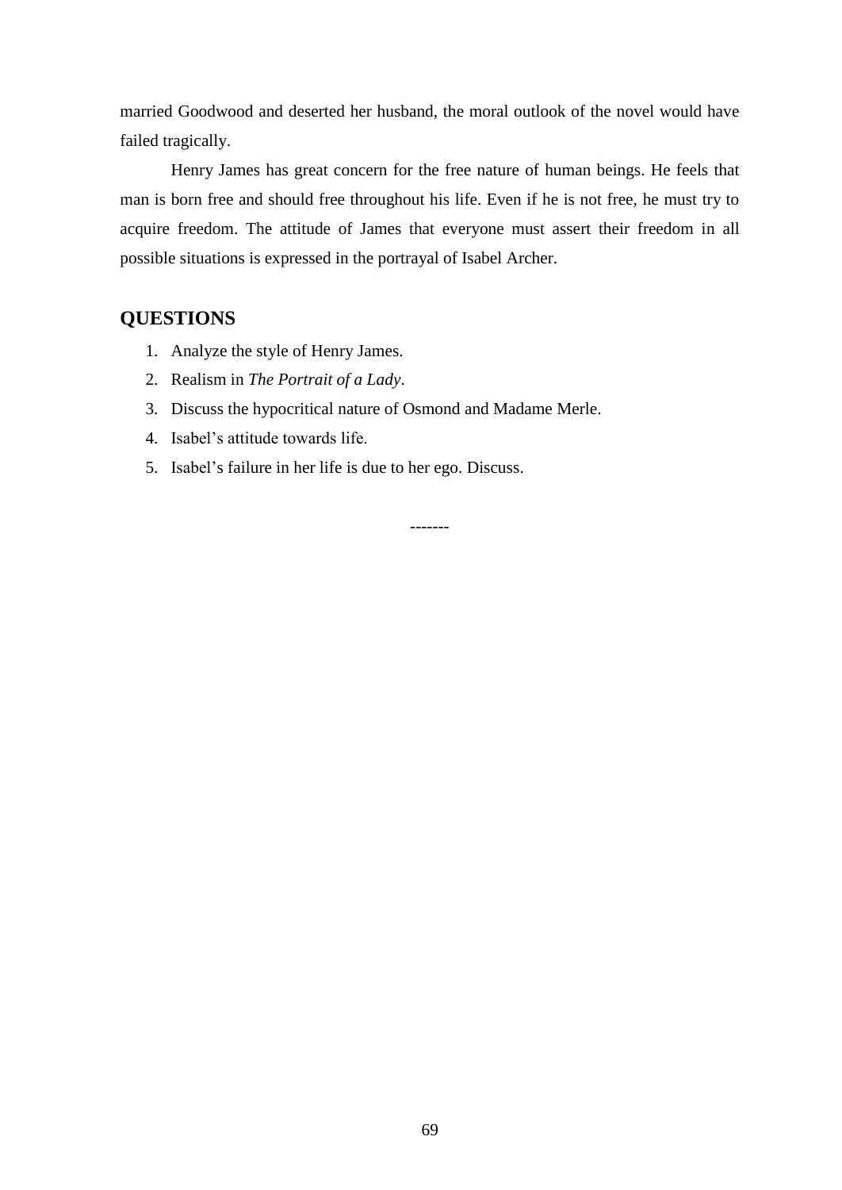married Goodwood and deserted her husband, the moral outlook of the novel would have failed tragically.

Henry James has great concern for the free nature of human beings. He feels that man is born free and should free throughout his life. Even if he is not free, he must try to acquire freedom. The attitude of James that everyone must assert their freedom in all possible situations is expressed in the portrayal of Isabel Archer.

## QUESTIONS

1. Analyze the style of Henry James.
2. Realism in *The Portrait of a Lady*.
3. Discuss the hypocritical nature of Osmond and Madame Merle.
4. Isabel's attitude towards life.
5. Isabel's failure in her life is due to her ego. Discuss.

-------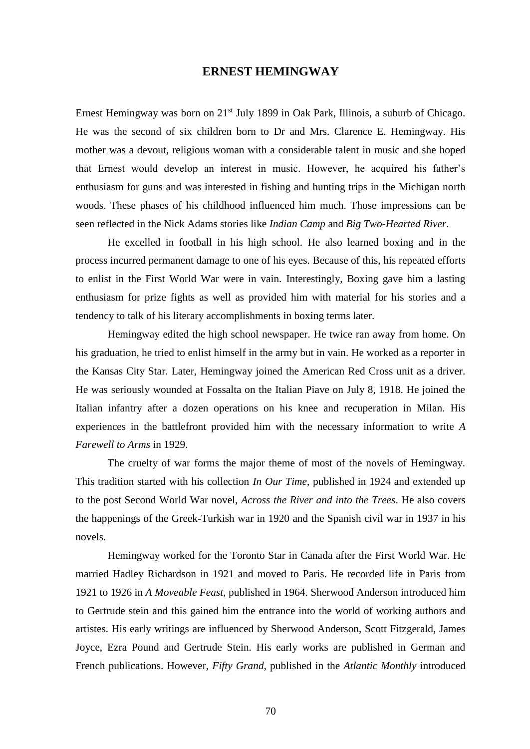## ERNEST HEMINGWAY

Ernest Hemingway was born on 21st July 1899 in Oak Park, Illinois, a suburb of Chicago. He was the second of six children born to Dr and Mrs. Clarence E. Hemingway. His mother was a devout, religious woman with a considerable talent in music and she hoped that Ernest would develop an interest in music. However, he acquired his father's enthusiasm for guns and was interested in fishing and hunting trips in the Michigan north woods. These phases of his childhood influenced him much. Those impressions can be seen reflected in the Nick Adams stories like *Indian Camp* and *Big Two-Hearted River*.

He excelled in football in his high school. He also learned boxing and in the process incurred permanent damage to one of his eyes. Because of this, his repeated efforts to enlist in the First World War were in vain. Interestingly, Boxing gave him a lasting enthusiasm for prize fights as well as provided him with material for his stories and a tendency to talk of his literary accomplishments in boxing terms later.

Hemingway edited the high school newspaper. He twice ran away from home. On his graduation, he tried to enlist himself in the army but in vain. He worked as a reporter in the Kansas City Star. Later, Hemingway joined the American Red Cross unit as a driver. He was seriously wounded at Fossalta on the Italian Piave on July 8, 1918. He joined the Italian infantry after a dozen operations on his knee and recuperation in Milan. His experiences in the battlefront provided him with the necessary information to write *A Farewell to Arms* in 1929.

The cruelty of war forms the major theme of most of the novels of Hemingway. This tradition started with his collection *In Our Time*, published in 1924 and extended up to the post Second World War novel, *Across the River and into the Trees*. He also covers the happenings of the Greek-Turkish war in 1920 and the Spanish civil war in 1937 in his novels.

Hemingway worked for the Toronto Star in Canada after the First World War. He married Hadley Richardson in 1921 and moved to Paris. He recorded life in Paris from 1921 to 1926 in *A Moveable Feast*, published in 1964. Sherwood Anderson introduced him to Gertrude stein and this gained him the entrance into the world of working authors and artistes. His early writings are influenced by Sherwood Anderson, Scott Fitzgerald, James Joyce, Ezra Pound and Gertrude Stein. His early works are published in German and French publications. However, *Fifty Grand*, published in the *Atlantic Monthly* introduced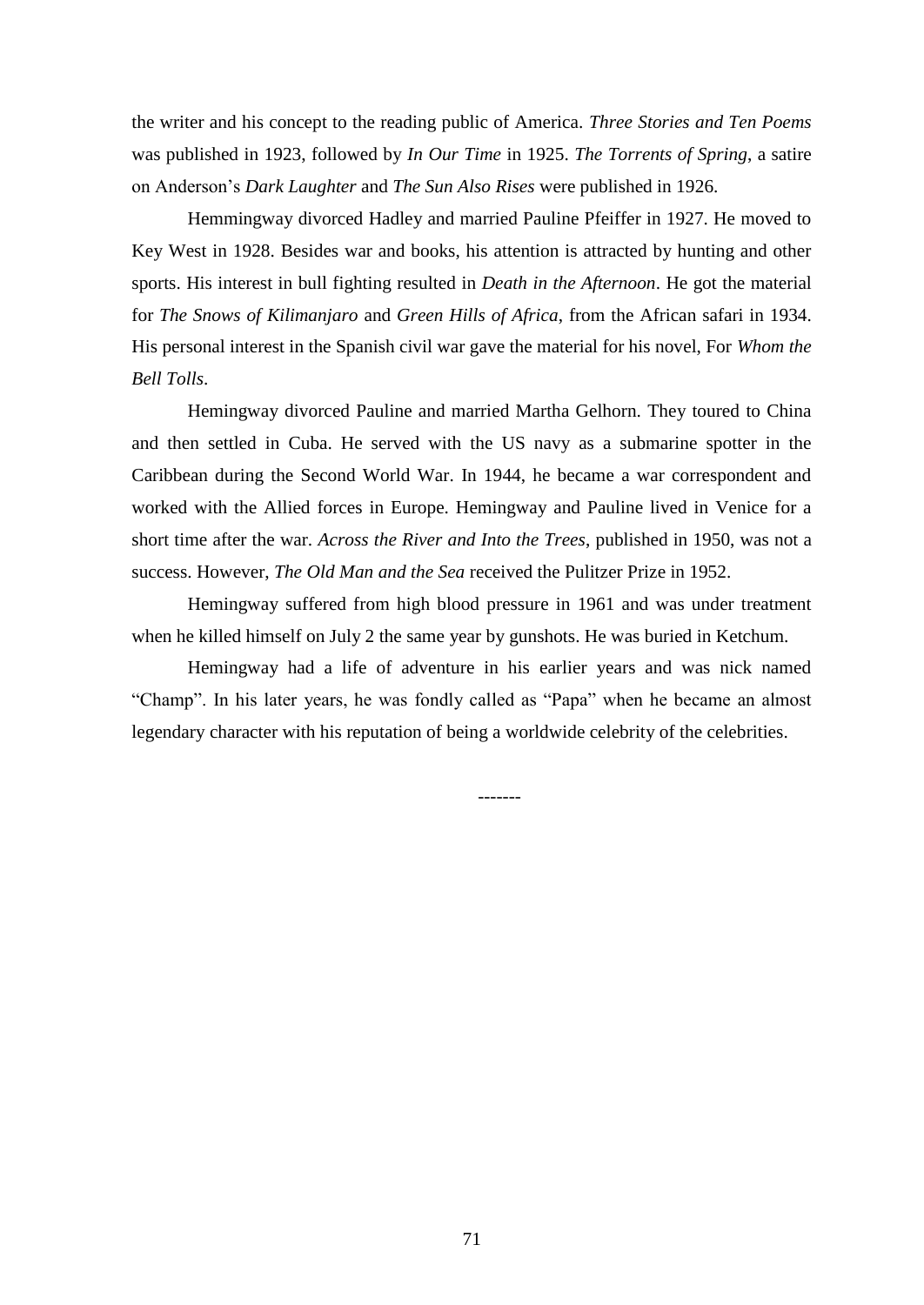the writer and his concept to the reading public of America. *Three Stories and Ten Poems* was published in 1923, followed by *In Our Time* in 1925. *The Torrents of Spring*, a satire on Anderson's *Dark Laughter* and *The Sun Also Rises* were published in 1926.

Hemmingway divorced Hadley and married Pauline Pfeiffer in 1927. He moved to Key West in 1928. Besides war and books, his attention is attracted by hunting and other sports. His interest in bull fighting resulted in *Death in the Afternoon*. He got the material for *The Snows of Kilimanjaro* and *Green Hills of Africa*, from the African safari in 1934. His personal interest in the Spanish civil war gave the material for his novel, For *Whom the Bell Tolls*.

Hemingway divorced Pauline and married Martha Gelhorn. They toured to China and then settled in Cuba. He served with the US navy as a submarine spotter in the Caribbean during the Second World War. In 1944, he became a war correspondent and worked with the Allied forces in Europe. Hemingway and Pauline lived in Venice for a short time after the war. *Across the River and Into the Trees*, published in 1950, was not a success. However, *The Old Man and the Sea* received the Pulitzer Prize in 1952.

Hemingway suffered from high blood pressure in 1961 and was under treatment when he killed himself on July 2 the same year by gunshots. He was buried in Ketchum.

Hemingway had a life of adventure in his earlier years and was nick named "Champ". In his later years, he was fondly called as "Papa" when he became an almost legendary character with his reputation of being a worldwide celebrity of the celebrities.

-------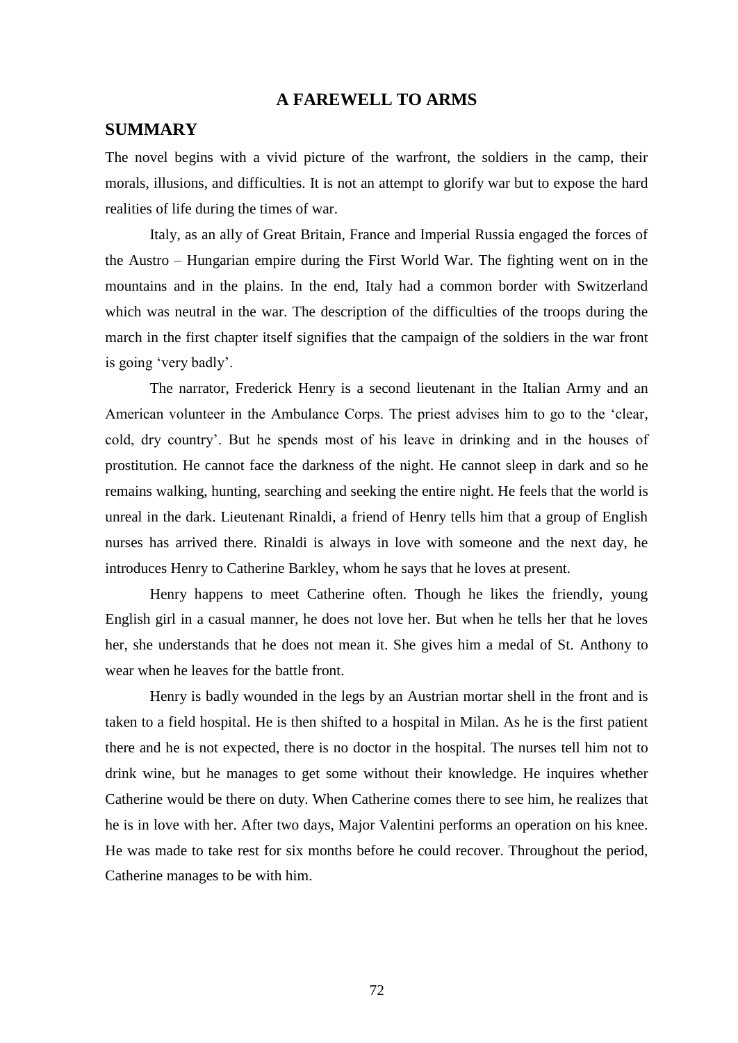# A FAREWELL TO ARMS

## SUMMARY

The novel begins with a vivid picture of the warfront, the soldiers in the camp, their morals, illusions, and difficulties. It is not an attempt to glorify war but to expose the hard realities of life during the times of war.

Italy, as an ally of Great Britain, France and Imperial Russia engaged the forces of the Austro – Hungarian empire during the First World War. The fighting went on in the mountains and in the plains. In the end, Italy had a common border with Switzerland which was neutral in the war. The description of the difficulties of the troops during the march in the first chapter itself signifies that the campaign of the soldiers in the war front is going 'very badly'.

The narrator, Frederick Henry is a second lieutenant in the Italian Army and an American volunteer in the Ambulance Corps. The priest advises him to go to the 'clear, cold, dry country'. But he spends most of his leave in drinking and in the houses of prostitution. He cannot face the darkness of the night. He cannot sleep in dark and so he remains walking, hunting, searching and seeking the entire night. He feels that the world is unreal in the dark. Lieutenant Rinaldi, a friend of Henry tells him that a group of English nurses has arrived there. Rinaldi is always in love with someone and the next day, he introduces Henry to Catherine Barkley, whom he says that he loves at present.

Henry happens to meet Catherine often. Though he likes the friendly, young English girl in a casual manner, he does not love her. But when he tells her that he loves her, she understands that he does not mean it. She gives him a medal of St. Anthony to wear when he leaves for the battle front.

Henry is badly wounded in the legs by an Austrian mortar shell in the front and is taken to a field hospital. He is then shifted to a hospital in Milan. As he is the first patient there and he is not expected, there is no doctor in the hospital. The nurses tell him not to drink wine, but he manages to get some without their knowledge. He inquires whether Catherine would be there on duty. When Catherine comes there to see him, he realizes that he is in love with her. After two days, Major Valentini performs an operation on his knee. He was made to take rest for six months before he could recover. Throughout the period, Catherine manages to be with him.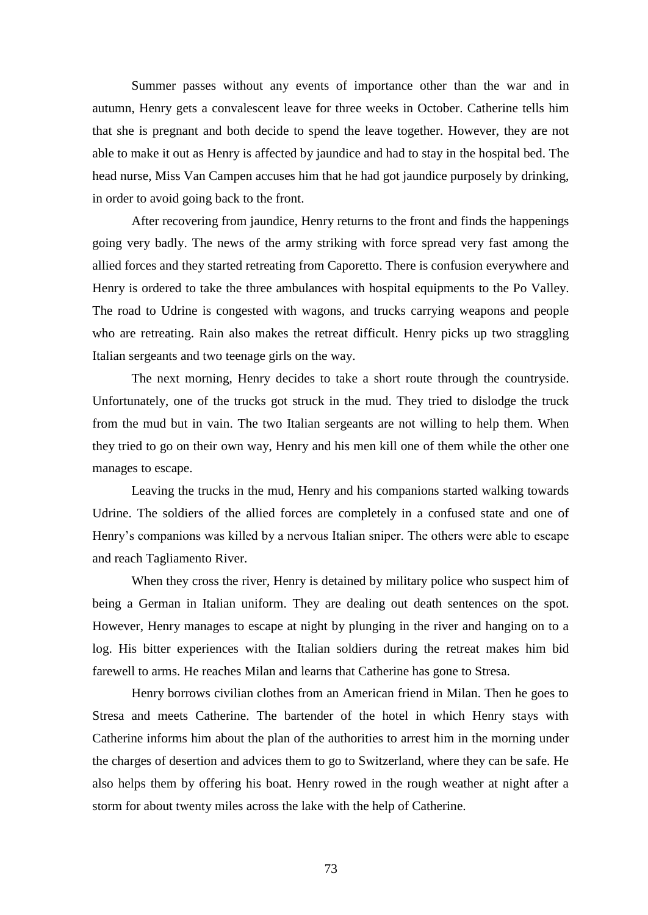Summer passes without any events of importance other than the war and in autumn, Henry gets a convalescent leave for three weeks in October. Catherine tells him that she is pregnant and both decide to spend the leave together. However, they are not able to make it out as Henry is affected by jaundice and had to stay in the hospital bed. The head nurse, Miss Van Campen accuses him that he had got jaundice purposely by drinking, in order to avoid going back to the front.

After recovering from jaundice, Henry returns to the front and finds the happenings going very badly. The news of the army striking with force spread very fast among the allied forces and they started retreating from Caporetto. There is confusion everywhere and Henry is ordered to take the three ambulances with hospital equipments to the Po Valley. The road to Udrine is congested with wagons, and trucks carrying weapons and people who are retreating. Rain also makes the retreat difficult. Henry picks up two straggling Italian sergeants and two teenage girls on the way.

The next morning, Henry decides to take a short route through the countryside. Unfortunately, one of the trucks got struck in the mud. They tried to dislodge the truck from the mud but in vain. The two Italian sergeants are not willing to help them. When they tried to go on their own way, Henry and his men kill one of them while the other one manages to escape.

Leaving the trucks in the mud, Henry and his companions started walking towards Udrine. The soldiers of the allied forces are completely in a confused state and one of Henry's companions was killed by a nervous Italian sniper. The others were able to escape and reach Tagliamento River.

When they cross the river, Henry is detained by military police who suspect him of being a German in Italian uniform. They are dealing out death sentences on the spot. However, Henry manages to escape at night by plunging in the river and hanging on to a log. His bitter experiences with the Italian soldiers during the retreat makes him bid farewell to arms. He reaches Milan and learns that Catherine has gone to Stresa.

Henry borrows civilian clothes from an American friend in Milan. Then he goes to Stresa and meets Catherine. The bartender of the hotel in which Henry stays with Catherine informs him about the plan of the authorities to arrest him in the morning under the charges of desertion and advices them to go to Switzerland, where they can be safe. He also helps them by offering his boat. Henry rowed in the rough weather at night after a storm for about twenty miles across the lake with the help of Catherine.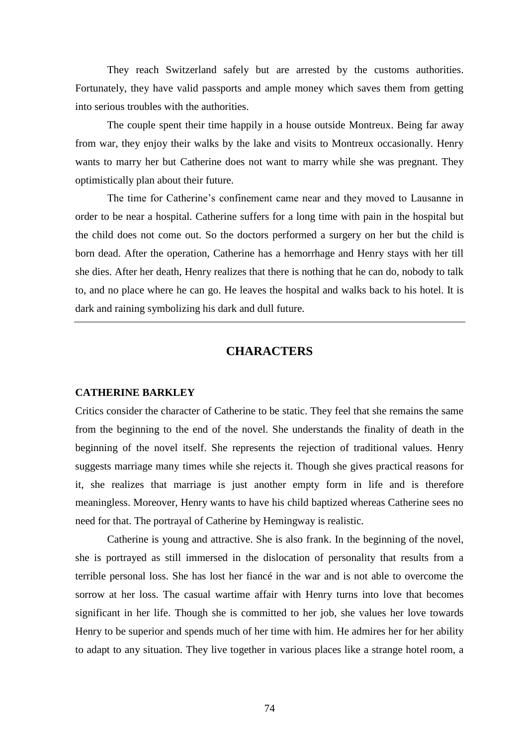They reach Switzerland safely but are arrested by the customs authorities. Fortunately, they have valid passports and ample money which saves them from getting into serious troubles with the authorities.

The couple spent their time happily in a house outside Montreux. Being far away from war, they enjoy their walks by the lake and visits to Montreux occasionally. Henry wants to marry her but Catherine does not want to marry while she was pregnant. They optimistically plan about their future.

The time for Catherine's confinement came near and they moved to Lausanne in order to be near a hospital. Catherine suffers for a long time with pain in the hospital but the child does not come out. So the doctors performed a surgery on her but the child is born dead. After the operation, Catherine has a hemorrhage and Henry stays with her till she dies. After her death, Henry realizes that there is nothing that he can do, nobody to talk to, and no place where he can go. He leaves the hospital and walks back to his hotel. It is dark and raining symbolizing his dark and dull future.

---

## CHARACTERS

**CATHERINE BARKLEY**

Critics consider the character of Catherine to be static. They feel that she remains the same from the beginning to the end of the novel. She understands the finality of death in the beginning of the novel itself. She represents the rejection of traditional values. Henry suggests marriage many times while she rejects it. Though she gives practical reasons for it, she realizes that marriage is just another empty form in life and is therefore meaningless. Moreover, Henry wants to have his child baptized whereas Catherine sees no need for that. The portrayal of Catherine by Hemingway is realistic.

Catherine is young and attractive. She is also frank. In the beginning of the novel, she is portrayed as still immersed in the dislocation of personality that results from a terrible personal loss. She has lost her fiancé in the war and is not able to overcome the sorrow at her loss. The casual wartime affair with Henry turns into love that becomes significant in her life. Though she is committed to her job, she values her love towards Henry to be superior and spends much of her time with him. He admires her for her ability to adapt to any situation. They live together in various places like a strange hotel room, a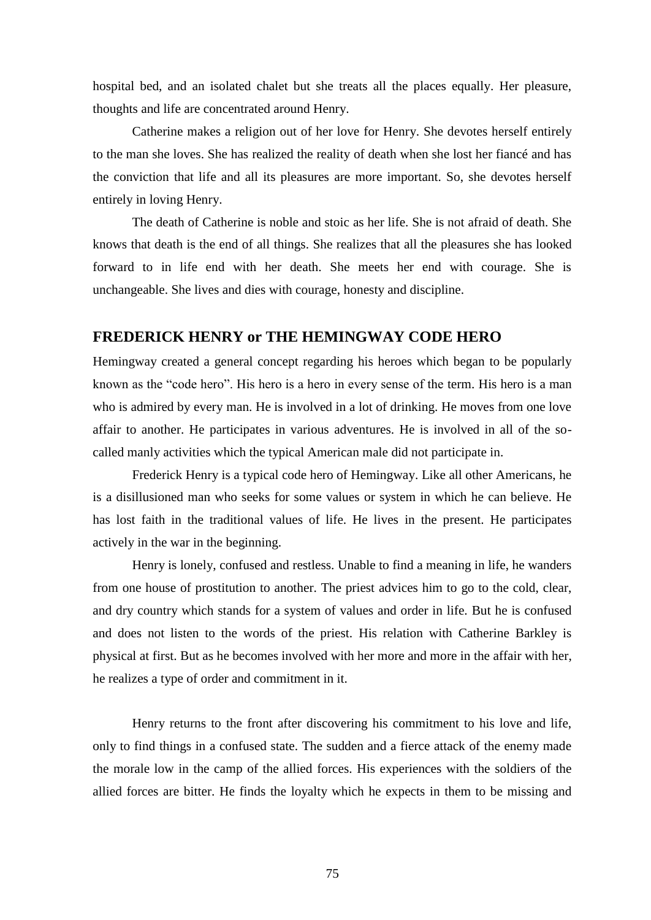hospital bed, and an isolated chalet but she treats all the places equally. Her pleasure, thoughts and life are concentrated around Henry.

Catherine makes a religion out of her love for Henry. She devotes herself entirely to the man she loves. She has realized the reality of death when she lost her fiancé and has the conviction that life and all its pleasures are more important. So, she devotes herself entirely in loving Henry.

The death of Catherine is noble and stoic as her life. She is not afraid of death. She knows that death is the end of all things. She realizes that all the pleasures she has looked forward to in life end with her death. She meets her end with courage. She is unchangeable. She lives and dies with courage, honesty and discipline.

## FREDERICK HENRY or THE HEMINGWAY CODE HERO

Hemingway created a general concept regarding his heroes which began to be popularly known as the "code hero". His hero is a hero in every sense of the term. His hero is a man who is admired by every man. He is involved in a lot of drinking. He moves from one love affair to another. He participates in various adventures. He is involved in all of the so-called manly activities which the typical American male did not participate in.

Frederick Henry is a typical code hero of Hemingway. Like all other Americans, he is a disillusioned man who seeks for some values or system in which he can believe. He has lost faith in the traditional values of life. He lives in the present. He participates actively in the war in the beginning.

Henry is lonely, confused and restless. Unable to find a meaning in life, he wanders from one house of prostitution to another. The priest advices him to go to the cold, clear, and dry country which stands for a system of values and order in life. But he is confused and does not listen to the words of the priest. His relation with Catherine Barkley is physical at first. But as he becomes involved with her more and more in the affair with her, he realizes a type of order and commitment in it.

Henry returns to the front after discovering his commitment to his love and life, only to find things in a confused state. The sudden and a fierce attack of the enemy made the morale low in the camp of the allied forces. His experiences with the soldiers of the allied forces are bitter. He finds the loyalty which he expects in them to be missing and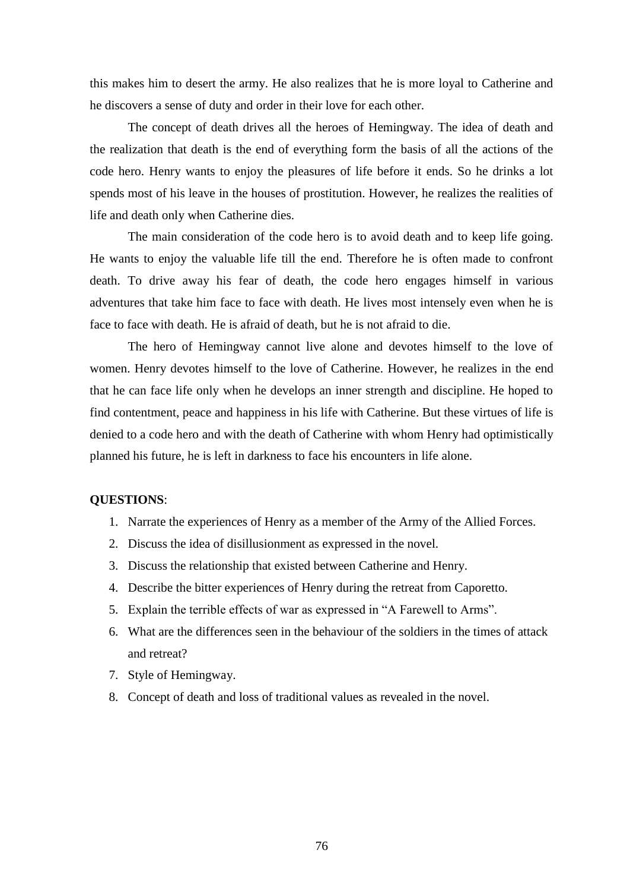this makes him to desert the army. He also realizes that he is more loyal to Catherine and he discovers a sense of duty and order in their love for each other.

The concept of death drives all the heroes of Hemingway. The idea of death and the realization that death is the end of everything form the basis of all the actions of the code hero. Henry wants to enjoy the pleasures of life before it ends. So he drinks a lot spends most of his leave in the houses of prostitution. However, he realizes the realities of life and death only when Catherine dies.

The main consideration of the code hero is to avoid death and to keep life going. He wants to enjoy the valuable life till the end. Therefore he is often made to confront death. To drive away his fear of death, the code hero engages himself in various adventures that take him face to face with death. He lives most intensely even when he is face to face with death. He is afraid of death, but he is not afraid to die.

The hero of Hemingway cannot live alone and devotes himself to the love of women. Henry devotes himself to the love of Catherine. However, he realizes in the end that he can face life only when he develops an inner strength and discipline. He hoped to find contentment, peace and happiness in his life with Catherine. But these virtues of life is denied to a code hero and with the death of Catherine with whom Henry had optimistically planned his future, he is left in darkness to face his encounters in life alone.

**QUESTIONS**:

1. Narrate the experiences of Henry as a member of the Army of the Allied Forces.
2. Discuss the idea of disillusionment as expressed in the novel.
3. Discuss the relationship that existed between Catherine and Henry.
4. Describe the bitter experiences of Henry during the retreat from Caporetto.
5. Explain the terrible effects of war as expressed in "A Farewell to Arms".
6. What are the differences seen in the behaviour of the soldiers in the times of attack and retreat?
7. Style of Hemingway.
8. Concept of death and loss of traditional values as revealed in the novel.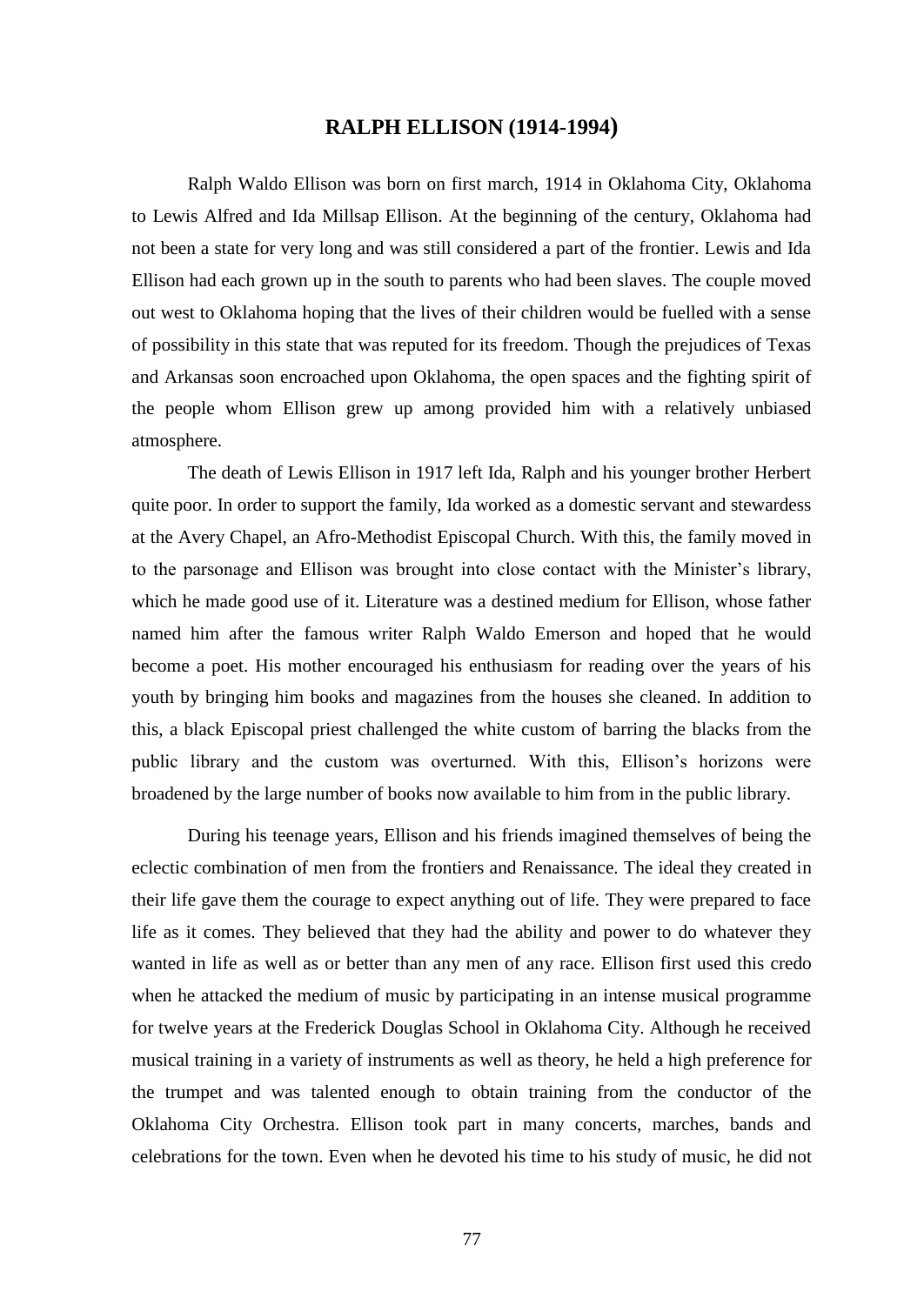# RALPH ELLISON (1914-1994)

Ralph Waldo Ellison was born on first march, 1914 in Oklahoma City, Oklahoma to Lewis Alfred and Ida Millsap Ellison. At the beginning of the century, Oklahoma had not been a state for very long and was still considered a part of the frontier. Lewis and Ida Ellison had each grown up in the south to parents who had been slaves. The couple moved out west to Oklahoma hoping that the lives of their children would be fuelled with a sense of possibility in this state that was reputed for its freedom. Though the prejudices of Texas and Arkansas soon encroached upon Oklahoma, the open spaces and the fighting spirit of the people whom Ellison grew up among provided him with a relatively unbiased atmosphere.

The death of Lewis Ellison in 1917 left Ida, Ralph and his younger brother Herbert quite poor. In order to support the family, Ida worked as a domestic servant and stewardess at the Avery Chapel, an Afro-Methodist Episcopal Church. With this, the family moved in to the parsonage and Ellison was brought into close contact with the Minister's library, which he made good use of it. Literature was a destined medium for Ellison, whose father named him after the famous writer Ralph Waldo Emerson and hoped that he would become a poet. His mother encouraged his enthusiasm for reading over the years of his youth by bringing him books and magazines from the houses she cleaned. In addition to this, a black Episcopal priest challenged the white custom of barring the blacks from the public library and the custom was overturned. With this, Ellison's horizons were broadened by the large number of books now available to him from in the public library.

During his teenage years, Ellison and his friends imagined themselves of being the eclectic combination of men from the frontiers and Renaissance. The ideal they created in their life gave them the courage to expect anything out of life. They were prepared to face life as it comes. They believed that they had the ability and power to do whatever they wanted in life as well as or better than any men of any race. Ellison first used this credo when he attacked the medium of music by participating in an intense musical programme for twelve years at the Frederick Douglas School in Oklahoma City. Although he received musical training in a variety of instruments as well as theory, he held a high preference for the trumpet and was talented enough to obtain training from the conductor of the Oklahoma City Orchestra. Ellison took part in many concerts, marches, bands and celebrations for the town. Even when he devoted his time to his study of music, he did not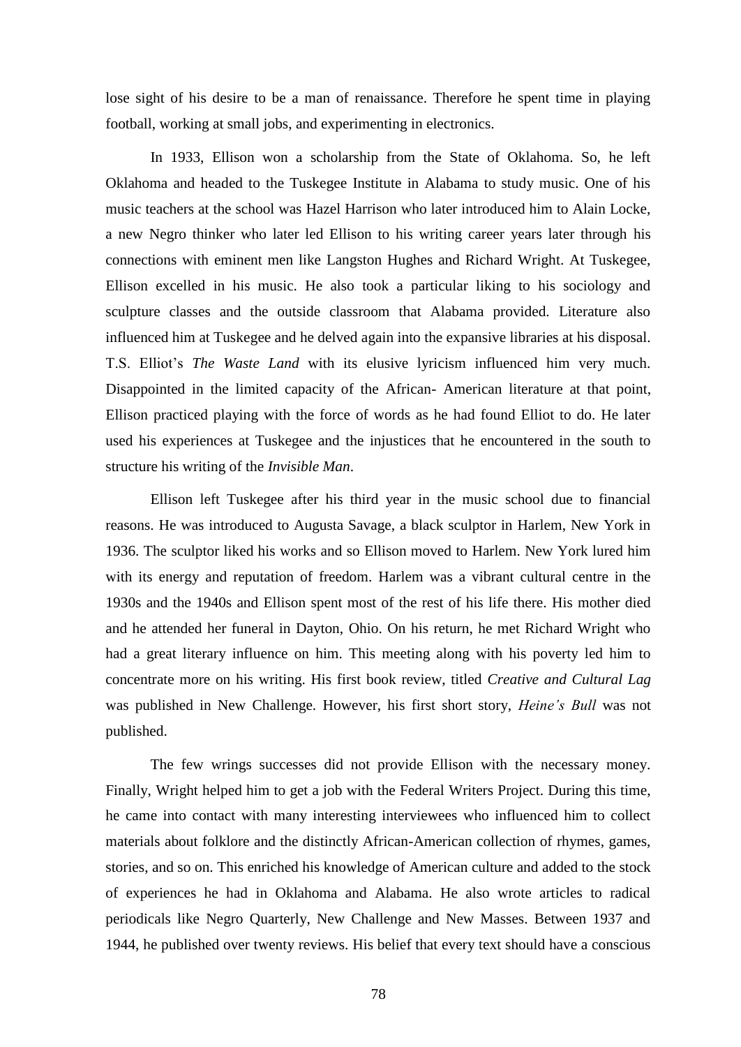lose sight of his desire to be a man of renaissance. Therefore he spent time in playing football, working at small jobs, and experimenting in electronics.

In 1933, Ellison won a scholarship from the State of Oklahoma. So, he left Oklahoma and headed to the Tuskegee Institute in Alabama to study music. One of his music teachers at the school was Hazel Harrison who later introduced him to Alain Locke, a new Negro thinker who later led Ellison to his writing career years later through his connections with eminent men like Langston Hughes and Richard Wright. At Tuskegee, Ellison excelled in his music. He also took a particular liking to his sociology and sculpture classes and the outside classroom that Alabama provided. Literature also influenced him at Tuskegee and he delved again into the expansive libraries at his disposal. T.S. Elliot's *The Waste Land* with its elusive lyricism influenced him very much. Disappointed in the limited capacity of the African- American literature at that point, Ellison practiced playing with the force of words as he had found Elliot to do. He later used his experiences at Tuskegee and the injustices that he encountered in the south to structure his writing of the *Invisible Man*.

Ellison left Tuskegee after his third year in the music school due to financial reasons. He was introduced to Augusta Savage, a black sculptor in Harlem, New York in 1936. The sculptor liked his works and so Ellison moved to Harlem. New York lured him with its energy and reputation of freedom. Harlem was a vibrant cultural centre in the 1930s and the 1940s and Ellison spent most of the rest of his life there. His mother died and he attended her funeral in Dayton, Ohio. On his return, he met Richard Wright who had a great literary influence on him. This meeting along with his poverty led him to concentrate more on his writing. His first book review, titled *Creative and Cultural Lag* was published in New Challenge. However, his first short story, *Heine's Bull* was not published.

The few wrings successes did not provide Ellison with the necessary money. Finally, Wright helped him to get a job with the Federal Writers Project. During this time, he came into contact with many interesting interviewees who influenced him to collect materials about folklore and the distinctly African-American collection of rhymes, games, stories, and so on. This enriched his knowledge of American culture and added to the stock of experiences he had in Oklahoma and Alabama. He also wrote articles to radical periodicals like Negro Quarterly, New Challenge and New Masses. Between 1937 and 1944, he published over twenty reviews. His belief that every text should have a conscious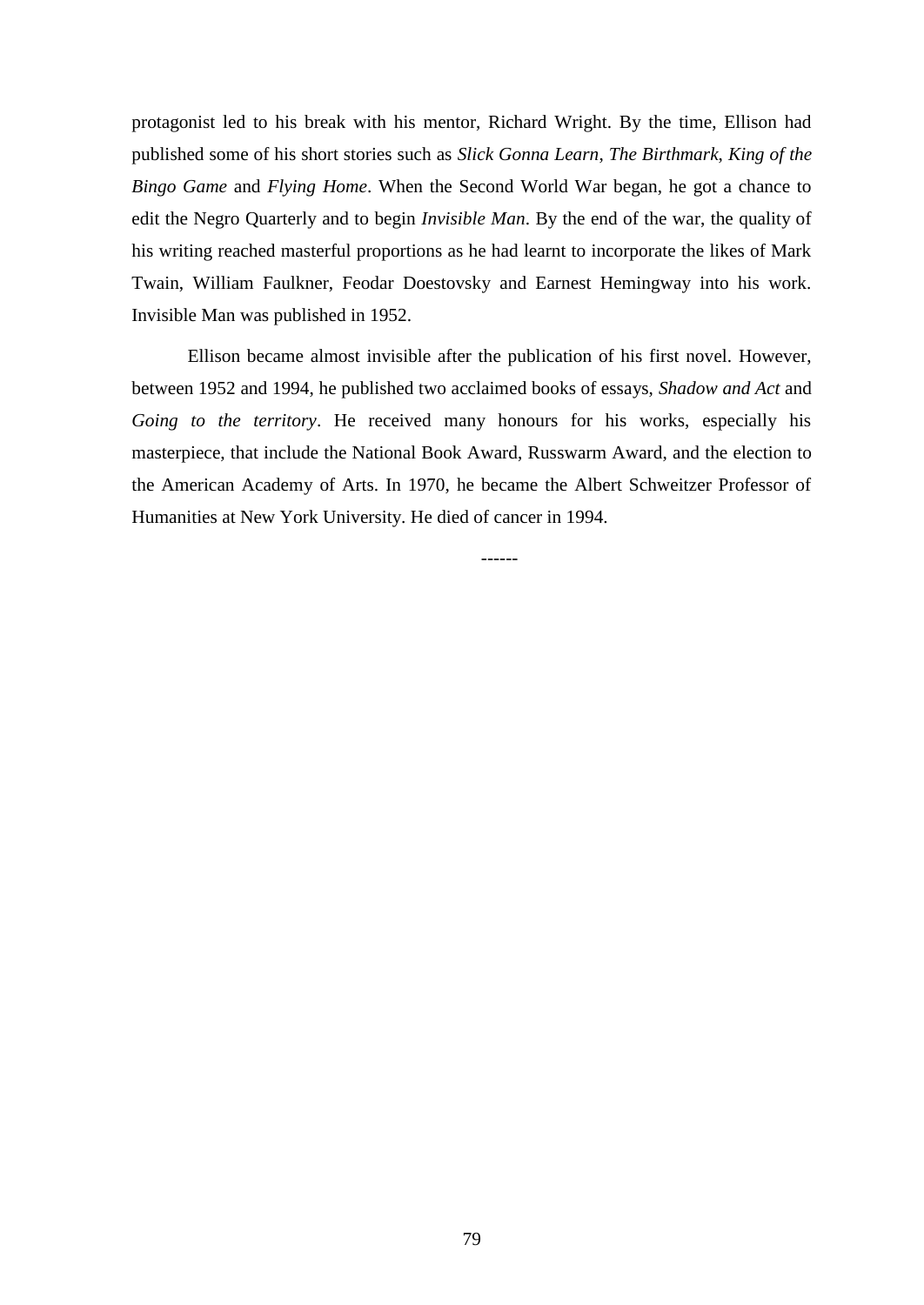protagonist led to his break with his mentor, Richard Wright. By the time, Ellison had published some of his short stories such as *Slick Gonna Learn*, *The Birthmark*, *King of the Bingo Game* and *Flying Home*. When the Second World War began, he got a chance to edit the Negro Quarterly and to begin *Invisible Man*. By the end of the war, the quality of his writing reached masterful proportions as he had learnt to incorporate the likes of Mark Twain, William Faulkner, Feodar Doestovsky and Earnest Hemingway into his work. Invisible Man was published in 1952.

Ellison became almost invisible after the publication of his first novel. However, between 1952 and 1994, he published two acclaimed books of essays, *Shadow and Act* and *Going to the territory*. He received many honours for his works, especially his masterpiece, that include the National Book Award, Russwarm Award, and the election to the American Academy of Arts. In 1970, he became the Albert Schweitzer Professor of Humanities at New York University. He died of cancer in 1994.

------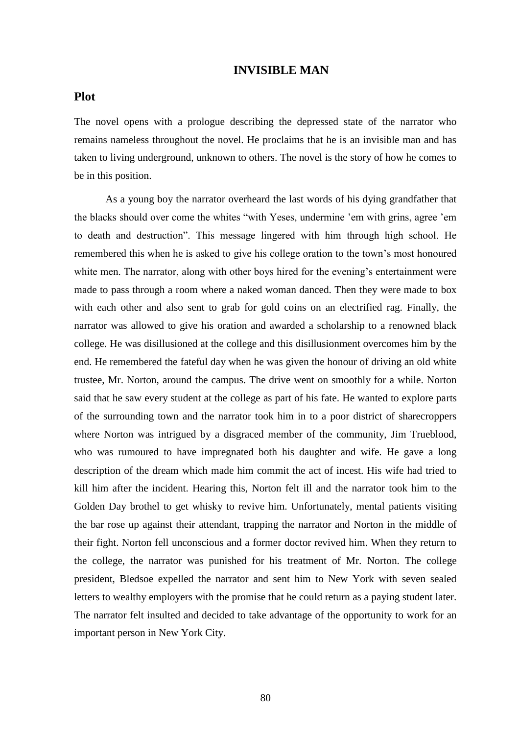# INVISIBLE MAN

## Plot

The novel opens with a prologue describing the depressed state of the narrator who remains nameless throughout the novel. He proclaims that he is an invisible man and has taken to living underground, unknown to others. The novel is the story of how he comes to be in this position.

As a young boy the narrator overheard the last words of his dying grandfather that the blacks should over come the whites “with Yeses, undermine ’em with grins, agree ’em to death and destruction”. This message lingered with him through high school. He remembered this when he is asked to give his college oration to the town’s most honoured white men. The narrator, along with other boys hired for the evening’s entertainment were made to pass through a room where a naked woman danced. Then they were made to box with each other and also sent to grab for gold coins on an electrified rag. Finally, the narrator was allowed to give his oration and awarded a scholarship to a renowned black college. He was disillusioned at the college and this disillusionment overcomes him by the end. He remembered the fateful day when he was given the honour of driving an old white trustee, Mr. Norton, around the campus. The drive went on smoothly for a while. Norton said that he saw every student at the college as part of his fate. He wanted to explore parts of the surrounding town and the narrator took him in to a poor district of sharecroppers where Norton was intrigued by a disgraced member of the community, Jim Trueblood, who was rumoured to have impregnated both his daughter and wife. He gave a long description of the dream which made him commit the act of incest. His wife had tried to kill him after the incident. Hearing this, Norton felt ill and the narrator took him to the Golden Day brothel to get whisky to revive him. Unfortunately, mental patients visiting the bar rose up against their attendant, trapping the narrator and Norton in the middle of their fight. Norton fell unconscious and a former doctor revived him. When they return to the college, the narrator was punished for his treatment of Mr. Norton. The college president, Bledsoe expelled the narrator and sent him to New York with seven sealed letters to wealthy employers with the promise that he could return as a paying student later. The narrator felt insulted and decided to take advantage of the opportunity to work for an important person in New York City.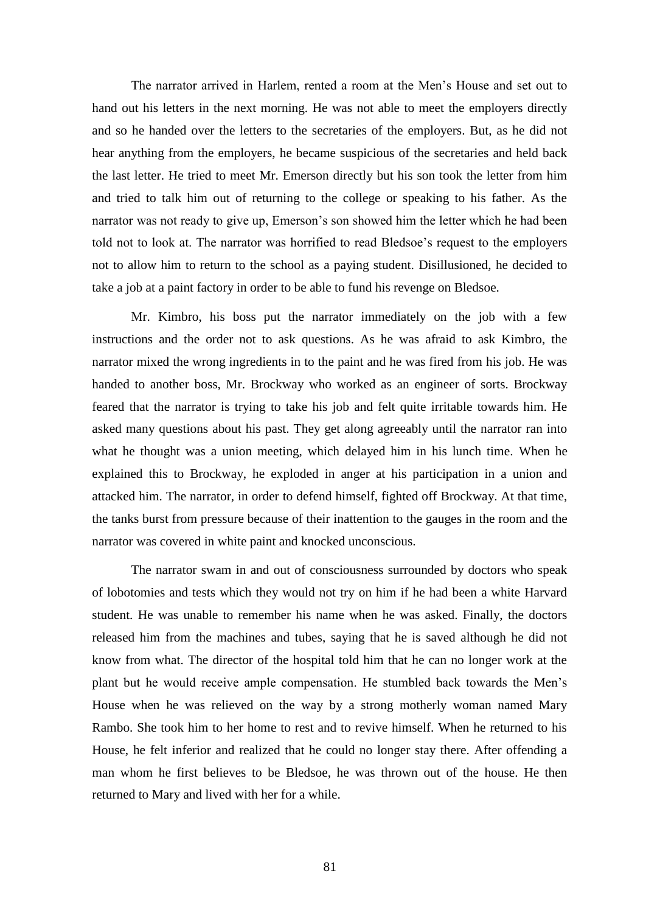The narrator arrived in Harlem, rented a room at the Men's House and set out to hand out his letters in the next morning. He was not able to meet the employers directly and so he handed over the letters to the secretaries of the employers. But, as he did not hear anything from the employers, he became suspicious of the secretaries and held back the last letter. He tried to meet Mr. Emerson directly but his son took the letter from him and tried to talk him out of returning to the college or speaking to his father. As the narrator was not ready to give up, Emerson's son showed him the letter which he had been told not to look at. The narrator was horrified to read Bledsoe's request to the employers not to allow him to return to the school as a paying student. Disillusioned, he decided to take a job at a paint factory in order to be able to fund his revenge on Bledsoe.

Mr. Kimbro, his boss put the narrator immediately on the job with a few instructions and the order not to ask questions. As he was afraid to ask Kimbro, the narrator mixed the wrong ingredients in to the paint and he was fired from his job. He was handed to another boss, Mr. Brockway who worked as an engineer of sorts. Brockway feared that the narrator is trying to take his job and felt quite irritable towards him. He asked many questions about his past. They get along agreeably until the narrator ran into what he thought was a union meeting, which delayed him in his lunch time. When he explained this to Brockway, he exploded in anger at his participation in a union and attacked him. The narrator, in order to defend himself, fighted off Brockway. At that time, the tanks burst from pressure because of their inattention to the gauges in the room and the narrator was covered in white paint and knocked unconscious.

The narrator swam in and out of consciousness surrounded by doctors who speak of lobotomies and tests which they would not try on him if he had been a white Harvard student. He was unable to remember his name when he was asked. Finally, the doctors released him from the machines and tubes, saying that he is saved although he did not know from what. The director of the hospital told him that he can no longer work at the plant but he would receive ample compensation. He stumbled back towards the Men's House when he was relieved on the way by a strong motherly woman named Mary Rambo. She took him to her home to rest and to revive himself. When he returned to his House, he felt inferior and realized that he could no longer stay there. After offending a man whom he first believes to be Bledsoe, he was thrown out of the house. He then returned to Mary and lived with her for a while.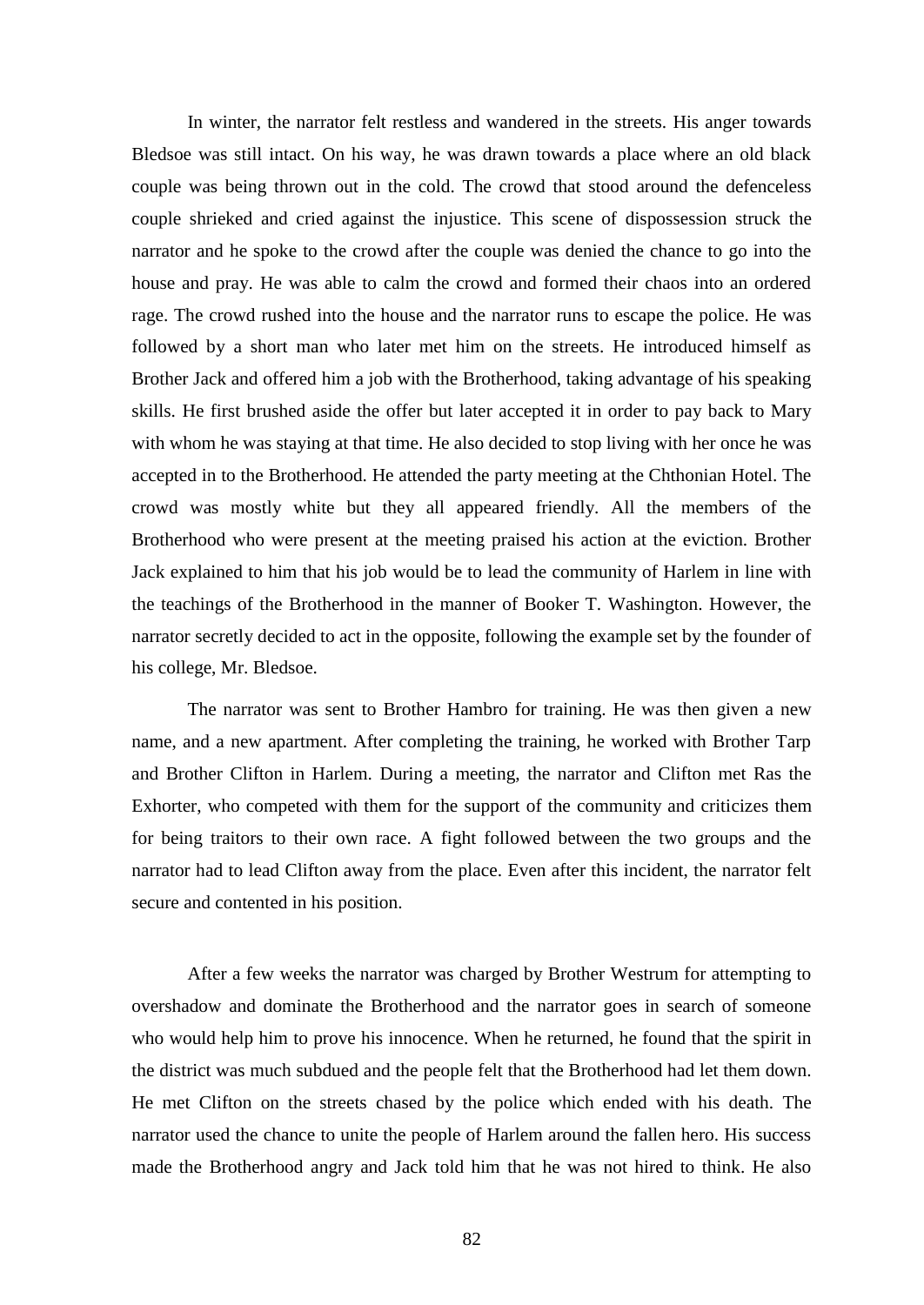In winter, the narrator felt restless and wandered in the streets. His anger towards Bledsoe was still intact. On his way, he was drawn towards a place where an old black couple was being thrown out in the cold. The crowd that stood around the defenceless couple shrieked and cried against the injustice. This scene of dispossession struck the narrator and he spoke to the crowd after the couple was denied the chance to go into the house and pray. He was able to calm the crowd and formed their chaos into an ordered rage. The crowd rushed into the house and the narrator runs to escape the police. He was followed by a short man who later met him on the streets. He introduced himself as Brother Jack and offered him a job with the Brotherhood, taking advantage of his speaking skills. He first brushed aside the offer but later accepted it in order to pay back to Mary with whom he was staying at that time. He also decided to stop living with her once he was accepted in to the Brotherhood. He attended the party meeting at the Chthonian Hotel. The crowd was mostly white but they all appeared friendly. All the members of the Brotherhood who were present at the meeting praised his action at the eviction. Brother Jack explained to him that his job would be to lead the community of Harlem in line with the teachings of the Brotherhood in the manner of Booker T. Washington. However, the narrator secretly decided to act in the opposite, following the example set by the founder of his college, Mr. Bledsoe.

The narrator was sent to Brother Hambro for training. He was then given a new name, and a new apartment. After completing the training, he worked with Brother Tarp and Brother Clifton in Harlem. During a meeting, the narrator and Clifton met Ras the Exhorter, who competed with them for the support of the community and criticizes them for being traitors to their own race. A fight followed between the two groups and the narrator had to lead Clifton away from the place. Even after this incident, the narrator felt secure and contented in his position.

After a few weeks the narrator was charged by Brother Westrum for attempting to overshadow and dominate the Brotherhood and the narrator goes in search of someone who would help him to prove his innocence. When he returned, he found that the spirit in the district was much subdued and the people felt that the Brotherhood had let them down. He met Clifton on the streets chased by the police which ended with his death. The narrator used the chance to unite the people of Harlem around the fallen hero. His success made the Brotherhood angry and Jack told him that he was not hired to think. He also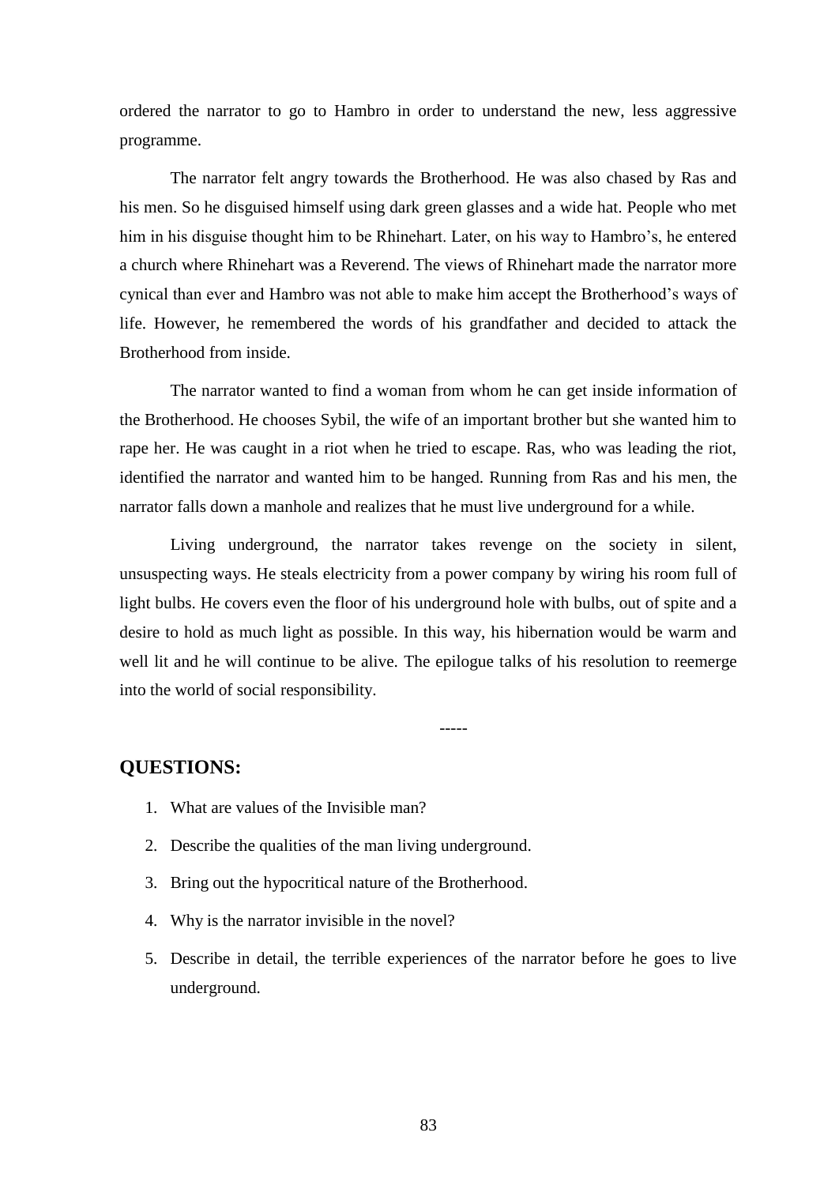ordered the narrator to go to Hambro in order to understand the new, less aggressive programme.

The narrator felt angry towards the Brotherhood. He was also chased by Ras and his men. So he disguised himself using dark green glasses and a wide hat. People who met him in his disguise thought him to be Rhinehart. Later, on his way to Hambro's, he entered a church where Rhinehart was a Reverend. The views of Rhinehart made the narrator more cynical than ever and Hambro was not able to make him accept the Brotherhood's ways of life. However, he remembered the words of his grandfather and decided to attack the Brotherhood from inside.

The narrator wanted to find a woman from whom he can get inside information of the Brotherhood. He chooses Sybil, the wife of an important brother but she wanted him to rape her. He was caught in a riot when he tried to escape. Ras, who was leading the riot, identified the narrator and wanted him to be hanged. Running from Ras and his men, the narrator falls down a manhole and realizes that he must live underground for a while.

Living underground, the narrator takes revenge on the society in silent, unsuspecting ways. He steals electricity from a power company by wiring his room full of light bulbs. He covers even the floor of his underground hole with bulbs, out of spite and a desire to hold as much light as possible. In this way, his hibernation would be warm and well lit and he will continue to be alive. The epilogue talks of his resolution to reemerge into the world of social responsibility.

-----

## QUESTIONS:

1. What are values of the Invisible man?
2. Describe the qualities of the man living underground.
3. Bring out the hypocritical nature of the Brotherhood.
4. Why is the narrator invisible in the novel?
5. Describe in detail, the terrible experiences of the narrator before he goes to live underground.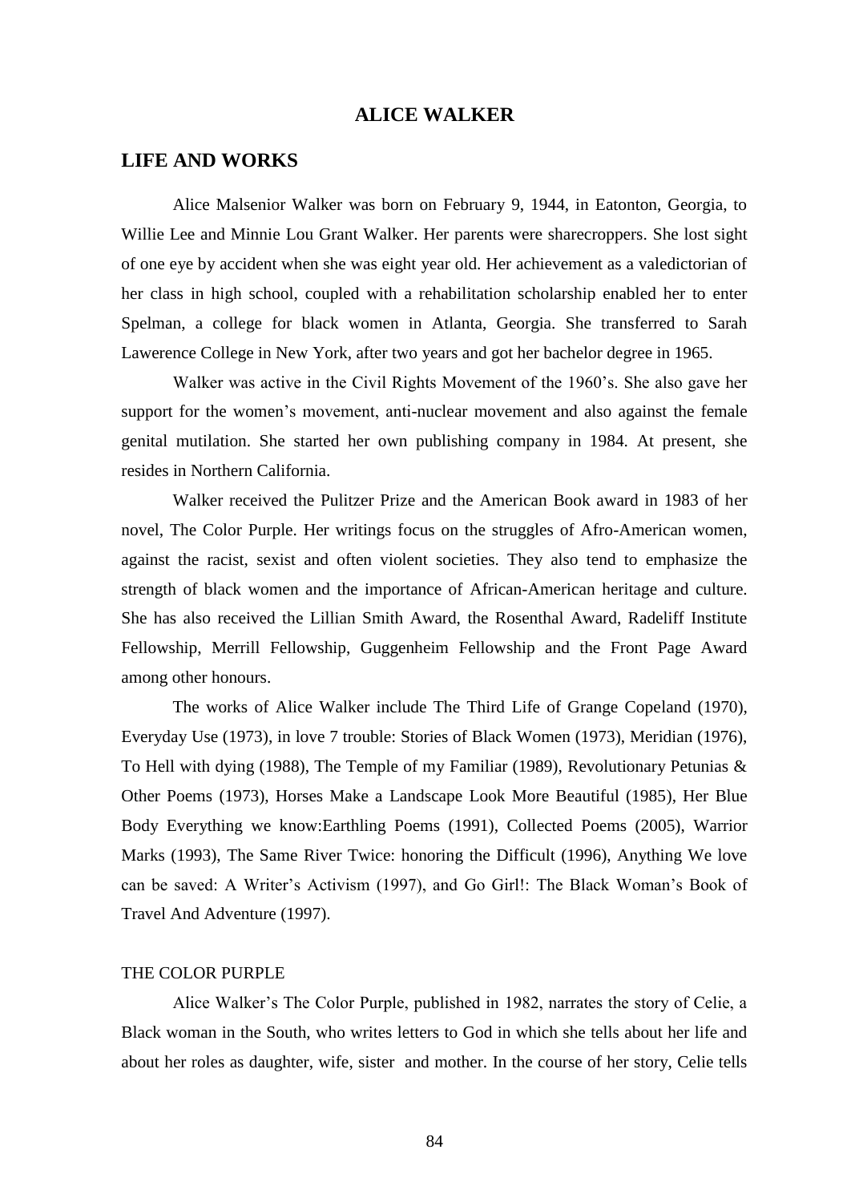# ALICE WALKER

## LIFE AND WORKS

Alice Malsenior Walker was born on February 9, 1944, in Eatonton, Georgia, to Willie Lee and Minnie Lou Grant Walker. Her parents were sharecroppers. She lost sight of one eye by accident when she was eight year old. Her achievement as a valedictorian of her class in high school, coupled with a rehabilitation scholarship enabled her to enter Spelman, a college for black women in Atlanta, Georgia. She transferred to Sarah Lawerence College in New York, after two years and got her bachelor degree in 1965.

Walker was active in the Civil Rights Movement of the 1960's. She also gave her support for the women's movement, anti-nuclear movement and also against the female genital mutilation. She started her own publishing company in 1984. At present, she resides in Northern California.

Walker received the Pulitzer Prize and the American Book award in 1983 of her novel, The Color Purple. Her writings focus on the struggles of Afro-American women, against the racist, sexist and often violent societies. They also tend to emphasize the strength of black women and the importance of African-American heritage and culture. She has also received the Lillian Smith Award, the Rosenthal Award, Radeliff Institute Fellowship, Merrill Fellowship, Guggenheim Fellowship and the Front Page Award among other honours.

The works of Alice Walker include The Third Life of Grange Copeland (1970), Everyday Use (1973), in love 7 trouble: Stories of Black Women (1973), Meridian (1976), To Hell with dying (1988), The Temple of my Familiar (1989), Revolutionary Petunias & Other Poems (1973), Horses Make a Landscape Look More Beautiful (1985), Her Blue Body Everything we know:Earthling Poems (1991), Collected Poems (2005), Warrior Marks (1993), The Same River Twice: honoring the Difficult (1996), Anything We love can be saved: A Writer's Activism (1997), and Go Girl!: The Black Woman's Book of Travel And Adventure (1997).

### THE COLOR PURPLE

Alice Walker's The Color Purple, published in 1982, narrates the story of Celie, a Black woman in the South, who writes letters to God in which she tells about her life and about her roles as daughter, wife, sister and mother. In the course of her story, Celie tells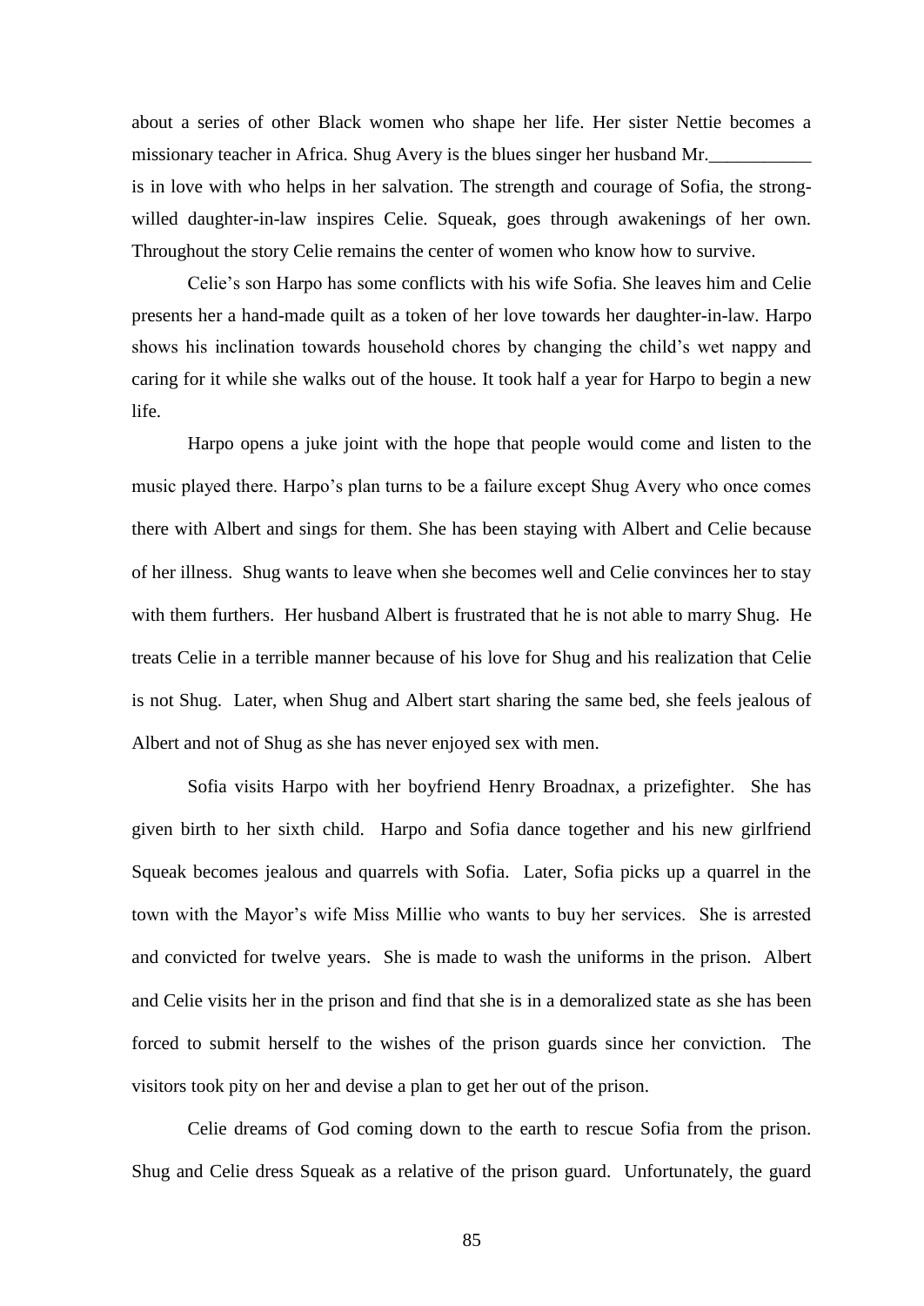about a series of other Black women who shape her life. Her sister Nettie becomes a missionary teacher in Africa. Shug Avery is the blues singer her husband Mr.___________ is in love with who helps in her salvation. The strength and courage of Sofia, the strong-willed daughter-in-law inspires Celie. Squeak, goes through awakenings of her own. Throughout the story Celie remains the center of women who know how to survive.

Celie's son Harpo has some conflicts with his wife Sofia. She leaves him and Celie presents her a hand-made quilt as a token of her love towards her daughter-in-law. Harpo shows his inclination towards household chores by changing the child's wet nappy and caring for it while she walks out of the house. It took half a year for Harpo to begin a new life.

Harpo opens a juke joint with the hope that people would come and listen to the music played there. Harpo's plan turns to be a failure except Shug Avery who once comes there with Albert and sings for them. She has been staying with Albert and Celie because of her illness. Shug wants to leave when she becomes well and Celie convinces her to stay with them furthers. Her husband Albert is frustrated that he is not able to marry Shug. He treats Celie in a terrible manner because of his love for Shug and his realization that Celie is not Shug. Later, when Shug and Albert start sharing the same bed, she feels jealous of Albert and not of Shug as she has never enjoyed sex with men.

Sofia visits Harpo with her boyfriend Henry Broadnax, a prizefighter. She has given birth to her sixth child. Harpo and Sofia dance together and his new girlfriend Squeak becomes jealous and quarrels with Sofia. Later, Sofia picks up a quarrel in the town with the Mayor's wife Miss Millie who wants to buy her services. She is arrested and convicted for twelve years. She is made to wash the uniforms in the prison. Albert and Celie visits her in the prison and find that she is in a demoralized state as she has been forced to submit herself to the wishes of the prison guards since her conviction. The visitors took pity on her and devise a plan to get her out of the prison.

Celie dreams of God coming down to the earth to rescue Sofia from the prison. Shug and Celie dress Squeak as a relative of the prison guard. Unfortunately, the guard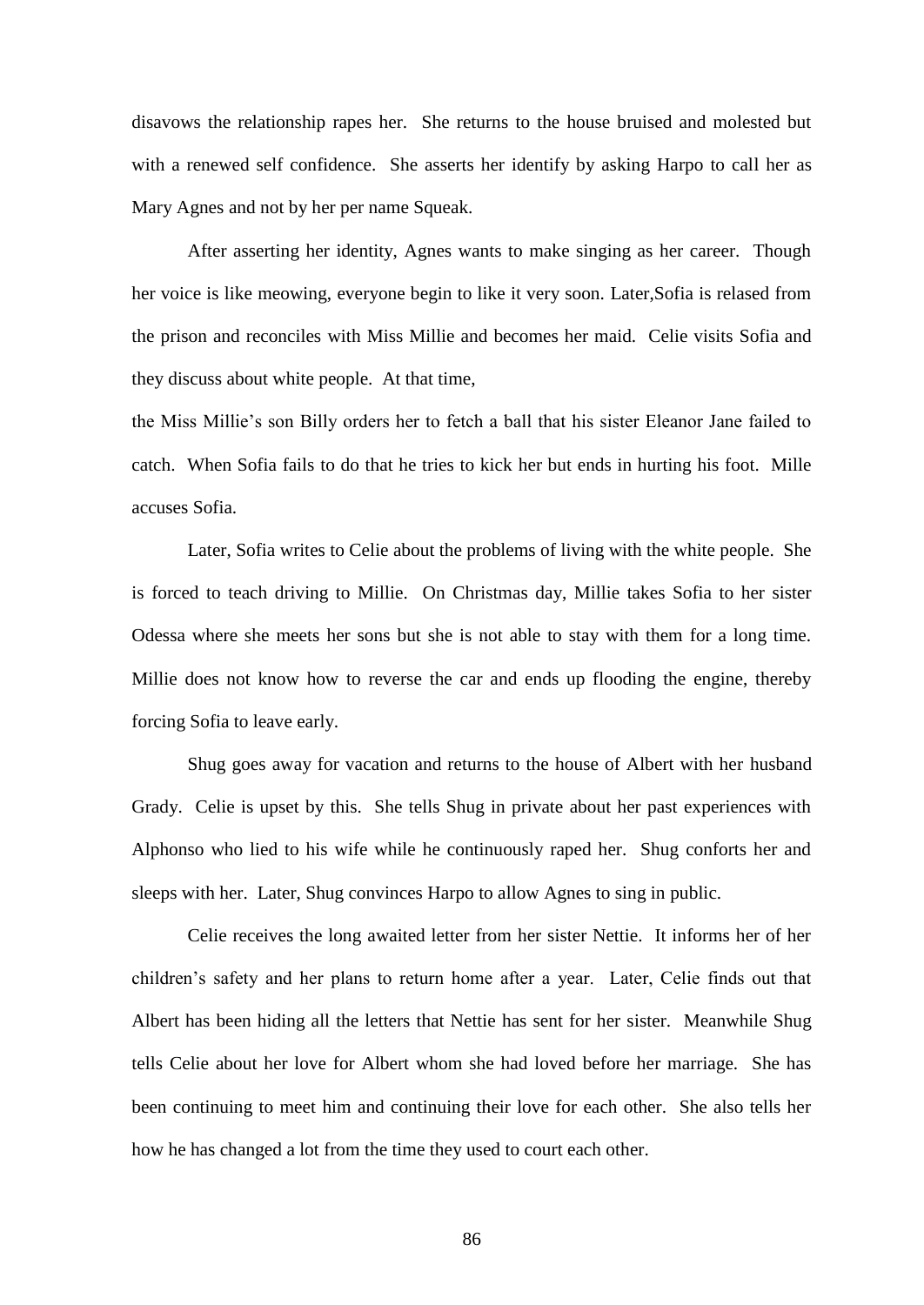disavows the relationship rapes her. She returns to the house bruised and molested but with a renewed self confidence. She asserts her identify by asking Harpo to call her as Mary Agnes and not by her per name Squeak.

After asserting her identity, Agnes wants to make singing as her career. Though her voice is like meowing, everyone begin to like it very soon. Later,Sofia is relased from the prison and reconciles with Miss Millie and becomes her maid. Celie visits Sofia and they discuss about white people. At that time,

the Miss Millie's son Billy orders her to fetch a ball that his sister Eleanor Jane failed to catch. When Sofia fails to do that he tries to kick her but ends in hurting his foot. Mille accuses Sofia.

Later, Sofia writes to Celie about the problems of living with the white people. She is forced to teach driving to Millie. On Christmas day, Millie takes Sofia to her sister Odessa where she meets her sons but she is not able to stay with them for a long time. Millie does not know how to reverse the car and ends up flooding the engine, thereby forcing Sofia to leave early.

Shug goes away for vacation and returns to the house of Albert with her husband Grady. Celie is upset by this. She tells Shug in private about her past experiences with Alphonso who lied to his wife while he continuously raped her. Shug conforts her and sleeps with her. Later, Shug convinces Harpo to allow Agnes to sing in public.

Celie receives the long awaited letter from her sister Nettie. It informs her of her children's safety and her plans to return home after a year. Later, Celie finds out that Albert has been hiding all the letters that Nettie has sent for her sister. Meanwhile Shug tells Celie about her love for Albert whom she had loved before her marriage. She has been continuing to meet him and continuing their love for each other. She also tells her how he has changed a lot from the time they used to court each other.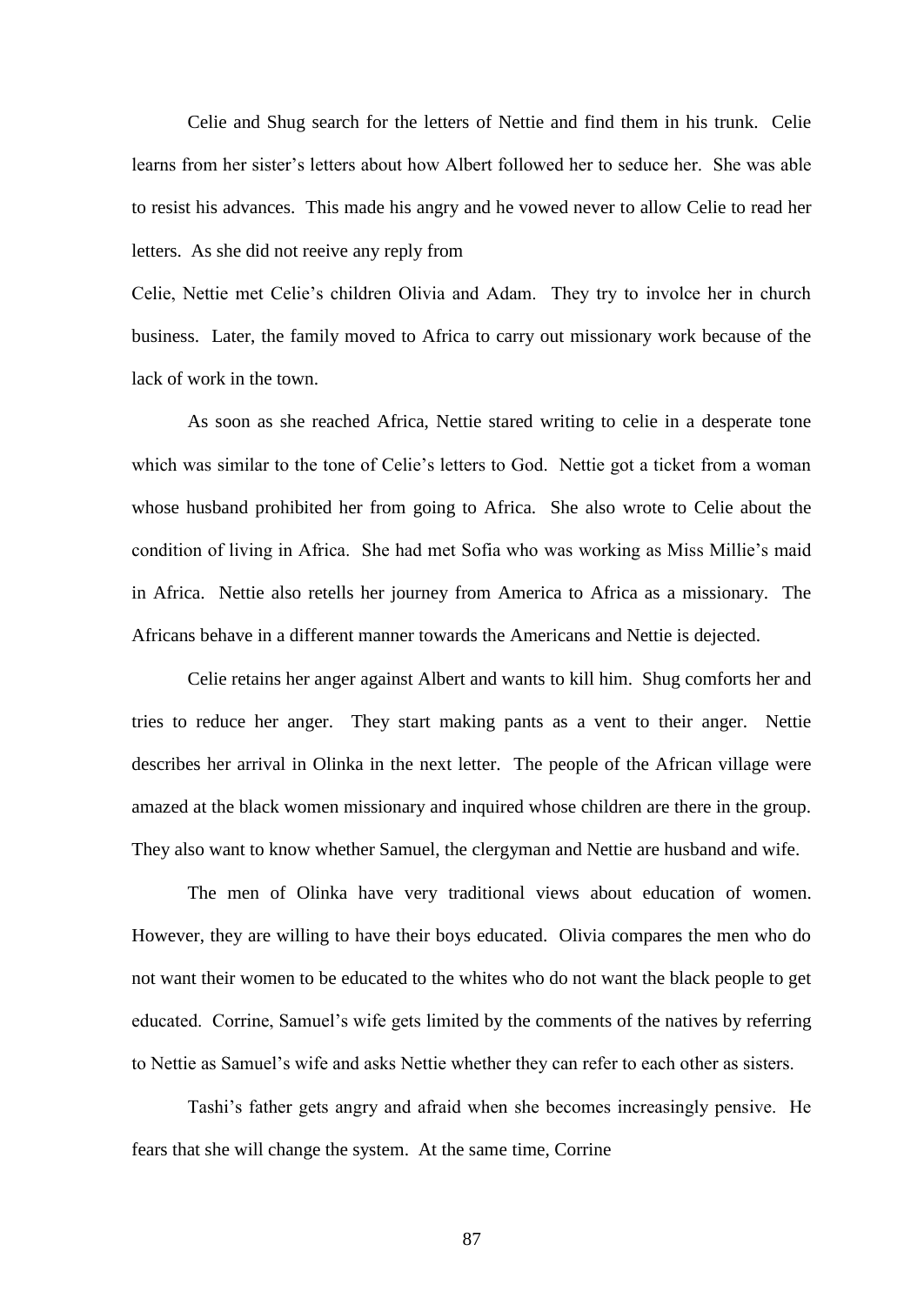Celie and Shug search for the letters of Nettie and find them in his trunk. Celie learns from her sister's letters about how Albert followed her to seduce her. She was able to resist his advances. This made his angry and he vowed never to allow Celie to read her letters. As she did not reeive any reply from

Celie, Nettie met Celie's children Olivia and Adam. They try to involce her in church business. Later, the family moved to Africa to carry out missionary work because of the lack of work in the town.

As soon as she reached Africa, Nettie stared writing to celie in a desperate tone which was similar to the tone of Celie's letters to God. Nettie got a ticket from a woman whose husband prohibited her from going to Africa. She also wrote to Celie about the condition of living in Africa. She had met Sofia who was working as Miss Millie's maid in Africa. Nettie also retells her journey from America to Africa as a missionary. The Africans behave in a different manner towards the Americans and Nettie is dejected.

Celie retains her anger against Albert and wants to kill him. Shug comforts her and tries to reduce her anger. They start making pants as a vent to their anger. Nettie describes her arrival in Olinka in the next letter. The people of the African village were amazed at the black women missionary and inquired whose children are there in the group. They also want to know whether Samuel, the clergyman and Nettie are husband and wife.

The men of Olinka have very traditional views about education of women. However, they are willing to have their boys educated. Olivia compares the men who do not want their women to be educated to the whites who do not want the black people to get educated. Corrine, Samuel's wife gets limited by the comments of the natives by referring to Nettie as Samuel's wife and asks Nettie whether they can refer to each other as sisters.

Tashi's father gets angry and afraid when she becomes increasingly pensive. He fears that she will change the system. At the same time, Corrine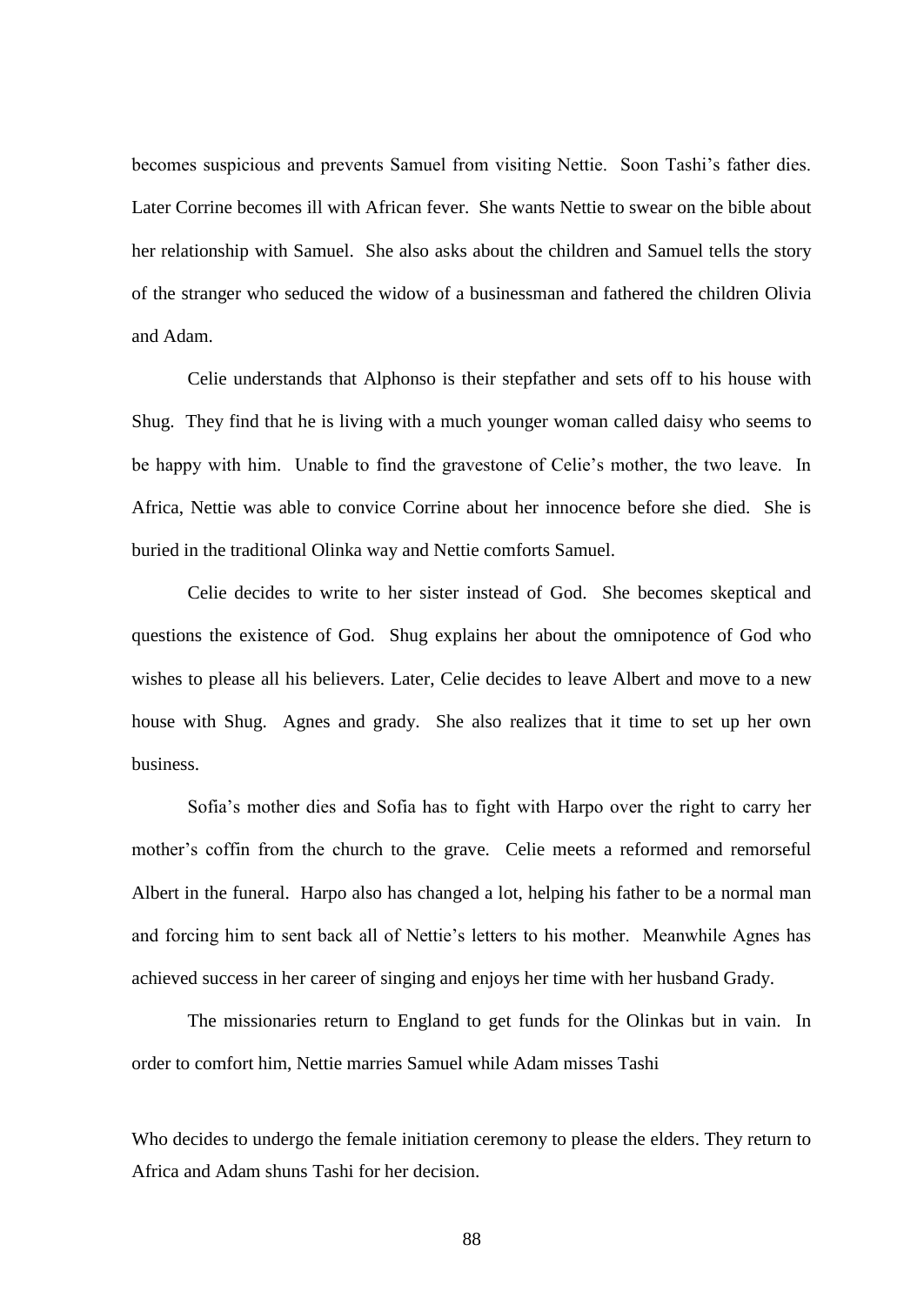becomes suspicious and prevents Samuel from visiting Nettie. Soon Tashi's father dies. Later Corrine becomes ill with African fever. She wants Nettie to swear on the bible about her relationship with Samuel. She also asks about the children and Samuel tells the story of the stranger who seduced the widow of a businessman and fathered the children Olivia and Adam.

Celie understands that Alphonso is their stepfather and sets off to his house with Shug. They find that he is living with a much younger woman called daisy who seems to be happy with him. Unable to find the gravestone of Celie's mother, the two leave. In Africa, Nettie was able to convice Corrine about her innocence before she died. She is buried in the traditional Olinka way and Nettie comforts Samuel.

Celie decides to write to her sister instead of God. She becomes skeptical and questions the existence of God. Shug explains her about the omnipotence of God who wishes to please all his believers. Later, Celie decides to leave Albert and move to a new house with Shug. Agnes and grady. She also realizes that it time to set up her own business.

Sofia's mother dies and Sofia has to fight with Harpo over the right to carry her mother's coffin from the church to the grave. Celie meets a reformed and remorseful Albert in the funeral. Harpo also has changed a lot, helping his father to be a normal man and forcing him to sent back all of Nettie's letters to his mother. Meanwhile Agnes has achieved success in her career of singing and enjoys her time with her husband Grady.

The missionaries return to England to get funds for the Olinkas but in vain. In order to comfort him, Nettie marries Samuel while Adam misses Tashi

Who decides to undergo the female initiation ceremony to please the elders. They return to Africa and Adam shuns Tashi for her decision.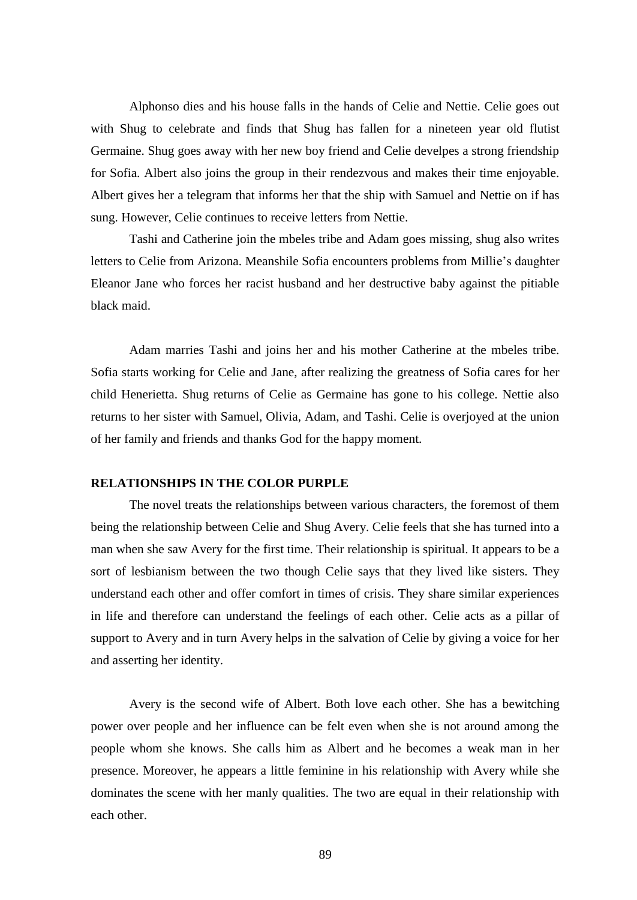Alphonso dies and his house falls in the hands of Celie and Nettie. Celie goes out with Shug to celebrate and finds that Shug has fallen for a nineteen year old flutist Germaine. Shug goes away with her new boy friend and Celie develpes a strong friendship for Sofia. Albert also joins the group in their rendezvous and makes their time enjoyable. Albert gives her a telegram that informs her that the ship with Samuel and Nettie on if has sung. However, Celie continues to receive letters from Nettie.

Tashi and Catherine join the mbeles tribe and Adam goes missing, shug also writes letters to Celie from Arizona. Meanshile Sofia encounters problems from Millie's daughter Eleanor Jane who forces her racist husband and her destructive baby against the pitiable black maid.

Adam marries Tashi and joins her and his mother Catherine at the mbeles tribe. Sofia starts working for Celie and Jane, after realizing the greatness of Sofia cares for her child Henerietta. Shug returns of Celie as Germaine has gone to his college. Nettie also returns to her sister with Samuel, Olivia, Adam, and Tashi. Celie is overjoyed at the union of her family and friends and thanks God for the happy moment.

**RELATIONSHIPS IN THE COLOR PURPLE**

The novel treats the relationships between various characters, the foremost of them being the relationship between Celie and Shug Avery. Celie feels that she has turned into a man when she saw Avery for the first time. Their relationship is spiritual. It appears to be a sort of lesbianism between the two though Celie says that they lived like sisters. They understand each other and offer comfort in times of crisis. They share similar experiences in life and therefore can understand the feelings of each other. Celie acts as a pillar of support to Avery and in turn Avery helps in the salvation of Celie by giving a voice for her and asserting her identity.

Avery is the second wife of Albert. Both love each other. She has a bewitching power over people and her influence can be felt even when she is not around among the people whom she knows. She calls him as Albert and he becomes a weak man in her presence. Moreover, he appears a little feminine in his relationship with Avery while she dominates the scene with her manly qualities. The two are equal in their relationship with each other.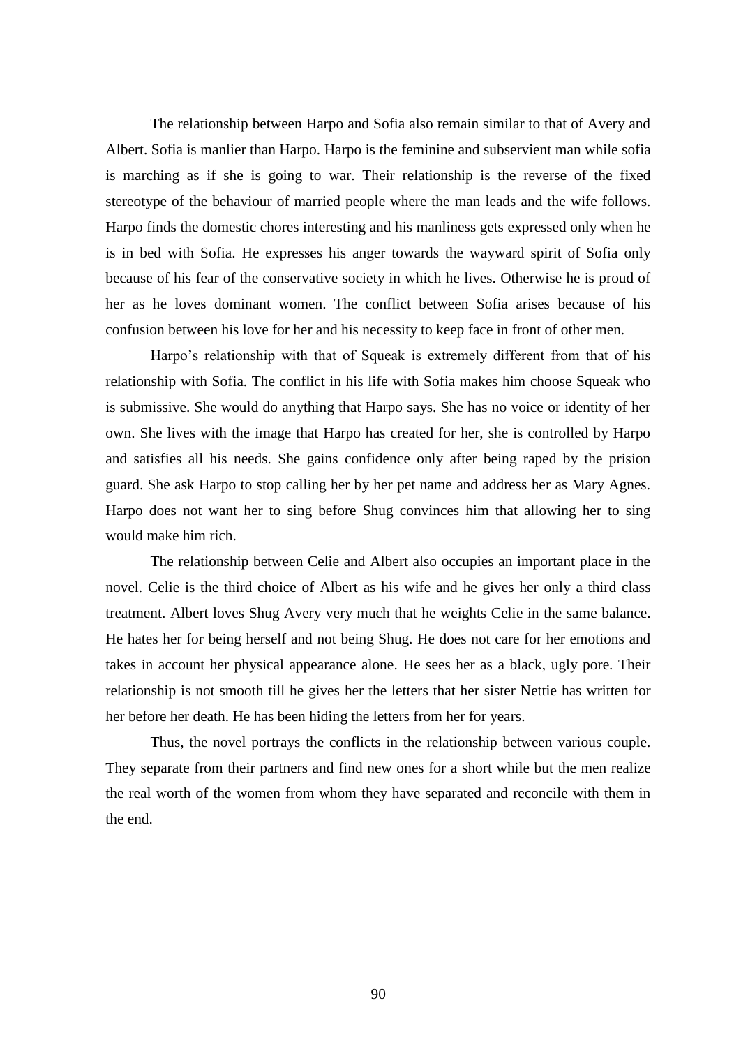The relationship between Harpo and Sofia also remain similar to that of Avery and Albert. Sofia is manlier than Harpo. Harpo is the feminine and subservient man while sofia is marching as if she is going to war. Their relationship is the reverse of the fixed stereotype of the behaviour of married people where the man leads and the wife follows. Harpo finds the domestic chores interesting and his manliness gets expressed only when he is in bed with Sofia. He expresses his anger towards the wayward spirit of Sofia only because of his fear of the conservative society in which he lives. Otherwise he is proud of her as he loves dominant women. The conflict between Sofia arises because of his confusion between his love for her and his necessity to keep face in front of other men.

Harpo's relationship with that of Squeak is extremely different from that of his relationship with Sofia. The conflict in his life with Sofia makes him choose Squeak who is submissive. She would do anything that Harpo says. She has no voice or identity of her own. She lives with the image that Harpo has created for her, she is controlled by Harpo and satisfies all his needs. She gains confidence only after being raped by the prision guard. She ask Harpo to stop calling her by her pet name and address her as Mary Agnes. Harpo does not want her to sing before Shug convinces him that allowing her to sing would make him rich.

The relationship between Celie and Albert also occupies an important place in the novel. Celie is the third choice of Albert as his wife and he gives her only a third class treatment. Albert loves Shug Avery very much that he weights Celie in the same balance. He hates her for being herself and not being Shug. He does not care for her emotions and takes in account her physical appearance alone. He sees her as a black, ugly pore. Their relationship is not smooth till he gives her the letters that her sister Nettie has written for her before her death. He has been hiding the letters from her for years.

Thus, the novel portrays the conflicts in the relationship between various couple. They separate from their partners and find new ones for a short while but the men realize the real worth of the women from whom they have separated and reconcile with them in the end.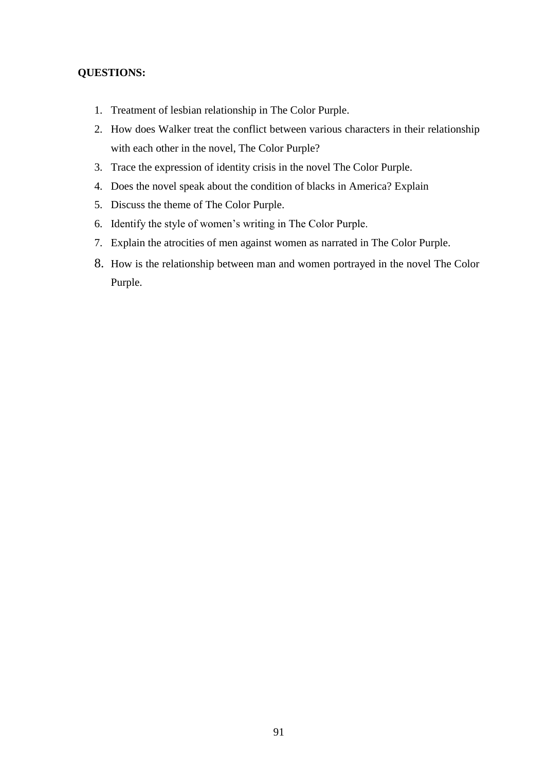**QUESTIONS:**

1. Treatment of lesbian relationship in The Color Purple.
2. How does Walker treat the conflict between various characters in their relationship with each other in the novel, The Color Purple?
3. Trace the expression of identity crisis in the novel The Color Purple.
4. Does the novel speak about the condition of blacks in America? Explain
5. Discuss the theme of The Color Purple.
6. Identify the style of women's writing in The Color Purple.
7. Explain the atrocities of men against women as narrated in The Color Purple.
8. How is the relationship between man and women portrayed in the novel The Color Purple.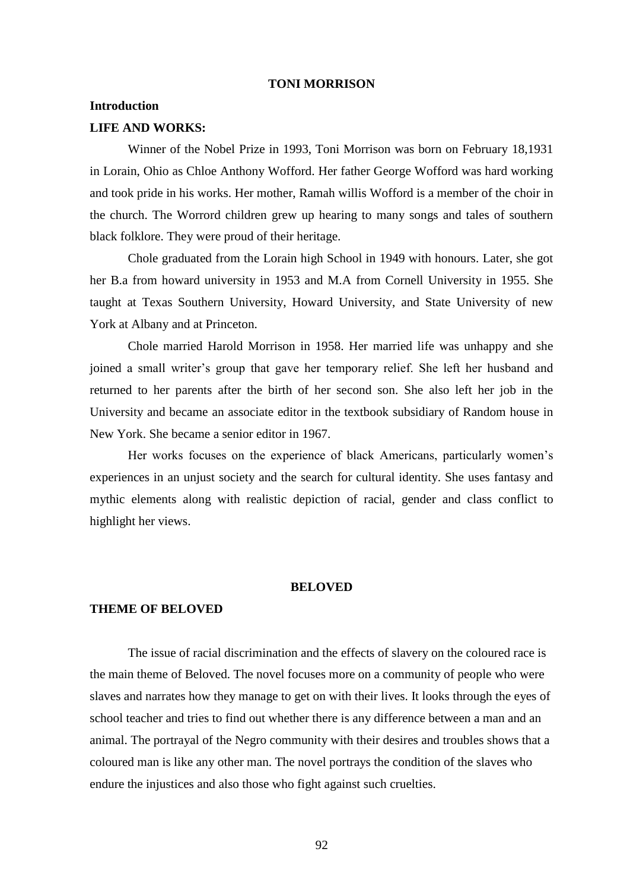**TONI MORRISON**

**Introduction**

**LIFE AND WORKS:**

Winner of the Nobel Prize in 1993, Toni Morrison was born on February 18,1931 in Lorain, Ohio as Chloe Anthony Wofford. Her father George Wofford was hard working and took pride in his works. Her mother, Ramah willis Wofford is a member of the choir in the church. The Worrord children grew up hearing to many songs and tales of southern black folklore. They were proud of their heritage.

Chole graduated from the Lorain high School in 1949 with honours. Later, she got her B.a from howard university in 1953 and M.A from Cornell University in 1955. She taught at Texas Southern University, Howard University, and State University of new York at Albany and at Princeton.

Chole married Harold Morrison in 1958. Her married life was unhappy and she joined a small writer's group that gave her temporary relief. She left her husband and returned to her parents after the birth of her second son. She also left her job in the University and became an associate editor in the textbook subsidiary of Random house in New York. She became a senior editor in 1967.

Her works focuses on the experience of black Americans, particularly women's experiences in an unjust society and the search for cultural identity. She uses fantasy and mythic elements along with realistic depiction of racial, gender and class conflict to highlight her views.

**BELOVED**

**THEME OF BELOVED**

The issue of racial discrimination and the effects of slavery on the coloured race is the main theme of Beloved. The novel focuses more on a community of people who were slaves and narrates how they manage to get on with their lives. It looks through the eyes of school teacher and tries to find out whether there is any difference between a man and an animal. The portrayal of the Negro community with their desires and troubles shows that a coloured man is like any other man. The novel portrays the condition of the slaves who endure the injustices and also those who fight against such cruelties.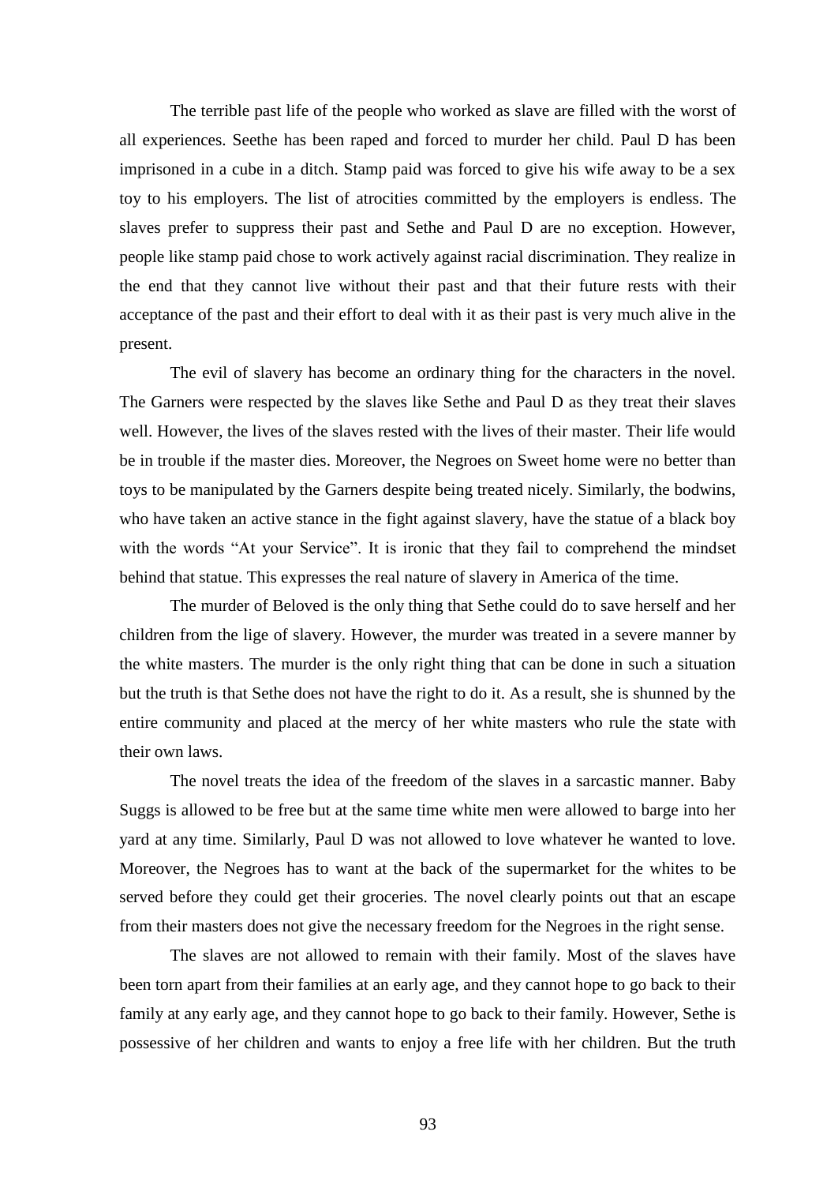The terrible past life of the people who worked as slave are filled with the worst of all experiences. Seethe has been raped and forced to murder her child. Paul D has been imprisoned in a cube in a ditch. Stamp paid was forced to give his wife away to be a sex toy to his employers. The list of atrocities committed by the employers is endless. The slaves prefer to suppress their past and Sethe and Paul D are no exception. However, people like stamp paid chose to work actively against racial discrimination. They realize in the end that they cannot live without their past and that their future rests with their acceptance of the past and their effort to deal with it as their past is very much alive in the present.

The evil of slavery has become an ordinary thing for the characters in the novel. The Garners were respected by the slaves like Sethe and Paul D as they treat their slaves well. However, the lives of the slaves rested with the lives of their master. Their life would be in trouble if the master dies. Moreover, the Negroes on Sweet home were no better than toys to be manipulated by the Garners despite being treated nicely. Similarly, the bodwins, who have taken an active stance in the fight against slavery, have the statue of a black boy with the words “At your Service”. It is ironic that they fail to comprehend the mindset behind that statue. This expresses the real nature of slavery in America of the time.

The murder of Beloved is the only thing that Sethe could do to save herself and her children from the lige of slavery. However, the murder was treated in a severe manner by the white masters. The murder is the only right thing that can be done in such a situation but the truth is that Sethe does not have the right to do it. As a result, she is shunned by the entire community and placed at the mercy of her white masters who rule the state with their own laws.

The novel treats the idea of the freedom of the slaves in a sarcastic manner. Baby Suggs is allowed to be free but at the same time white men were allowed to barge into her yard at any time. Similarly, Paul D was not allowed to love whatever he wanted to love. Moreover, the Negroes has to want at the back of the supermarket for the whites to be served before they could get their groceries. The novel clearly points out that an escape from their masters does not give the necessary freedom for the Negroes in the right sense.

The slaves are not allowed to remain with their family. Most of the slaves have been torn apart from their families at an early age, and they cannot hope to go back to their family at any early age, and they cannot hope to go back to their family. However, Sethe is possessive of her children and wants to enjoy a free life with her children. But the truth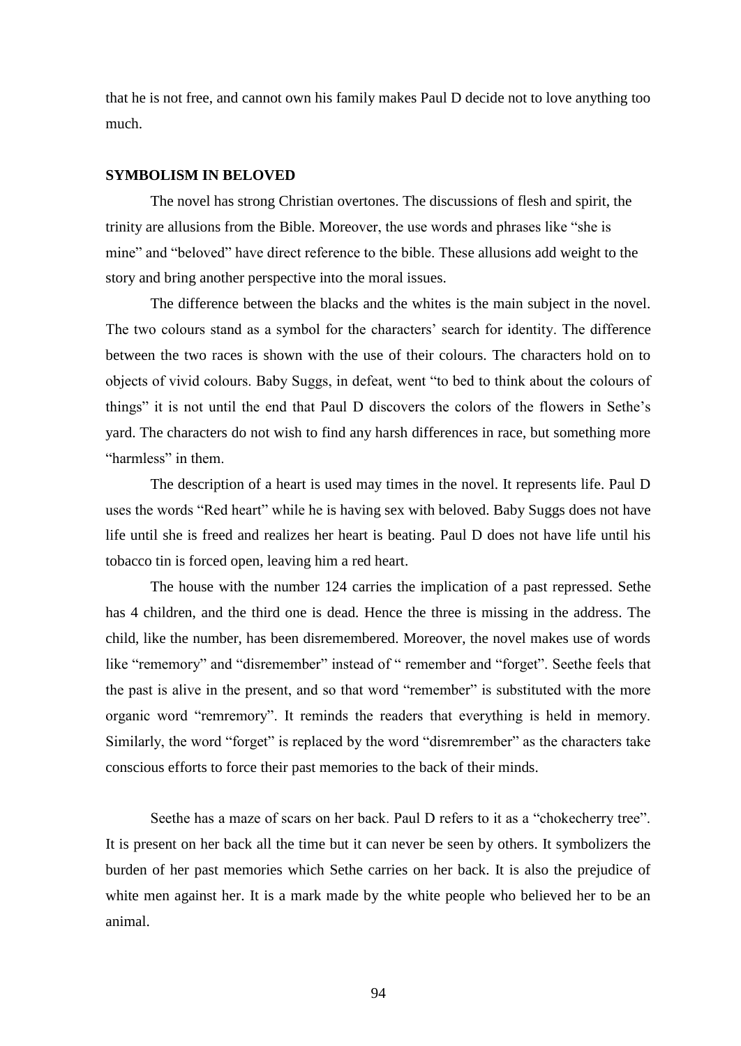that he is not free, and cannot own his family makes Paul D decide not to love anything too much.

## SYMBOLISM IN BELOVED

The novel has strong Christian overtones. The discussions of flesh and spirit, the trinity are allusions from the Bible. Moreover, the use words and phrases like "she is mine" and "beloved" have direct reference to the bible. These allusions add weight to the story and bring another perspective into the moral issues.

The difference between the blacks and the whites is the main subject in the novel. The two colours stand as a symbol for the characters' search for identity. The difference between the two races is shown with the use of their colours. The characters hold on to objects of vivid colours. Baby Suggs, in defeat, went "to bed to think about the colours of things" it is not until the end that Paul D discovers the colors of the flowers in Sethe's yard. The characters do not wish to find any harsh differences in race, but something more "harmless" in them.

The description of a heart is used may times in the novel. It represents life. Paul D uses the words "Red heart" while he is having sex with beloved. Baby Suggs does not have life until she is freed and realizes her heart is beating. Paul D does not have life until his tobacco tin is forced open, leaving him a red heart.

The house with the number 124 carries the implication of a past repressed. Sethe has 4 children, and the third one is dead. Hence the three is missing in the address. The child, like the number, has been disremembered. Moreover, the novel makes use of words like "rememory" and "disremember" instead of " remember and "forget". Seethe feels that the past is alive in the present, and so that word "remember" is substituted with the more organic word "remremory". It reminds the readers that everything is held in memory. Similarly, the word "forget" is replaced by the word "disremrember" as the characters take conscious efforts to force their past memories to the back of their minds.

Seethe has a maze of scars on her back. Paul D refers to it as a "chokecherry tree". It is present on her back all the time but it can never be seen by others. It symbolizers the burden of her past memories which Sethe carries on her back. It is also the prejudice of white men against her. It is a mark made by the white people who believed her to be an animal.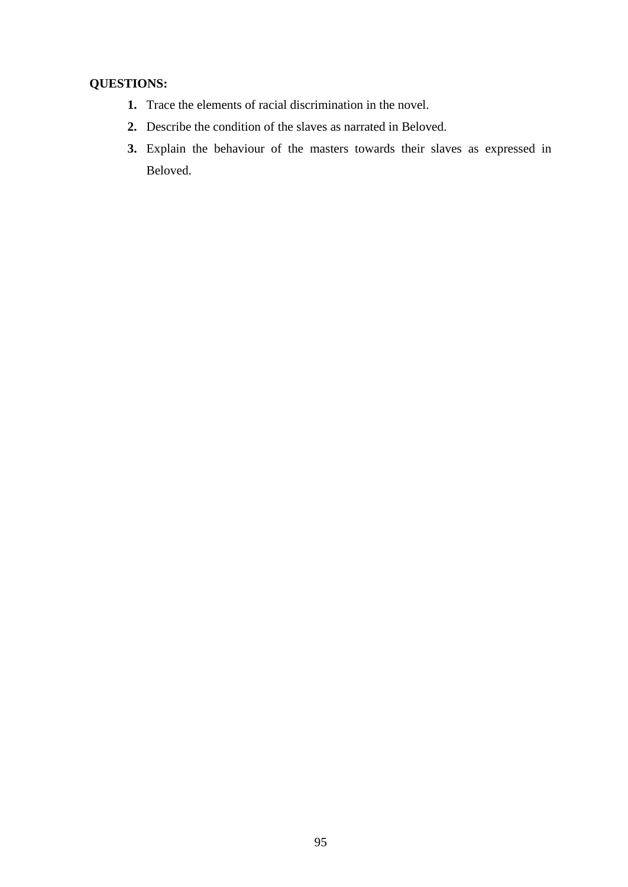**QUESTIONS:**

1. Trace the elements of racial discrimination in the novel.
2. Describe the condition of the slaves as narrated in Beloved.
3. Explain the behaviour of the masters towards their slaves as expressed in Beloved.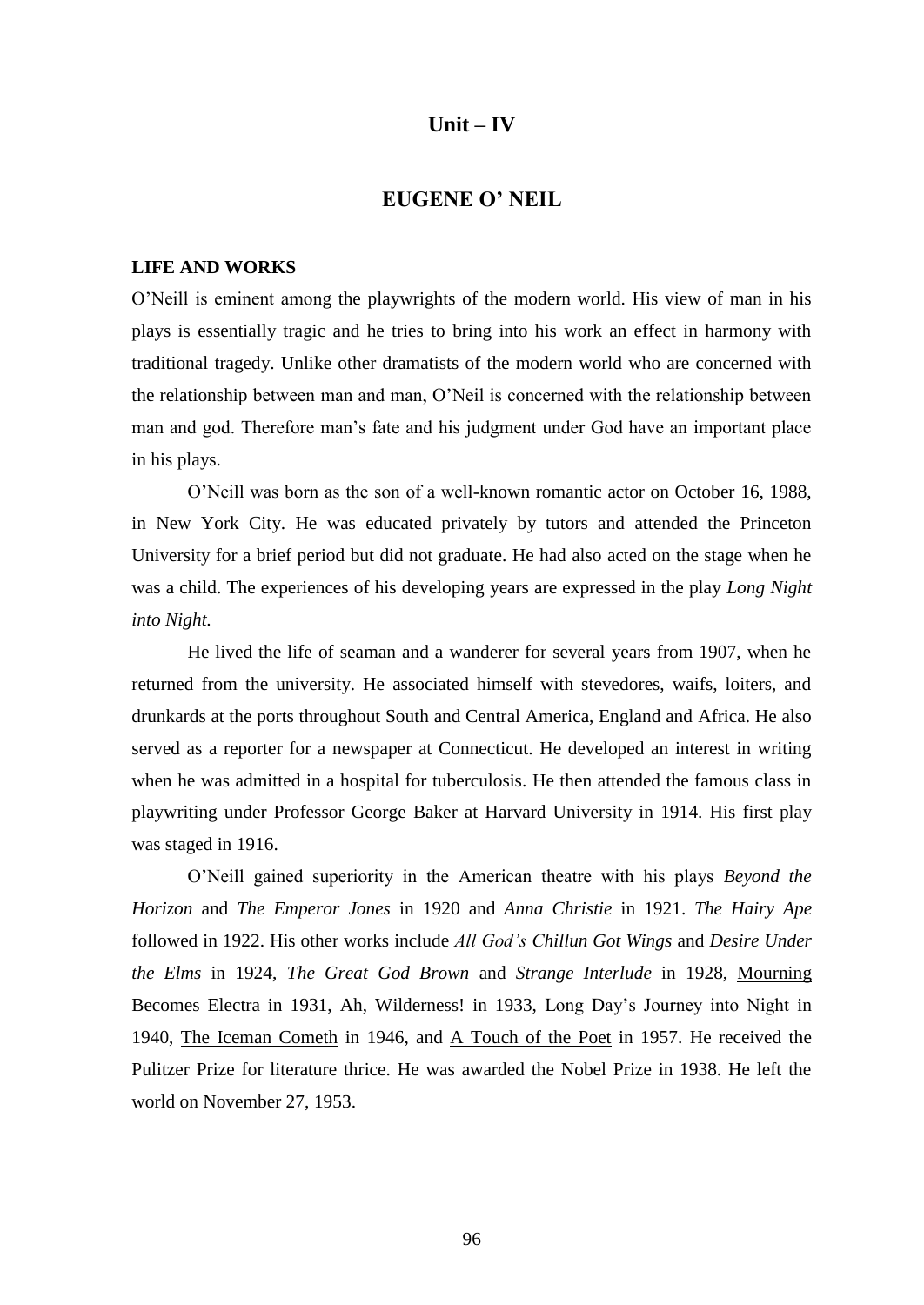# Unit – IV

## EUGENE O' NEIL

### LIFE AND WORKS

O'Neill is eminent among the playwrights of the modern world. His view of man in his plays is essentially tragic and he tries to bring into his work an effect in harmony with traditional tragedy. Unlike other dramatists of the modern world who are concerned with the relationship between man and man, O'Neil is concerned with the relationship between man and god. Therefore man's fate and his judgment under God have an important place in his plays.

O'Neill was born as the son of a well-known romantic actor on October 16, 1988, in New York City. He was educated privately by tutors and attended the Princeton University for a brief period but did not graduate. He had also acted on the stage when he was a child. The experiences of his developing years are expressed in the play *Long Night into Night.*

He lived the life of seaman and a wanderer for several years from 1907, when he returned from the university. He associated himself with stevedores, waifs, loiters, and drunkards at the ports throughout South and Central America, England and Africa. He also served as a reporter for a newspaper at Connecticut. He developed an interest in writing when he was admitted in a hospital for tuberculosis. He then attended the famous class in playwriting under Professor George Baker at Harvard University in 1914. His first play was staged in 1916.

O'Neill gained superiority in the American theatre with his plays *Beyond the Horizon* and *The Emperor Jones* in 1920 and *Anna Christie* in 1921. *The Hairy Ape* followed in 1922. His other works include *All God's Chillun Got Wings* and *Desire Under the Elms* in 1924, *The Great God Brown* and *Strange Interlude* in 1928, Mourning Becomes Electra in 1931, Ah, Wilderness! in 1933, Long Day's Journey into Night in 1940, The Iceman Cometh in 1946, and A Touch of the Poet in 1957. He received the Pulitzer Prize for literature thrice. He was awarded the Nobel Prize in 1938. He left the world on November 27, 1953.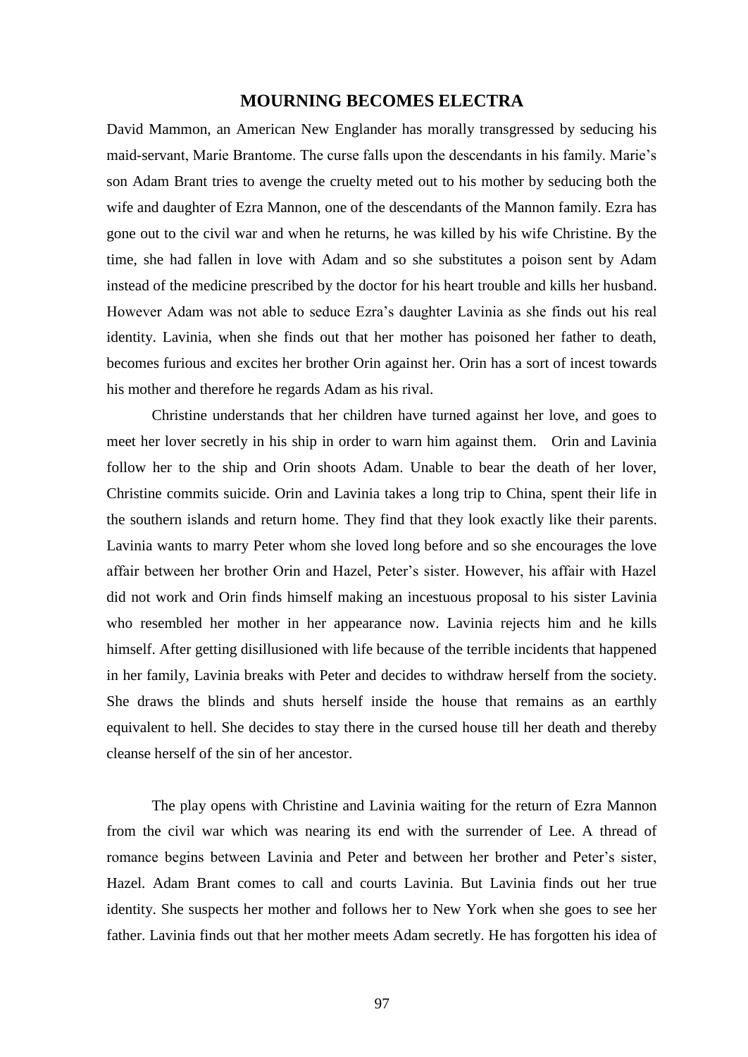## MOURNING BECOMES ELECTRA

David Mammon, an American New Englander has morally transgressed by seducing his maid-servant, Marie Brantome. The curse falls upon the descendants in his family. Marie's son Adam Brant tries to avenge the cruelty meted out to his mother by seducing both the wife and daughter of Ezra Mannon, one of the descendants of the Mannon family. Ezra has gone out to the civil war and when he returns, he was killed by his wife Christine. By the time, she had fallen in love with Adam and so she substitutes a poison sent by Adam instead of the medicine prescribed by the doctor for his heart trouble and kills her husband. However Adam was not able to seduce Ezra's daughter Lavinia as she finds out his real identity. Lavinia, when she finds out that her mother has poisoned her father to death, becomes furious and excites her brother Orin against her. Orin has a sort of incest towards his mother and therefore he regards Adam as his rival.

Christine understands that her children have turned against her love, and goes to meet her lover secretly in his ship in order to warn him against them. Orin and Lavinia follow her to the ship and Orin shoots Adam. Unable to bear the death of her lover, Christine commits suicide. Orin and Lavinia takes a long trip to China, spent their life in the southern islands and return home. They find that they look exactly like their parents. Lavinia wants to marry Peter whom she loved long before and so she encourages the love affair between her brother Orin and Hazel, Peter's sister. However, his affair with Hazel did not work and Orin finds himself making an incestuous proposal to his sister Lavinia who resembled her mother in her appearance now. Lavinia rejects him and he kills himself. After getting disillusioned with life because of the terrible incidents that happened in her family, Lavinia breaks with Peter and decides to withdraw herself from the society. She draws the blinds and shuts herself inside the house that remains as an earthly equivalent to hell. She decides to stay there in the cursed house till her death and thereby cleanse herself of the sin of her ancestor.

The play opens with Christine and Lavinia waiting for the return of Ezra Mannon from the civil war which was nearing its end with the surrender of Lee. A thread of romance begins between Lavinia and Peter and between her brother and Peter's sister, Hazel. Adam Brant comes to call and courts Lavinia. But Lavinia finds out her true identity. She suspects her mother and follows her to New York when she goes to see her father. Lavinia finds out that her mother meets Adam secretly. He has forgotten his idea of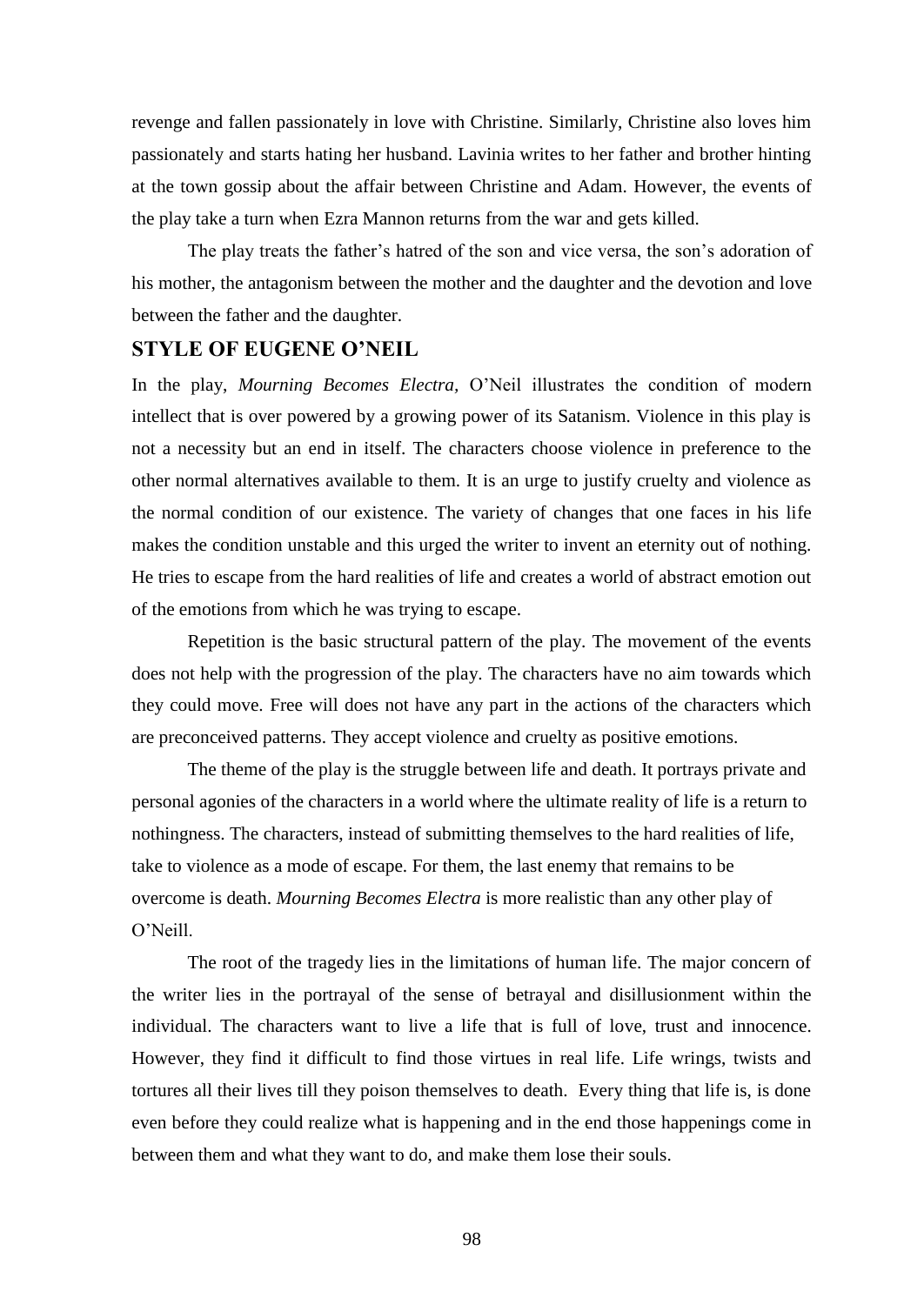revenge and fallen passionately in love with Christine. Similarly, Christine also loves him passionately and starts hating her husband. Lavinia writes to her father and brother hinting at the town gossip about the affair between Christine and Adam. However, the events of the play take a turn when Ezra Mannon returns from the war and gets killed.

The play treats the father's hatred of the son and vice versa, the son's adoration of his mother, the antagonism between the mother and the daughter and the devotion and love between the father and the daughter.

## STYLE OF EUGENE O'NEIL

In the play, *Mourning Becomes Electra,* O'Neil illustrates the condition of modern intellect that is over powered by a growing power of its Satanism. Violence in this play is not a necessity but an end in itself. The characters choose violence in preference to the other normal alternatives available to them. It is an urge to justify cruelty and violence as the normal condition of our existence. The variety of changes that one faces in his life makes the condition unstable and this urged the writer to invent an eternity out of nothing. He tries to escape from the hard realities of life and creates a world of abstract emotion out of the emotions from which he was trying to escape.

Repetition is the basic structural pattern of the play. The movement of the events does not help with the progression of the play. The characters have no aim towards which they could move. Free will does not have any part in the actions of the characters which are preconceived patterns. They accept violence and cruelty as positive emotions.

The theme of the play is the struggle between life and death. It portrays private and personal agonies of the characters in a world where the ultimate reality of life is a return to nothingness. The characters, instead of submitting themselves to the hard realities of life, take to violence as a mode of escape. For them, the last enemy that remains to be overcome is death. *Mourning Becomes Electra* is more realistic than any other play of O'Neill.

The root of the tragedy lies in the limitations of human life. The major concern of the writer lies in the portrayal of the sense of betrayal and disillusionment within the individual. The characters want to live a life that is full of love, trust and innocence. However, they find it difficult to find those virtues in real life. Life wrings, twists and tortures all their lives till they poison themselves to death. Every thing that life is, is done even before they could realize what is happening and in the end those happenings come in between them and what they want to do, and make them lose their souls.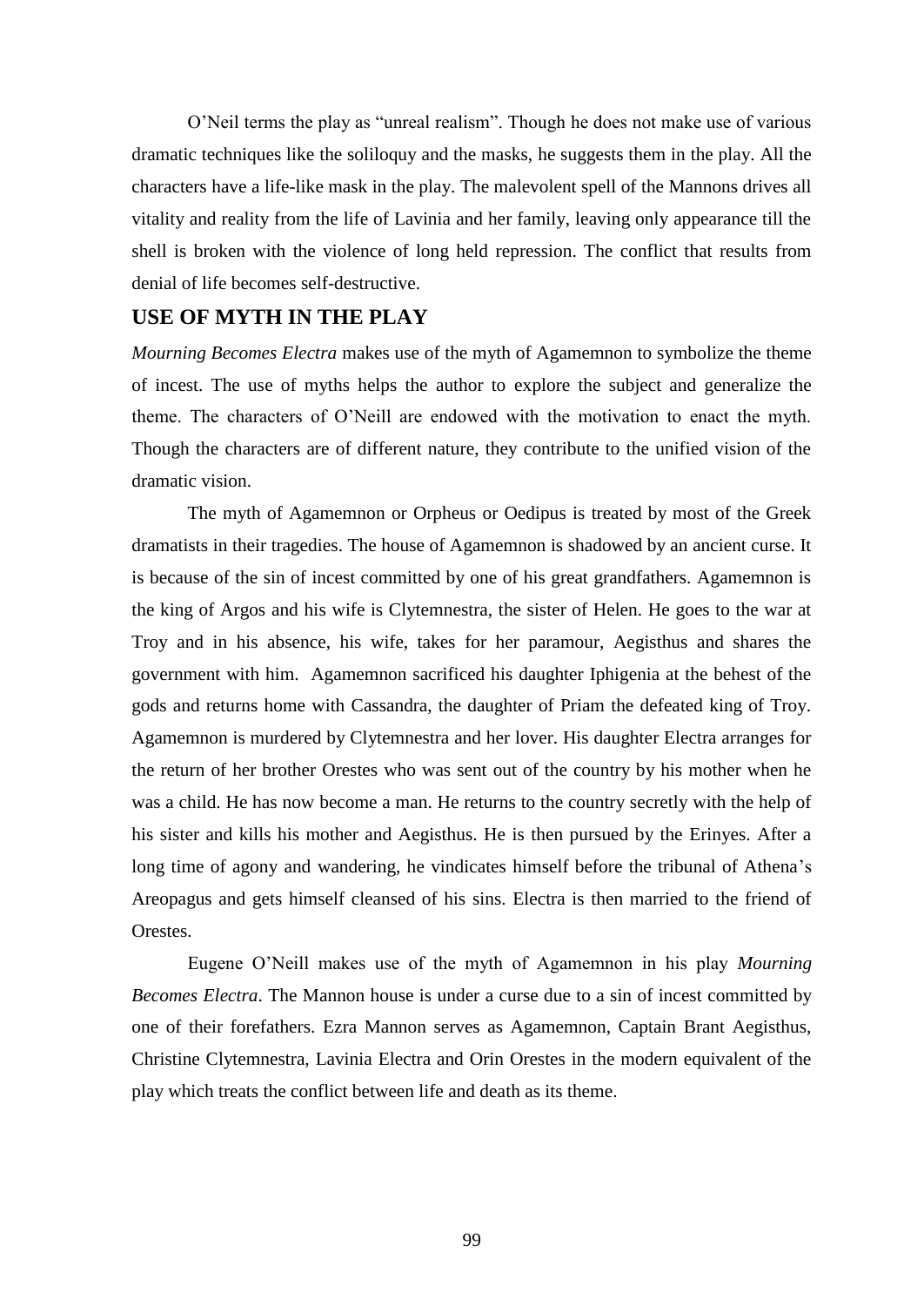O'Neil terms the play as "unreal realism". Though he does not make use of various dramatic techniques like the soliloquy and the masks, he suggests them in the play. All the characters have a life-like mask in the play. The malevolent spell of the Mannons drives all vitality and reality from the life of Lavinia and her family, leaving only appearance till the shell is broken with the violence of long held repression. The conflict that results from denial of life becomes self-destructive.

## USE OF MYTH IN THE PLAY

*Mourning Becomes Electra* makes use of the myth of Agamemnon to symbolize the theme of incest. The use of myths helps the author to explore the subject and generalize the theme. The characters of O'Neill are endowed with the motivation to enact the myth. Though the characters are of different nature, they contribute to the unified vision of the dramatic vision.

The myth of Agamemnon or Orpheus or Oedipus is treated by most of the Greek dramatists in their tragedies. The house of Agamemnon is shadowed by an ancient curse. It is because of the sin of incest committed by one of his great grandfathers. Agamemnon is the king of Argos and his wife is Clytemnestra, the sister of Helen. He goes to the war at Troy and in his absence, his wife, takes for her paramour, Aegisthus and shares the government with him. Agamemnon sacrificed his daughter Iphigenia at the behest of the gods and returns home with Cassandra, the daughter of Priam the defeated king of Troy. Agamemnon is murdered by Clytemnestra and her lover. His daughter Electra arranges for the return of her brother Orestes who was sent out of the country by his mother when he was a child. He has now become a man. He returns to the country secretly with the help of his sister and kills his mother and Aegisthus. He is then pursued by the Erinyes. After a long time of agony and wandering, he vindicates himself before the tribunal of Athena's Areopagus and gets himself cleansed of his sins. Electra is then married to the friend of Orestes.

Eugene O'Neill makes use of the myth of Agamemnon in his play *Mourning Becomes Electra*. The Mannon house is under a curse due to a sin of incest committed by one of their forefathers. Ezra Mannon serves as Agamemnon, Captain Brant Aegisthus, Christine Clytemnestra, Lavinia Electra and Orin Orestes in the modern equivalent of the play which treats the conflict between life and death as its theme.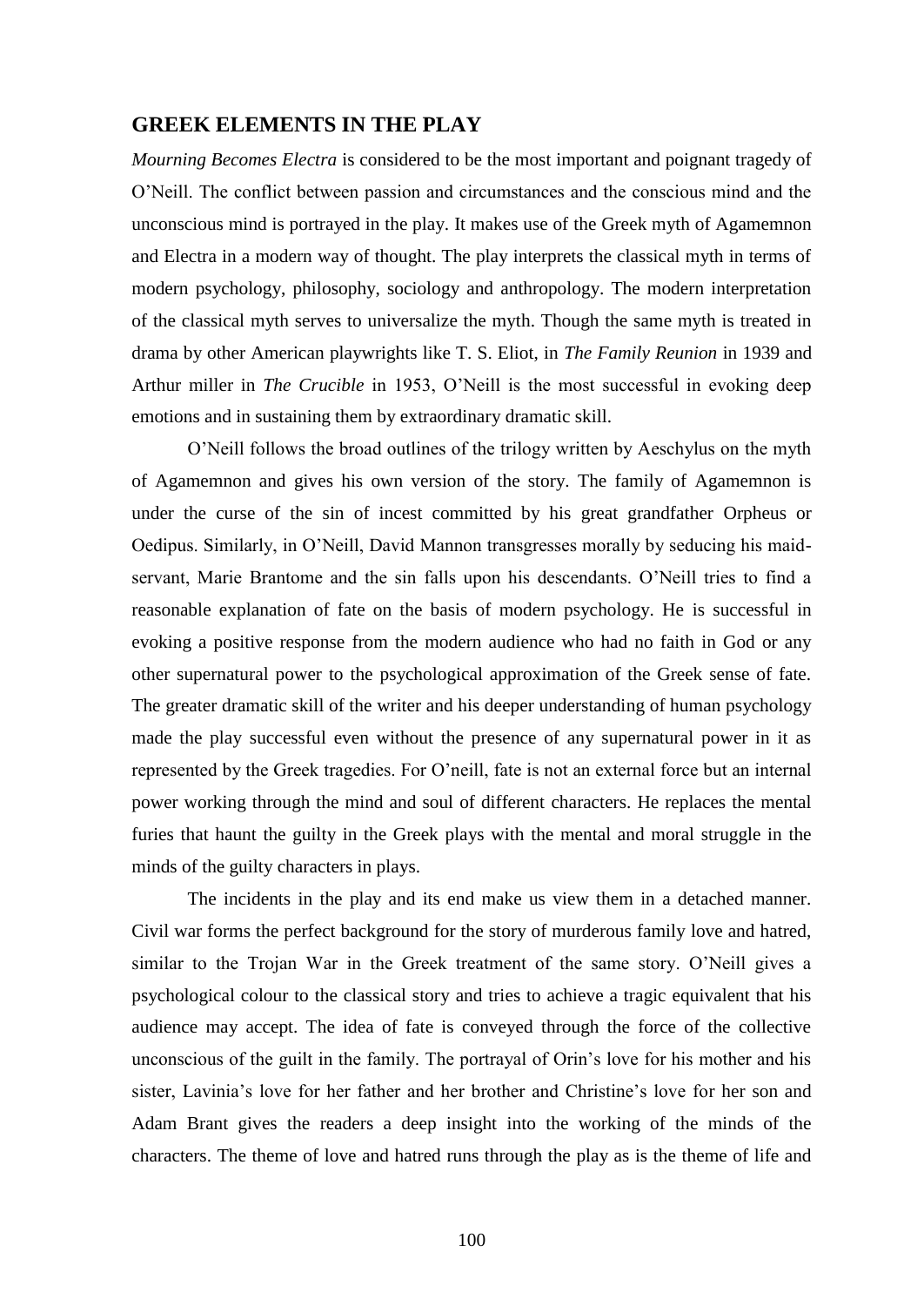## GREEK ELEMENTS IN THE PLAY

*Mourning Becomes Electra* is considered to be the most important and poignant tragedy of O'Neill. The conflict between passion and circumstances and the conscious mind and the unconscious mind is portrayed in the play. It makes use of the Greek myth of Agamemnon and Electra in a modern way of thought. The play interprets the classical myth in terms of modern psychology, philosophy, sociology and anthropology. The modern interpretation of the classical myth serves to universalize the myth. Though the same myth is treated in drama by other American playwrights like T. S. Eliot, in *The Family Reunion* in 1939 and Arthur miller in *The Crucible* in 1953, O'Neill is the most successful in evoking deep emotions and in sustaining them by extraordinary dramatic skill.

O'Neill follows the broad outlines of the trilogy written by Aeschylus on the myth of Agamemnon and gives his own version of the story. The family of Agamemnon is under the curse of the sin of incest committed by his great grandfather Orpheus or Oedipus. Similarly, in O'Neill, David Mannon transgresses morally by seducing his maid-servant, Marie Brantome and the sin falls upon his descendants. O'Neill tries to find a reasonable explanation of fate on the basis of modern psychology. He is successful in evoking a positive response from the modern audience who had no faith in God or any other supernatural power to the psychological approximation of the Greek sense of fate. The greater dramatic skill of the writer and his deeper understanding of human psychology made the play successful even without the presence of any supernatural power in it as represented by the Greek tragedies. For O'neill, fate is not an external force but an internal power working through the mind and soul of different characters. He replaces the mental furies that haunt the guilty in the Greek plays with the mental and moral struggle in the minds of the guilty characters in plays.

The incidents in the play and its end make us view them in a detached manner. Civil war forms the perfect background for the story of murderous family love and hatred, similar to the Trojan War in the Greek treatment of the same story. O'Neill gives a psychological colour to the classical story and tries to achieve a tragic equivalent that his audience may accept. The idea of fate is conveyed through the force of the collective unconscious of the guilt in the family. The portrayal of Orin's love for his mother and his sister, Lavinia's love for her father and her brother and Christine's love for her son and Adam Brant gives the readers a deep insight into the working of the minds of the characters. The theme of love and hatred runs through the play as is the theme of life and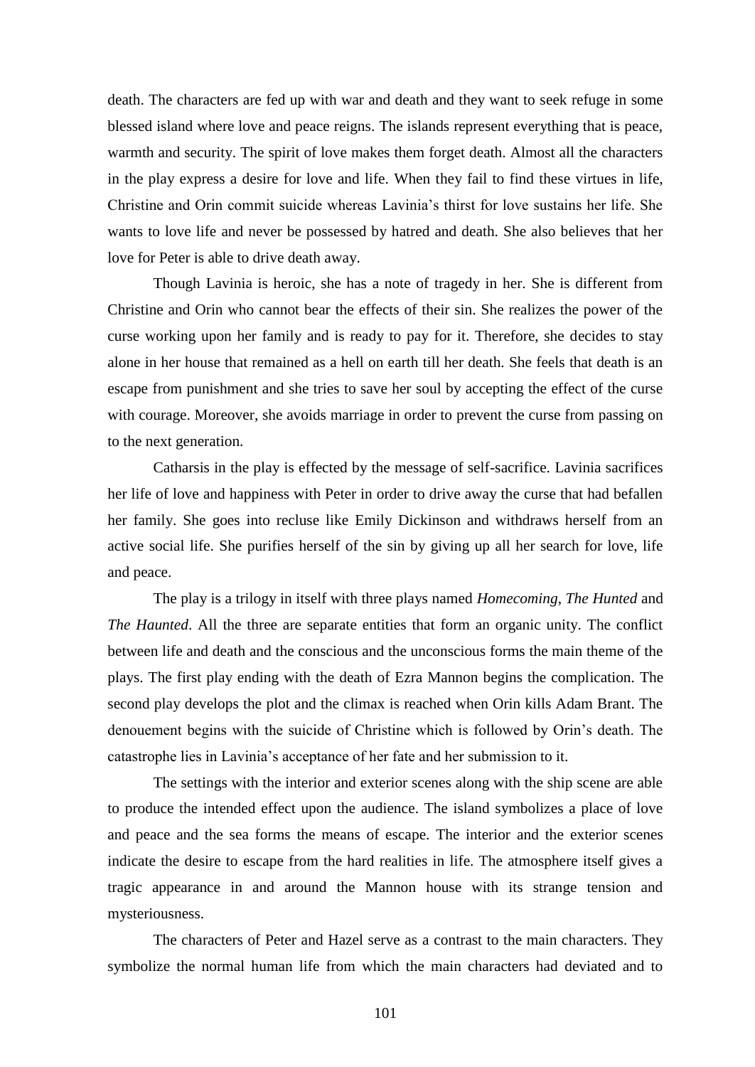death. The characters are fed up with war and death and they want to seek refuge in some blessed island where love and peace reigns. The islands represent everything that is peace, warmth and security. The spirit of love makes them forget death. Almost all the characters in the play express a desire for love and life. When they fail to find these virtues in life, Christine and Orin commit suicide whereas Lavinia's thirst for love sustains her life. She wants to love life and never be possessed by hatred and death. She also believes that her love for Peter is able to drive death away.

Though Lavinia is heroic, she has a note of tragedy in her. She is different from Christine and Orin who cannot bear the effects of their sin. She realizes the power of the curse working upon her family and is ready to pay for it. Therefore, she decides to stay alone in her house that remained as a hell on earth till her death. She feels that death is an escape from punishment and she tries to save her soul by accepting the effect of the curse with courage. Moreover, she avoids marriage in order to prevent the curse from passing on to the next generation.

Catharsis in the play is effected by the message of self-sacrifice. Lavinia sacrifices her life of love and happiness with Peter in order to drive away the curse that had befallen her family. She goes into recluse like Emily Dickinson and withdraws herself from an active social life. She purifies herself of the sin by giving up all her search for love, life and peace.

The play is a trilogy in itself with three plays named *Homecoming*, *The Hunted* and *The Haunted*. All the three are separate entities that form an organic unity. The conflict between life and death and the conscious and the unconscious forms the main theme of the plays. The first play ending with the death of Ezra Mannon begins the complication. The second play develops the plot and the climax is reached when Orin kills Adam Brant. The denouement begins with the suicide of Christine which is followed by Orin's death. The catastrophe lies in Lavinia's acceptance of her fate and her submission to it.

The settings with the interior and exterior scenes along with the ship scene are able to produce the intended effect upon the audience. The island symbolizes a place of love and peace and the sea forms the means of escape. The interior and the exterior scenes indicate the desire to escape from the hard realities in life. The atmosphere itself gives a tragic appearance in and around the Mannon house with its strange tension and mysteriousness.

The characters of Peter and Hazel serve as a contrast to the main characters. They symbolize the normal human life from which the main characters had deviated and to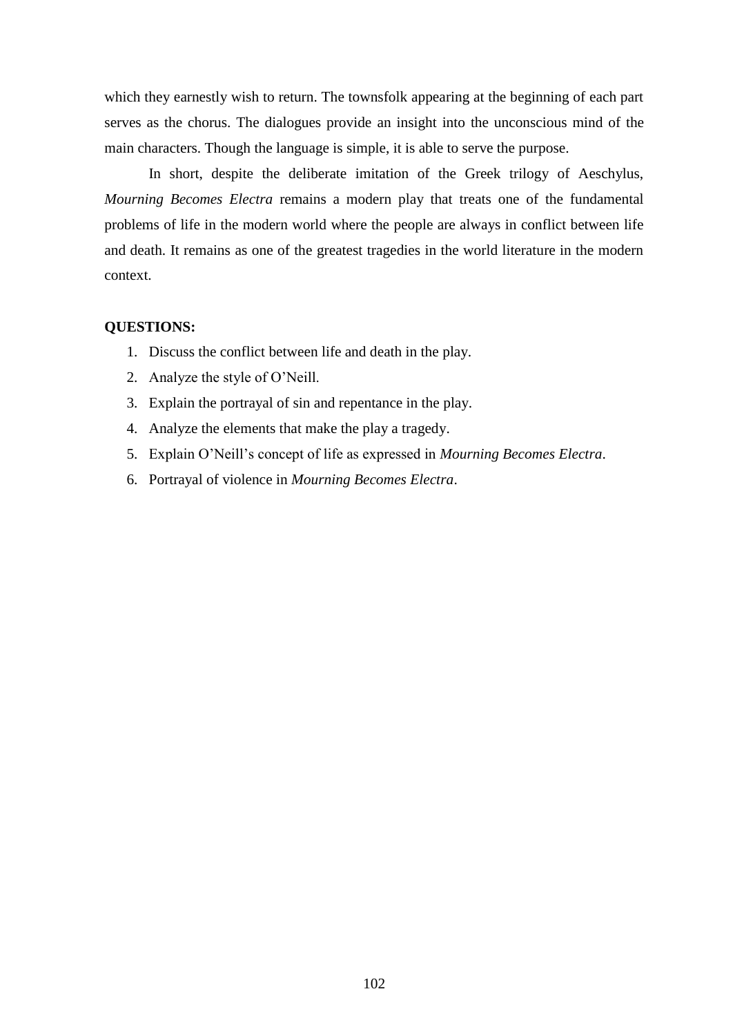which they earnestly wish to return. The townsfolk appearing at the beginning of each part serves as the chorus. The dialogues provide an insight into the unconscious mind of the main characters. Though the language is simple, it is able to serve the purpose.

In short, despite the deliberate imitation of the Greek trilogy of Aeschylus, *Mourning Becomes Electra* remains a modern play that treats one of the fundamental problems of life in the modern world where the people are always in conflict between life and death. It remains as one of the greatest tragedies in the world literature in the modern context.

**QUESTIONS:**

1. Discuss the conflict between life and death in the play.
2. Analyze the style of O'Neill.
3. Explain the portrayal of sin and repentance in the play.
4. Analyze the elements that make the play a tragedy.
5. Explain O'Neill's concept of life as expressed in *Mourning Becomes Electra*.
6. Portrayal of violence in *Mourning Becomes Electra*.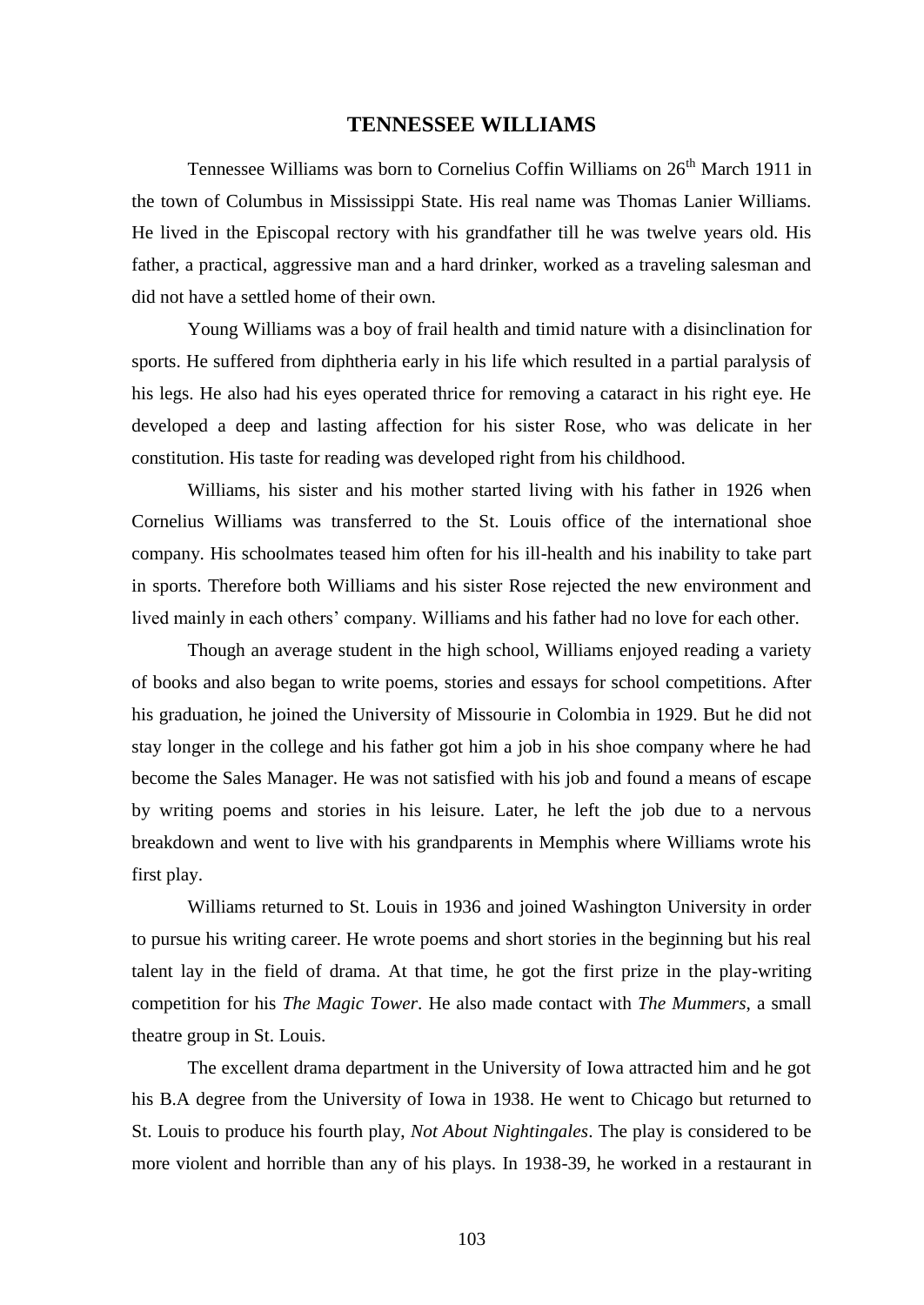# TENNESSEE WILLIAMS

Tennessee Williams was born to Cornelius Coffin Williams on 26th March 1911 in the town of Columbus in Mississippi State. His real name was Thomas Lanier Williams. He lived in the Episcopal rectory with his grandfather till he was twelve years old. His father, a practical, aggressive man and a hard drinker, worked as a traveling salesman and did not have a settled home of their own.

Young Williams was a boy of frail health and timid nature with a disinclination for sports. He suffered from diphtheria early in his life which resulted in a partial paralysis of his legs. He also had his eyes operated thrice for removing a cataract in his right eye. He developed a deep and lasting affection for his sister Rose, who was delicate in her constitution. His taste for reading was developed right from his childhood.

Williams, his sister and his mother started living with his father in 1926 when Cornelius Williams was transferred to the St. Louis office of the international shoe company. His schoolmates teased him often for his ill-health and his inability to take part in sports. Therefore both Williams and his sister Rose rejected the new environment and lived mainly in each others' company. Williams and his father had no love for each other.

Though an average student in the high school, Williams enjoyed reading a variety of books and also began to write poems, stories and essays for school competitions. After his graduation, he joined the University of Missourie in Colombia in 1929. But he did not stay longer in the college and his father got him a job in his shoe company where he had become the Sales Manager. He was not satisfied with his job and found a means of escape by writing poems and stories in his leisure. Later, he left the job due to a nervous breakdown and went to live with his grandparents in Memphis where Williams wrote his first play.

Williams returned to St. Louis in 1936 and joined Washington University in order to pursue his writing career. He wrote poems and short stories in the beginning but his real talent lay in the field of drama. At that time, he got the first prize in the play-writing competition for his *The Magic Tower*. He also made contact with *The Mummers*, a small theatre group in St. Louis.

The excellent drama department in the University of Iowa attracted him and he got his B.A degree from the University of Iowa in 1938. He went to Chicago but returned to St. Louis to produce his fourth play, *Not About Nightingales*. The play is considered to be more violent and horrible than any of his plays. In 1938-39, he worked in a restaurant in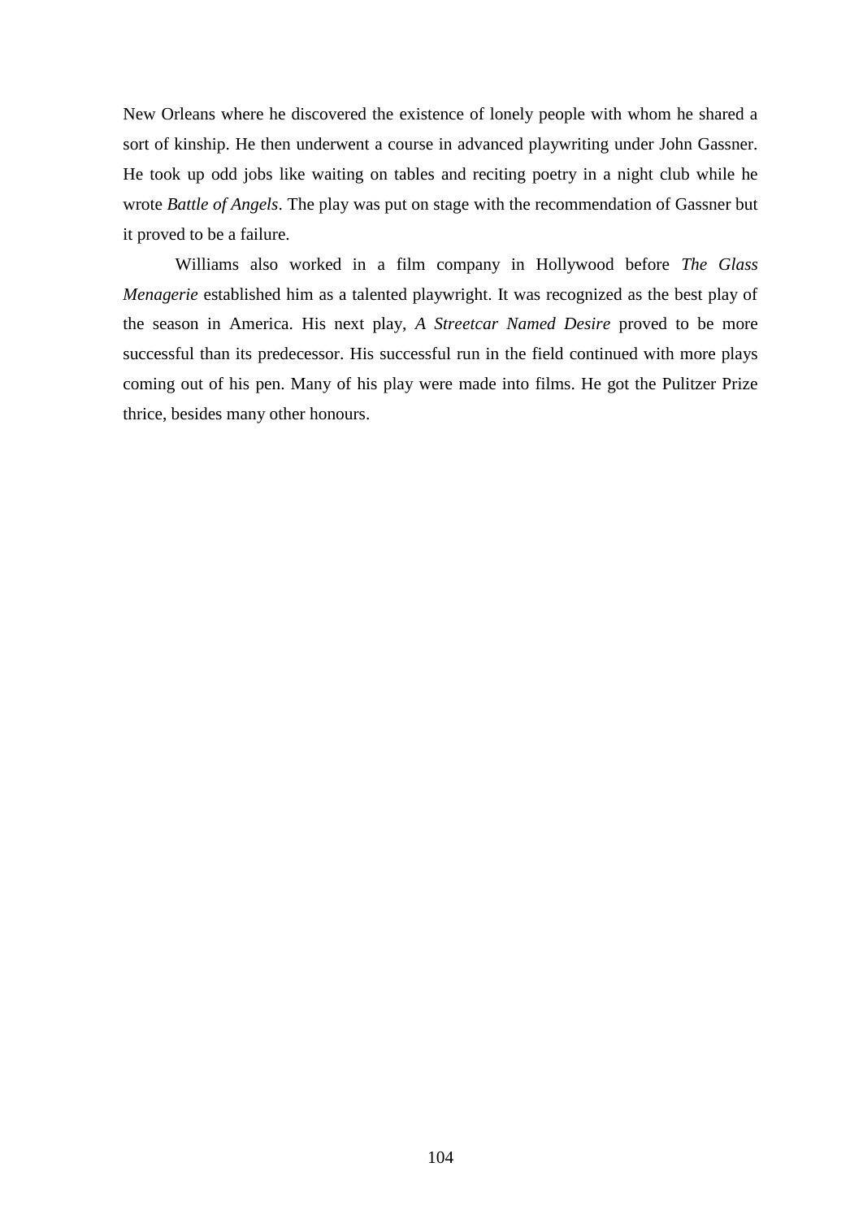New Orleans where he discovered the existence of lonely people with whom he shared a sort of kinship. He then underwent a course in advanced playwriting under John Gassner. He took up odd jobs like waiting on tables and reciting poetry in a night club while he wrote *Battle of Angels*. The play was put on stage with the recommendation of Gassner but it proved to be a failure.

Williams also worked in a film company in Hollywood before *The Glass Menagerie* established him as a talented playwright. It was recognized as the best play of the season in America. His next play, *A Streetcar Named Desire* proved to be more successful than its predecessor. His successful run in the field continued with more plays coming out of his pen. Many of his play were made into films. He got the Pulitzer Prize thrice, besides many other honours.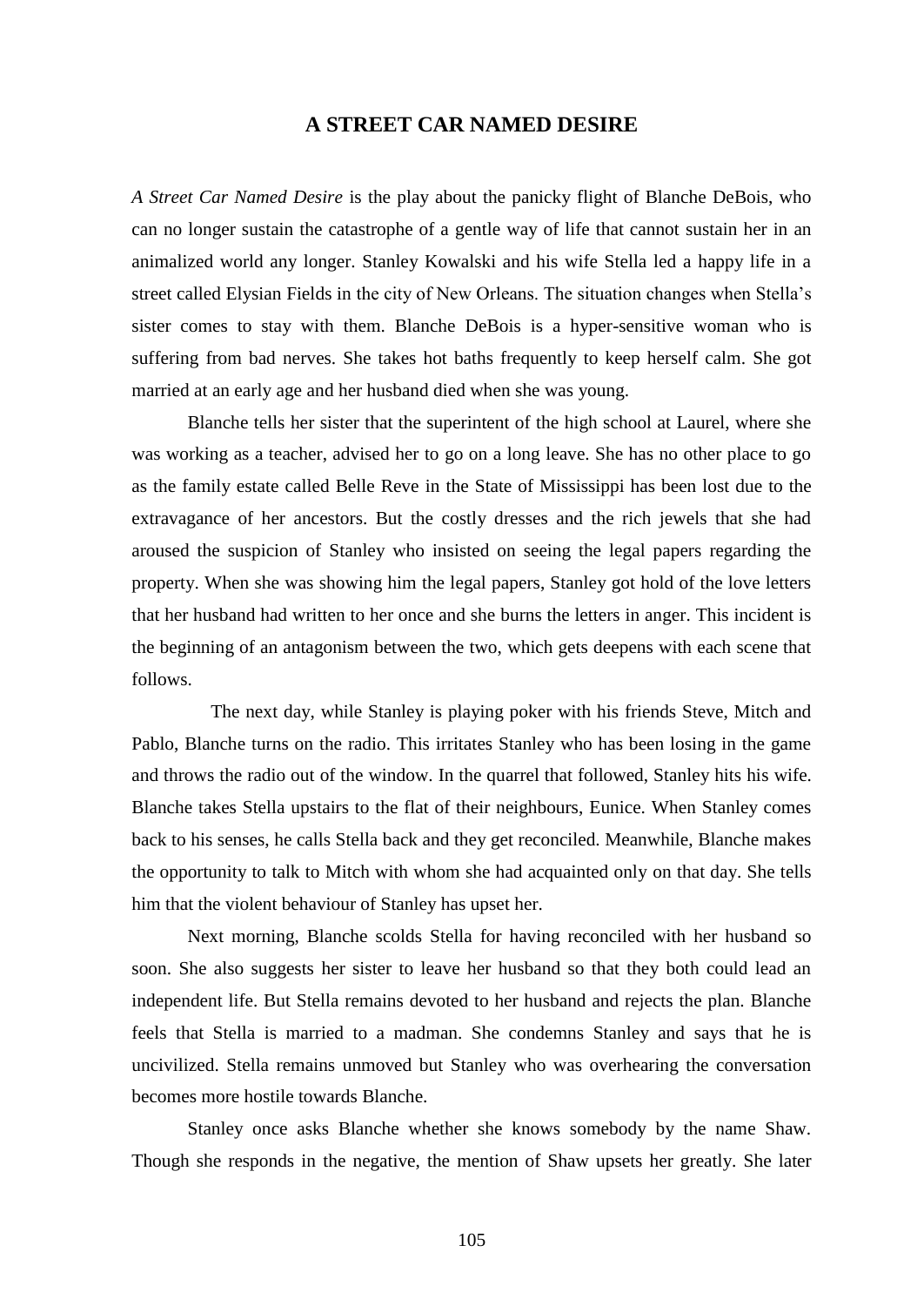## A STREET CAR NAMED DESIRE

*A Street Car Named Desire* is the play about the panicky flight of Blanche DeBois, who can no longer sustain the catastrophe of a gentle way of life that cannot sustain her in an animalized world any longer. Stanley Kowalski and his wife Stella led a happy life in a street called Elysian Fields in the city of New Orleans. The situation changes when Stella's sister comes to stay with them. Blanche DeBois is a hyper-sensitive woman who is suffering from bad nerves. She takes hot baths frequently to keep herself calm. She got married at an early age and her husband died when she was young.

Blanche tells her sister that the superintent of the high school at Laurel, where she was working as a teacher, advised her to go on a long leave. She has no other place to go as the family estate called Belle Reve in the State of Mississippi has been lost due to the extravagance of her ancestors. But the costly dresses and the rich jewels that she had aroused the suspicion of Stanley who insisted on seeing the legal papers regarding the property. When she was showing him the legal papers, Stanley got hold of the love letters that her husband had written to her once and she burns the letters in anger. This incident is the beginning of an antagonism between the two, which gets deepens with each scene that follows.

The next day, while Stanley is playing poker with his friends Steve, Mitch and Pablo, Blanche turns on the radio. This irritates Stanley who has been losing in the game and throws the radio out of the window. In the quarrel that followed, Stanley hits his wife. Blanche takes Stella upstairs to the flat of their neighbours, Eunice. When Stanley comes back to his senses, he calls Stella back and they get reconciled. Meanwhile, Blanche makes the opportunity to talk to Mitch with whom she had acquainted only on that day. She tells him that the violent behaviour of Stanley has upset her.

Next morning, Blanche scolds Stella for having reconciled with her husband so soon. She also suggests her sister to leave her husband so that they both could lead an independent life. But Stella remains devoted to her husband and rejects the plan. Blanche feels that Stella is married to a madman. She condemns Stanley and says that he is uncivilized. Stella remains unmoved but Stanley who was overhearing the conversation becomes more hostile towards Blanche.

Stanley once asks Blanche whether she knows somebody by the name Shaw. Though she responds in the negative, the mention of Shaw upsets her greatly. She later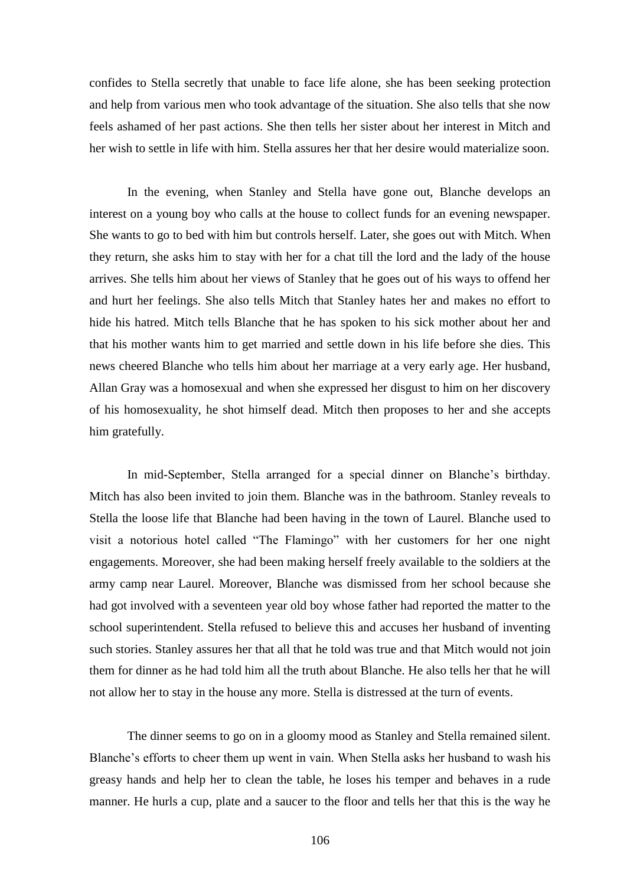confides to Stella secretly that unable to face life alone, she has been seeking protection and help from various men who took advantage of the situation. She also tells that she now feels ashamed of her past actions. She then tells her sister about her interest in Mitch and her wish to settle in life with him. Stella assures her that her desire would materialize soon.

In the evening, when Stanley and Stella have gone out, Blanche develops an interest on a young boy who calls at the house to collect funds for an evening newspaper. She wants to go to bed with him but controls herself. Later, she goes out with Mitch. When they return, she asks him to stay with her for a chat till the lord and the lady of the house arrives. She tells him about her views of Stanley that he goes out of his ways to offend her and hurt her feelings. She also tells Mitch that Stanley hates her and makes no effort to hide his hatred. Mitch tells Blanche that he has spoken to his sick mother about her and that his mother wants him to get married and settle down in his life before she dies. This news cheered Blanche who tells him about her marriage at a very early age. Her husband, Allan Gray was a homosexual and when she expressed her disgust to him on her discovery of his homosexuality, he shot himself dead. Mitch then proposes to her and she accepts him gratefully.

In mid-September, Stella arranged for a special dinner on Blanche's birthday. Mitch has also been invited to join them. Blanche was in the bathroom. Stanley reveals to Stella the loose life that Blanche had been having in the town of Laurel. Blanche used to visit a notorious hotel called "The Flamingo" with her customers for her one night engagements. Moreover, she had been making herself freely available to the soldiers at the army camp near Laurel. Moreover, Blanche was dismissed from her school because she had got involved with a seventeen year old boy whose father had reported the matter to the school superintendent. Stella refused to believe this and accuses her husband of inventing such stories. Stanley assures her that all that he told was true and that Mitch would not join them for dinner as he had told him all the truth about Blanche. He also tells her that he will not allow her to stay in the house any more. Stella is distressed at the turn of events.

The dinner seems to go on in a gloomy mood as Stanley and Stella remained silent. Blanche's efforts to cheer them up went in vain. When Stella asks her husband to wash his greasy hands and help her to clean the table, he loses his temper and behaves in a rude manner. He hurls a cup, plate and a saucer to the floor and tells her that this is the way he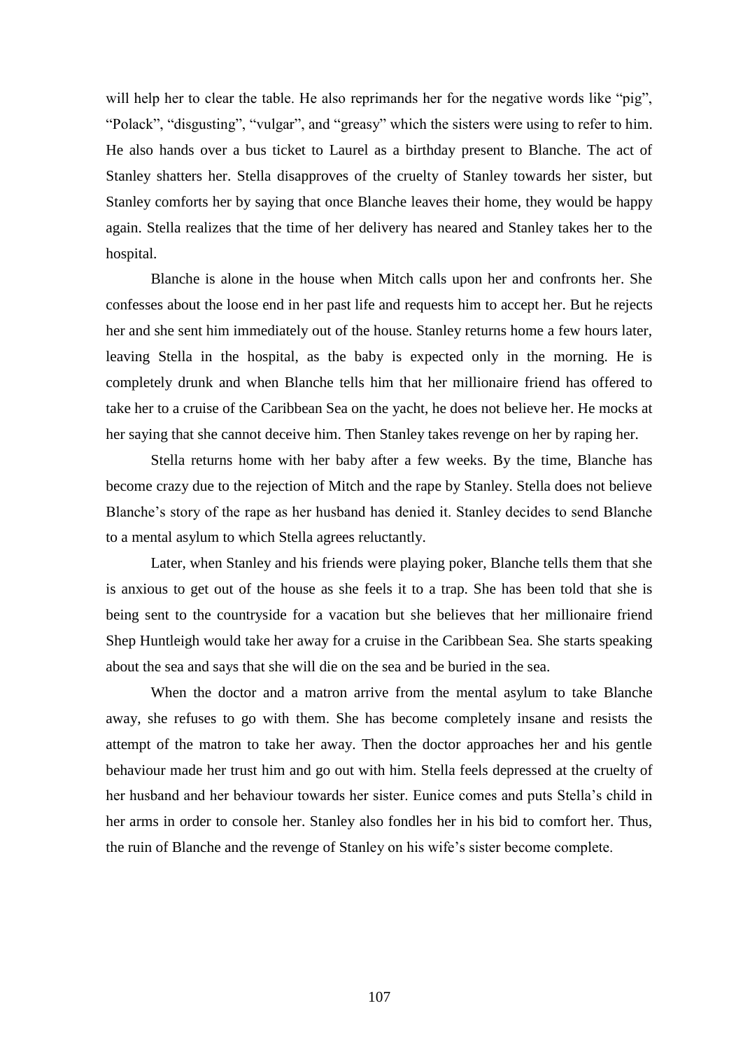will help her to clear the table. He also reprimands her for the negative words like "pig", "Polack", "disgusting", "vulgar", and "greasy" which the sisters were using to refer to him. He also hands over a bus ticket to Laurel as a birthday present to Blanche. The act of Stanley shatters her. Stella disapproves of the cruelty of Stanley towards her sister, but Stanley comforts her by saying that once Blanche leaves their home, they would be happy again. Stella realizes that the time of her delivery has neared and Stanley takes her to the hospital.

Blanche is alone in the house when Mitch calls upon her and confronts her. She confesses about the loose end in her past life and requests him to accept her. But he rejects her and she sent him immediately out of the house. Stanley returns home a few hours later, leaving Stella in the hospital, as the baby is expected only in the morning. He is completely drunk and when Blanche tells him that her millionaire friend has offered to take her to a cruise of the Caribbean Sea on the yacht, he does not believe her. He mocks at her saying that she cannot deceive him. Then Stanley takes revenge on her by raping her.

Stella returns home with her baby after a few weeks. By the time, Blanche has become crazy due to the rejection of Mitch and the rape by Stanley. Stella does not believe Blanche's story of the rape as her husband has denied it. Stanley decides to send Blanche to a mental asylum to which Stella agrees reluctantly.

Later, when Stanley and his friends were playing poker, Blanche tells them that she is anxious to get out of the house as she feels it to a trap. She has been told that she is being sent to the countryside for a vacation but she believes that her millionaire friend Shep Huntleigh would take her away for a cruise in the Caribbean Sea. She starts speaking about the sea and says that she will die on the sea and be buried in the sea.

When the doctor and a matron arrive from the mental asylum to take Blanche away, she refuses to go with them. She has become completely insane and resists the attempt of the matron to take her away. Then the doctor approaches her and his gentle behaviour made her trust him and go out with him. Stella feels depressed at the cruelty of her husband and her behaviour towards her sister. Eunice comes and puts Stella's child in her arms in order to console her. Stanley also fondles her in his bid to comfort her. Thus, the ruin of Blanche and the revenge of Stanley on his wife's sister become complete.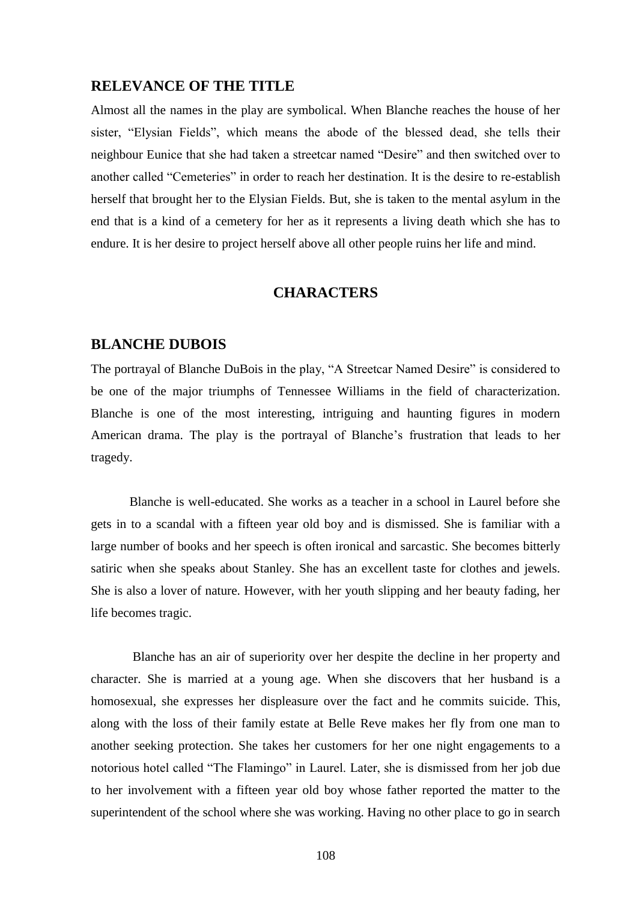## RELEVANCE OF THE TITLE

Almost all the names in the play are symbolical. When Blanche reaches the house of her sister, "Elysian Fields", which means the abode of the blessed dead, she tells their neighbour Eunice that she had taken a streetcar named "Desire" and then switched over to another called "Cemeteries" in order to reach her destination. It is the desire to re-establish herself that brought her to the Elysian Fields. But, she is taken to the mental asylum in the end that is a kind of a cemetery for her as it represents a living death which she has to endure. It is her desire to project herself above all other people ruins her life and mind.

# CHARACTERS

## BLANCHE DUBOIS

The portrayal of Blanche DuBois in the play, "A Streetcar Named Desire" is considered to be one of the major triumphs of Tennessee Williams in the field of characterization. Blanche is one of the most interesting, intriguing and haunting figures in modern American drama. The play is the portrayal of Blanche's frustration that leads to her tragedy.

Blanche is well-educated. She works as a teacher in a school in Laurel before she gets in to a scandal with a fifteen year old boy and is dismissed. She is familiar with a large number of books and her speech is often ironical and sarcastic. She becomes bitterly satiric when she speaks about Stanley. She has an excellent taste for clothes and jewels. She is also a lover of nature. However, with her youth slipping and her beauty fading, her life becomes tragic.

Blanche has an air of superiority over her despite the decline in her property and character. She is married at a young age. When she discovers that her husband is a homosexual, she expresses her displeasure over the fact and he commits suicide. This, along with the loss of their family estate at Belle Reve makes her fly from one man to another seeking protection. She takes her customers for her one night engagements to a notorious hotel called "The Flamingo" in Laurel. Later, she is dismissed from her job due to her involvement with a fifteen year old boy whose father reported the matter to the superintendent of the school where she was working. Having no other place to go in search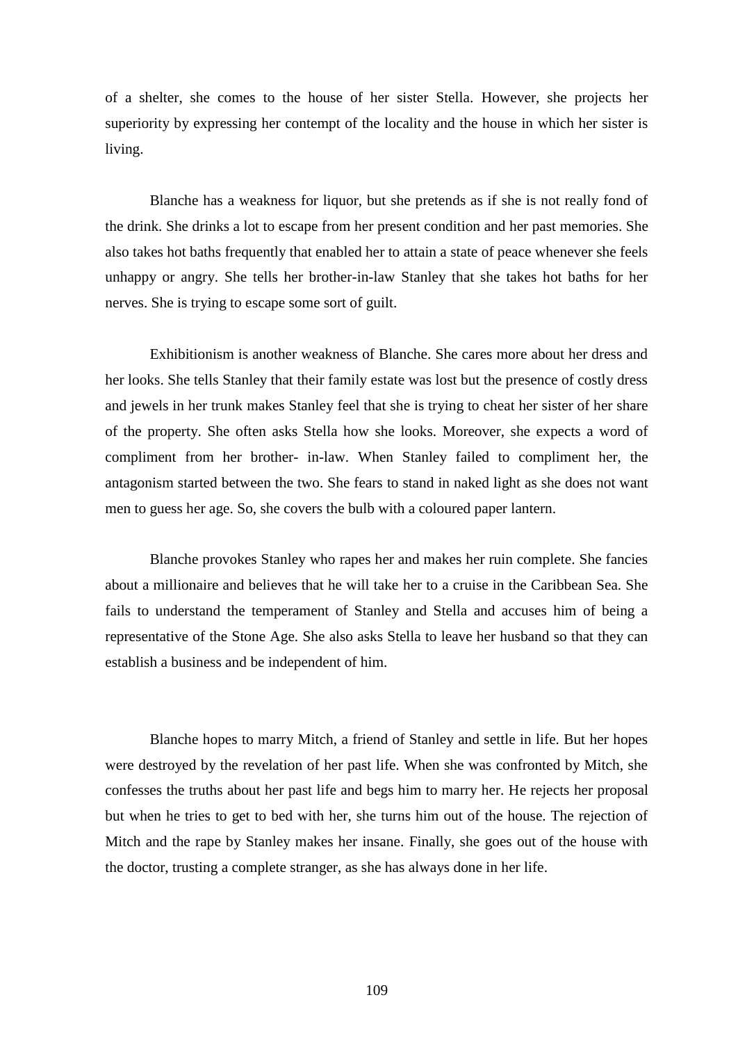of a shelter, she comes to the house of her sister Stella. However, she projects her superiority by expressing her contempt of the locality and the house in which her sister is living.

Blanche has a weakness for liquor, but she pretends as if she is not really fond of the drink. She drinks a lot to escape from her present condition and her past memories. She also takes hot baths frequently that enabled her to attain a state of peace whenever she feels unhappy or angry. She tells her brother-in-law Stanley that she takes hot baths for her nerves. She is trying to escape some sort of guilt.

Exhibitionism is another weakness of Blanche. She cares more about her dress and her looks. She tells Stanley that their family estate was lost but the presence of costly dress and jewels in her trunk makes Stanley feel that she is trying to cheat her sister of her share of the property. She often asks Stella how she looks. Moreover, she expects a word of compliment from her brother- in-law. When Stanley failed to compliment her, the antagonism started between the two. She fears to stand in naked light as she does not want men to guess her age. So, she covers the bulb with a coloured paper lantern.

Blanche provokes Stanley who rapes her and makes her ruin complete. She fancies about a millionaire and believes that he will take her to a cruise in the Caribbean Sea. She fails to understand the temperament of Stanley and Stella and accuses him of being a representative of the Stone Age. She also asks Stella to leave her husband so that they can establish a business and be independent of him.

Blanche hopes to marry Mitch, a friend of Stanley and settle in life. But her hopes were destroyed by the revelation of her past life. When she was confronted by Mitch, she confesses the truths about her past life and begs him to marry her. He rejects her proposal but when he tries to get to bed with her, she turns him out of the house. The rejection of Mitch and the rape by Stanley makes her insane. Finally, she goes out of the house with the doctor, trusting a complete stranger, as she has always done in her life.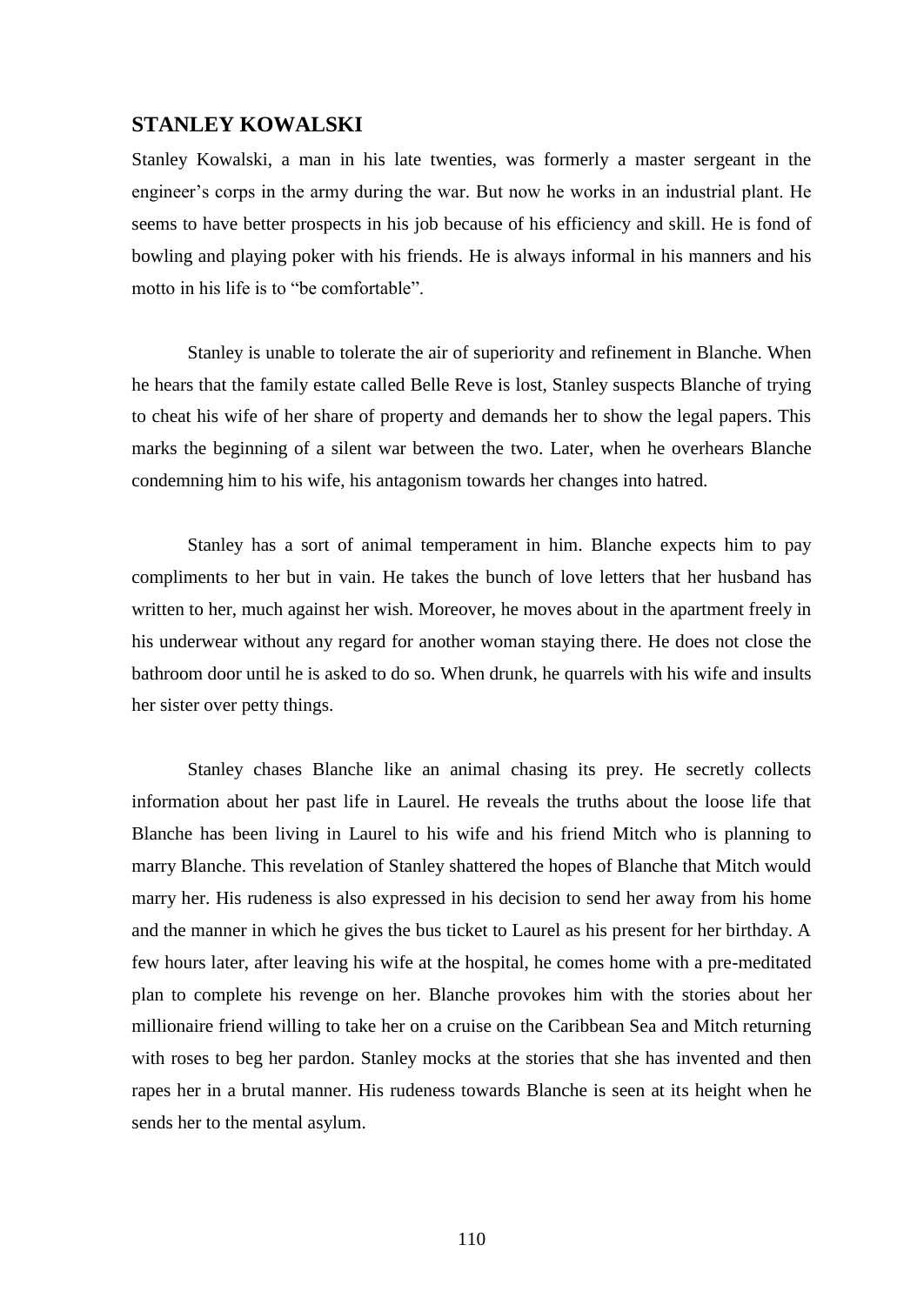## STANLEY KOWALSKI

Stanley Kowalski, a man in his late twenties, was formerly a master sergeant in the engineer's corps in the army during the war. But now he works in an industrial plant. He seems to have better prospects in his job because of his efficiency and skill. He is fond of bowling and playing poker with his friends. He is always informal in his manners and his motto in his life is to "be comfortable".

Stanley is unable to tolerate the air of superiority and refinement in Blanche. When he hears that the family estate called Belle Reve is lost, Stanley suspects Blanche of trying to cheat his wife of her share of property and demands her to show the legal papers. This marks the beginning of a silent war between the two. Later, when he overhears Blanche condemning him to his wife, his antagonism towards her changes into hatred.

Stanley has a sort of animal temperament in him. Blanche expects him to pay compliments to her but in vain. He takes the bunch of love letters that her husband has written to her, much against her wish. Moreover, he moves about in the apartment freely in his underwear without any regard for another woman staying there. He does not close the bathroom door until he is asked to do so. When drunk, he quarrels with his wife and insults her sister over petty things.

Stanley chases Blanche like an animal chasing its prey. He secretly collects information about her past life in Laurel. He reveals the truths about the loose life that Blanche has been living in Laurel to his wife and his friend Mitch who is planning to marry Blanche. This revelation of Stanley shattered the hopes of Blanche that Mitch would marry her. His rudeness is also expressed in his decision to send her away from his home and the manner in which he gives the bus ticket to Laurel as his present for her birthday. A few hours later, after leaving his wife at the hospital, he comes home with a pre-meditated plan to complete his revenge on her. Blanche provokes him with the stories about her millionaire friend willing to take her on a cruise on the Caribbean Sea and Mitch returning with roses to beg her pardon. Stanley mocks at the stories that she has invented and then rapes her in a brutal manner. His rudeness towards Blanche is seen at its height when he sends her to the mental asylum.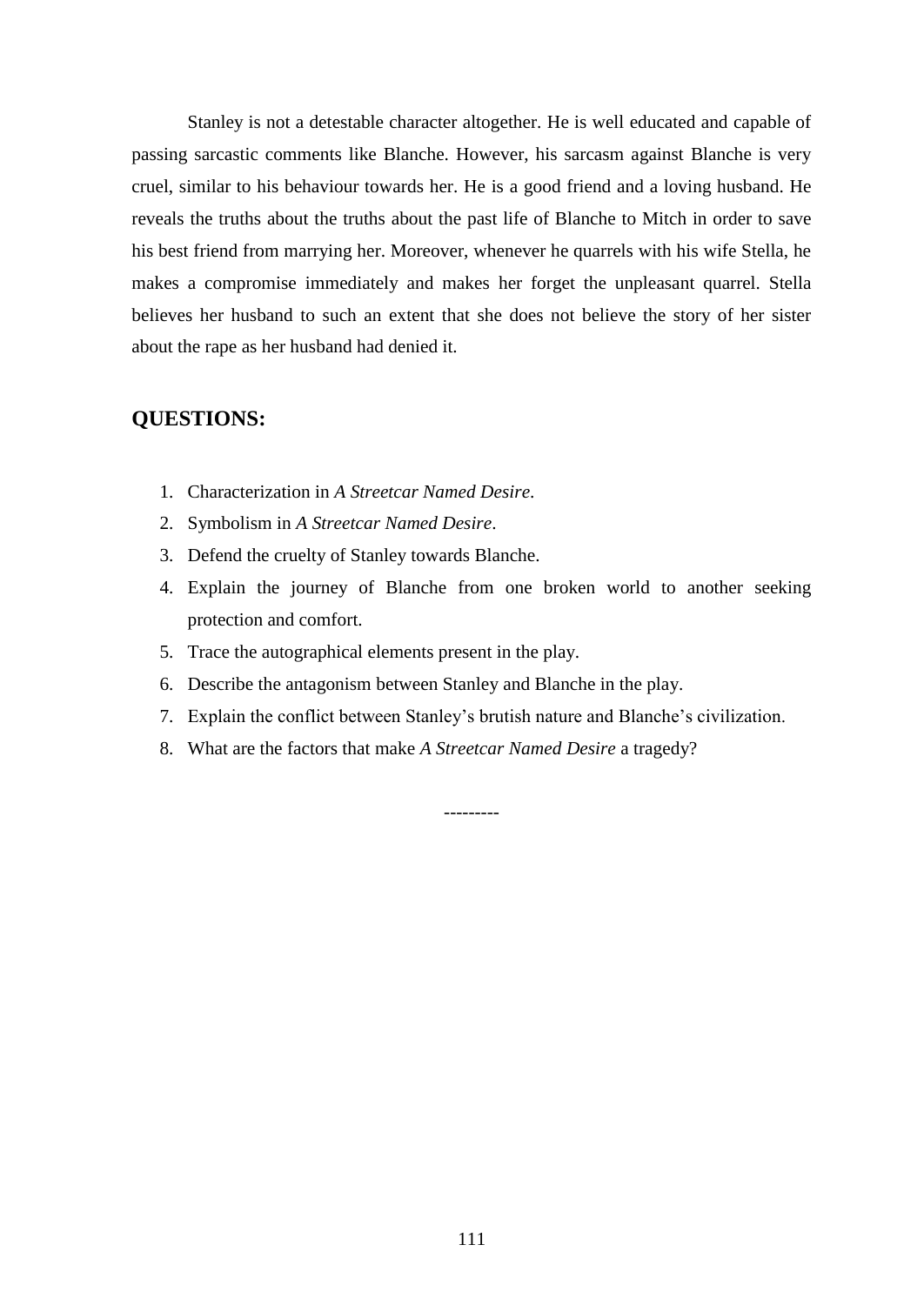Stanley is not a detestable character altogether. He is well educated and capable of passing sarcastic comments like Blanche. However, his sarcasm against Blanche is very cruel, similar to his behaviour towards her. He is a good friend and a loving husband. He reveals the truths about the truths about the past life of Blanche to Mitch in order to save his best friend from marrying her. Moreover, whenever he quarrels with his wife Stella, he makes a compromise immediately and makes her forget the unpleasant quarrel. Stella believes her husband to such an extent that she does not believe the story of her sister about the rape as her husband had denied it.

## QUESTIONS:

1. Characterization in *A Streetcar Named Desire*.
2. Symbolism in *A Streetcar Named Desire*.
3. Defend the cruelty of Stanley towards Blanche.
4. Explain the journey of Blanche from one broken world to another seeking protection and comfort.
5. Trace the autographical elements present in the play.
6. Describe the antagonism between Stanley and Blanche in the play.
7. Explain the conflict between Stanley's brutish nature and Blanche's civilization.
8. What are the factors that make *A Streetcar Named Desire* a tragedy?

---------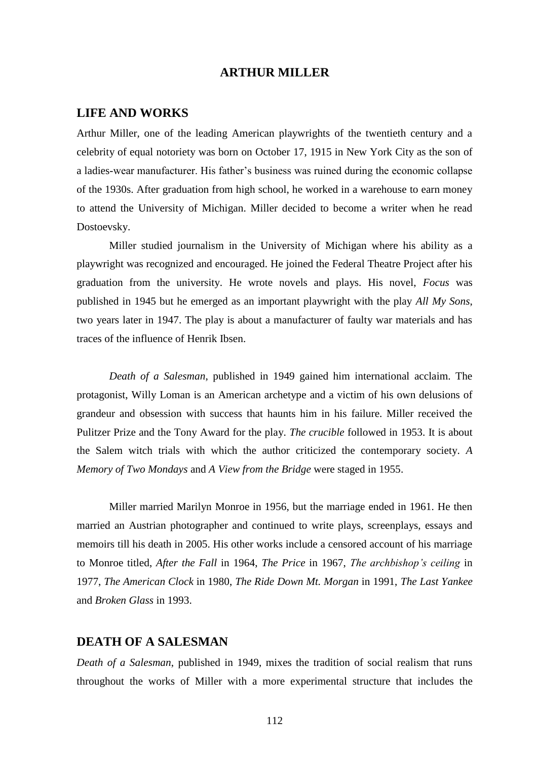# ARTHUR MILLER

## LIFE AND WORKS

Arthur Miller, one of the leading American playwrights of the twentieth century and a celebrity of equal notoriety was born on October 17, 1915 in New York City as the son of a ladies-wear manufacturer. His father's business was ruined during the economic collapse of the 1930s. After graduation from high school, he worked in a warehouse to earn money to attend the University of Michigan. Miller decided to become a writer when he read Dostoevsky.

Miller studied journalism in the University of Michigan where his ability as a playwright was recognized and encouraged. He joined the Federal Theatre Project after his graduation from the university. He wrote novels and plays. His novel, *Focus* was published in 1945 but he emerged as an important playwright with the play *All My Sons*, two years later in 1947. The play is about a manufacturer of faulty war materials and has traces of the influence of Henrik Ibsen.

*Death of a Salesman*, published in 1949 gained him international acclaim. The protagonist, Willy Loman is an American archetype and a victim of his own delusions of grandeur and obsession with success that haunts him in his failure. Miller received the Pulitzer Prize and the Tony Award for the play. *The crucible* followed in 1953. It is about the Salem witch trials with which the author criticized the contemporary society. *A Memory of Two Mondays* and *A View from the Bridge* were staged in 1955.

Miller married Marilyn Monroe in 1956, but the marriage ended in 1961. He then married an Austrian photographer and continued to write plays, screenplays, essays and memoirs till his death in 2005. His other works include a censored account of his marriage to Monroe titled, *After the Fall* in 1964, *The Price* in 1967, *The archbishop's ceiling* in 1977, *The American Clock* in 1980, *The Ride Down Mt. Morgan* in 1991, *The Last Yankee* and *Broken Glass* in 1993.

## DEATH OF A SALESMAN

*Death of a Salesman*, published in 1949, mixes the tradition of social realism that runs throughout the works of Miller with a more experimental structure that includes the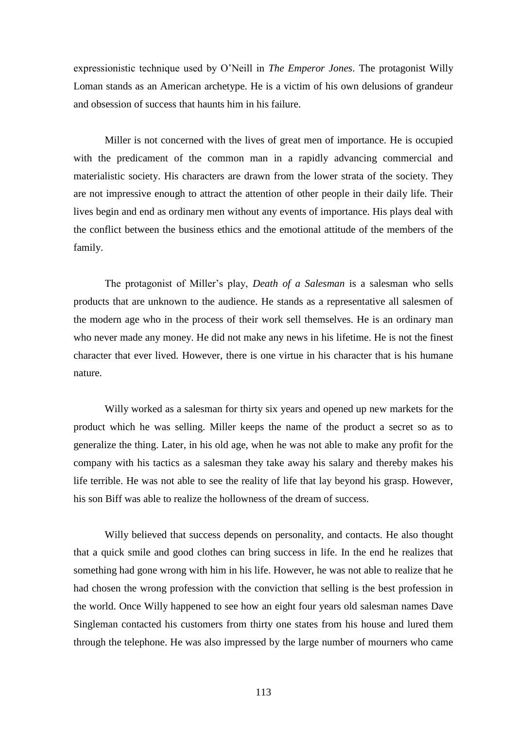expressionistic technique used by O'Neill in *The Emperor Jones*. The protagonist Willy Loman stands as an American archetype. He is a victim of his own delusions of grandeur and obsession of success that haunts him in his failure.

Miller is not concerned with the lives of great men of importance. He is occupied with the predicament of the common man in a rapidly advancing commercial and materialistic society. His characters are drawn from the lower strata of the society. They are not impressive enough to attract the attention of other people in their daily life. Their lives begin and end as ordinary men without any events of importance. His plays deal with the conflict between the business ethics and the emotional attitude of the members of the family.

The protagonist of Miller's play, *Death of a Salesman* is a salesman who sells products that are unknown to the audience. He stands as a representative all salesmen of the modern age who in the process of their work sell themselves. He is an ordinary man who never made any money. He did not make any news in his lifetime. He is not the finest character that ever lived. However, there is one virtue in his character that is his humane nature.

Willy worked as a salesman for thirty six years and opened up new markets for the product which he was selling. Miller keeps the name of the product a secret so as to generalize the thing. Later, in his old age, when he was not able to make any profit for the company with his tactics as a salesman they take away his salary and thereby makes his life terrible. He was not able to see the reality of life that lay beyond his grasp. However, his son Biff was able to realize the hollowness of the dream of success.

Willy believed that success depends on personality, and contacts. He also thought that a quick smile and good clothes can bring success in life. In the end he realizes that something had gone wrong with him in his life. However, he was not able to realize that he had chosen the wrong profession with the conviction that selling is the best profession in the world. Once Willy happened to see how an eight four years old salesman names Dave Singleman contacted his customers from thirty one states from his house and lured them through the telephone. He was also impressed by the large number of mourners who came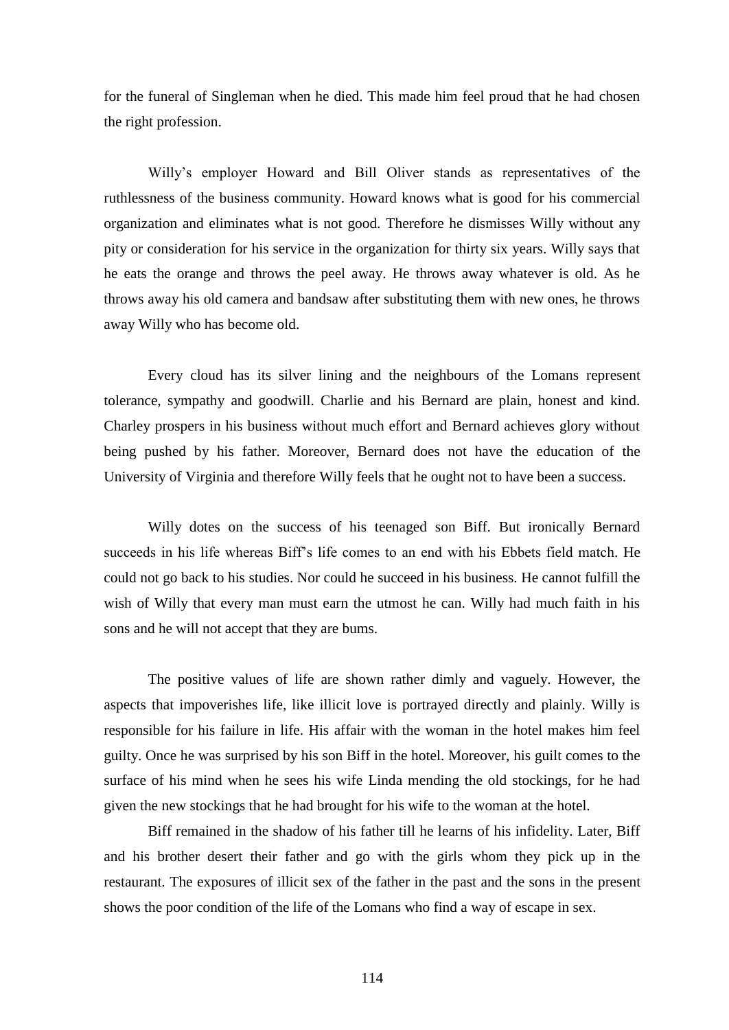for the funeral of Singleman when he died. This made him feel proud that he had chosen the right profession.

Willy's employer Howard and Bill Oliver stands as representatives of the ruthlessness of the business community. Howard knows what is good for his commercial organization and eliminates what is not good. Therefore he dismisses Willy without any pity or consideration for his service in the organization for thirty six years. Willy says that he eats the orange and throws the peel away. He throws away whatever is old. As he throws away his old camera and bandsaw after substituting them with new ones, he throws away Willy who has become old.

Every cloud has its silver lining and the neighbours of the Lomans represent tolerance, sympathy and goodwill. Charlie and his Bernard are plain, honest and kind. Charley prospers in his business without much effort and Bernard achieves glory without being pushed by his father. Moreover, Bernard does not have the education of the University of Virginia and therefore Willy feels that he ought not to have been a success.

Willy dotes on the success of his teenaged son Biff. But ironically Bernard succeeds in his life whereas Biff's life comes to an end with his Ebbets field match. He could not go back to his studies. Nor could he succeed in his business. He cannot fulfill the wish of Willy that every man must earn the utmost he can. Willy had much faith in his sons and he will not accept that they are bums.

The positive values of life are shown rather dimly and vaguely. However, the aspects that impoverishes life, like illicit love is portrayed directly and plainly. Willy is responsible for his failure in life. His affair with the woman in the hotel makes him feel guilty. Once he was surprised by his son Biff in the hotel. Moreover, his guilt comes to the surface of his mind when he sees his wife Linda mending the old stockings, for he had given the new stockings that he had brought for his wife to the woman at the hotel.

Biff remained in the shadow of his father till he learns of his infidelity. Later, Biff and his brother desert their father and go with the girls whom they pick up in the restaurant. The exposures of illicit sex of the father in the past and the sons in the present shows the poor condition of the life of the Lomans who find a way of escape in sex.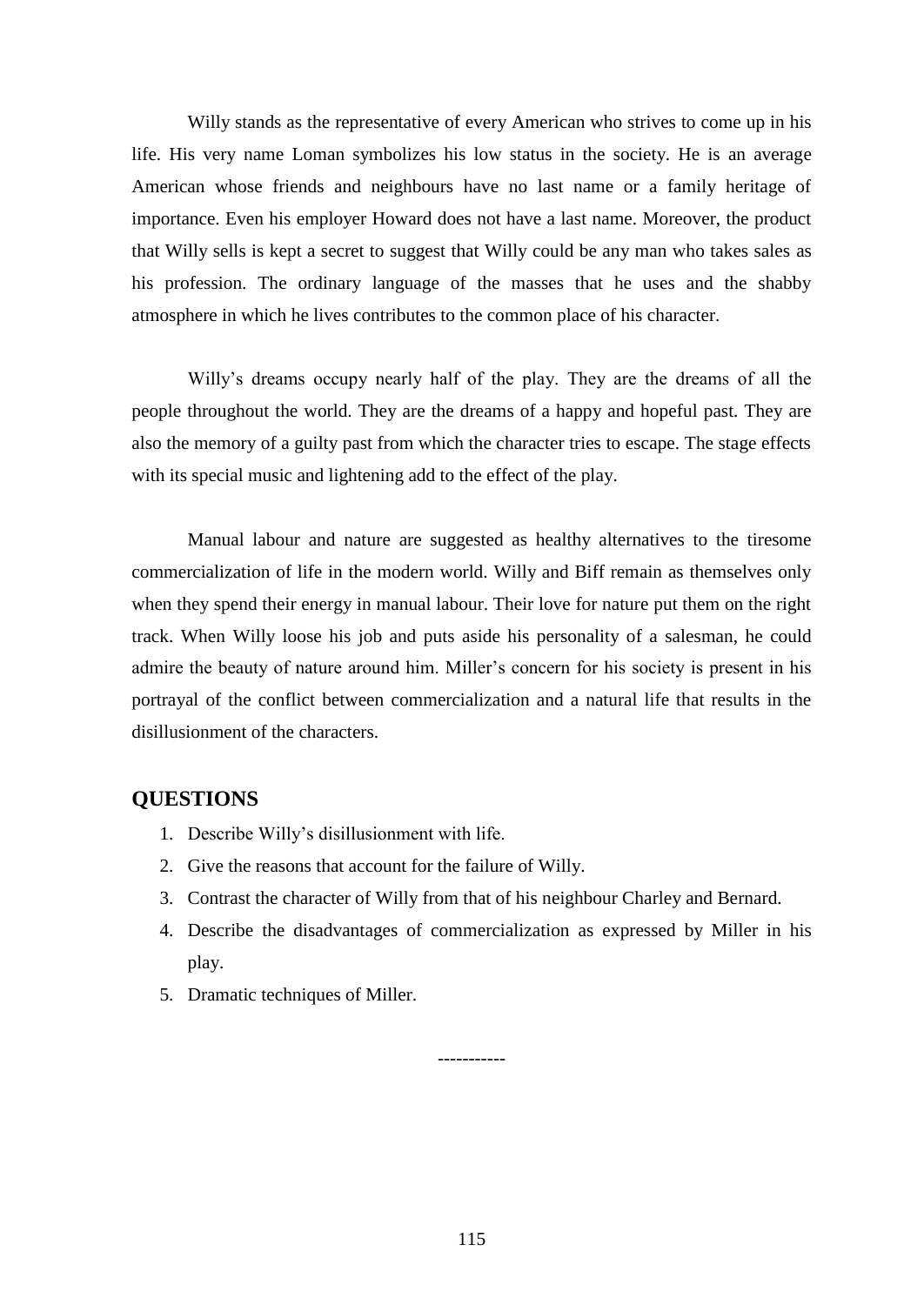Willy stands as the representative of every American who strives to come up in his life. His very name Loman symbolizes his low status in the society. He is an average American whose friends and neighbours have no last name or a family heritage of importance. Even his employer Howard does not have a last name. Moreover, the product that Willy sells is kept a secret to suggest that Willy could be any man who takes sales as his profession. The ordinary language of the masses that he uses and the shabby atmosphere in which he lives contributes to the common place of his character.

Willy's dreams occupy nearly half of the play. They are the dreams of all the people throughout the world. They are the dreams of a happy and hopeful past. They are also the memory of a guilty past from which the character tries to escape. The stage effects with its special music and lightening add to the effect of the play.

Manual labour and nature are suggested as healthy alternatives to the tiresome commercialization of life in the modern world. Willy and Biff remain as themselves only when they spend their energy in manual labour. Their love for nature put them on the right track. When Willy loose his job and puts aside his personality of a salesman, he could admire the beauty of nature around him. Miller's concern for his society is present in his portrayal of the conflict between commercialization and a natural life that results in the disillusionment of the characters.

## QUESTIONS

1. Describe Willy's disillusionment with life.
2. Give the reasons that account for the failure of Willy.
3. Contrast the character of Willy from that of his neighbour Charley and Bernard.
4. Describe the disadvantages of commercialization as expressed by Miller in his play.
5. Dramatic techniques of Miller.

-----------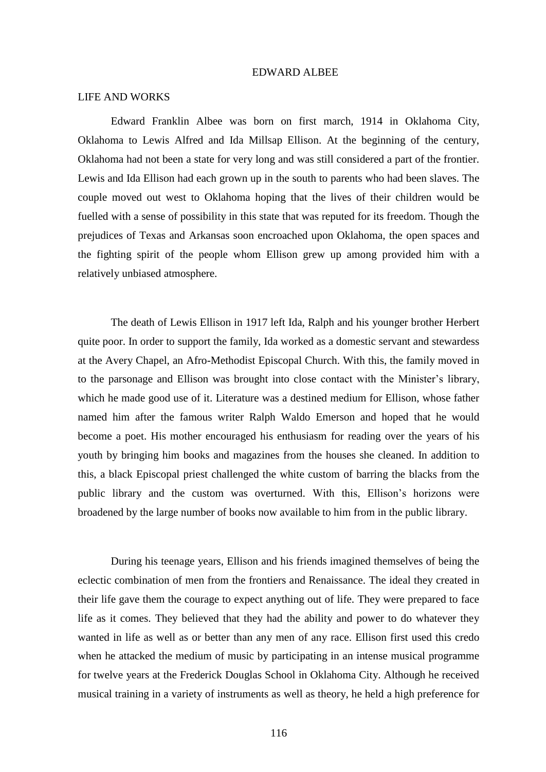# EDWARD ALBEE

## LIFE AND WORKS

Edward Franklin Albee was born on first march, 1914 in Oklahoma City, Oklahoma to Lewis Alfred and Ida Millsap Ellison. At the beginning of the century, Oklahoma had not been a state for very long and was still considered a part of the frontier. Lewis and Ida Ellison had each grown up in the south to parents who had been slaves. The couple moved out west to Oklahoma hoping that the lives of their children would be fuelled with a sense of possibility in this state that was reputed for its freedom. Though the prejudices of Texas and Arkansas soon encroached upon Oklahoma, the open spaces and the fighting spirit of the people whom Ellison grew up among provided him with a relatively unbiased atmosphere.

The death of Lewis Ellison in 1917 left Ida, Ralph and his younger brother Herbert quite poor. In order to support the family, Ida worked as a domestic servant and stewardess at the Avery Chapel, an Afro-Methodist Episcopal Church. With this, the family moved in to the parsonage and Ellison was brought into close contact with the Minister's library, which he made good use of it. Literature was a destined medium for Ellison, whose father named him after the famous writer Ralph Waldo Emerson and hoped that he would become a poet. His mother encouraged his enthusiasm for reading over the years of his youth by bringing him books and magazines from the houses she cleaned. In addition to this, a black Episcopal priest challenged the white custom of barring the blacks from the public library and the custom was overturned. With this, Ellison's horizons were broadened by the large number of books now available to him from in the public library.

During his teenage years, Ellison and his friends imagined themselves of being the eclectic combination of men from the frontiers and Renaissance. The ideal they created in their life gave them the courage to expect anything out of life. They were prepared to face life as it comes. They believed that they had the ability and power to do whatever they wanted in life as well as or better than any men of any race. Ellison first used this credo when he attacked the medium of music by participating in an intense musical programme for twelve years at the Frederick Douglas School in Oklahoma City. Although he received musical training in a variety of instruments as well as theory, he held a high preference for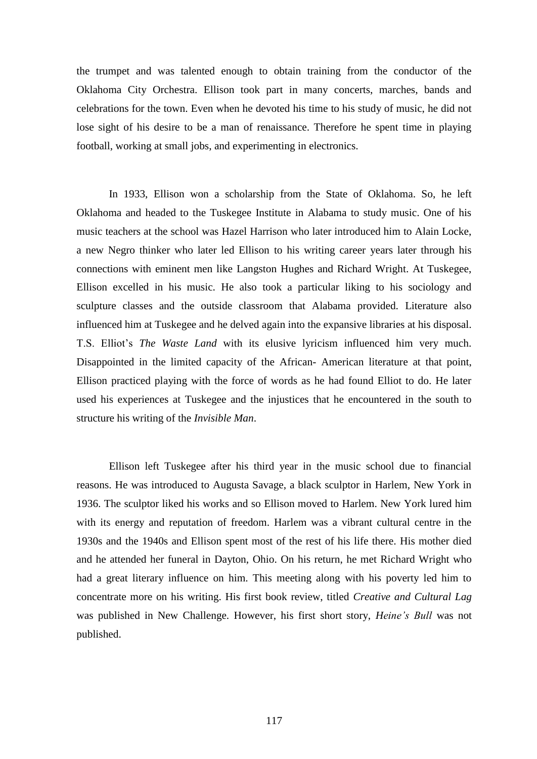the trumpet and was talented enough to obtain training from the conductor of the Oklahoma City Orchestra. Ellison took part in many concerts, marches, bands and celebrations for the town. Even when he devoted his time to his study of music, he did not lose sight of his desire to be a man of renaissance. Therefore he spent time in playing football, working at small jobs, and experimenting in electronics.

In 1933, Ellison won a scholarship from the State of Oklahoma. So, he left Oklahoma and headed to the Tuskegee Institute in Alabama to study music. One of his music teachers at the school was Hazel Harrison who later introduced him to Alain Locke, a new Negro thinker who later led Ellison to his writing career years later through his connections with eminent men like Langston Hughes and Richard Wright. At Tuskegee, Ellison excelled in his music. He also took a particular liking to his sociology and sculpture classes and the outside classroom that Alabama provided. Literature also influenced him at Tuskegee and he delved again into the expansive libraries at his disposal. T.S. Elliot's *The Waste Land* with its elusive lyricism influenced him very much. Disappointed in the limited capacity of the African- American literature at that point, Ellison practiced playing with the force of words as he had found Elliot to do. He later used his experiences at Tuskegee and the injustices that he encountered in the south to structure his writing of the *Invisible Man*.

Ellison left Tuskegee after his third year in the music school due to financial reasons. He was introduced to Augusta Savage, a black sculptor in Harlem, New York in 1936. The sculptor liked his works and so Ellison moved to Harlem. New York lured him with its energy and reputation of freedom. Harlem was a vibrant cultural centre in the 1930s and the 1940s and Ellison spent most of the rest of his life there. His mother died and he attended her funeral in Dayton, Ohio. On his return, he met Richard Wright who had a great literary influence on him. This meeting along with his poverty led him to concentrate more on his writing. His first book review, titled *Creative and Cultural Lag* was published in New Challenge. However, his first short story, *Heine's Bull* was not published.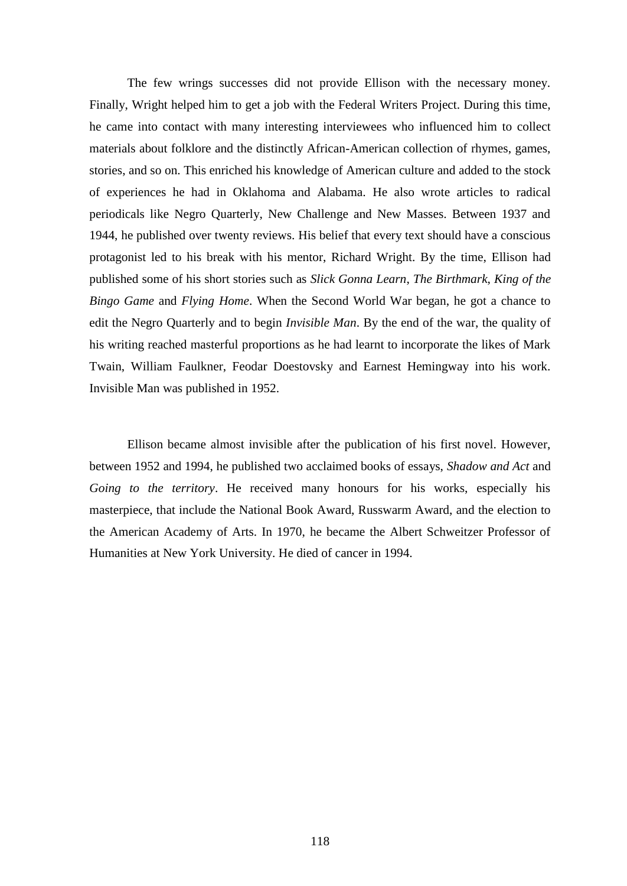The few wrings successes did not provide Ellison with the necessary money. Finally, Wright helped him to get a job with the Federal Writers Project. During this time, he came into contact with many interesting interviewees who influenced him to collect materials about folklore and the distinctly African-American collection of rhymes, games, stories, and so on. This enriched his knowledge of American culture and added to the stock of experiences he had in Oklahoma and Alabama. He also wrote articles to radical periodicals like Negro Quarterly, New Challenge and New Masses. Between 1937 and 1944, he published over twenty reviews. His belief that every text should have a conscious protagonist led to his break with his mentor, Richard Wright. By the time, Ellison had published some of his short stories such as *Slick Gonna Learn*, *The Birthmark*, *King of the Bingo Game* and *Flying Home*. When the Second World War began, he got a chance to edit the Negro Quarterly and to begin *Invisible Man*. By the end of the war, the quality of his writing reached masterful proportions as he had learnt to incorporate the likes of Mark Twain, William Faulkner, Feodar Doestovsky and Earnest Hemingway into his work. Invisible Man was published in 1952.

Ellison became almost invisible after the publication of his first novel. However, between 1952 and 1994, he published two acclaimed books of essays, *Shadow and Act* and *Going to the territory*. He received many honours for his works, especially his masterpiece, that include the National Book Award, Russwarm Award, and the election to the American Academy of Arts. In 1970, he became the Albert Schweitzer Professor of Humanities at New York University. He died of cancer in 1994.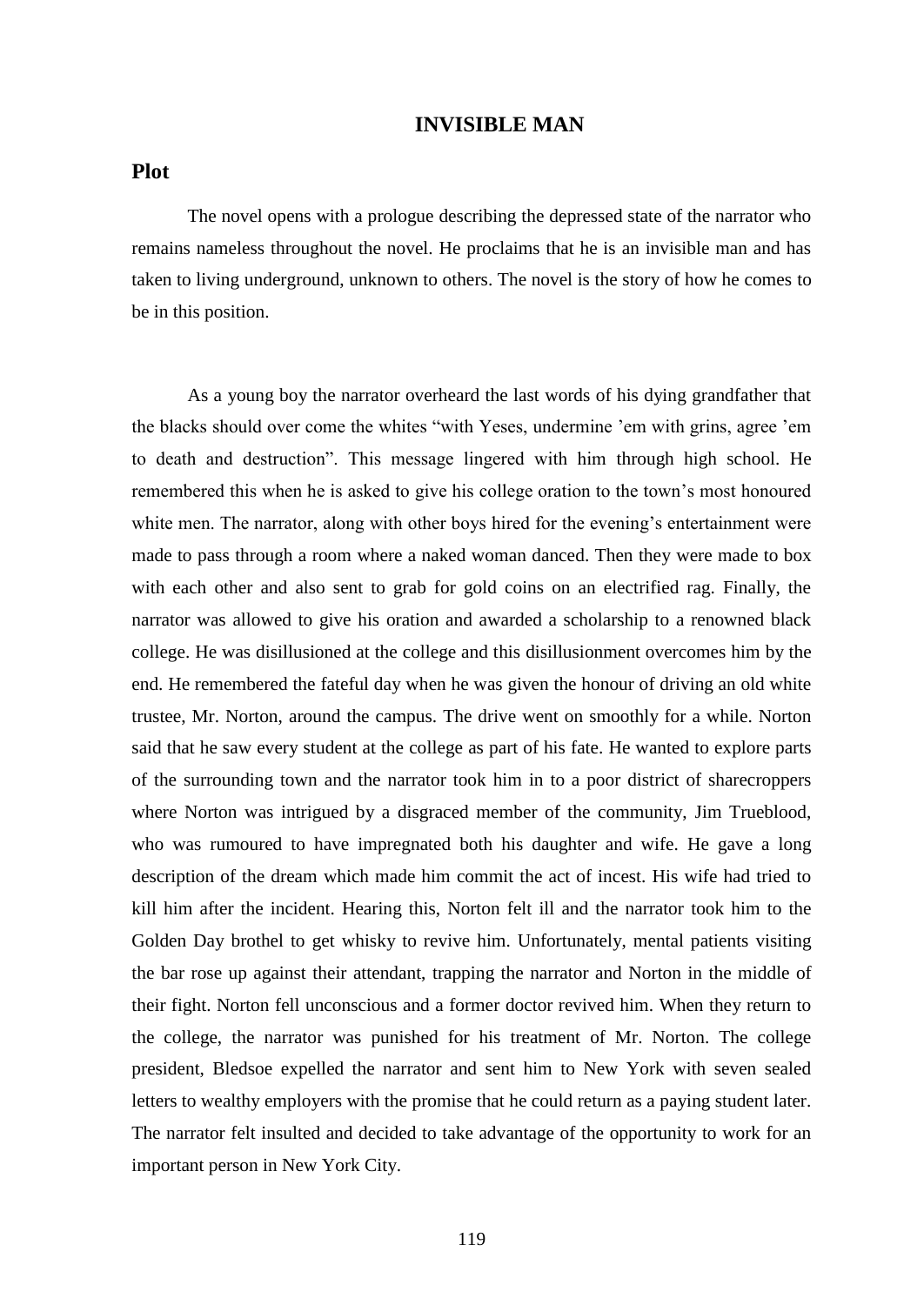# INVISIBLE MAN

## Plot

The novel opens with a prologue describing the depressed state of the narrator who remains nameless throughout the novel. He proclaims that he is an invisible man and has taken to living underground, unknown to others. The novel is the story of how he comes to be in this position.

As a young boy the narrator overheard the last words of his dying grandfather that the blacks should over come the whites "with Yeses, undermine 'em with grins, agree 'em to death and destruction". This message lingered with him through high school. He remembered this when he is asked to give his college oration to the town's most honoured white men. The narrator, along with other boys hired for the evening's entertainment were made to pass through a room where a naked woman danced. Then they were made to box with each other and also sent to grab for gold coins on an electrified rag. Finally, the narrator was allowed to give his oration and awarded a scholarship to a renowned black college. He was disillusioned at the college and this disillusionment overcomes him by the end. He remembered the fateful day when he was given the honour of driving an old white trustee, Mr. Norton, around the campus. The drive went on smoothly for a while. Norton said that he saw every student at the college as part of his fate. He wanted to explore parts of the surrounding town and the narrator took him in to a poor district of sharecroppers where Norton was intrigued by a disgraced member of the community, Jim Trueblood, who was rumoured to have impregnated both his daughter and wife. He gave a long description of the dream which made him commit the act of incest. His wife had tried to kill him after the incident. Hearing this, Norton felt ill and the narrator took him to the Golden Day brothel to get whisky to revive him. Unfortunately, mental patients visiting the bar rose up against their attendant, trapping the narrator and Norton in the middle of their fight. Norton fell unconscious and a former doctor revived him. When they return to the college, the narrator was punished for his treatment of Mr. Norton. The college president, Bledsoe expelled the narrator and sent him to New York with seven sealed letters to wealthy employers with the promise that he could return as a paying student later. The narrator felt insulted and decided to take advantage of the opportunity to work for an important person in New York City.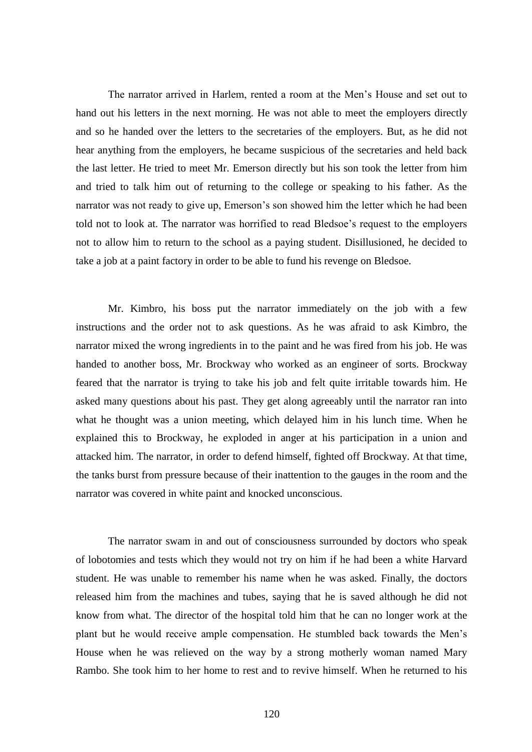The narrator arrived in Harlem, rented a room at the Men's House and set out to hand out his letters in the next morning. He was not able to meet the employers directly and so he handed over the letters to the secretaries of the employers. But, as he did not hear anything from the employers, he became suspicious of the secretaries and held back the last letter. He tried to meet Mr. Emerson directly but his son took the letter from him and tried to talk him out of returning to the college or speaking to his father. As the narrator was not ready to give up, Emerson's son showed him the letter which he had been told not to look at. The narrator was horrified to read Bledsoe's request to the employers not to allow him to return to the school as a paying student. Disillusioned, he decided to take a job at a paint factory in order to be able to fund his revenge on Bledsoe.

Mr. Kimbro, his boss put the narrator immediately on the job with a few instructions and the order not to ask questions. As he was afraid to ask Kimbro, the narrator mixed the wrong ingredients in to the paint and he was fired from his job. He was handed to another boss, Mr. Brockway who worked as an engineer of sorts. Brockway feared that the narrator is trying to take his job and felt quite irritable towards him. He asked many questions about his past. They get along agreeably until the narrator ran into what he thought was a union meeting, which delayed him in his lunch time. When he explained this to Brockway, he exploded in anger at his participation in a union and attacked him. The narrator, in order to defend himself, fighted off Brockway. At that time, the tanks burst from pressure because of their inattention to the gauges in the room and the narrator was covered in white paint and knocked unconscious.

The narrator swam in and out of consciousness surrounded by doctors who speak of lobotomies and tests which they would not try on him if he had been a white Harvard student. He was unable to remember his name when he was asked. Finally, the doctors released him from the machines and tubes, saying that he is saved although he did not know from what. The director of the hospital told him that he can no longer work at the plant but he would receive ample compensation. He stumbled back towards the Men's House when he was relieved on the way by a strong motherly woman named Mary Rambo. She took him to her home to rest and to revive himself. When he returned to his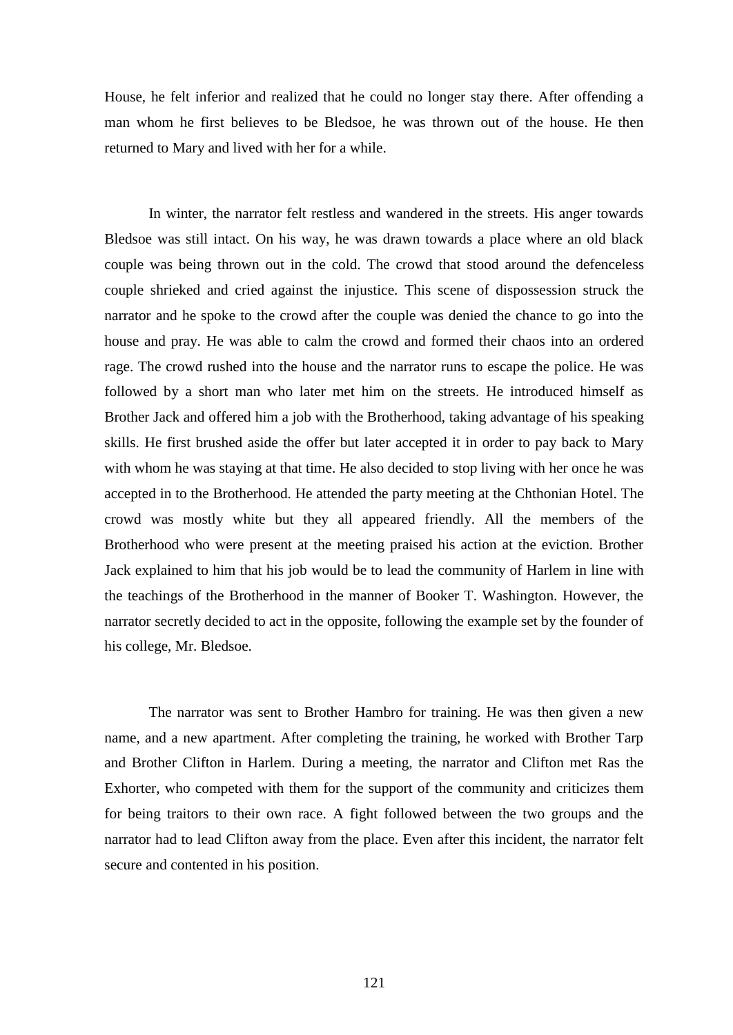House, he felt inferior and realized that he could no longer stay there. After offending a man whom he first believes to be Bledsoe, he was thrown out of the house. He then returned to Mary and lived with her for a while.

In winter, the narrator felt restless and wandered in the streets. His anger towards Bledsoe was still intact. On his way, he was drawn towards a place where an old black couple was being thrown out in the cold. The crowd that stood around the defenceless couple shrieked and cried against the injustice. This scene of dispossession struck the narrator and he spoke to the crowd after the couple was denied the chance to go into the house and pray. He was able to calm the crowd and formed their chaos into an ordered rage. The crowd rushed into the house and the narrator runs to escape the police. He was followed by a short man who later met him on the streets. He introduced himself as Brother Jack and offered him a job with the Brotherhood, taking advantage of his speaking skills. He first brushed aside the offer but later accepted it in order to pay back to Mary with whom he was staying at that time. He also decided to stop living with her once he was accepted in to the Brotherhood. He attended the party meeting at the Chthonian Hotel. The crowd was mostly white but they all appeared friendly. All the members of the Brotherhood who were present at the meeting praised his action at the eviction. Brother Jack explained to him that his job would be to lead the community of Harlem in line with the teachings of the Brotherhood in the manner of Booker T. Washington. However, the narrator secretly decided to act in the opposite, following the example set by the founder of his college, Mr. Bledsoe.

The narrator was sent to Brother Hambro for training. He was then given a new name, and a new apartment. After completing the training, he worked with Brother Tarp and Brother Clifton in Harlem. During a meeting, the narrator and Clifton met Ras the Exhorter, who competed with them for the support of the community and criticizes them for being traitors to their own race. A fight followed between the two groups and the narrator had to lead Clifton away from the place. Even after this incident, the narrator felt secure and contented in his position.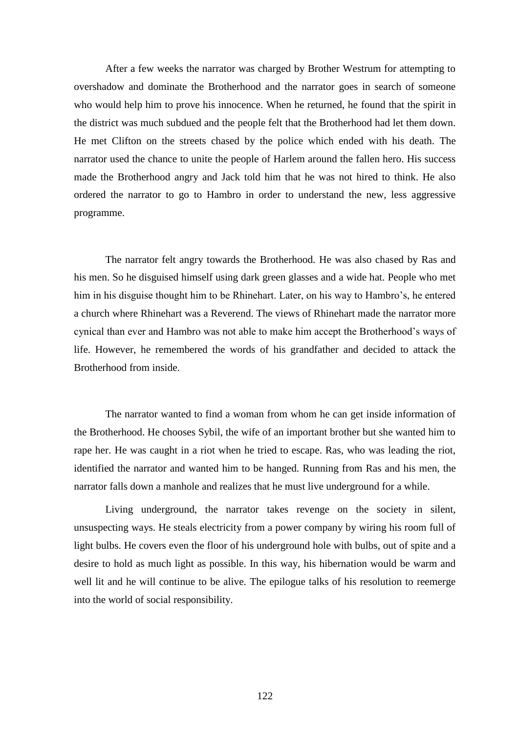After a few weeks the narrator was charged by Brother Westrum for attempting to overshadow and dominate the Brotherhood and the narrator goes in search of someone who would help him to prove his innocence. When he returned, he found that the spirit in the district was much subdued and the people felt that the Brotherhood had let them down. He met Clifton on the streets chased by the police which ended with his death. The narrator used the chance to unite the people of Harlem around the fallen hero. His success made the Brotherhood angry and Jack told him that he was not hired to think. He also ordered the narrator to go to Hambro in order to understand the new, less aggressive programme.

The narrator felt angry towards the Brotherhood. He was also chased by Ras and his men. So he disguised himself using dark green glasses and a wide hat. People who met him in his disguise thought him to be Rhinehart. Later, on his way to Hambro's, he entered a church where Rhinehart was a Reverend. The views of Rhinehart made the narrator more cynical than ever and Hambro was not able to make him accept the Brotherhood's ways of life. However, he remembered the words of his grandfather and decided to attack the Brotherhood from inside.

The narrator wanted to find a woman from whom he can get inside information of the Brotherhood. He chooses Sybil, the wife of an important brother but she wanted him to rape her. He was caught in a riot when he tried to escape. Ras, who was leading the riot, identified the narrator and wanted him to be hanged. Running from Ras and his men, the narrator falls down a manhole and realizes that he must live underground for a while.

Living underground, the narrator takes revenge on the society in silent, unsuspecting ways. He steals electricity from a power company by wiring his room full of light bulbs. He covers even the floor of his underground hole with bulbs, out of spite and a desire to hold as much light as possible. In this way, his hibernation would be warm and well lit and he will continue to be alive. The epilogue talks of his resolution to reemerge into the world of social responsibility.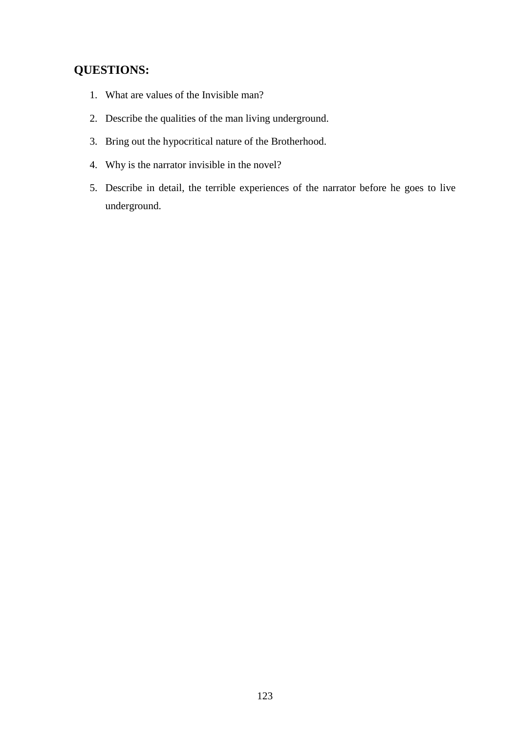## QUESTIONS:

1. What are values of the Invisible man?
2. Describe the qualities of the man living underground.
3. Bring out the hypocritical nature of the Brotherhood.
4. Why is the narrator invisible in the novel?
5. Describe in detail, the terrible experiences of the narrator before he goes to live underground.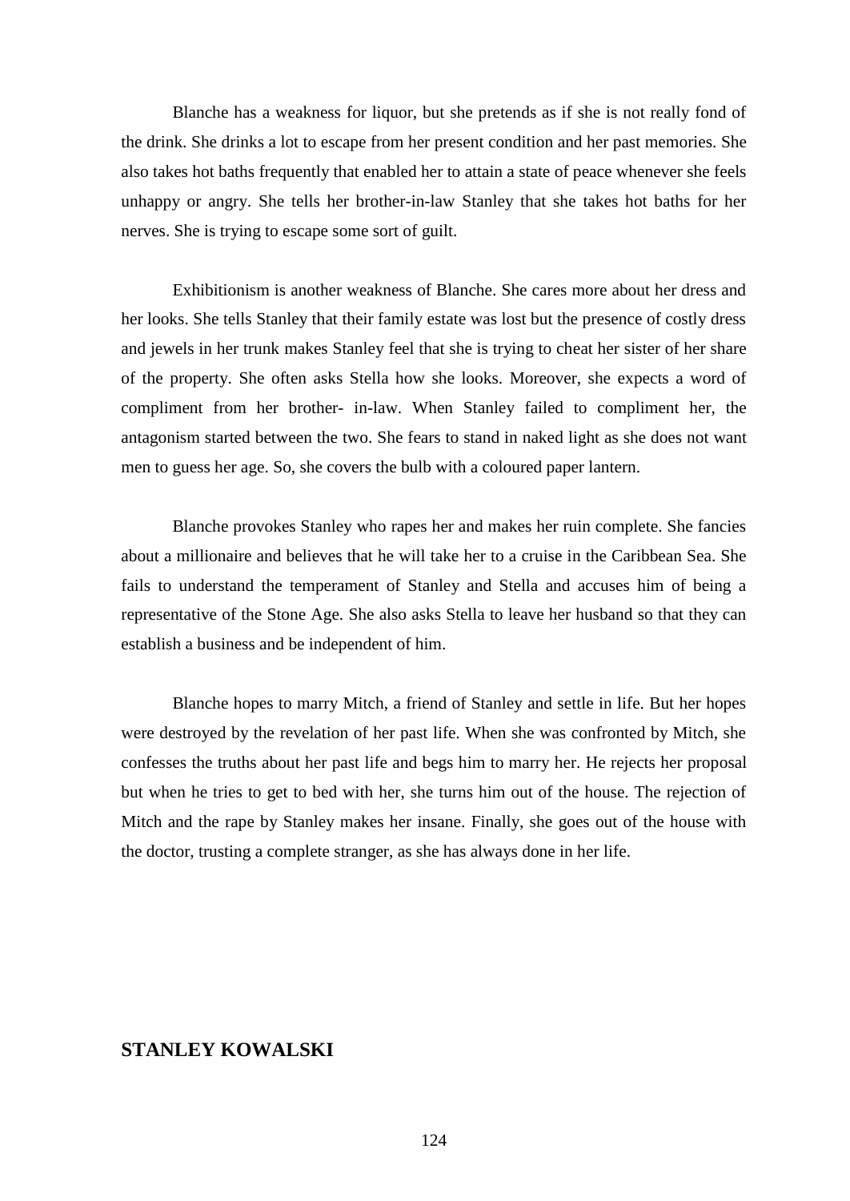Blanche has a weakness for liquor, but she pretends as if she is not really fond of the drink. She drinks a lot to escape from her present condition and her past memories. She also takes hot baths frequently that enabled her to attain a state of peace whenever she feels unhappy or angry. She tells her brother-in-law Stanley that she takes hot baths for her nerves. She is trying to escape some sort of guilt.

Exhibitionism is another weakness of Blanche. She cares more about her dress and her looks. She tells Stanley that their family estate was lost but the presence of costly dress and jewels in her trunk makes Stanley feel that she is trying to cheat her sister of her share of the property. She often asks Stella how she looks. Moreover, she expects a word of compliment from her brother- in-law. When Stanley failed to compliment her, the antagonism started between the two. She fears to stand in naked light as she does not want men to guess her age. So, she covers the bulb with a coloured paper lantern.

Blanche provokes Stanley who rapes her and makes her ruin complete. She fancies about a millionaire and believes that he will take her to a cruise in the Caribbean Sea. She fails to understand the temperament of Stanley and Stella and accuses him of being a representative of the Stone Age. She also asks Stella to leave her husband so that they can establish a business and be independent of him.

Blanche hopes to marry Mitch, a friend of Stanley and settle in life. But her hopes were destroyed by the revelation of her past life. When she was confronted by Mitch, she confesses the truths about her past life and begs him to marry her. He rejects her proposal but when he tries to get to bed with her, she turns him out of the house. The rejection of Mitch and the rape by Stanley makes her insane. Finally, she goes out of the house with the doctor, trusting a complete stranger, as she has always done in her life.

## STANLEY KOWALSKI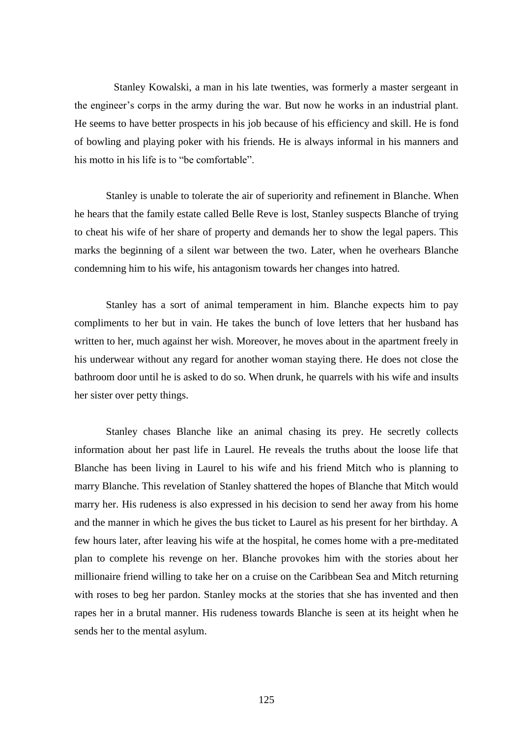Stanley Kowalski, a man in his late twenties, was formerly a master sergeant in the engineer's corps in the army during the war. But now he works in an industrial plant. He seems to have better prospects in his job because of his efficiency and skill. He is fond of bowling and playing poker with his friends. He is always informal in his manners and his motto in his life is to "be comfortable".

Stanley is unable to tolerate the air of superiority and refinement in Blanche. When he hears that the family estate called Belle Reve is lost, Stanley suspects Blanche of trying to cheat his wife of her share of property and demands her to show the legal papers. This marks the beginning of a silent war between the two. Later, when he overhears Blanche condemning him to his wife, his antagonism towards her changes into hatred.

Stanley has a sort of animal temperament in him. Blanche expects him to pay compliments to her but in vain. He takes the bunch of love letters that her husband has written to her, much against her wish. Moreover, he moves about in the apartment freely in his underwear without any regard for another woman staying there. He does not close the bathroom door until he is asked to do so. When drunk, he quarrels with his wife and insults her sister over petty things.

Stanley chases Blanche like an animal chasing its prey. He secretly collects information about her past life in Laurel. He reveals the truths about the loose life that Blanche has been living in Laurel to his wife and his friend Mitch who is planning to marry Blanche. This revelation of Stanley shattered the hopes of Blanche that Mitch would marry her. His rudeness is also expressed in his decision to send her away from his home and the manner in which he gives the bus ticket to Laurel as his present for her birthday. A few hours later, after leaving his wife at the hospital, he comes home with a pre-meditated plan to complete his revenge on her. Blanche provokes him with the stories about her millionaire friend willing to take her on a cruise on the Caribbean Sea and Mitch returning with roses to beg her pardon. Stanley mocks at the stories that she has invented and then rapes her in a brutal manner. His rudeness towards Blanche is seen at its height when he sends her to the mental asylum.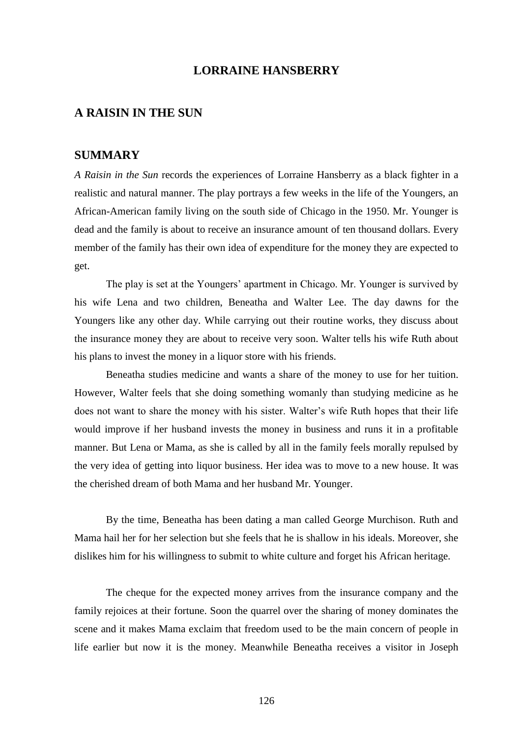# LORRAINE HANSBERRY

## A RAISIN IN THE SUN

## SUMMARY

*A Raisin in the Sun* records the experiences of Lorraine Hansberry as a black fighter in a realistic and natural manner. The play portrays a few weeks in the life of the Youngers, an African-American family living on the south side of Chicago in the 1950. Mr. Younger is dead and the family is about to receive an insurance amount of ten thousand dollars. Every member of the family has their own idea of expenditure for the money they are expected to get.

The play is set at the Youngers' apartment in Chicago. Mr. Younger is survived by his wife Lena and two children, Beneatha and Walter Lee. The day dawns for the Youngers like any other day. While carrying out their routine works, they discuss about the insurance money they are about to receive very soon. Walter tells his wife Ruth about his plans to invest the money in a liquor store with his friends.

Beneatha studies medicine and wants a share of the money to use for her tuition. However, Walter feels that she doing something womanly than studying medicine as he does not want to share the money with his sister. Walter's wife Ruth hopes that their life would improve if her husband invests the money in business and runs it in a profitable manner. But Lena or Mama, as she is called by all in the family feels morally repulsed by the very idea of getting into liquor business. Her idea was to move to a new house. It was the cherished dream of both Mama and her husband Mr. Younger.

By the time, Beneatha has been dating a man called George Murchison. Ruth and Mama hail her for her selection but she feels that he is shallow in his ideals. Moreover, she dislikes him for his willingness to submit to white culture and forget his African heritage.

The cheque for the expected money arrives from the insurance company and the family rejoices at their fortune. Soon the quarrel over the sharing of money dominates the scene and it makes Mama exclaim that freedom used to be the main concern of people in life earlier but now it is the money. Meanwhile Beneatha receives a visitor in Joseph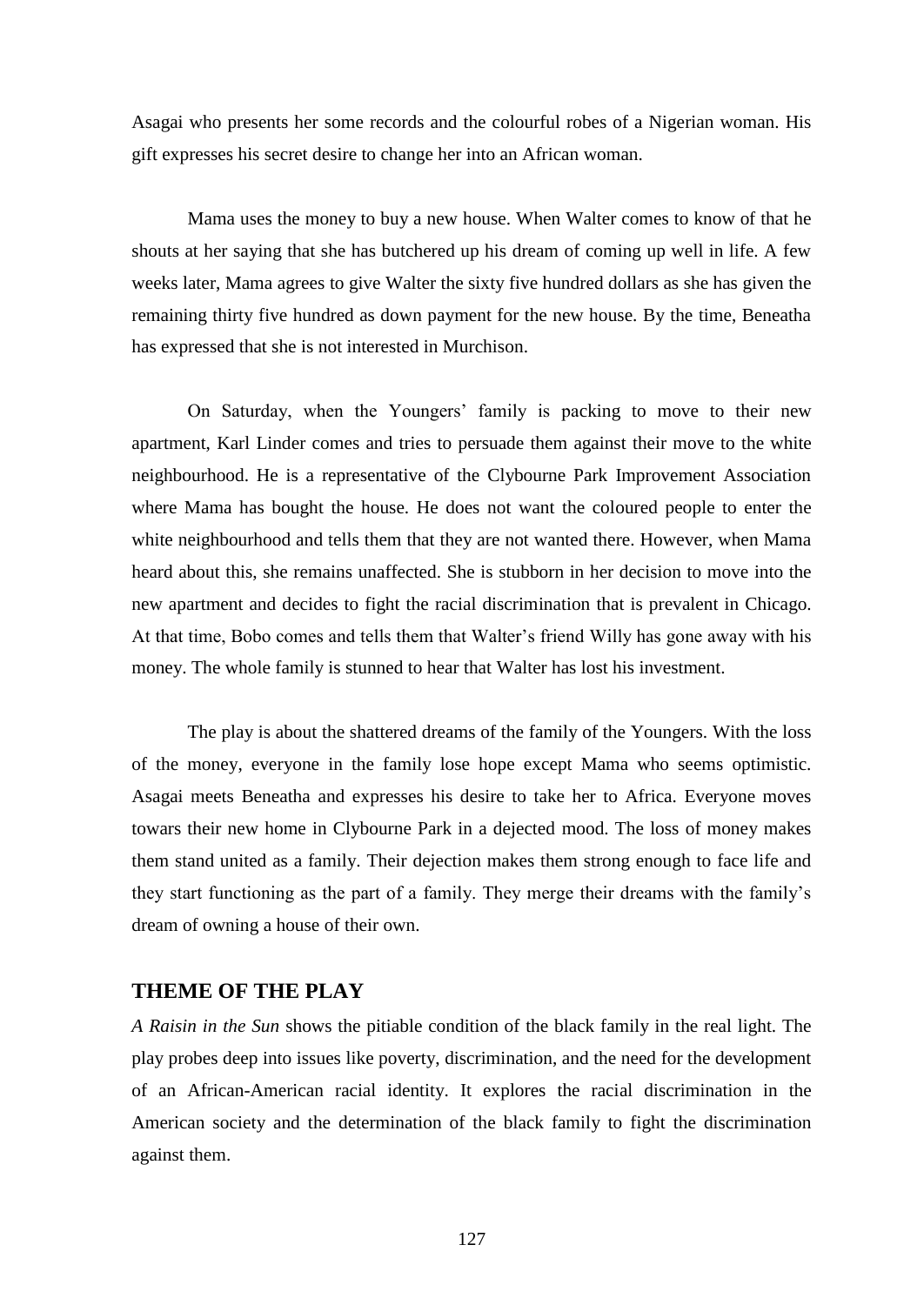Asagai who presents her some records and the colourful robes of a Nigerian woman. His gift expresses his secret desire to change her into an African woman.

Mama uses the money to buy a new house. When Walter comes to know of that he shouts at her saying that she has butchered up his dream of coming up well in life. A few weeks later, Mama agrees to give Walter the sixty five hundred dollars as she has given the remaining thirty five hundred as down payment for the new house. By the time, Beneatha has expressed that she is not interested in Murchison.

On Saturday, when the Youngers' family is packing to move to their new apartment, Karl Linder comes and tries to persuade them against their move to the white neighbourhood. He is a representative of the Clybourne Park Improvement Association where Mama has bought the house. He does not want the coloured people to enter the white neighbourhood and tells them that they are not wanted there. However, when Mama heard about this, she remains unaffected. She is stubborn in her decision to move into the new apartment and decides to fight the racial discrimination that is prevalent in Chicago. At that time, Bobo comes and tells them that Walter's friend Willy has gone away with his money. The whole family is stunned to hear that Walter has lost his investment.

The play is about the shattered dreams of the family of the Youngers. With the loss of the money, everyone in the family lose hope except Mama who seems optimistic. Asagai meets Beneatha and expresses his desire to take her to Africa. Everyone moves towars their new home in Clybourne Park in a dejected mood. The loss of money makes them stand united as a family. Their dejection makes them strong enough to face life and they start functioning as the part of a family. They merge their dreams with the family's dream of owning a house of their own.

## THEME OF THE PLAY

*A Raisin in the Sun* shows the pitiable condition of the black family in the real light. The play probes deep into issues like poverty, discrimination, and the need for the development of an African-American racial identity. It explores the racial discrimination in the American society and the determination of the black family to fight the discrimination against them.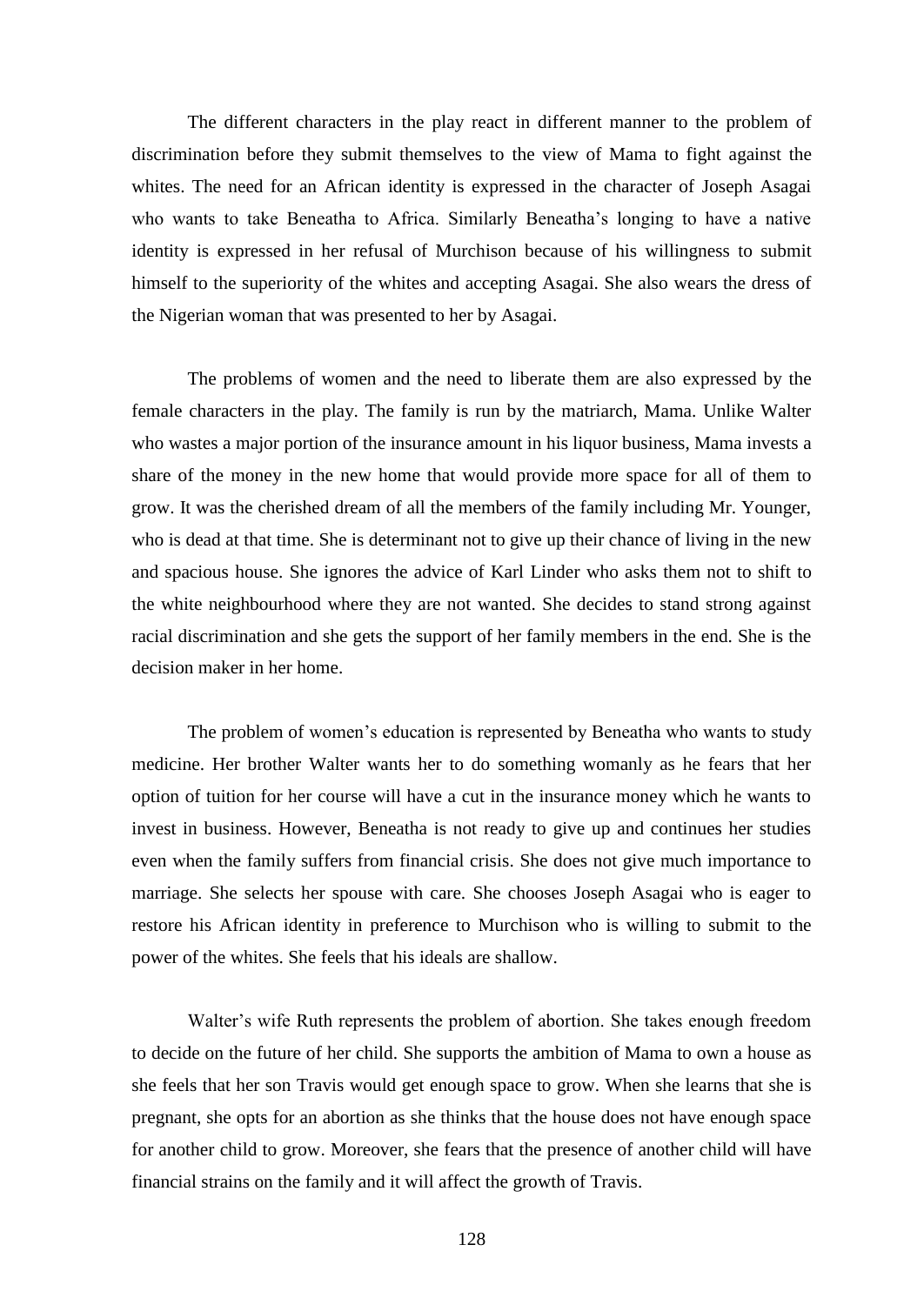The different characters in the play react in different manner to the problem of discrimination before they submit themselves to the view of Mama to fight against the whites. The need for an African identity is expressed in the character of Joseph Asagai who wants to take Beneatha to Africa. Similarly Beneatha's longing to have a native identity is expressed in her refusal of Murchison because of his willingness to submit himself to the superiority of the whites and accepting Asagai. She also wears the dress of the Nigerian woman that was presented to her by Asagai.

The problems of women and the need to liberate them are also expressed by the female characters in the play. The family is run by the matriarch, Mama. Unlike Walter who wastes a major portion of the insurance amount in his liquor business, Mama invests a share of the money in the new home that would provide more space for all of them to grow. It was the cherished dream of all the members of the family including Mr. Younger, who is dead at that time. She is determinant not to give up their chance of living in the new and spacious house. She ignores the advice of Karl Linder who asks them not to shift to the white neighbourhood where they are not wanted. She decides to stand strong against racial discrimination and she gets the support of her family members in the end. She is the decision maker in her home.

The problem of women's education is represented by Beneatha who wants to study medicine. Her brother Walter wants her to do something womanly as he fears that her option of tuition for her course will have a cut in the insurance money which he wants to invest in business. However, Beneatha is not ready to give up and continues her studies even when the family suffers from financial crisis. She does not give much importance to marriage. She selects her spouse with care. She chooses Joseph Asagai who is eager to restore his African identity in preference to Murchison who is willing to submit to the power of the whites. She feels that his ideals are shallow.

Walter's wife Ruth represents the problem of abortion. She takes enough freedom to decide on the future of her child. She supports the ambition of Mama to own a house as she feels that her son Travis would get enough space to grow. When she learns that she is pregnant, she opts for an abortion as she thinks that the house does not have enough space for another child to grow. Moreover, she fears that the presence of another child will have financial strains on the family and it will affect the growth of Travis.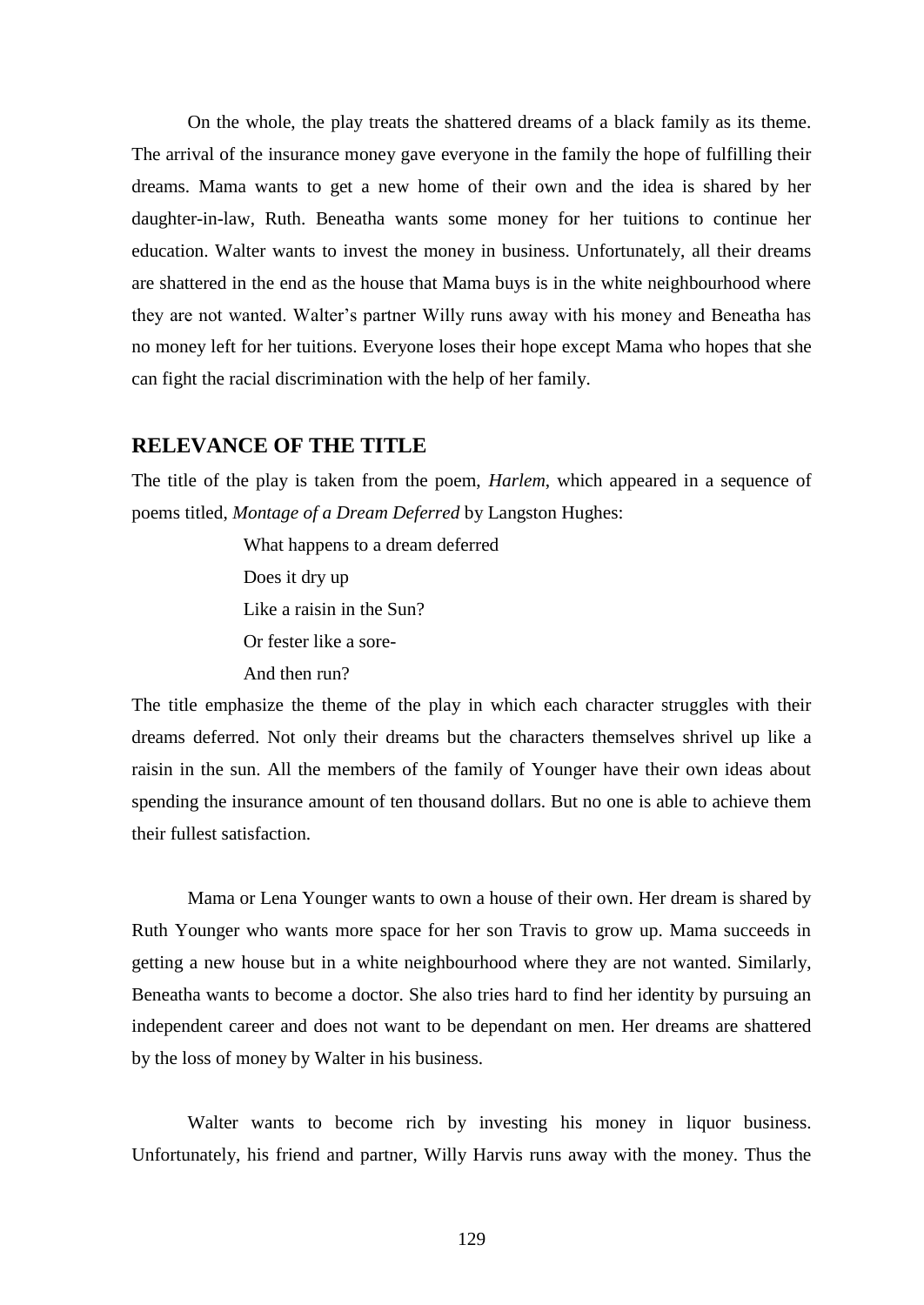On the whole, the play treats the shattered dreams of a black family as its theme. The arrival of the insurance money gave everyone in the family the hope of fulfilling their dreams. Mama wants to get a new home of their own and the idea is shared by her daughter-in-law, Ruth. Beneatha wants some money for her tuitions to continue her education. Walter wants to invest the money in business. Unfortunately, all their dreams are shattered in the end as the house that Mama buys is in the white neighbourhood where they are not wanted. Walter's partner Willy runs away with his money and Beneatha has no money left for her tuitions. Everyone loses their hope except Mama who hopes that she can fight the racial discrimination with the help of her family.

## RELEVANCE OF THE TITLE

The title of the play is taken from the poem, *Harlem*, which appeared in a sequence of poems titled, *Montage of a Dream Deferred* by Langston Hughes:

> What happens to a dream deferred
> Does it dry up
> Like a raisin in the Sun?
> Or fester like a sore-
> And then run?

The title emphasize the theme of the play in which each character struggles with their dreams deferred. Not only their dreams but the characters themselves shrivel up like a raisin in the sun. All the members of the family of Younger have their own ideas about spending the insurance amount of ten thousand dollars. But no one is able to achieve them their fullest satisfaction.

Mama or Lena Younger wants to own a house of their own. Her dream is shared by Ruth Younger who wants more space for her son Travis to grow up. Mama succeeds in getting a new house but in a white neighbourhood where they are not wanted. Similarly, Beneatha wants to become a doctor. She also tries hard to find her identity by pursuing an independent career and does not want to be dependant on men. Her dreams are shattered by the loss of money by Walter in his business.

Walter wants to become rich by investing his money in liquor business. Unfortunately, his friend and partner, Willy Harvis runs away with the money. Thus the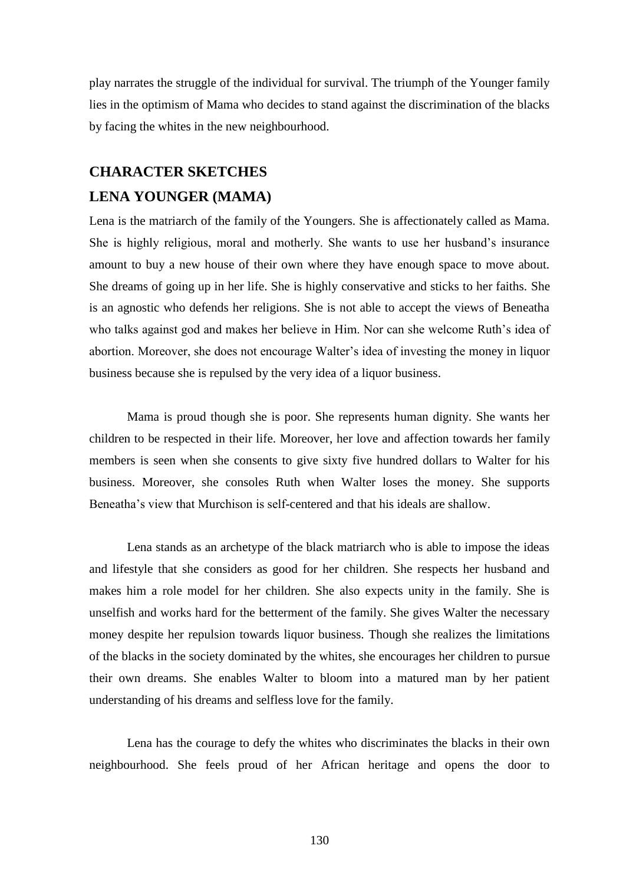play narrates the struggle of the individual for survival. The triumph of the Younger family lies in the optimism of Mama who decides to stand against the discrimination of the blacks by facing the whites in the new neighbourhood.

## CHARACTER SKETCHES

## LENA YOUNGER (MAMA)

Lena is the matriarch of the family of the Youngers. She is affectionately called as Mama. She is highly religious, moral and motherly. She wants to use her husband's insurance amount to buy a new house of their own where they have enough space to move about. She dreams of going up in her life. She is highly conservative and sticks to her faiths. She is an agnostic who defends her religions. She is not able to accept the views of Beneatha who talks against god and makes her believe in Him. Nor can she welcome Ruth's idea of abortion. Moreover, she does not encourage Walter's idea of investing the money in liquor business because she is repulsed by the very idea of a liquor business.

Mama is proud though she is poor. She represents human dignity. She wants her children to be respected in their life. Moreover, her love and affection towards her family members is seen when she consents to give sixty five hundred dollars to Walter for his business. Moreover, she consoles Ruth when Walter loses the money. She supports Beneatha's view that Murchison is self-centered and that his ideals are shallow.

Lena stands as an archetype of the black matriarch who is able to impose the ideas and lifestyle that she considers as good for her children. She respects her husband and makes him a role model for her children. She also expects unity in the family. She is unselfish and works hard for the betterment of the family. She gives Walter the necessary money despite her repulsion towards liquor business. Though she realizes the limitations of the blacks in the society dominated by the whites, she encourages her children to pursue their own dreams. She enables Walter to bloom into a matured man by her patient understanding of his dreams and selfless love for the family.

Lena has the courage to defy the whites who discriminates the blacks in their own neighbourhood. She feels proud of her African heritage and opens the door to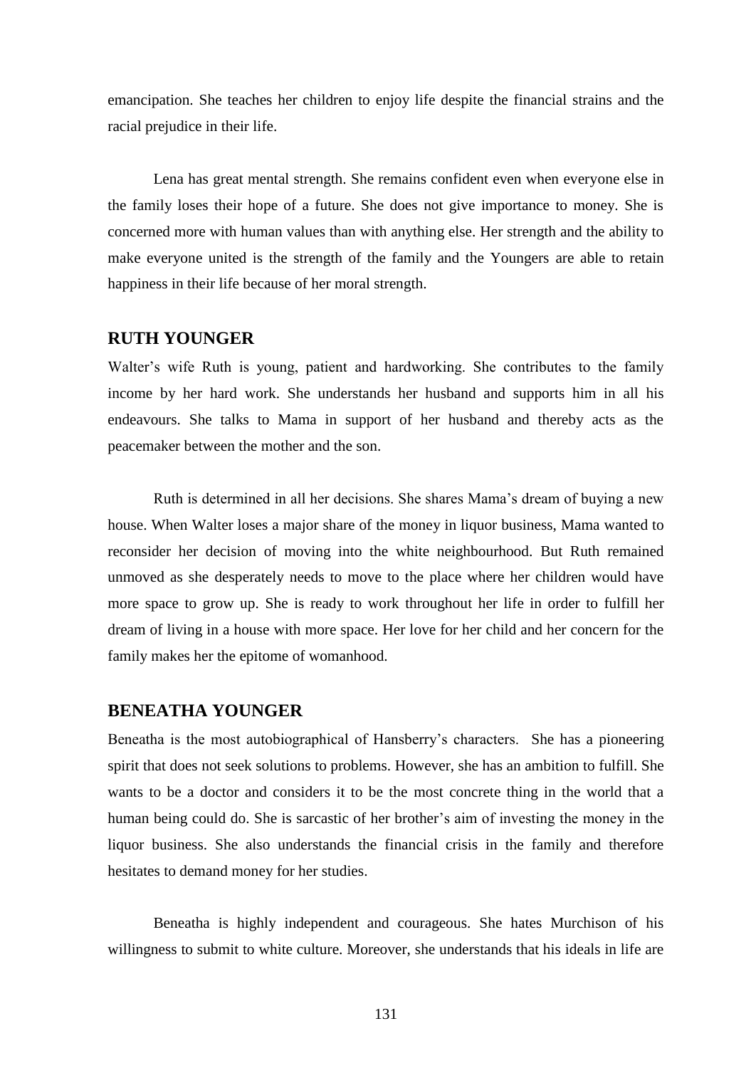emancipation. She teaches her children to enjoy life despite the financial strains and the racial prejudice in their life.

Lena has great mental strength. She remains confident even when everyone else in the family loses their hope of a future. She does not give importance to money. She is concerned more with human values than with anything else. Her strength and the ability to make everyone united is the strength of the family and the Youngers are able to retain happiness in their life because of her moral strength.

## RUTH YOUNGER

Walter's wife Ruth is young, patient and hardworking. She contributes to the family income by her hard work. She understands her husband and supports him in all his endeavours. She talks to Mama in support of her husband and thereby acts as the peacemaker between the mother and the son.

Ruth is determined in all her decisions. She shares Mama's dream of buying a new house. When Walter loses a major share of the money in liquor business, Mama wanted to reconsider her decision of moving into the white neighbourhood. But Ruth remained unmoved as she desperately needs to move to the place where her children would have more space to grow up. She is ready to work throughout her life in order to fulfill her dream of living in a house with more space. Her love for her child and her concern for the family makes her the epitome of womanhood.

## BENEATHA YOUNGER

Beneatha is the most autobiographical of Hansberry's characters. She has a pioneering spirit that does not seek solutions to problems. However, she has an ambition to fulfill. She wants to be a doctor and considers it to be the most concrete thing in the world that a human being could do. She is sarcastic of her brother's aim of investing the money in the liquor business. She also understands the financial crisis in the family and therefore hesitates to demand money for her studies.

Beneatha is highly independent and courageous. She hates Murchison of his willingness to submit to white culture. Moreover, she understands that his ideals in life are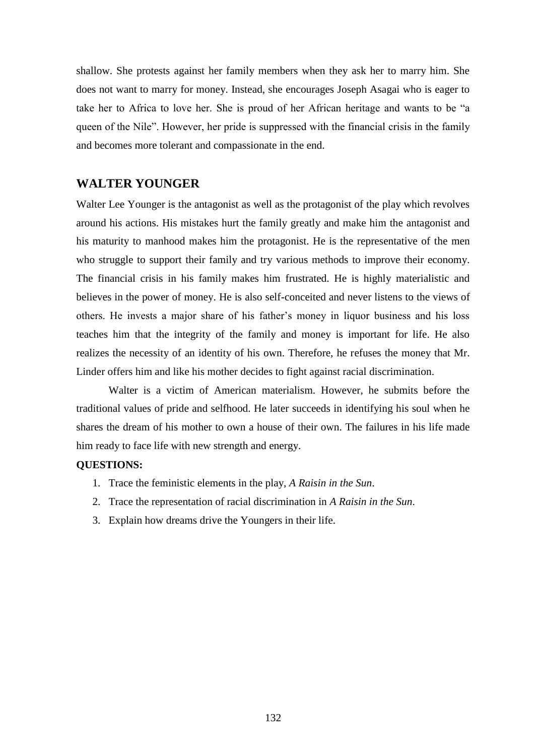shallow. She protests against her family members when they ask her to marry him. She does not want to marry for money. Instead, she encourages Joseph Asagai who is eager to take her to Africa to love her. She is proud of her African heritage and wants to be "a queen of the Nile". However, her pride is suppressed with the financial crisis in the family and becomes more tolerant and compassionate in the end.

## WALTER YOUNGER

Walter Lee Younger is the antagonist as well as the protagonist of the play which revolves around his actions. His mistakes hurt the family greatly and make him the antagonist and his maturity to manhood makes him the protagonist. He is the representative of the men who struggle to support their family and try various methods to improve their economy. The financial crisis in his family makes him frustrated. He is highly materialistic and believes in the power of money. He is also self-conceited and never listens to the views of others. He invests a major share of his father's money in liquor business and his loss teaches him that the integrity of the family and money is important for life. He also realizes the necessity of an identity of his own. Therefore, he refuses the money that Mr. Linder offers him and like his mother decides to fight against racial discrimination.

Walter is a victim of American materialism. However, he submits before the traditional values of pride and selfhood. He later succeeds in identifying his soul when he shares the dream of his mother to own a house of their own. The failures in his life made him ready to face life with new strength and energy.

**QUESTIONS:**

1. Trace the feministic elements in the play, *A Raisin in the Sun*.
2. Trace the representation of racial discrimination in *A Raisin in the Sun*.
3. Explain how dreams drive the Youngers in their life.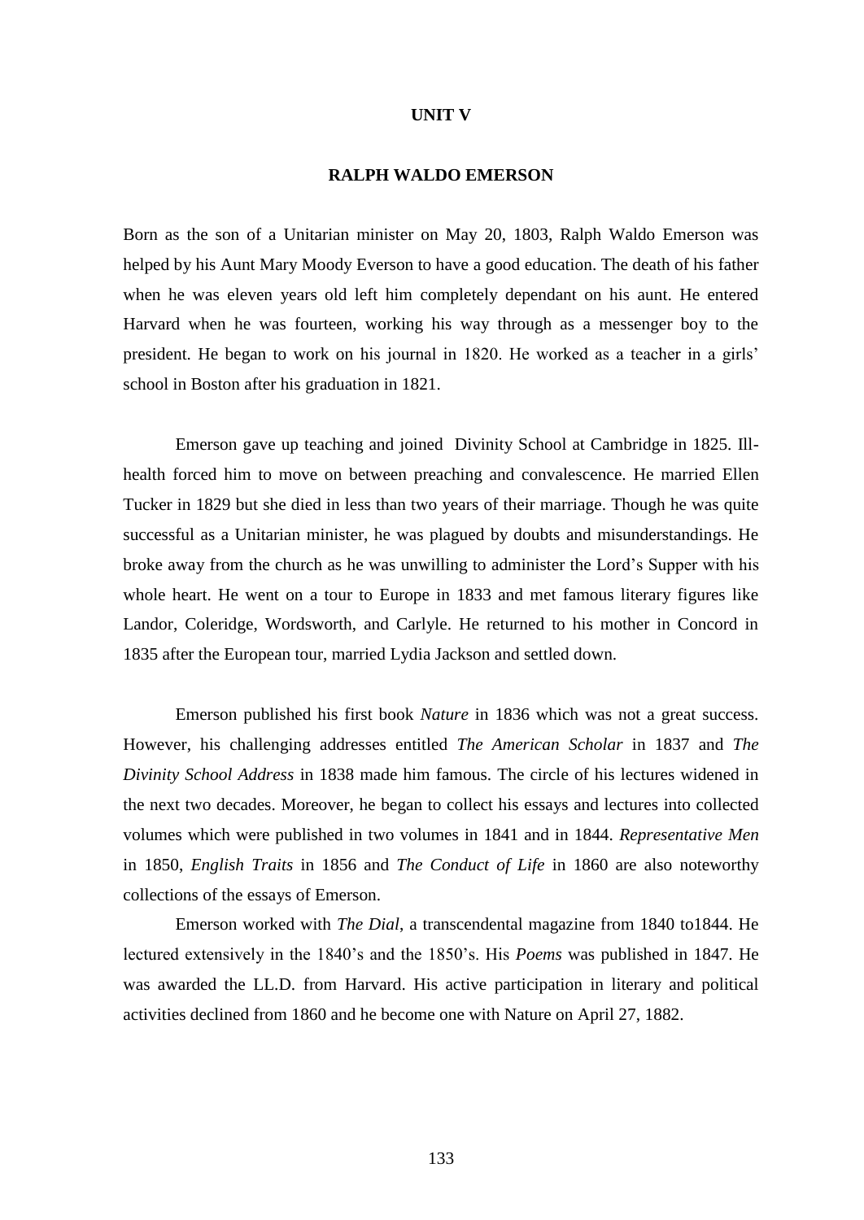# UNIT V

## RALPH WALDO EMERSON

Born as the son of a Unitarian minister on May 20, 1803, Ralph Waldo Emerson was helped by his Aunt Mary Moody Everson to have a good education. The death of his father when he was eleven years old left him completely dependant on his aunt. He entered Harvard when he was fourteen, working his way through as a messenger boy to the president. He began to work on his journal in 1820. He worked as a teacher in a girls' school in Boston after his graduation in 1821.

Emerson gave up teaching and joined Divinity School at Cambridge in 1825. Ill-health forced him to move on between preaching and convalescence. He married Ellen Tucker in 1829 but she died in less than two years of their marriage. Though he was quite successful as a Unitarian minister, he was plagued by doubts and misunderstandings. He broke away from the church as he was unwilling to administer the Lord's Supper with his whole heart. He went on a tour to Europe in 1833 and met famous literary figures like Landor, Coleridge, Wordsworth, and Carlyle. He returned to his mother in Concord in 1835 after the European tour, married Lydia Jackson and settled down.

Emerson published his first book *Nature* in 1836 which was not a great success. However, his challenging addresses entitled *The American Scholar* in 1837 and *The Divinity School Address* in 1838 made him famous. The circle of his lectures widened in the next two decades. Moreover, he began to collect his essays and lectures into collected volumes which were published in two volumes in 1841 and in 1844. *Representative Men* in 1850, *English Traits* in 1856 and *The Conduct of Life* in 1860 are also noteworthy collections of the essays of Emerson.

Emerson worked with *The Dial*, a transcendental magazine from 1840 to1844. He lectured extensively in the 1840's and the 1850's. His *Poems* was published in 1847. He was awarded the LL.D. from Harvard. His active participation in literary and political activities declined from 1860 and he become one with Nature on April 27, 1882.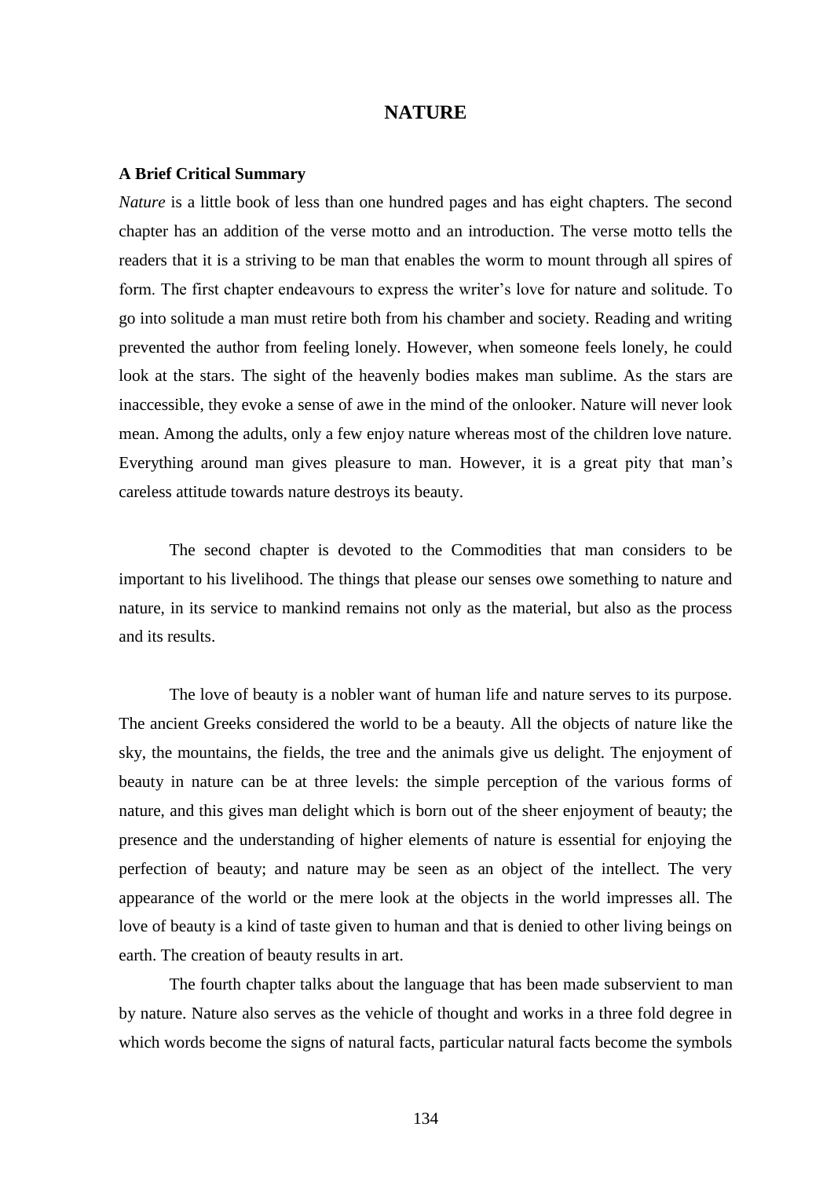## NATURE

### A Brief Critical Summary

*Nature* is a little book of less than one hundred pages and has eight chapters. The second chapter has an addition of the verse motto and an introduction. The verse motto tells the readers that it is a striving to be man that enables the worm to mount through all spires of form. The first chapter endeavours to express the writer's love for nature and solitude. To go into solitude a man must retire both from his chamber and society. Reading and writing prevented the author from feeling lonely. However, when someone feels lonely, he could look at the stars. The sight of the heavenly bodies makes man sublime. As the stars are inaccessible, they evoke a sense of awe in the mind of the onlooker. Nature will never look mean. Among the adults, only a few enjoy nature whereas most of the children love nature. Everything around man gives pleasure to man. However, it is a great pity that man's careless attitude towards nature destroys its beauty.

The second chapter is devoted to the Commodities that man considers to be important to his livelihood. The things that please our senses owe something to nature and nature, in its service to mankind remains not only as the material, but also as the process and its results.

The love of beauty is a nobler want of human life and nature serves to its purpose. The ancient Greeks considered the world to be a beauty. All the objects of nature like the sky, the mountains, the fields, the tree and the animals give us delight. The enjoyment of beauty in nature can be at three levels: the simple perception of the various forms of nature, and this gives man delight which is born out of the sheer enjoyment of beauty; the presence and the understanding of higher elements of nature is essential for enjoying the perfection of beauty; and nature may be seen as an object of the intellect. The very appearance of the world or the mere look at the objects in the world impresses all. The love of beauty is a kind of taste given to human and that is denied to other living beings on earth. The creation of beauty results in art.

The fourth chapter talks about the language that has been made subservient to man by nature. Nature also serves as the vehicle of thought and works in a three fold degree in which words become the signs of natural facts, particular natural facts become the symbols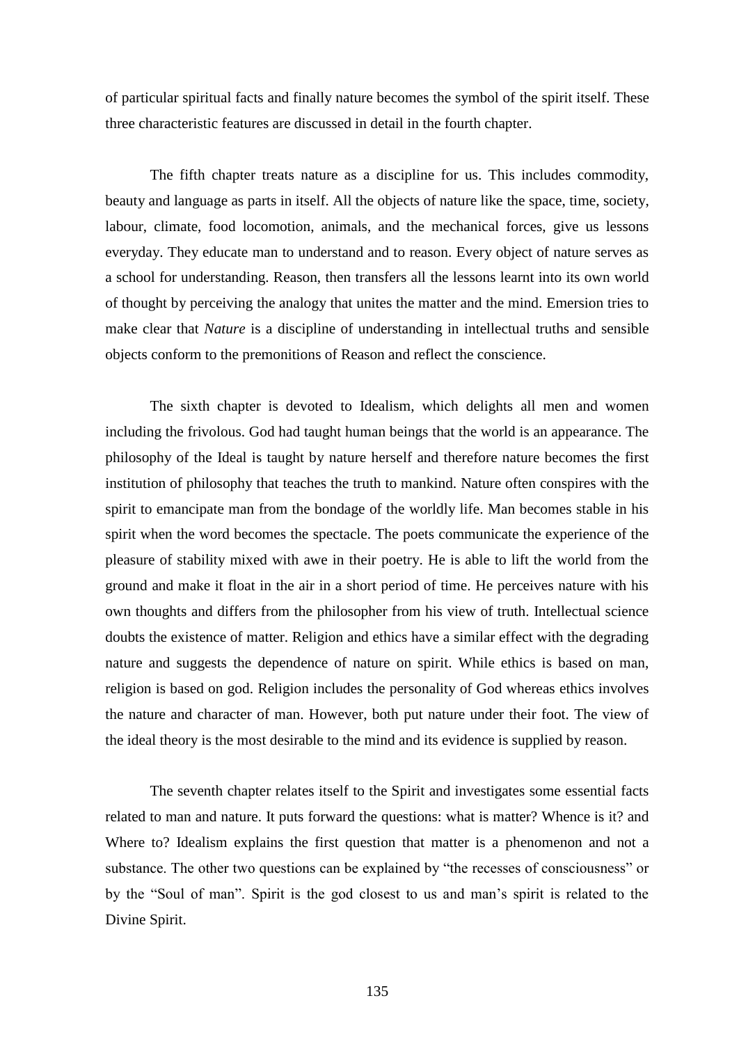of particular spiritual facts and finally nature becomes the symbol of the spirit itself. These three characteristic features are discussed in detail in the fourth chapter.

The fifth chapter treats nature as a discipline for us. This includes commodity, beauty and language as parts in itself. All the objects of nature like the space, time, society, labour, climate, food locomotion, animals, and the mechanical forces, give us lessons everyday. They educate man to understand and to reason. Every object of nature serves as a school for understanding. Reason, then transfers all the lessons learnt into its own world of thought by perceiving the analogy that unites the matter and the mind. Emersion tries to make clear that *Nature* is a discipline of understanding in intellectual truths and sensible objects conform to the premonitions of Reason and reflect the conscience.

The sixth chapter is devoted to Idealism, which delights all men and women including the frivolous. God had taught human beings that the world is an appearance. The philosophy of the Ideal is taught by nature herself and therefore nature becomes the first institution of philosophy that teaches the truth to mankind. Nature often conspires with the spirit to emancipate man from the bondage of the worldly life. Man becomes stable in his spirit when the word becomes the spectacle. The poets communicate the experience of the pleasure of stability mixed with awe in their poetry. He is able to lift the world from the ground and make it float in the air in a short period of time. He perceives nature with his own thoughts and differs from the philosopher from his view of truth. Intellectual science doubts the existence of matter. Religion and ethics have a similar effect with the degrading nature and suggests the dependence of nature on spirit. While ethics is based on man, religion is based on god. Religion includes the personality of God whereas ethics involves the nature and character of man. However, both put nature under their foot. The view of the ideal theory is the most desirable to the mind and its evidence is supplied by reason.

The seventh chapter relates itself to the Spirit and investigates some essential facts related to man and nature. It puts forward the questions: what is matter? Whence is it? and Where to? Idealism explains the first question that matter is a phenomenon and not a substance. The other two questions can be explained by "the recesses of consciousness" or by the "Soul of man". Spirit is the god closest to us and man's spirit is related to the Divine Spirit.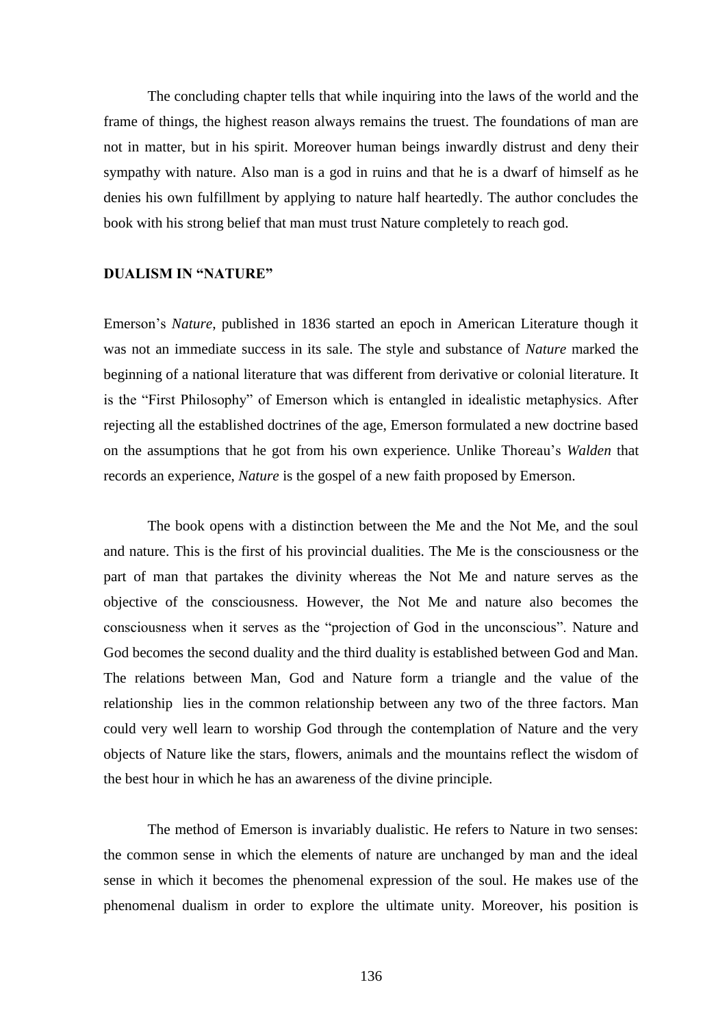The concluding chapter tells that while inquiring into the laws of the world and the frame of things, the highest reason always remains the truest. The foundations of man are not in matter, but in his spirit. Moreover human beings inwardly distrust and deny their sympathy with nature. Also man is a god in ruins and that he is a dwarf of himself as he denies his own fulfillment by applying to nature half heartedly. The author concludes the book with his strong belief that man must trust Nature completely to reach god.

### DUALISM IN "NATURE"

Emerson's *Nature*, published in 1836 started an epoch in American Literature though it was not an immediate success in its sale. The style and substance of *Nature* marked the beginning of a national literature that was different from derivative or colonial literature. It is the "First Philosophy" of Emerson which is entangled in idealistic metaphysics. After rejecting all the established doctrines of the age, Emerson formulated a new doctrine based on the assumptions that he got from his own experience. Unlike Thoreau's *Walden* that records an experience, *Nature* is the gospel of a new faith proposed by Emerson.

The book opens with a distinction between the Me and the Not Me, and the soul and nature. This is the first of his provincial dualities. The Me is the consciousness or the part of man that partakes the divinity whereas the Not Me and nature serves as the objective of the consciousness. However, the Not Me and nature also becomes the consciousness when it serves as the "projection of God in the unconscious". Nature and God becomes the second duality and the third duality is established between God and Man. The relations between Man, God and Nature form a triangle and the value of the relationship lies in the common relationship between any two of the three factors. Man could very well learn to worship God through the contemplation of Nature and the very objects of Nature like the stars, flowers, animals and the mountains reflect the wisdom of the best hour in which he has an awareness of the divine principle.

The method of Emerson is invariably dualistic. He refers to Nature in two senses: the common sense in which the elements of nature are unchanged by man and the ideal sense in which it becomes the phenomenal expression of the soul. He makes use of the phenomenal dualism in order to explore the ultimate unity. Moreover, his position is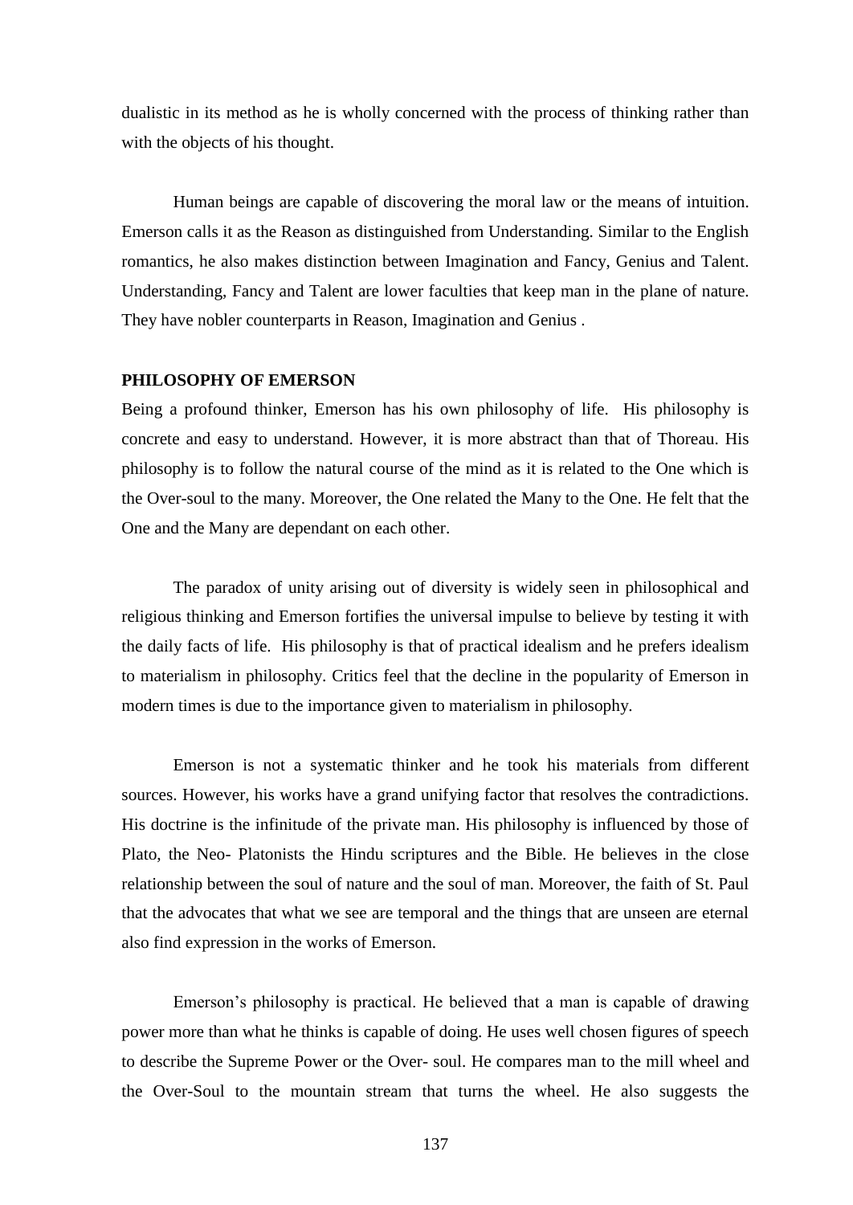dualistic in its method as he is wholly concerned with the process of thinking rather than with the objects of his thought.

Human beings are capable of discovering the moral law or the means of intuition. Emerson calls it as the Reason as distinguished from Understanding. Similar to the English romantics, he also makes distinction between Imagination and Fancy, Genius and Talent. Understanding, Fancy and Talent are lower faculties that keep man in the plane of nature. They have nobler counterparts in Reason, Imagination and Genius .

**PHILOSOPHY OF EMERSON**

Being a profound thinker, Emerson has his own philosophy of life. His philosophy is concrete and easy to understand. However, it is more abstract than that of Thoreau. His philosophy is to follow the natural course of the mind as it is related to the One which is the Over-soul to the many. Moreover, the One related the Many to the One. He felt that the One and the Many are dependant on each other.

The paradox of unity arising out of diversity is widely seen in philosophical and religious thinking and Emerson fortifies the universal impulse to believe by testing it with the daily facts of life. His philosophy is that of practical idealism and he prefers idealism to materialism in philosophy. Critics feel that the decline in the popularity of Emerson in modern times is due to the importance given to materialism in philosophy.

Emerson is not a systematic thinker and he took his materials from different sources. However, his works have a grand unifying factor that resolves the contradictions. His doctrine is the infinitude of the private man. His philosophy is influenced by those of Plato, the Neo- Platonists the Hindu scriptures and the Bible. He believes in the close relationship between the soul of nature and the soul of man. Moreover, the faith of St. Paul that the advocates that what we see are temporal and the things that are unseen are eternal also find expression in the works of Emerson.

Emerson's philosophy is practical. He believed that a man is capable of drawing power more than what he thinks is capable of doing. He uses well chosen figures of speech to describe the Supreme Power or the Over- soul. He compares man to the mill wheel and the Over-Soul to the mountain stream that turns the wheel. He also suggests the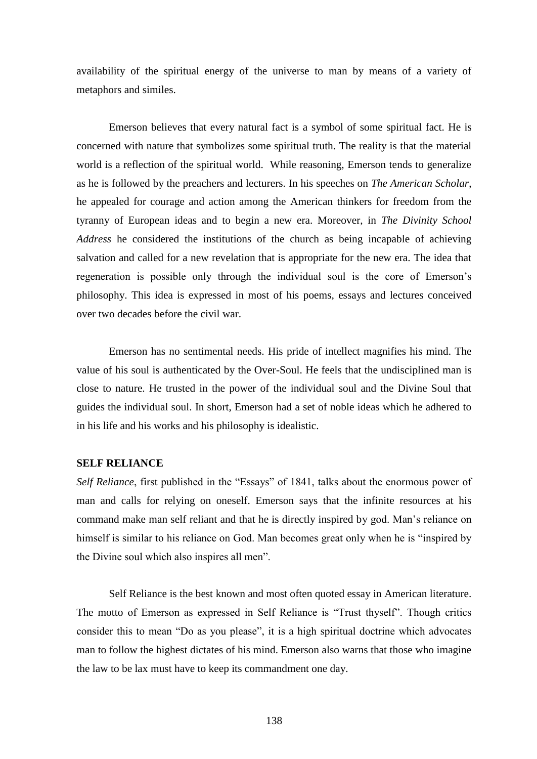availability of the spiritual energy of the universe to man by means of a variety of metaphors and similes.

Emerson believes that every natural fact is a symbol of some spiritual fact. He is concerned with nature that symbolizes some spiritual truth. The reality is that the material world is a reflection of the spiritual world. While reasoning, Emerson tends to generalize as he is followed by the preachers and lecturers. In his speeches on *The American Scholar*, he appealed for courage and action among the American thinkers for freedom from the tyranny of European ideas and to begin a new era. Moreover, in *The Divinity School Address* he considered the institutions of the church as being incapable of achieving salvation and called for a new revelation that is appropriate for the new era. The idea that regeneration is possible only through the individual soul is the core of Emerson's philosophy. This idea is expressed in most of his poems, essays and lectures conceived over two decades before the civil war.

Emerson has no sentimental needs. His pride of intellect magnifies his mind. The value of his soul is authenticated by the Over-Soul. He feels that the undisciplined man is close to nature. He trusted in the power of the individual soul and the Divine Soul that guides the individual soul. In short, Emerson had a set of noble ideas which he adhered to in his life and his works and his philosophy is idealistic.

**SELF RELIANCE**

*Self Reliance*, first published in the "Essays" of 1841, talks about the enormous power of man and calls for relying on oneself. Emerson says that the infinite resources at his command make man self reliant and that he is directly inspired by god. Man's reliance on himself is similar to his reliance on God. Man becomes great only when he is "inspired by the Divine soul which also inspires all men".

Self Reliance is the best known and most often quoted essay in American literature. The motto of Emerson as expressed in Self Reliance is "Trust thyself". Though critics consider this to mean "Do as you please", it is a high spiritual doctrine which advocates man to follow the highest dictates of his mind. Emerson also warns that those who imagine the law to be lax must have to keep its commandment one day.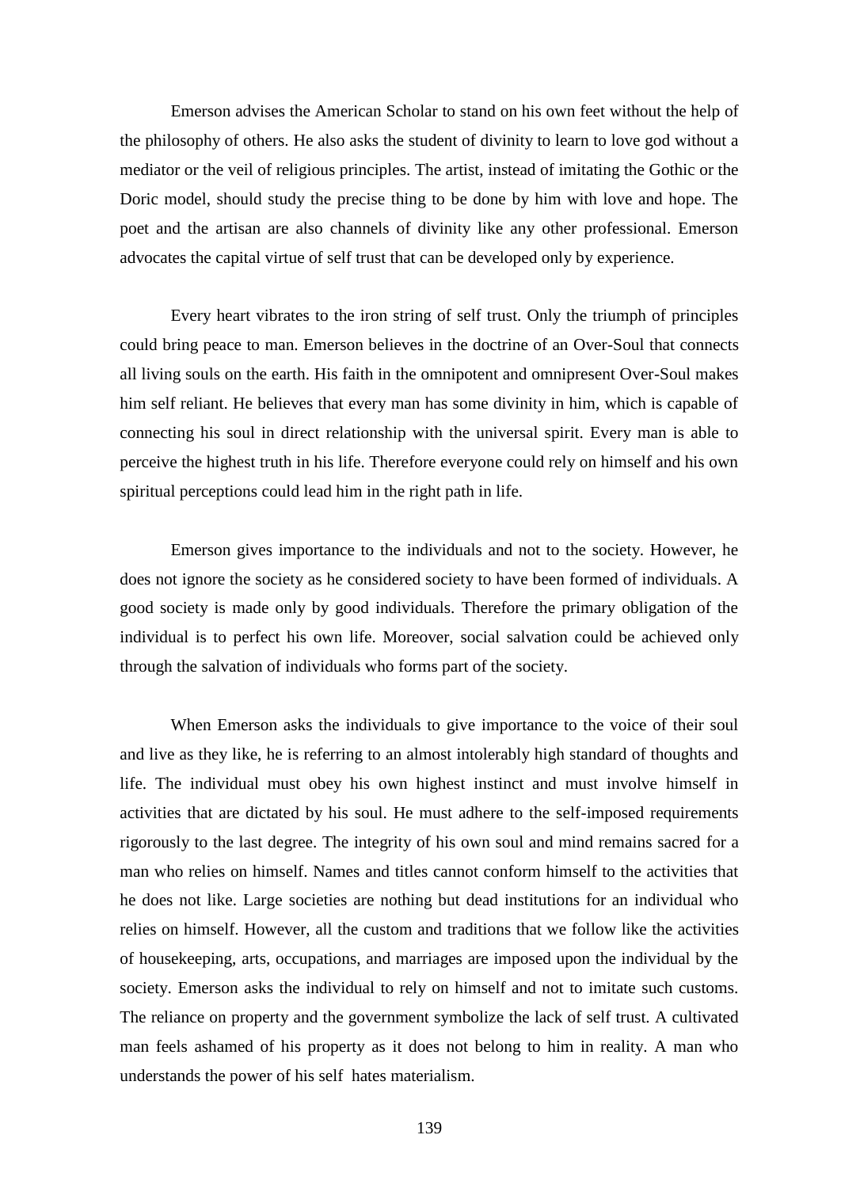Emerson advises the American Scholar to stand on his own feet without the help of the philosophy of others. He also asks the student of divinity to learn to love god without a mediator or the veil of religious principles. The artist, instead of imitating the Gothic or the Doric model, should study the precise thing to be done by him with love and hope. The poet and the artisan are also channels of divinity like any other professional. Emerson advocates the capital virtue of self trust that can be developed only by experience.

Every heart vibrates to the iron string of self trust. Only the triumph of principles could bring peace to man. Emerson believes in the doctrine of an Over-Soul that connects all living souls on the earth. His faith in the omnipotent and omnipresent Over-Soul makes him self reliant. He believes that every man has some divinity in him, which is capable of connecting his soul in direct relationship with the universal spirit. Every man is able to perceive the highest truth in his life. Therefore everyone could rely on himself and his own spiritual perceptions could lead him in the right path in life.

Emerson gives importance to the individuals and not to the society. However, he does not ignore the society as he considered society to have been formed of individuals. A good society is made only by good individuals. Therefore the primary obligation of the individual is to perfect his own life. Moreover, social salvation could be achieved only through the salvation of individuals who forms part of the society.

When Emerson asks the individuals to give importance to the voice of their soul and live as they like, he is referring to an almost intolerably high standard of thoughts and life. The individual must obey his own highest instinct and must involve himself in activities that are dictated by his soul. He must adhere to the self-imposed requirements rigorously to the last degree. The integrity of his own soul and mind remains sacred for a man who relies on himself. Names and titles cannot conform himself to the activities that he does not like. Large societies are nothing but dead institutions for an individual who relies on himself. However, all the custom and traditions that we follow like the activities of housekeeping, arts, occupations, and marriages are imposed upon the individual by the society. Emerson asks the individual to rely on himself and not to imitate such customs. The reliance on property and the government symbolize the lack of self trust. A cultivated man feels ashamed of his property as it does not belong to him in reality. A man who understands the power of his self hates materialism.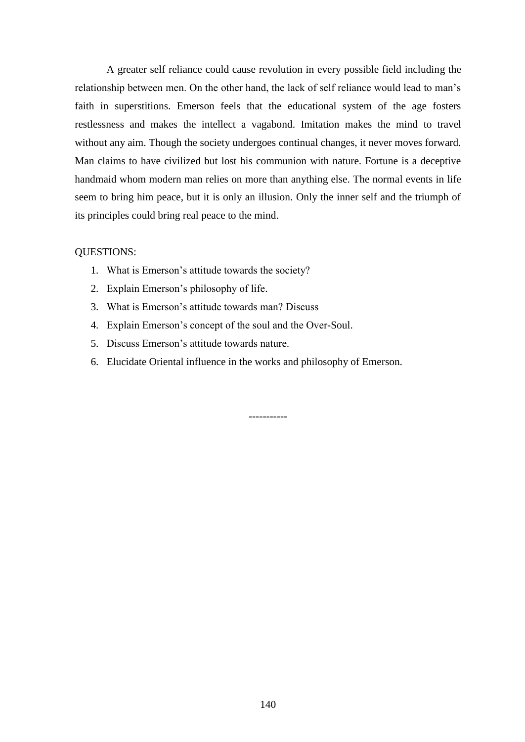A greater self reliance could cause revolution in every possible field including the relationship between men. On the other hand, the lack of self reliance would lead to man's faith in superstitions. Emerson feels that the educational system of the age fosters restlessness and makes the intellect a vagabond. Imitation makes the mind to travel without any aim. Though the society undergoes continual changes, it never moves forward. Man claims to have civilized but lost his communion with nature. Fortune is a deceptive handmaid whom modern man relies on more than anything else. The normal events in life seem to bring him peace, but it is only an illusion. Only the inner self and the triumph of its principles could bring real peace to the mind.

QUESTIONS:

1. What is Emerson's attitude towards the society?
2. Explain Emerson's philosophy of life.
3. What is Emerson's attitude towards man? Discuss
4. Explain Emerson's concept of the soul and the Over-Soul.
5. Discuss Emerson's attitude towards nature.
6. Elucidate Oriental influence in the works and philosophy of Emerson.

-----------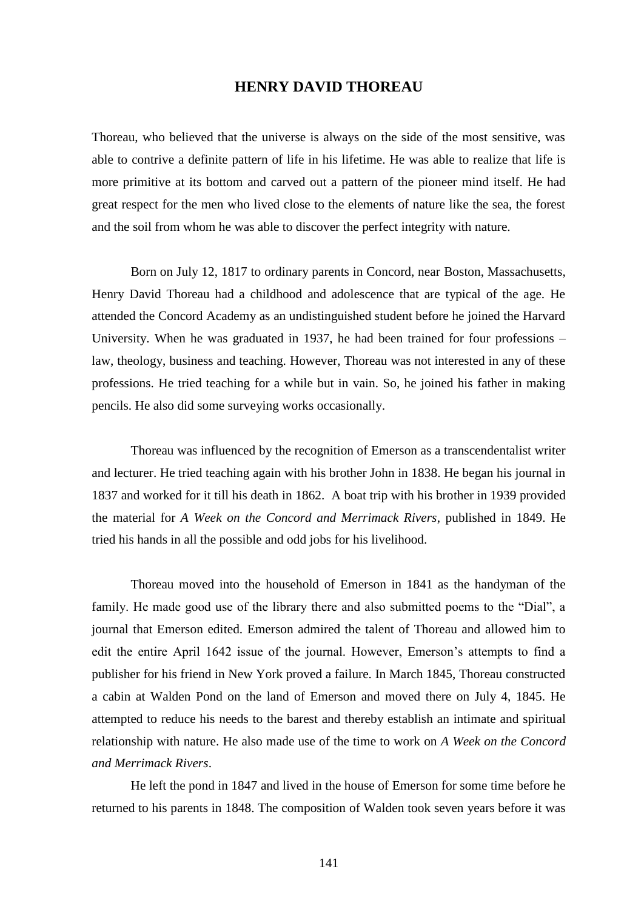# HENRY DAVID THOREAU

Thoreau, who believed that the universe is always on the side of the most sensitive, was able to contrive a definite pattern of life in his lifetime. He was able to realize that life is more primitive at its bottom and carved out a pattern of the pioneer mind itself. He had great respect for the men who lived close to the elements of nature like the sea, the forest and the soil from whom he was able to discover the perfect integrity with nature.

Born on July 12, 1817 to ordinary parents in Concord, near Boston, Massachusetts, Henry David Thoreau had a childhood and adolescence that are typical of the age. He attended the Concord Academy as an undistinguished student before he joined the Harvard University. When he was graduated in 1937, he had been trained for four professions – law, theology, business and teaching. However, Thoreau was not interested in any of these professions. He tried teaching for a while but in vain. So, he joined his father in making pencils. He also did some surveying works occasionally.

Thoreau was influenced by the recognition of Emerson as a transcendentalist writer and lecturer. He tried teaching again with his brother John in 1838. He began his journal in 1837 and worked for it till his death in 1862. A boat trip with his brother in 1939 provided the material for *A Week on the Concord and Merrimack Rivers*, published in 1849. He tried his hands in all the possible and odd jobs for his livelihood.

Thoreau moved into the household of Emerson in 1841 as the handyman of the family. He made good use of the library there and also submitted poems to the "Dial", a journal that Emerson edited. Emerson admired the talent of Thoreau and allowed him to edit the entire April 1642 issue of the journal. However, Emerson's attempts to find a publisher for his friend in New York proved a failure. In March 1845, Thoreau constructed a cabin at Walden Pond on the land of Emerson and moved there on July 4, 1845. He attempted to reduce his needs to the barest and thereby establish an intimate and spiritual relationship with nature. He also made use of the time to work on *A Week on the Concord and Merrimack Rivers*.

He left the pond in 1847 and lived in the house of Emerson for some time before he returned to his parents in 1848. The composition of Walden took seven years before it was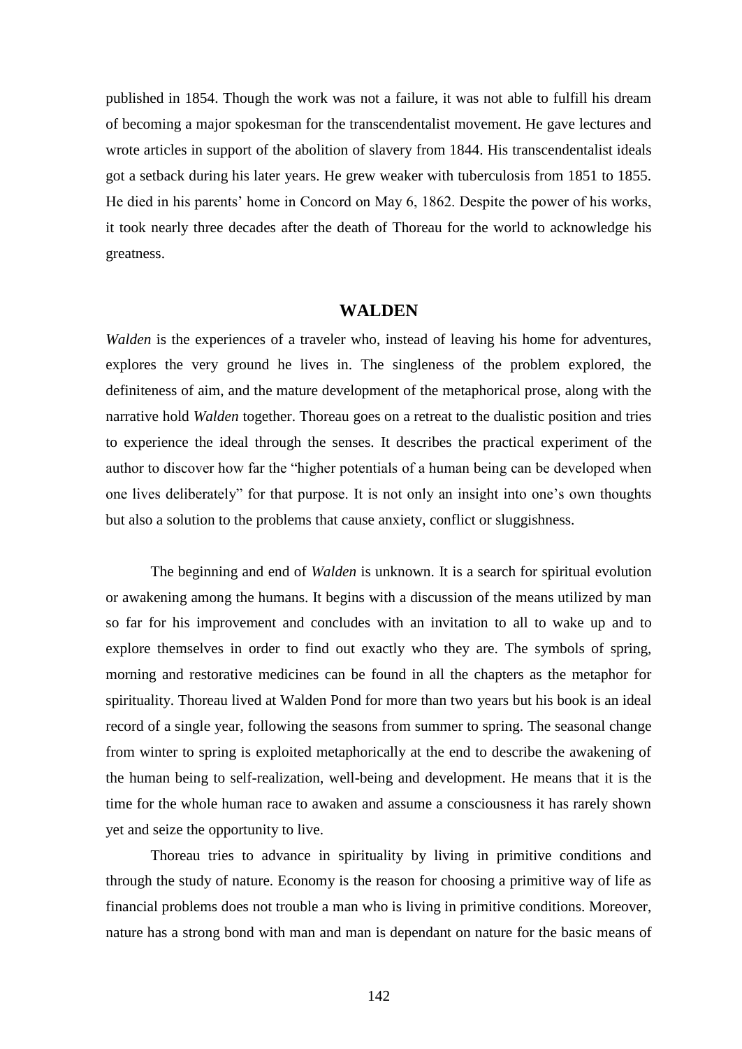published in 1854. Though the work was not a failure, it was not able to fulfill his dream of becoming a major spokesman for the transcendentalist movement. He gave lectures and wrote articles in support of the abolition of slavery from 1844. His transcendentalist ideals got a setback during his later years. He grew weaker with tuberculosis from 1851 to 1855. He died in his parents' home in Concord on May 6, 1862. Despite the power of his works, it took nearly three decades after the death of Thoreau for the world to acknowledge his greatness.

## WALDEN

*Walden* is the experiences of a traveler who, instead of leaving his home for adventures, explores the very ground he lives in. The singleness of the problem explored, the definiteness of aim, and the mature development of the metaphorical prose, along with the narrative hold *Walden* together. Thoreau goes on a retreat to the dualistic position and tries to experience the ideal through the senses. It describes the practical experiment of the author to discover how far the "higher potentials of a human being can be developed when one lives deliberately" for that purpose. It is not only an insight into one's own thoughts but also a solution to the problems that cause anxiety, conflict or sluggishness.

The beginning and end of *Walden* is unknown. It is a search for spiritual evolution or awakening among the humans. It begins with a discussion of the means utilized by man so far for his improvement and concludes with an invitation to all to wake up and to explore themselves in order to find out exactly who they are. The symbols of spring, morning and restorative medicines can be found in all the chapters as the metaphor for spirituality. Thoreau lived at Walden Pond for more than two years but his book is an ideal record of a single year, following the seasons from summer to spring. The seasonal change from winter to spring is exploited metaphorically at the end to describe the awakening of the human being to self-realization, well-being and development. He means that it is the time for the whole human race to awaken and assume a consciousness it has rarely shown yet and seize the opportunity to live.

Thoreau tries to advance in spirituality by living in primitive conditions and through the study of nature. Economy is the reason for choosing a primitive way of life as financial problems does not trouble a man who is living in primitive conditions. Moreover, nature has a strong bond with man and man is dependant on nature for the basic means of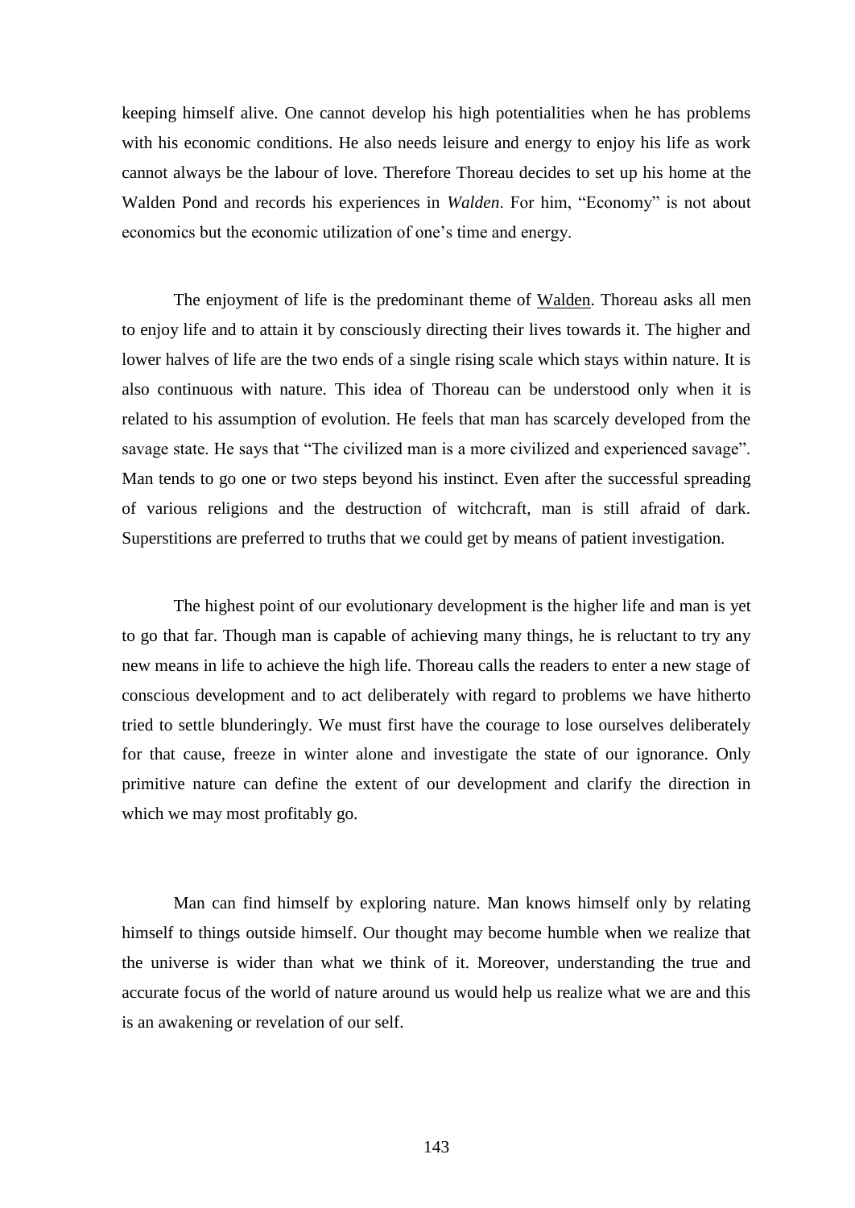keeping himself alive. One cannot develop his high potentialities when he has problems with his economic conditions. He also needs leisure and energy to enjoy his life as work cannot always be the labour of love. Therefore Thoreau decides to set up his home at the Walden Pond and records his experiences in *Walden*. For him, "Economy" is not about economics but the economic utilization of one's time and energy.

The enjoyment of life is the predominant theme of Walden. Thoreau asks all men to enjoy life and to attain it by consciously directing their lives towards it. The higher and lower halves of life are the two ends of a single rising scale which stays within nature. It is also continuous with nature. This idea of Thoreau can be understood only when it is related to his assumption of evolution. He feels that man has scarcely developed from the savage state. He says that "The civilized man is a more civilized and experienced savage". Man tends to go one or two steps beyond his instinct. Even after the successful spreading of various religions and the destruction of witchcraft, man is still afraid of dark. Superstitions are preferred to truths that we could get by means of patient investigation.

The highest point of our evolutionary development is the higher life and man is yet to go that far. Though man is capable of achieving many things, he is reluctant to try any new means in life to achieve the high life. Thoreau calls the readers to enter a new stage of conscious development and to act deliberately with regard to problems we have hitherto tried to settle blunderingly. We must first have the courage to lose ourselves deliberately for that cause, freeze in winter alone and investigate the state of our ignorance. Only primitive nature can define the extent of our development and clarify the direction in which we may most profitably go.

Man can find himself by exploring nature. Man knows himself only by relating himself to things outside himself. Our thought may become humble when we realize that the universe is wider than what we think of it. Moreover, understanding the true and accurate focus of the world of nature around us would help us realize what we are and this is an awakening or revelation of our self.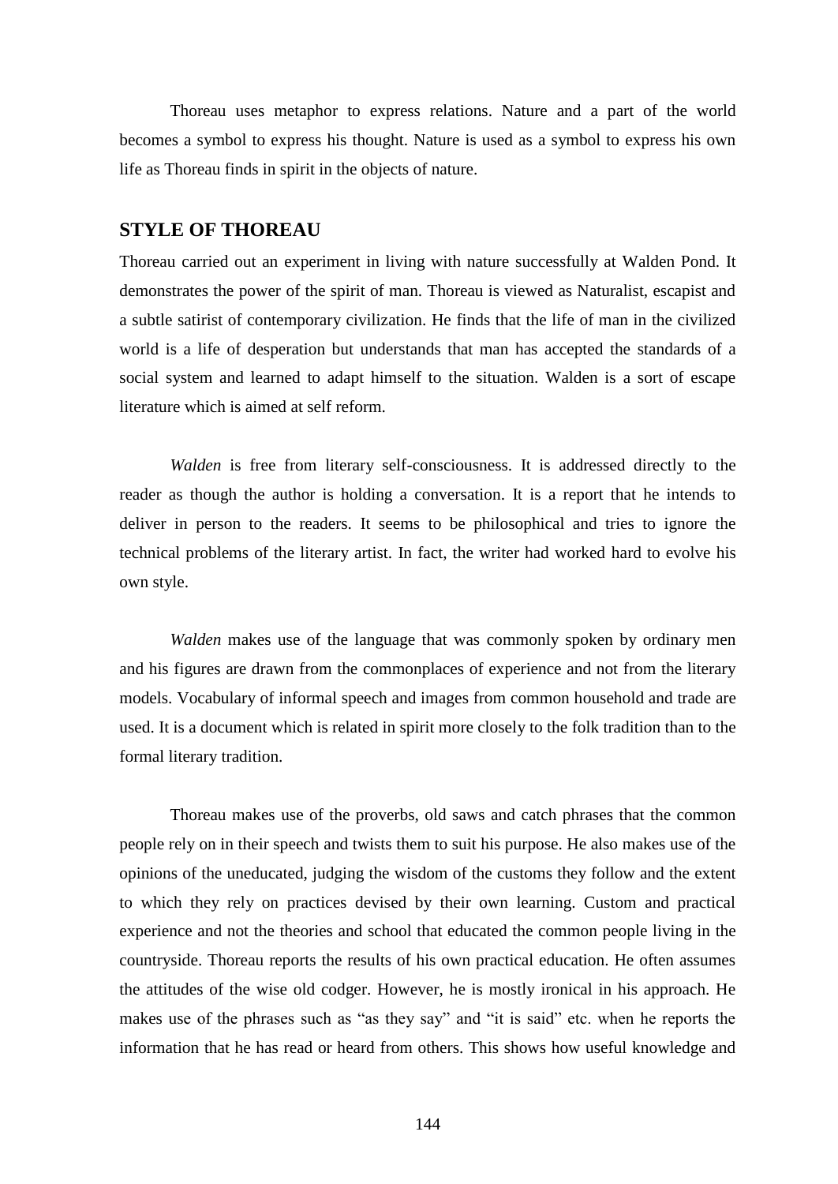Thoreau uses metaphor to express relations. Nature and a part of the world becomes a symbol to express his thought. Nature is used as a symbol to express his own life as Thoreau finds in spirit in the objects of nature.

## STYLE OF THOREAU

Thoreau carried out an experiment in living with nature successfully at Walden Pond. It demonstrates the power of the spirit of man. Thoreau is viewed as Naturalist, escapist and a subtle satirist of contemporary civilization. He finds that the life of man in the civilized world is a life of desperation but understands that man has accepted the standards of a social system and learned to adapt himself to the situation. Walden is a sort of escape literature which is aimed at self reform.

*Walden* is free from literary self-consciousness. It is addressed directly to the reader as though the author is holding a conversation. It is a report that he intends to deliver in person to the readers. It seems to be philosophical and tries to ignore the technical problems of the literary artist. In fact, the writer had worked hard to evolve his own style.

*Walden* makes use of the language that was commonly spoken by ordinary men and his figures are drawn from the commonplaces of experience and not from the literary models. Vocabulary of informal speech and images from common household and trade are used. It is a document which is related in spirit more closely to the folk tradition than to the formal literary tradition.

Thoreau makes use of the proverbs, old saws and catch phrases that the common people rely on in their speech and twists them to suit his purpose. He also makes use of the opinions of the uneducated, judging the wisdom of the customs they follow and the extent to which they rely on practices devised by their own learning. Custom and practical experience and not the theories and school that educated the common people living in the countryside. Thoreau reports the results of his own practical education. He often assumes the attitudes of the wise old codger. However, he is mostly ironical in his approach. He makes use of the phrases such as "as they say" and "it is said" etc. when he reports the information that he has read or heard from others. This shows how useful knowledge and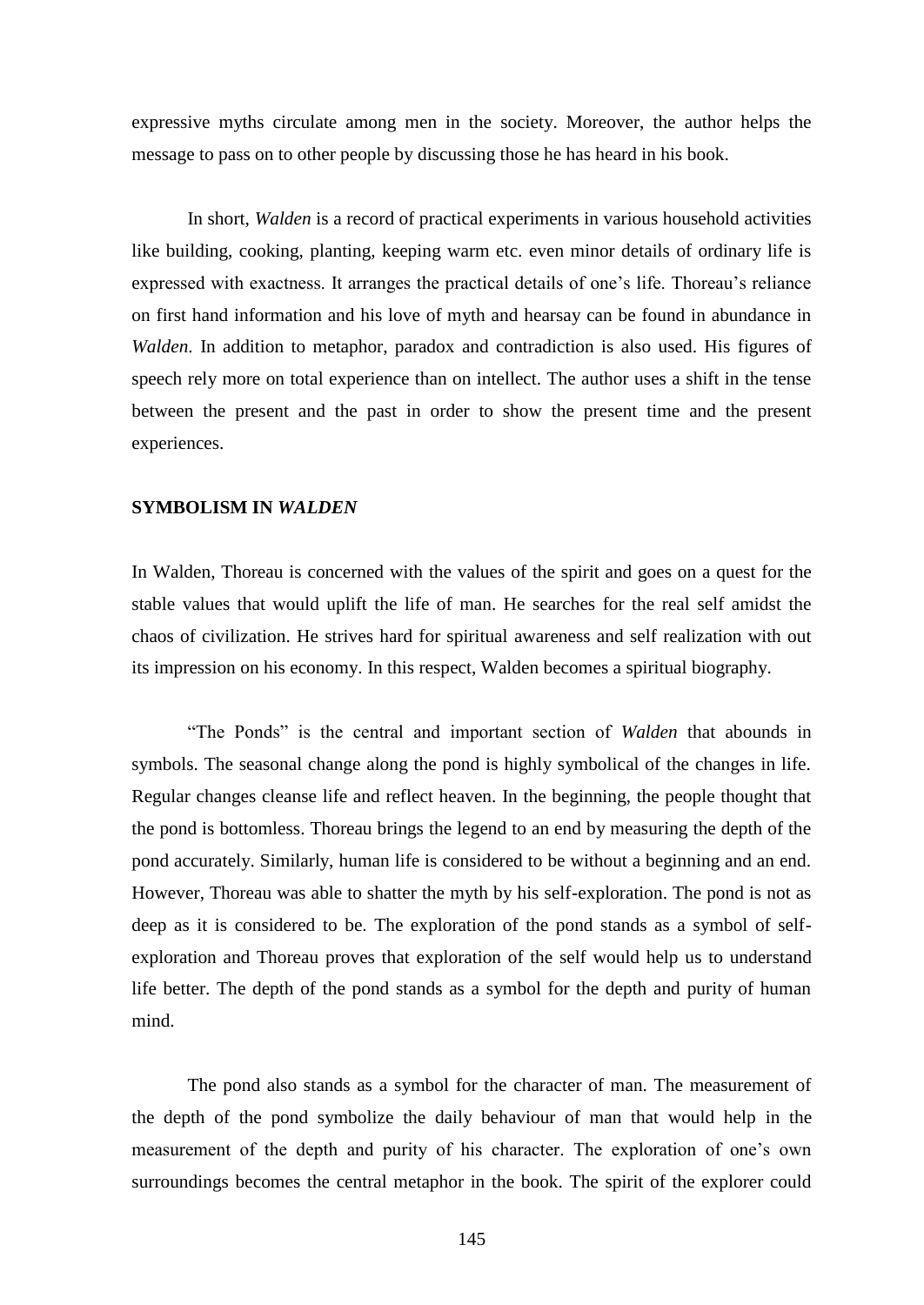expressive myths circulate among men in the society. Moreover, the author helps the message to pass on to other people by discussing those he has heard in his book.

In short, *Walden* is a record of practical experiments in various household activities like building, cooking, planting, keeping warm etc. even minor details of ordinary life is expressed with exactness. It arranges the practical details of one's life. Thoreau's reliance on first hand information and his love of myth and hearsay can be found in abundance in *Walden*. In addition to metaphor, paradox and contradiction is also used. His figures of speech rely more on total experience than on intellect. The author uses a shift in the tense between the present and the past in order to show the present time and the present experiences.

## SYMBOLISM IN *WALDEN*

In Walden, Thoreau is concerned with the values of the spirit and goes on a quest for the stable values that would uplift the life of man. He searches for the real self amidst the chaos of civilization. He strives hard for spiritual awareness and self realization with out its impression on his economy. In this respect, Walden becomes a spiritual biography.

"The Ponds" is the central and important section of *Walden* that abounds in symbols. The seasonal change along the pond is highly symbolical of the changes in life. Regular changes cleanse life and reflect heaven. In the beginning, the people thought that the pond is bottomless. Thoreau brings the legend to an end by measuring the depth of the pond accurately. Similarly, human life is considered to be without a beginning and an end. However, Thoreau was able to shatter the myth by his self-exploration. The pond is not as deep as it is considered to be. The exploration of the pond stands as a symbol of self-exploration and Thoreau proves that exploration of the self would help us to understand life better. The depth of the pond stands as a symbol for the depth and purity of human mind.

The pond also stands as a symbol for the character of man. The measurement of the depth of the pond symbolize the daily behaviour of man that would help in the measurement of the depth and purity of his character. The exploration of one's own surroundings becomes the central metaphor in the book. The spirit of the explorer could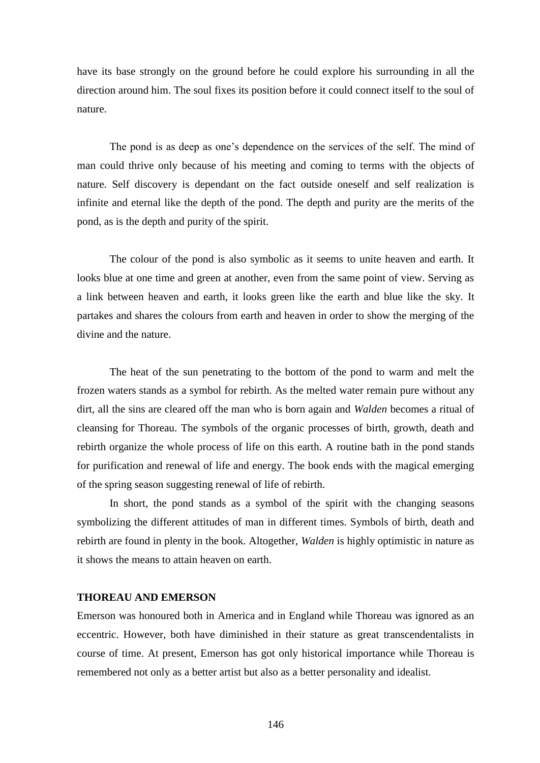have its base strongly on the ground before he could explore his surrounding in all the direction around him. The soul fixes its position before it could connect itself to the soul of nature.

The pond is as deep as one's dependence on the services of the self. The mind of man could thrive only because of his meeting and coming to terms with the objects of nature. Self discovery is dependant on the fact outside oneself and self realization is infinite and eternal like the depth of the pond. The depth and purity are the merits of the pond, as is the depth and purity of the spirit.

The colour of the pond is also symbolic as it seems to unite heaven and earth. It looks blue at one time and green at another, even from the same point of view. Serving as a link between heaven and earth, it looks green like the earth and blue like the sky. It partakes and shares the colours from earth and heaven in order to show the merging of the divine and the nature.

The heat of the sun penetrating to the bottom of the pond to warm and melt the frozen waters stands as a symbol for rebirth. As the melted water remain pure without any dirt, all the sins are cleared off the man who is born again and *Walden* becomes a ritual of cleansing for Thoreau. The symbols of the organic processes of birth, growth, death and rebirth organize the whole process of life on this earth. A routine bath in the pond stands for purification and renewal of life and energy. The book ends with the magical emerging of the spring season suggesting renewal of life of rebirth.

In short, the pond stands as a symbol of the spirit with the changing seasons symbolizing the different attitudes of man in different times. Symbols of birth, death and rebirth are found in plenty in the book. Altogether, *Walden* is highly optimistic in nature as it shows the means to attain heaven on earth.

**THOREAU AND EMERSON**

Emerson was honoured both in America and in England while Thoreau was ignored as an eccentric. However, both have diminished in their stature as great transcendentalists in course of time. At present, Emerson has got only historical importance while Thoreau is remembered not only as a better artist but also as a better personality and idealist.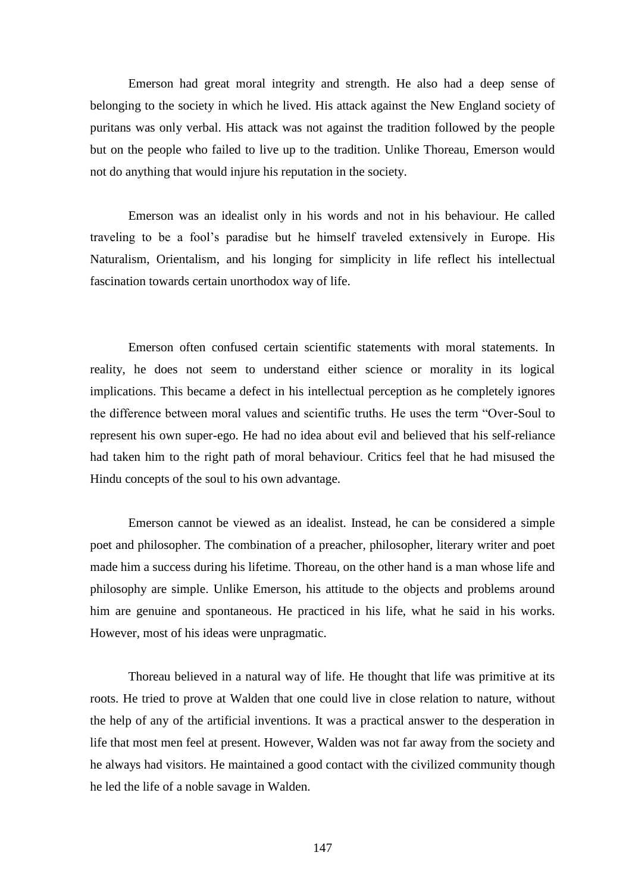Emerson had great moral integrity and strength. He also had a deep sense of belonging to the society in which he lived. His attack against the New England society of puritans was only verbal. His attack was not against the tradition followed by the people but on the people who failed to live up to the tradition. Unlike Thoreau, Emerson would not do anything that would injure his reputation in the society.

Emerson was an idealist only in his words and not in his behaviour. He called traveling to be a fool's paradise but he himself traveled extensively in Europe. His Naturalism, Orientalism, and his longing for simplicity in life reflect his intellectual fascination towards certain unorthodox way of life.

Emerson often confused certain scientific statements with moral statements. In reality, he does not seem to understand either science or morality in its logical implications. This became a defect in his intellectual perception as he completely ignores the difference between moral values and scientific truths. He uses the term "Over-Soul to represent his own super-ego. He had no idea about evil and believed that his self-reliance had taken him to the right path of moral behaviour. Critics feel that he had misused the Hindu concepts of the soul to his own advantage.

Emerson cannot be viewed as an idealist. Instead, he can be considered a simple poet and philosopher. The combination of a preacher, philosopher, literary writer and poet made him a success during his lifetime. Thoreau, on the other hand is a man whose life and philosophy are simple. Unlike Emerson, his attitude to the objects and problems around him are genuine and spontaneous. He practiced in his life, what he said in his works. However, most of his ideas were unpragmatic.

Thoreau believed in a natural way of life. He thought that life was primitive at its roots. He tried to prove at Walden that one could live in close relation to nature, without the help of any of the artificial inventions. It was a practical answer to the desperation in life that most men feel at present. However, Walden was not far away from the society and he always had visitors. He maintained a good contact with the civilized community though he led the life of a noble savage in Walden.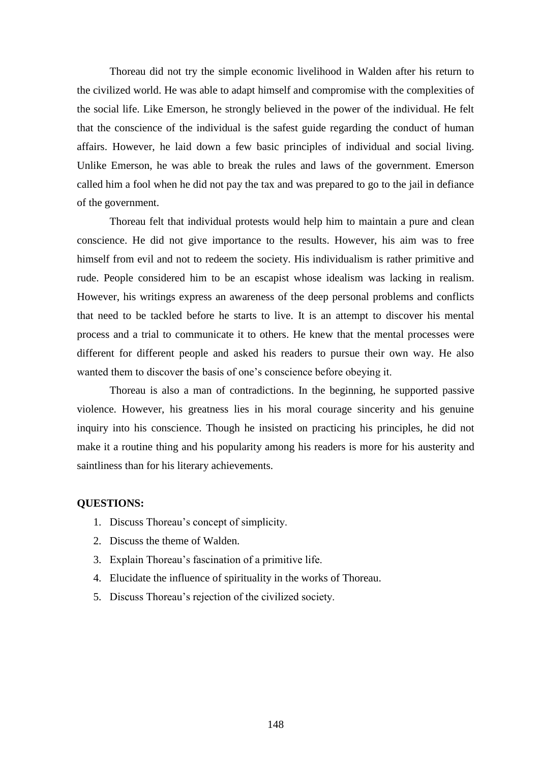Thoreau did not try the simple economic livelihood in Walden after his return to the civilized world. He was able to adapt himself and compromise with the complexities of the social life. Like Emerson, he strongly believed in the power of the individual. He felt that the conscience of the individual is the safest guide regarding the conduct of human affairs. However, he laid down a few basic principles of individual and social living. Unlike Emerson, he was able to break the rules and laws of the government. Emerson called him a fool when he did not pay the tax and was prepared to go to the jail in defiance of the government.

Thoreau felt that individual protests would help him to maintain a pure and clean conscience. He did not give importance to the results. However, his aim was to free himself from evil and not to redeem the society. His individualism is rather primitive and rude. People considered him to be an escapist whose idealism was lacking in realism. However, his writings express an awareness of the deep personal problems and conflicts that need to be tackled before he starts to live. It is an attempt to discover his mental process and a trial to communicate it to others. He knew that the mental processes were different for different people and asked his readers to pursue their own way. He also wanted them to discover the basis of one's conscience before obeying it.

Thoreau is also a man of contradictions. In the beginning, he supported passive violence. However, his greatness lies in his moral courage sincerity and his genuine inquiry into his conscience. Though he insisted on practicing his principles, he did not make it a routine thing and his popularity among his readers is more for his austerity and saintliness than for his literary achievements.

**QUESTIONS:**

1. Discuss Thoreau's concept of simplicity.
2. Discuss the theme of Walden.
3. Explain Thoreau's fascination of a primitive life.
4. Elucidate the influence of spirituality in the works of Thoreau.
5. Discuss Thoreau's rejection of the civilized society.